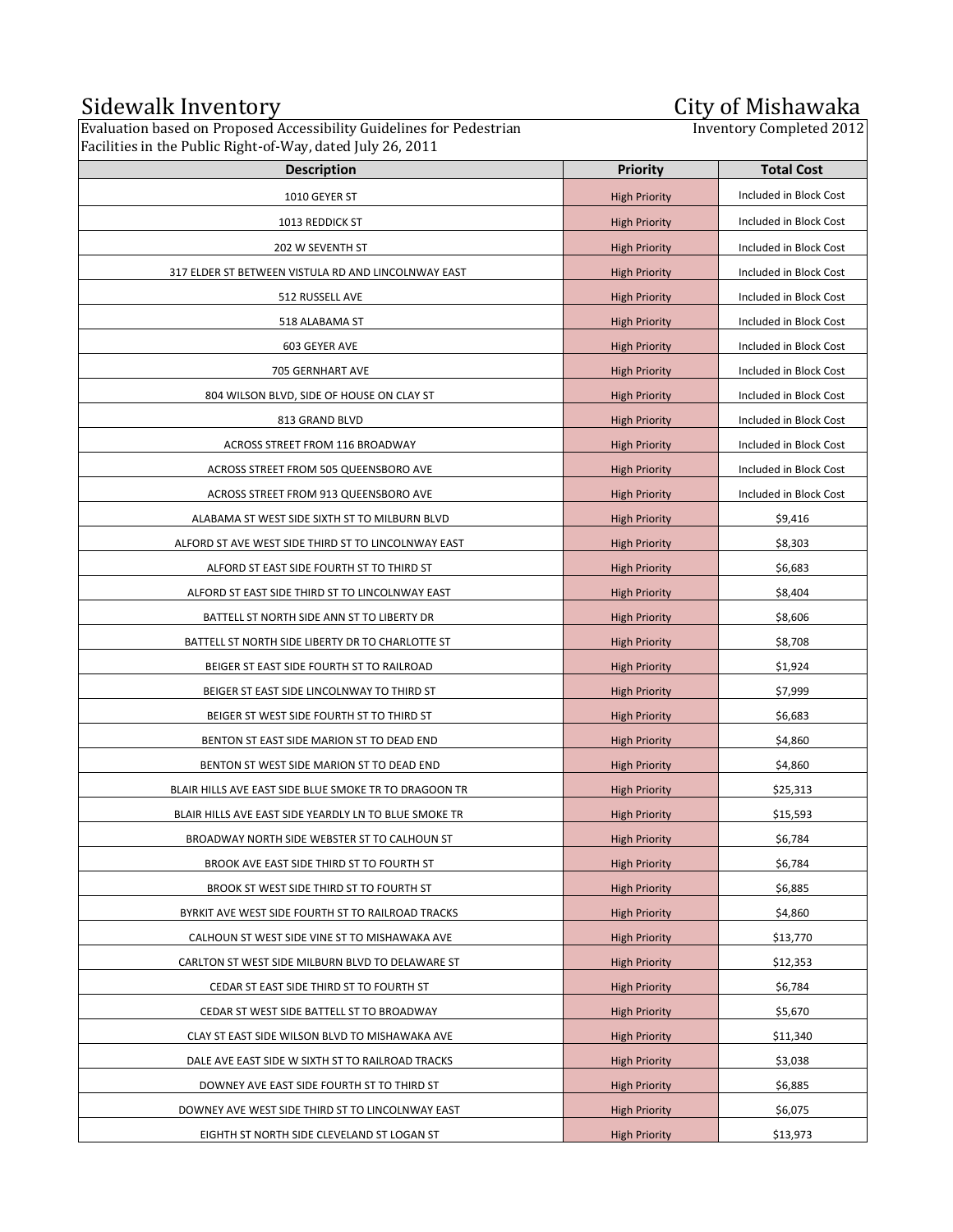# Sidewalk Inventory

# City of Mishawaka

Evaluation based on Proposed Accessibility Guidelines for Pedestrian Facilities in the Public Right-of-Way, dated July 26, 2011

Inventory Completed 2012

| Description | Priority | Total Cost |
|---|---|---|
| 1010 GEYER ST | High Priority | Included in Block Cost |
| 1013 REDDICK ST | High Priority | Included in Block Cost |
| 202 W SEVENTH ST | High Priority | Included in Block Cost |
| 317 ELDER ST BETWEEN VISTULA RD AND LINCOLNWAY EAST | High Priority | Included in Block Cost |
| 512 RUSSELL AVE | High Priority | Included in Block Cost |
| 518 ALABAMA ST | High Priority | Included in Block Cost |
| 603 GEYER AVE | High Priority | Included in Block Cost |
| 705 GERNHART AVE | High Priority | Included in Block Cost |
| 804 WILSON BLVD, SIDE OF HOUSE ON CLAY ST | High Priority | Included in Block Cost |
| 813 GRAND BLVD | High Priority | Included in Block Cost |
| ACROSS STREET FROM 116 BROADWAY | High Priority | Included in Block Cost |
| ACROSS STREET FROM 505 QUEENSBORO AVE | High Priority | Included in Block Cost |
| ACROSS STREET FROM 913 QUEENSBORO AVE | High Priority | Included in Block Cost |
| ALABAMA ST WEST SIDE SIXTH ST TO MILBURN BLVD | High Priority | $9,416 |
| ALFORD ST AVE WEST SIDE THIRD ST TO LINCOLNWAY EAST | High Priority | $8,303 |
| ALFORD ST EAST SIDE FOURTH ST TO THIRD ST | High Priority | $6,683 |
| ALFORD ST EAST SIDE THIRD ST TO LINCOLNWAY EAST | High Priority | $8,404 |
| BATTELL ST NORTH SIDE ANN ST TO LIBERTY DR | High Priority | $8,606 |
| BATTELL ST NORTH SIDE LIBERTY DR TO CHARLOTTE ST | High Priority | $8,708 |
| BEIGER ST EAST SIDE FOURTH ST TO RAILROAD | High Priority | $1,924 |
| BEIGER ST EAST SIDE LINCOLNWAY TO THIRD ST | High Priority | $7,999 |
| BEIGER ST WEST SIDE FOURTH ST TO THIRD ST | High Priority | $6,683 |
| BENTON ST EAST SIDE MARION ST TO DEAD END | High Priority | $4,860 |
| BENTON ST WEST SIDE MARION ST TO DEAD END | High Priority | $4,860 |
| BLAIR HILLS AVE EAST SIDE BLUE SMOKE TR TO DRAGOON TR | High Priority | $25,313 |
| BLAIR HILLS AVE EAST SIDE YEARDLY LN TO BLUE SMOKE TR | High Priority | $15,593 |
| BROADWAY NORTH SIDE WEBSTER ST TO CALHOUN ST | High Priority | $6,784 |
| BROOK AVE EAST SIDE THIRD ST TO FOURTH ST | High Priority | $6,784 |
| BROOK ST WEST SIDE THIRD ST TO FOURTH ST | High Priority | $6,885 |
| BYRKIT AVE WEST SIDE FOURTH ST TO RAILROAD TRACKS | High Priority | $4,860 |
| CALHOUN ST WEST SIDE VINE ST TO MISHAWAKA AVE | High Priority | $13,770 |
| CARLTON ST WEST SIDE MILBURN BLVD TO DELAWARE ST | High Priority | $12,353 |
| CEDAR ST EAST SIDE THIRD ST TO FOURTH ST | High Priority | $6,784 |
| CEDAR ST WEST SIDE BATTELL ST TO BROADWAY | High Priority | $5,670 |
| CLAY ST EAST SIDE WILSON BLVD TO MISHAWAKA AVE | High Priority | $11,340 |
| DALE AVE EAST SIDE W SIXTH ST TO RAILROAD TRACKS | High Priority | $3,038 |
| DOWNEY AVE EAST SIDE FOURTH ST TO THIRD ST | High Priority | $6,885 |
| DOWNEY AVE WEST SIDE THIRD ST TO LINCOLNWAY EAST | High Priority | $6,075 |
| EIGHTH ST NORTH SIDE CLEVELAND ST LOGAN ST | High Priority | $13,973 |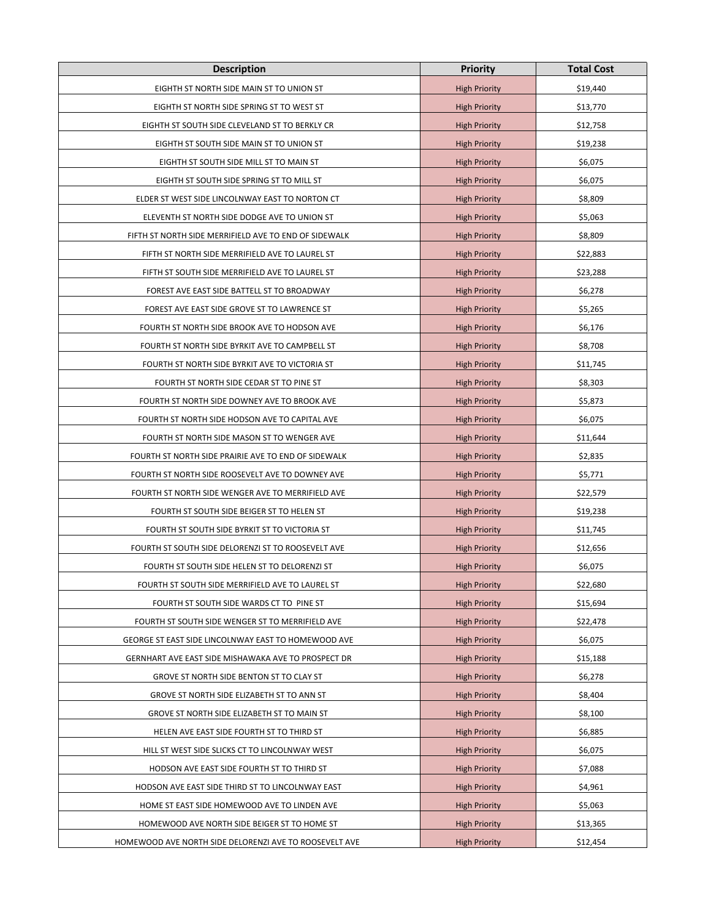| Description | Priority | Total Cost |
| --- | --- | --- |
| EIGHTH ST NORTH SIDE MAIN ST TO UNION ST | High Priority | $19,440 |
| EIGHTH ST NORTH SIDE SPRING ST TO WEST ST | High Priority | $13,770 |
| EIGHTH ST SOUTH SIDE CLEVELAND ST TO BERKLY CR | High Priority | $12,758 |
| EIGHTH ST SOUTH SIDE MAIN ST TO UNION ST | High Priority | $19,238 |
| EIGHTH ST SOUTH SIDE MILL ST TO MAIN ST | High Priority | $6,075 |
| EIGHTH ST SOUTH SIDE SPRING ST TO MILL ST | High Priority | $6,075 |
| ELDER ST WEST SIDE LINCOLNWAY EAST TO NORTON CT | High Priority | $8,809 |
| ELEVENTH ST NORTH SIDE DODGE AVE TO UNION ST | High Priority | $5,063 |
| FIFTH ST NORTH SIDE MERRIFIELD AVE TO END OF SIDEWALK | High Priority | $8,809 |
| FIFTH ST NORTH SIDE MERRIFIELD AVE TO LAUREL ST | High Priority | $22,883 |
| FIFTH ST SOUTH SIDE MERRIFIELD AVE TO LAUREL ST | High Priority | $23,288 |
| FOREST AVE EAST SIDE BATTELL ST TO BROADWAY | High Priority | $6,278 |
| FOREST AVE EAST SIDE GROVE ST TO LAWRENCE ST | High Priority | $5,265 |
| FOURTH ST NORTH SIDE BROOK AVE TO HODSON AVE | High Priority | $6,176 |
| FOURTH ST NORTH SIDE BYRKIT AVE TO CAMPBELL ST | High Priority | $8,708 |
| FOURTH ST NORTH SIDE BYRKIT AVE TO VICTORIA ST | High Priority | $11,745 |
| FOURTH ST NORTH SIDE CEDAR ST TO PINE ST | High Priority | $8,303 |
| FOURTH ST NORTH SIDE DOWNEY AVE TO BROOK AVE | High Priority | $5,873 |
| FOURTH ST NORTH SIDE HODSON AVE TO CAPITAL AVE | High Priority | $6,075 |
| FOURTH ST NORTH SIDE MASON ST TO WENGER AVE | High Priority | $11,644 |
| FOURTH ST NORTH SIDE PRAIRIE AVE TO END OF SIDEWALK | High Priority | $2,835 |
| FOURTH ST NORTH SIDE ROOSEVELT AVE TO DOWNEY AVE | High Priority | $5,771 |
| FOURTH ST NORTH SIDE WENGER AVE TO MERRIFIELD AVE | High Priority | $22,579 |
| FOURTH ST SOUTH SIDE BEIGER ST TO HELEN ST | High Priority | $19,238 |
| FOURTH ST SOUTH SIDE BYRKIT ST TO VICTORIA ST | High Priority | $11,745 |
| FOURTH ST SOUTH SIDE DELORENZI ST TO ROOSEVELT AVE | High Priority | $12,656 |
| FOURTH ST SOUTH SIDE HELEN ST TO DELORENZI ST | High Priority | $6,075 |
| FOURTH ST SOUTH SIDE MERRIFIELD AVE TO LAUREL ST | High Priority | $22,680 |
| FOURTH ST SOUTH SIDE WARDS CT TO PINE ST | High Priority | $15,694 |
| FOURTH ST SOUTH SIDE WENGER ST TO MERRIFIELD AVE | High Priority | $22,478 |
| GEORGE ST EAST SIDE LINCOLNWAY EAST TO HOMEWOOD AVE | High Priority | $6,075 |
| GERNHART AVE EAST SIDE MISHAWAKA AVE TO PROSPECT DR | High Priority | $15,188 |
| GROVE ST NORTH SIDE BENTON ST TO CLAY ST | High Priority | $6,278 |
| GROVE ST NORTH SIDE ELIZABETH ST TO ANN ST | High Priority | $8,404 |
| GROVE ST NORTH SIDE ELIZABETH ST TO MAIN ST | High Priority | $8,100 |
| HELEN AVE EAST SIDE FOURTH ST TO THIRD ST | High Priority | $6,885 |
| HILL ST WEST SIDE SLICKS CT TO LINCOLNWAY WEST | High Priority | $6,075 |
| HODSON AVE EAST SIDE FOURTH ST TO THIRD ST | High Priority | $7,088 |
| HODSON AVE EAST SIDE THIRD ST TO LINCOLNWAY EAST | High Priority | $4,961 |
| HOME ST EAST SIDE HOMEWOOD AVE TO LINDEN AVE | High Priority | $5,063 |
| HOMEWOOD AVE NORTH SIDE BEIGER ST TO HOME ST | High Priority | $13,365 |
| HOMEWOOD AVE NORTH SIDE DELORENZI AVE TO ROOSEVELT AVE | High Priority | $12,454 |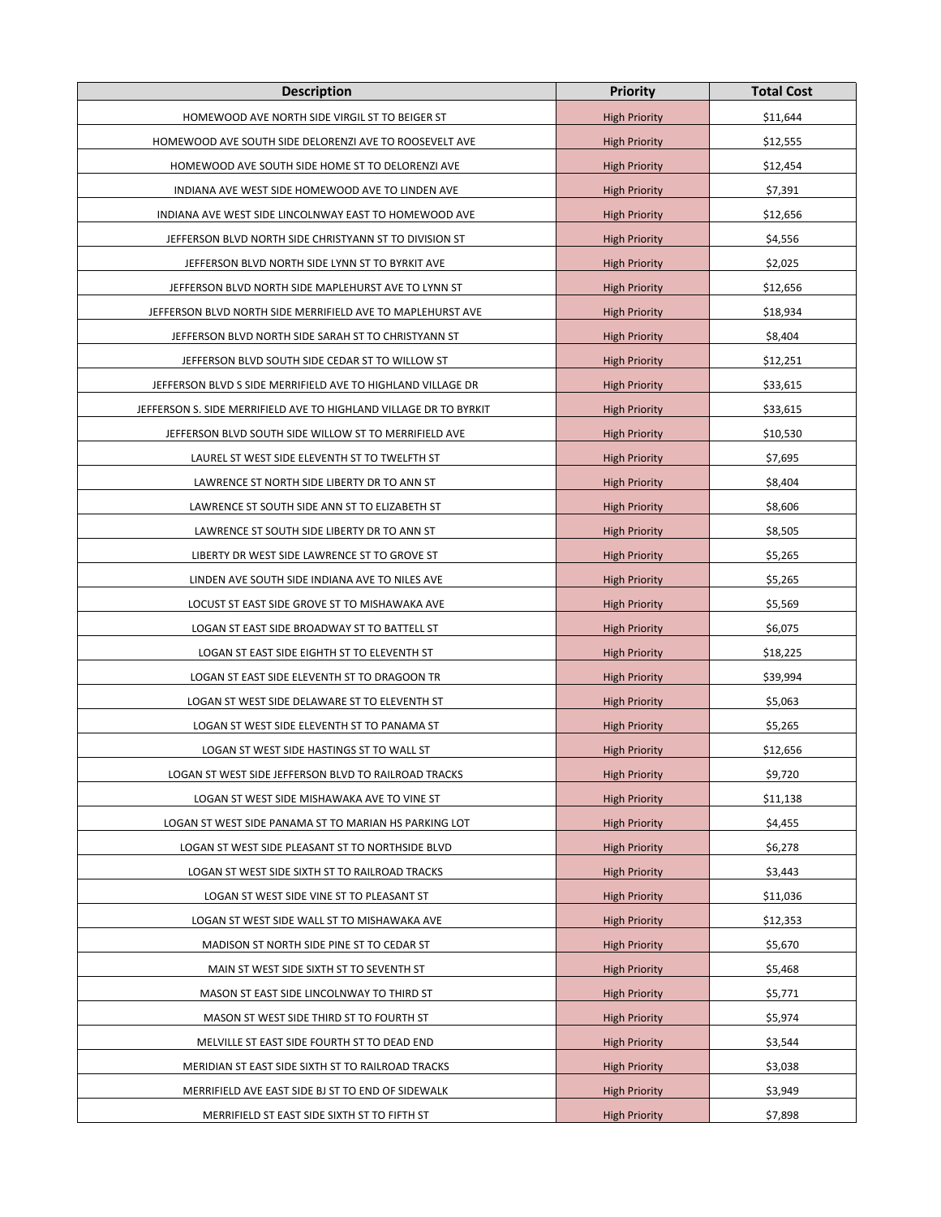| Description | Priority | Total Cost |
| --- | --- | --- |
| HOMEWOOD AVE NORTH SIDE VIRGIL ST TO BEIGER ST | High Priority | $11,644 |
| HOMEWOOD AVE SOUTH SIDE DELORENZI AVE TO ROOSEVELT AVE | High Priority | $12,555 |
| HOMEWOOD AVE SOUTH SIDE HOME ST TO DELORENZI AVE | High Priority | $12,454 |
| INDIANA AVE WEST SIDE HOMEWOOD AVE TO LINDEN AVE | High Priority | $7,391 |
| INDIANA AVE WEST SIDE LINCOLNWAY EAST TO HOMEWOOD AVE | High Priority | $12,656 |
| JEFFERSON BLVD NORTH SIDE CHRISTYANN ST TO DIVISION ST | High Priority | $4,556 |
| JEFFERSON BLVD NORTH SIDE LYNN ST TO BYRKIT AVE | High Priority | $2,025 |
| JEFFERSON BLVD NORTH SIDE MAPLEHURST AVE TO LYNN ST | High Priority | $12,656 |
| JEFFERSON BLVD NORTH SIDE MERRIFIELD AVE TO MAPLEHURST AVE | High Priority | $18,934 |
| JEFFERSON BLVD NORTH SIDE SARAH ST TO CHRISTYANN ST | High Priority | $8,404 |
| JEFFERSON BLVD SOUTH SIDE CEDAR ST TO WILLOW ST | High Priority | $12,251 |
| JEFFERSON BLVD S SIDE MERRIFIELD AVE TO HIGHLAND VILLAGE DR | High Priority | $33,615 |
| JEFFERSON S. SIDE MERRIFIELD AVE TO HIGHLAND VILLAGE DR TO BYRKIT | High Priority | $33,615 |
| JEFFERSON BLVD SOUTH SIDE WILLOW ST TO MERRIFIELD AVE | High Priority | $10,530 |
| LAUREL ST WEST SIDE ELEVENTH ST TO TWELFTH ST | High Priority | $7,695 |
| LAWRENCE ST NORTH SIDE LIBERTY DR TO ANN ST | High Priority | $8,404 |
| LAWRENCE ST SOUTH SIDE ANN ST TO ELIZABETH ST | High Priority | $8,606 |
| LAWRENCE ST SOUTH SIDE LIBERTY DR TO ANN ST | High Priority | $8,505 |
| LIBERTY DR WEST SIDE LAWRENCE ST TO GROVE ST | High Priority | $5,265 |
| LINDEN AVE SOUTH SIDE INDIANA AVE TO NILES AVE | High Priority | $5,265 |
| LOCUST ST EAST SIDE GROVE ST TO MISHAWAKA AVE | High Priority | $5,569 |
| LOGAN ST EAST SIDE BROADWAY ST TO BATTELL ST | High Priority | $6,075 |
| LOGAN ST EAST SIDE EIGHTH ST TO ELEVENTH ST | High Priority | $18,225 |
| LOGAN ST EAST SIDE ELEVENTH ST TO DRAGOON TR | High Priority | $39,994 |
| LOGAN ST WEST SIDE DELAWARE ST TO ELEVENTH ST | High Priority | $5,063 |
| LOGAN ST WEST SIDE ELEVENTH ST TO PANAMA ST | High Priority | $5,265 |
| LOGAN ST WEST SIDE HASTINGS ST TO WALL ST | High Priority | $12,656 |
| LOGAN ST WEST SIDE JEFFERSON BLVD TO RAILROAD TRACKS | High Priority | $9,720 |
| LOGAN ST WEST SIDE MISHAWAKA AVE TO VINE ST | High Priority | $11,138 |
| LOGAN ST WEST SIDE PANAMA ST TO MARIAN HS PARKING LOT | High Priority | $4,455 |
| LOGAN ST WEST SIDE PLEASANT ST TO NORTHSIDE BLVD | High Priority | $6,278 |
| LOGAN ST WEST SIDE SIXTH ST TO RAILROAD TRACKS | High Priority | $3,443 |
| LOGAN ST WEST SIDE VINE ST TO PLEASANT ST | High Priority | $11,036 |
| LOGAN ST WEST SIDE WALL ST TO MISHAWAKA AVE | High Priority | $12,353 |
| MADISON ST NORTH SIDE PINE ST TO CEDAR ST | High Priority | $5,670 |
| MAIN ST WEST SIDE SIXTH ST TO SEVENTH ST | High Priority | $5,468 |
| MASON ST EAST SIDE LINCOLNWAY TO THIRD ST | High Priority | $5,771 |
| MASON ST WEST SIDE THIRD ST TO FOURTH ST | High Priority | $5,974 |
| MELVILLE ST EAST SIDE FOURTH ST TO DEAD END | High Priority | $3,544 |
| MERIDIAN ST EAST SIDE SIXTH ST TO RAILROAD TRACKS | High Priority | $3,038 |
| MERRIFIELD AVE EAST SIDE BJ ST TO END OF SIDEWALK | High Priority | $3,949 |
| MERRIFIELD ST EAST SIDE SIXTH ST TO FIFTH ST | High Priority | $7,898 |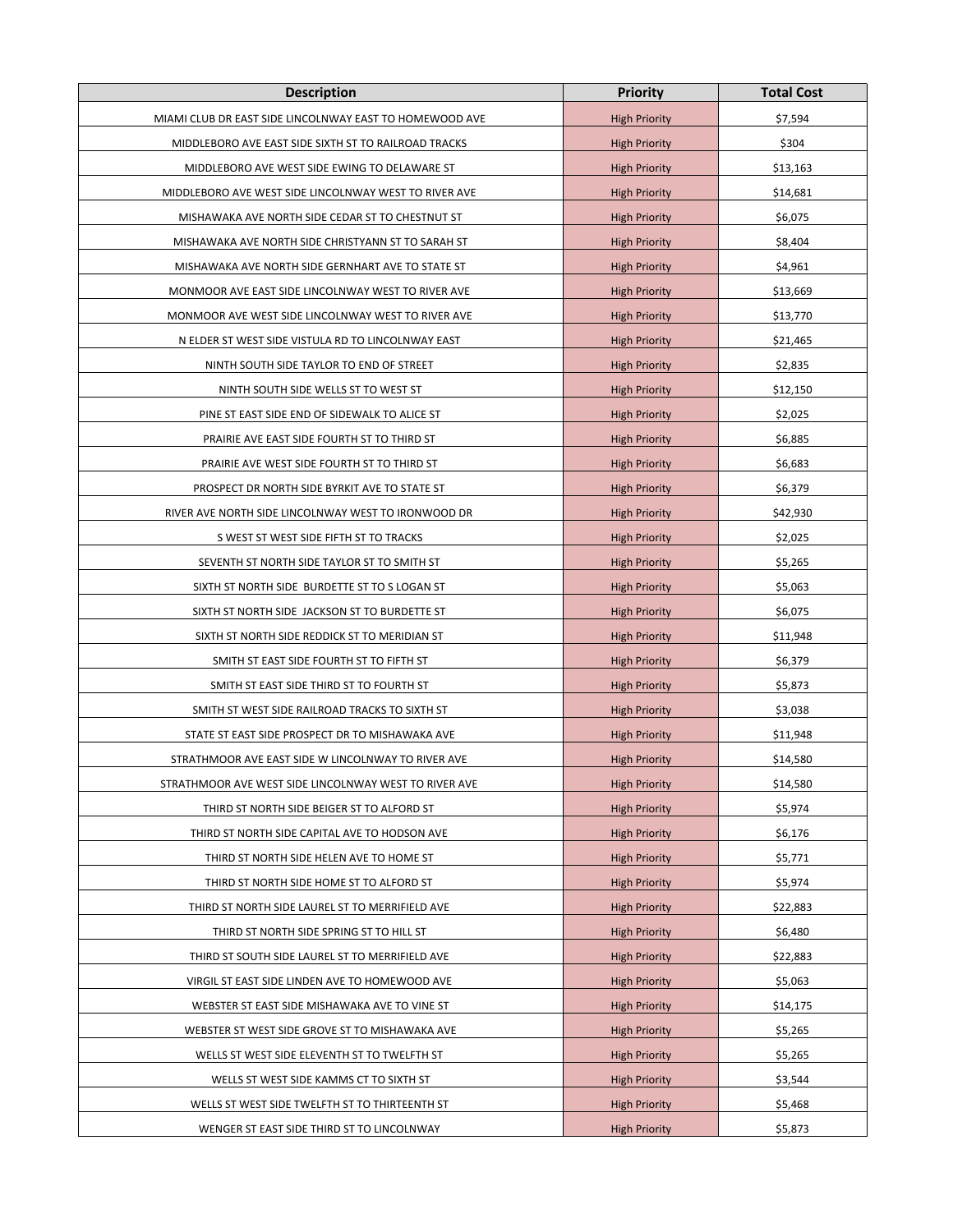| Description | Priority | Total Cost |
|---|---|---|
| MIAMI CLUB DR EAST SIDE LINCOLNWAY EAST TO HOMEWOOD AVE | High Priority | $7,594 |
| MIDDLEBORO AVE EAST SIDE SIXTH ST TO RAILROAD TRACKS | High Priority | $304 |
| MIDDLEBORO AVE WEST SIDE EWING TO DELAWARE ST | High Priority | $13,163 |
| MIDDLEBORO AVE WEST SIDE LINCOLNWAY WEST TO RIVER AVE | High Priority | $14,681 |
| MISHAWAKA AVE NORTH SIDE CEDAR ST TO CHESTNUT ST | High Priority | $6,075 |
| MISHAWAKA AVE NORTH SIDE CHRISTYANN ST TO SARAH ST | High Priority | $8,404 |
| MISHAWAKA AVE NORTH SIDE GERNHART AVE TO STATE ST | High Priority | $4,961 |
| MONMOOR AVE EAST SIDE LINCOLNWAY WEST TO RIVER AVE | High Priority | $13,669 |
| MONMOOR AVE WEST SIDE LINCOLNWAY WEST TO RIVER AVE | High Priority | $13,770 |
| N ELDER ST WEST SIDE VISTULA RD TO LINCOLNWAY EAST | High Priority | $21,465 |
| NINTH SOUTH SIDE TAYLOR TO END OF STREET | High Priority | $2,835 |
| NINTH SOUTH SIDE WELLS ST TO WEST ST | High Priority | $12,150 |
| PINE ST EAST SIDE END OF SIDEWALK TO ALICE ST | High Priority | $2,025 |
| PRAIRIE AVE EAST SIDE FOURTH ST TO THIRD ST | High Priority | $6,885 |
| PRAIRIE AVE WEST SIDE FOURTH ST TO THIRD ST | High Priority | $6,683 |
| PROSPECT DR NORTH SIDE BYRKIT AVE TO STATE ST | High Priority | $6,379 |
| RIVER AVE NORTH SIDE LINCOLNWAY WEST TO IRONWOOD DR | High Priority | $42,930 |
| S WEST ST WEST SIDE FIFTH ST TO TRACKS | High Priority | $2,025 |
| SEVENTH ST NORTH SIDE TAYLOR ST TO SMITH ST | High Priority | $5,265 |
| SIXTH ST NORTH SIDE BURDETTE ST TO S LOGAN ST | High Priority | $5,063 |
| SIXTH ST NORTH SIDE JACKSON ST TO BURDETTE ST | High Priority | $6,075 |
| SIXTH ST NORTH SIDE REDDICK ST TO MERIDIAN ST | High Priority | $11,948 |
| SMITH ST EAST SIDE FOURTH ST TO FIFTH ST | High Priority | $6,379 |
| SMITH ST EAST SIDE THIRD ST TO FOURTH ST | High Priority | $5,873 |
| SMITH ST WEST SIDE RAILROAD TRACKS TO SIXTH ST | High Priority | $3,038 |
| STATE ST EAST SIDE PROSPECT DR TO MISHAWAKA AVE | High Priority | $11,948 |
| STRATHMOOR AVE EAST SIDE W LINCOLNWAY TO RIVER AVE | High Priority | $14,580 |
| STRATHMOOR AVE WEST SIDE LINCOLNWAY WEST TO RIVER AVE | High Priority | $14,580 |
| THIRD ST NORTH SIDE BEIGER ST TO ALFORD ST | High Priority | $5,974 |
| THIRD ST NORTH SIDE CAPITAL AVE TO HODSON AVE | High Priority | $6,176 |
| THIRD ST NORTH SIDE HELEN AVE TO HOME ST | High Priority | $5,771 |
| THIRD ST NORTH SIDE HOME ST TO ALFORD ST | High Priority | $5,974 |
| THIRD ST NORTH SIDE LAUREL ST TO MERRIFIELD AVE | High Priority | $22,883 |
| THIRD ST NORTH SIDE SPRING ST TO HILL ST | High Priority | $6,480 |
| THIRD ST SOUTH SIDE LAUREL ST TO MERRIFIELD AVE | High Priority | $22,883 |
| VIRGIL ST EAST SIDE LINDEN AVE TO HOMEWOOD AVE | High Priority | $5,063 |
| WEBSTER ST EAST SIDE MISHAWAKA AVE TO VINE ST | High Priority | $14,175 |
| WEBSTER ST WEST SIDE GROVE ST TO MISHAWAKA AVE | High Priority | $5,265 |
| WELLS ST WEST SIDE ELEVENTH ST TO TWELFTH ST | High Priority | $5,265 |
| WELLS ST WEST SIDE KAMMS CT TO SIXTH ST | High Priority | $3,544 |
| WELLS ST WEST SIDE TWELFTH ST TO THIRTEENTH ST | High Priority | $5,468 |
| WENGER ST EAST SIDE THIRD ST TO LINCOLNWAY | High Priority | $5,873 |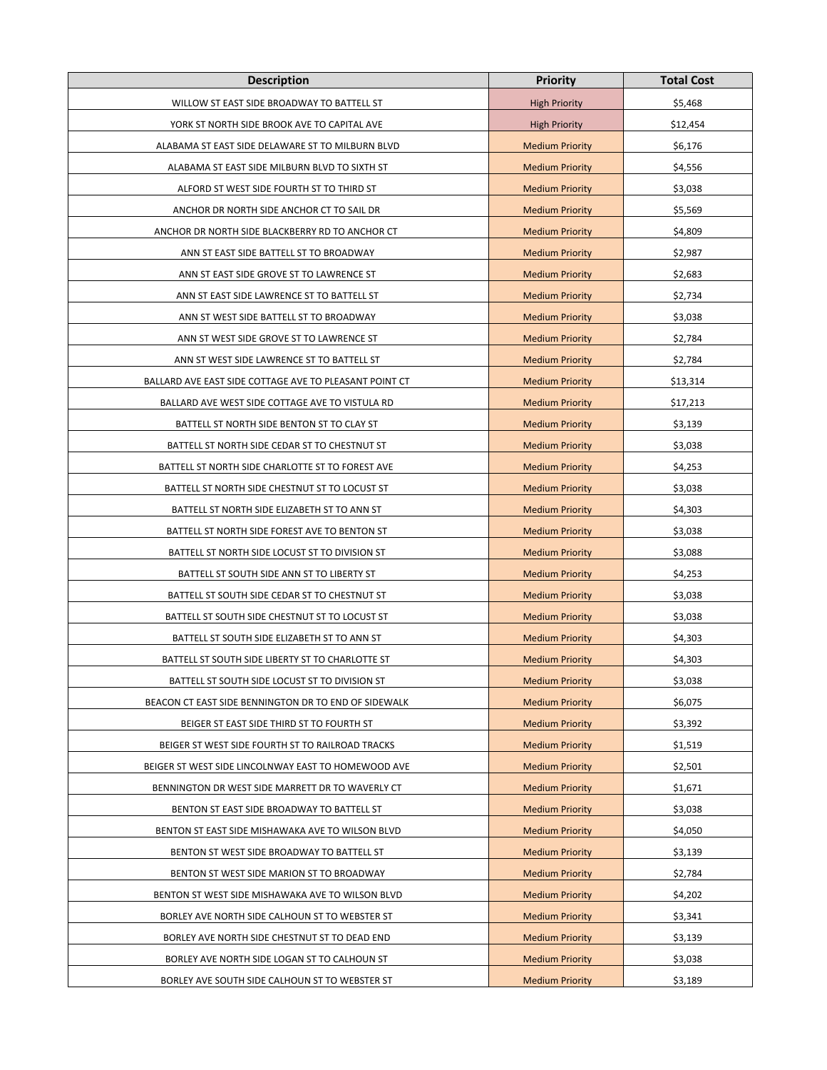| Description | Priority | Total Cost |
| --- | --- | --- |
| WILLOW ST EAST SIDE BROADWAY TO BATTELL ST | High Priority | $5,468 |
| YORK ST NORTH SIDE BROOK AVE TO CAPITAL AVE | High Priority | $12,454 |
| ALABAMA ST EAST SIDE DELAWARE ST TO MILBURN BLVD | Medium Priority | $6,176 |
| ALABAMA ST EAST SIDE MILBURN BLVD TO SIXTH ST | Medium Priority | $4,556 |
| ALFORD ST WEST SIDE FOURTH ST TO THIRD ST | Medium Priority | $3,038 |
| ANCHOR DR NORTH SIDE ANCHOR CT TO SAIL DR | Medium Priority | $5,569 |
| ANCHOR DR NORTH SIDE BLACKBERRY RD TO ANCHOR CT | Medium Priority | $4,809 |
| ANN ST EAST SIDE BATTELL ST TO BROADWAY | Medium Priority | $2,987 |
| ANN ST EAST SIDE GROVE ST TO LAWRENCE ST | Medium Priority | $2,683 |
| ANN ST EAST SIDE LAWRENCE ST TO BATTELL ST | Medium Priority | $2,734 |
| ANN ST WEST SIDE BATTELL ST TO BROADWAY | Medium Priority | $3,038 |
| ANN ST WEST SIDE GROVE ST TO LAWRENCE ST | Medium Priority | $2,784 |
| ANN ST WEST SIDE LAWRENCE ST TO BATTELL ST | Medium Priority | $2,784 |
| BALLARD AVE EAST SIDE COTTAGE AVE TO PLEASANT POINT CT | Medium Priority | $13,314 |
| BALLARD AVE WEST SIDE COTTAGE AVE TO VISTULA RD | Medium Priority | $17,213 |
| BATTELL ST NORTH SIDE BENTON ST TO CLAY ST | Medium Priority | $3,139 |
| BATTELL ST NORTH SIDE CEDAR ST TO CHESTNUT ST | Medium Priority | $3,038 |
| BATTELL ST NORTH SIDE CHARLOTTE ST TO FOREST AVE | Medium Priority | $4,253 |
| BATTELL ST NORTH SIDE CHESTNUT ST TO LOCUST ST | Medium Priority | $3,038 |
| BATTELL ST NORTH SIDE ELIZABETH ST TO ANN ST | Medium Priority | $4,303 |
| BATTELL ST NORTH SIDE FOREST AVE TO BENTON ST | Medium Priority | $3,038 |
| BATTELL ST NORTH SIDE LOCUST ST TO DIVISION ST | Medium Priority | $3,088 |
| BATTELL ST SOUTH SIDE ANN ST TO LIBERTY ST | Medium Priority | $4,253 |
| BATTELL ST SOUTH SIDE CEDAR ST TO CHESTNUT ST | Medium Priority | $3,038 |
| BATTELL ST SOUTH SIDE CHESTNUT ST TO LOCUST ST | Medium Priority | $3,038 |
| BATTELL ST SOUTH SIDE ELIZABETH ST TO ANN ST | Medium Priority | $4,303 |
| BATTELL ST SOUTH SIDE LIBERTY ST TO CHARLOTTE ST | Medium Priority | $4,303 |
| BATTELL ST SOUTH SIDE LOCUST ST TO DIVISION ST | Medium Priority | $3,038 |
| BEACON CT EAST SIDE BENNINGTON DR TO END OF SIDEWALK | Medium Priority | $6,075 |
| BEIGER ST EAST SIDE THIRD ST TO FOURTH ST | Medium Priority | $3,392 |
| BEIGER ST WEST SIDE FOURTH ST TO RAILROAD TRACKS | Medium Priority | $1,519 |
| BEIGER ST WEST SIDE LINCOLNWAY EAST TO HOMEWOOD AVE | Medium Priority | $2,501 |
| BENNINGTON DR WEST SIDE MARRETT DR TO WAVERLY CT | Medium Priority | $1,671 |
| BENTON ST EAST SIDE BROADWAY TO BATTELL ST | Medium Priority | $3,038 |
| BENTON ST EAST SIDE MISHAWAKA AVE TO WILSON BLVD | Medium Priority | $4,050 |
| BENTON ST WEST SIDE BROADWAY TO BATTELL ST | Medium Priority | $3,139 |
| BENTON ST WEST SIDE MARION ST TO BROADWAY | Medium Priority | $2,784 |
| BENTON ST WEST SIDE MISHAWAKA AVE TO WILSON BLVD | Medium Priority | $4,202 |
| BORLEY AVE NORTH SIDE CALHOUN ST TO WEBSTER ST | Medium Priority | $3,341 |
| BORLEY AVE NORTH SIDE CHESTNUT ST TO DEAD END | Medium Priority | $3,139 |
| BORLEY AVE NORTH SIDE LOGAN ST TO CALHOUN ST | Medium Priority | $3,038 |
| BORLEY AVE SOUTH SIDE CALHOUN ST TO WEBSTER ST | Medium Priority | $3,189 |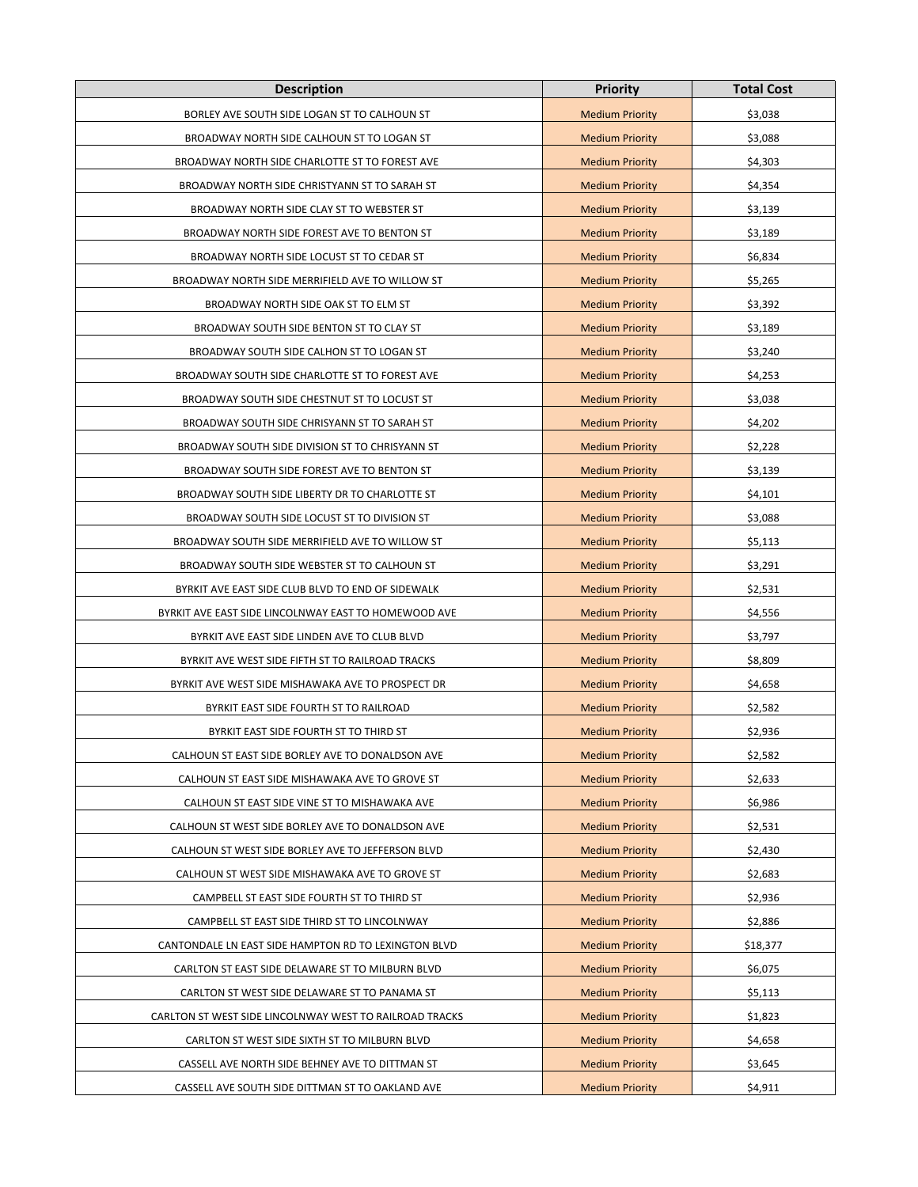| Description | Priority | Total Cost |
| --- | --- | --- |
| BORLEY AVE SOUTH SIDE LOGAN ST TO CALHOUN ST | Medium Priority | $3,038 |
| BROADWAY NORTH SIDE CALHOUN ST TO LOGAN ST | Medium Priority | $3,088 |
| BROADWAY NORTH SIDE CHARLOTTE ST TO FOREST AVE | Medium Priority | $4,303 |
| BROADWAY NORTH SIDE CHRISTYANN ST TO SARAH ST | Medium Priority | $4,354 |
| BROADWAY NORTH SIDE CLAY ST TO WEBSTER ST | Medium Priority | $3,139 |
| BROADWAY NORTH SIDE FOREST AVE TO BENTON ST | Medium Priority | $3,189 |
| BROADWAY NORTH SIDE LOCUST ST TO CEDAR ST | Medium Priority | $6,834 |
| BROADWAY NORTH SIDE MERRIFIELD AVE TO WILLOW ST | Medium Priority | $5,265 |
| BROADWAY NORTH SIDE OAK ST TO ELM ST | Medium Priority | $3,392 |
| BROADWAY SOUTH SIDE BENTON ST TO CLAY ST | Medium Priority | $3,189 |
| BROADWAY SOUTH SIDE CALHON ST TO LOGAN ST | Medium Priority | $3,240 |
| BROADWAY SOUTH SIDE CHARLOTTE ST TO FOREST AVE | Medium Priority | $4,253 |
| BROADWAY SOUTH SIDE CHESTNUT ST TO LOCUST ST | Medium Priority | $3,038 |
| BROADWAY SOUTH SIDE CHRISYANN ST TO SARAH ST | Medium Priority | $4,202 |
| BROADWAY SOUTH SIDE DIVISION ST TO CHRISYANN ST | Medium Priority | $2,228 |
| BROADWAY SOUTH SIDE FOREST AVE TO BENTON ST | Medium Priority | $3,139 |
| BROADWAY SOUTH SIDE LIBERTY DR TO CHARLOTTE ST | Medium Priority | $4,101 |
| BROADWAY SOUTH SIDE LOCUST ST TO DIVISION ST | Medium Priority | $3,088 |
| BROADWAY SOUTH SIDE MERRIFIELD AVE TO WILLOW ST | Medium Priority | $5,113 |
| BROADWAY SOUTH SIDE WEBSTER ST TO CALHOUN ST | Medium Priority | $3,291 |
| BYRKIT AVE EAST SIDE CLUB BLVD TO END OF SIDEWALK | Medium Priority | $2,531 |
| BYRKIT AVE EAST SIDE LINCOLNWAY EAST TO HOMEWOOD AVE | Medium Priority | $4,556 |
| BYRKIT AVE EAST SIDE LINDEN AVE TO CLUB BLVD | Medium Priority | $3,797 |
| BYRKIT AVE WEST SIDE FIFTH ST TO RAILROAD TRACKS | Medium Priority | $8,809 |
| BYRKIT AVE WEST SIDE MISHAWAKA AVE TO PROSPECT DR | Medium Priority | $4,658 |
| BYRKIT EAST SIDE FOURTH ST TO RAILROAD | Medium Priority | $2,582 |
| BYRKIT EAST SIDE FOURTH ST TO THIRD ST | Medium Priority | $2,936 |
| CALHOUN ST EAST SIDE BORLEY AVE TO DONALDSON AVE | Medium Priority | $2,582 |
| CALHOUN ST EAST SIDE MISHAWAKA AVE TO GROVE ST | Medium Priority | $2,633 |
| CALHOUN ST EAST SIDE VINE ST TO MISHAWAKA AVE | Medium Priority | $6,986 |
| CALHOUN ST WEST SIDE BORLEY AVE TO DONALDSON AVE | Medium Priority | $2,531 |
| CALHOUN ST WEST SIDE BORLEY AVE TO JEFFERSON BLVD | Medium Priority | $2,430 |
| CALHOUN ST WEST SIDE MISHAWAKA AVE TO GROVE ST | Medium Priority | $2,683 |
| CAMPBELL ST EAST SIDE FOURTH ST TO THIRD ST | Medium Priority | $2,936 |
| CAMPBELL ST EAST SIDE THIRD ST TO LINCOLNWAY | Medium Priority | $2,886 |
| CANTONDALE LN EAST SIDE HAMPTON RD TO LEXINGTON BLVD | Medium Priority | $18,377 |
| CARLTON ST EAST SIDE DELAWARE ST TO MILBURN BLVD | Medium Priority | $6,075 |
| CARLTON ST WEST SIDE DELAWARE ST TO PANAMA ST | Medium Priority | $5,113 |
| CARLTON ST WEST SIDE LINCOLNWAY WEST TO RAILROAD TRACKS | Medium Priority | $1,823 |
| CARLTON ST WEST SIDE SIXTH ST TO MILBURN BLVD | Medium Priority | $4,658 |
| CASSELL AVE NORTH SIDE BEHNEY AVE TO DITTMAN ST | Medium Priority | $3,645 |
| CASSELL AVE SOUTH SIDE DITTMAN ST TO OAKLAND AVE | Medium Priority | $4,911 |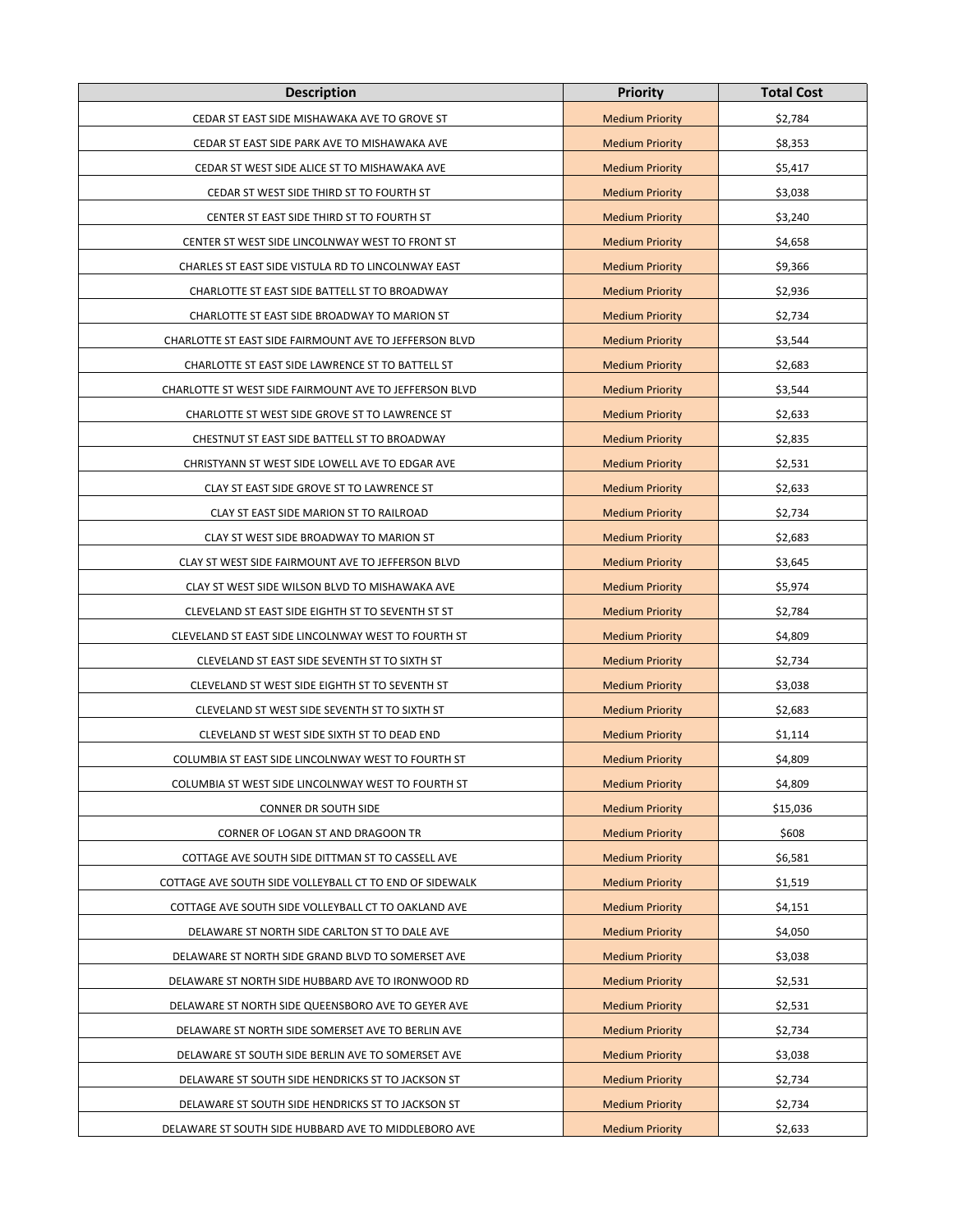| Description | Priority | Total Cost |
|---|---|---|
| CEDAR ST EAST SIDE MISHAWAKA AVE TO GROVE ST | Medium Priority | $2,784 |
| CEDAR ST EAST SIDE PARK AVE TO MISHAWAKA AVE | Medium Priority | $8,353 |
| CEDAR ST WEST SIDE ALICE ST TO MISHAWAKA AVE | Medium Priority | $5,417 |
| CEDAR ST WEST SIDE THIRD ST TO FOURTH ST | Medium Priority | $3,038 |
| CENTER ST EAST SIDE THIRD ST TO FOURTH ST | Medium Priority | $3,240 |
| CENTER ST WEST SIDE LINCOLNWAY WEST TO FRONT ST | Medium Priority | $4,658 |
| CHARLES ST EAST SIDE VISTULA RD TO LINCOLNWAY EAST | Medium Priority | $9,366 |
| CHARLOTTE ST EAST SIDE BATTELL ST TO BROADWAY | Medium Priority | $2,936 |
| CHARLOTTE ST EAST SIDE BROADWAY TO MARION ST | Medium Priority | $2,734 |
| CHARLOTTE ST EAST SIDE FAIRMOUNT AVE TO JEFFERSON BLVD | Medium Priority | $3,544 |
| CHARLOTTE ST EAST SIDE LAWRENCE ST TO BATTELL ST | Medium Priority | $2,683 |
| CHARLOTTE ST WEST SIDE FAIRMOUNT AVE TO JEFFERSON BLVD | Medium Priority | $3,544 |
| CHARLOTTE ST WEST SIDE GROVE ST TO LAWRENCE ST | Medium Priority | $2,633 |
| CHESTNUT ST EAST SIDE BATTELL ST TO BROADWAY | Medium Priority | $2,835 |
| CHRISTYANN ST WEST SIDE LOWELL AVE TO EDGAR AVE | Medium Priority | $2,531 |
| CLAY ST EAST SIDE GROVE ST TO LAWRENCE ST | Medium Priority | $2,633 |
| CLAY ST EAST SIDE MARION ST TO RAILROAD | Medium Priority | $2,734 |
| CLAY ST WEST SIDE BROADWAY TO MARION ST | Medium Priority | $2,683 |
| CLAY ST WEST SIDE FAIRMOUNT AVE TO JEFFERSON BLVD | Medium Priority | $3,645 |
| CLAY ST WEST SIDE WILSON BLVD TO MISHAWAKA AVE | Medium Priority | $5,974 |
| CLEVELAND ST EAST SIDE EIGHTH ST TO SEVENTH ST ST | Medium Priority | $2,784 |
| CLEVELAND ST EAST SIDE LINCOLNWAY WEST TO FOURTH ST | Medium Priority | $4,809 |
| CLEVELAND ST EAST SIDE SEVENTH ST TO SIXTH ST | Medium Priority | $2,734 |
| CLEVELAND ST WEST SIDE EIGHTH ST TO SEVENTH ST | Medium Priority | $3,038 |
| CLEVELAND ST WEST SIDE SEVENTH ST TO SIXTH ST | Medium Priority | $2,683 |
| CLEVELAND ST WEST SIDE SIXTH ST TO DEAD END | Medium Priority | $1,114 |
| COLUMBIA ST EAST SIDE LINCOLNWAY WEST TO FOURTH ST | Medium Priority | $4,809 |
| COLUMBIA ST WEST SIDE LINCOLNWAY WEST TO FOURTH ST | Medium Priority | $4,809 |
| CONNER DR SOUTH SIDE | Medium Priority | $15,036 |
| CORNER OF LOGAN ST AND DRAGOON TR | Medium Priority | $608 |
| COTTAGE AVE SOUTH SIDE DITTMAN ST TO CASSELL AVE | Medium Priority | $6,581 |
| COTTAGE AVE SOUTH SIDE VOLLEYBALL CT TO END OF SIDEWALK | Medium Priority | $1,519 |
| COTTAGE AVE SOUTH SIDE VOLLEYBALL CT TO OAKLAND AVE | Medium Priority | $4,151 |
| DELAWARE ST NORTH SIDE CARLTON ST TO DALE AVE | Medium Priority | $4,050 |
| DELAWARE ST NORTH SIDE GRAND BLVD TO SOMERSET AVE | Medium Priority | $3,038 |
| DELAWARE ST NORTH SIDE HUBBARD AVE TO IRONWOOD RD | Medium Priority | $2,531 |
| DELAWARE ST NORTH SIDE QUEENSBORO AVE TO GEYER AVE | Medium Priority | $2,531 |
| DELAWARE ST NORTH SIDE SOMERSET AVE TO BERLIN AVE | Medium Priority | $2,734 |
| DELAWARE ST SOUTH SIDE BERLIN AVE TO SOMERSET AVE | Medium Priority | $3,038 |
| DELAWARE ST SOUTH SIDE HENDRICKS ST TO JACKSON ST | Medium Priority | $2,734 |
| DELAWARE ST SOUTH SIDE HENDRICKS ST TO JACKSON ST | Medium Priority | $2,734 |
| DELAWARE ST SOUTH SIDE HUBBARD AVE TO MIDDLEBORO AVE | Medium Priority | $2,633 |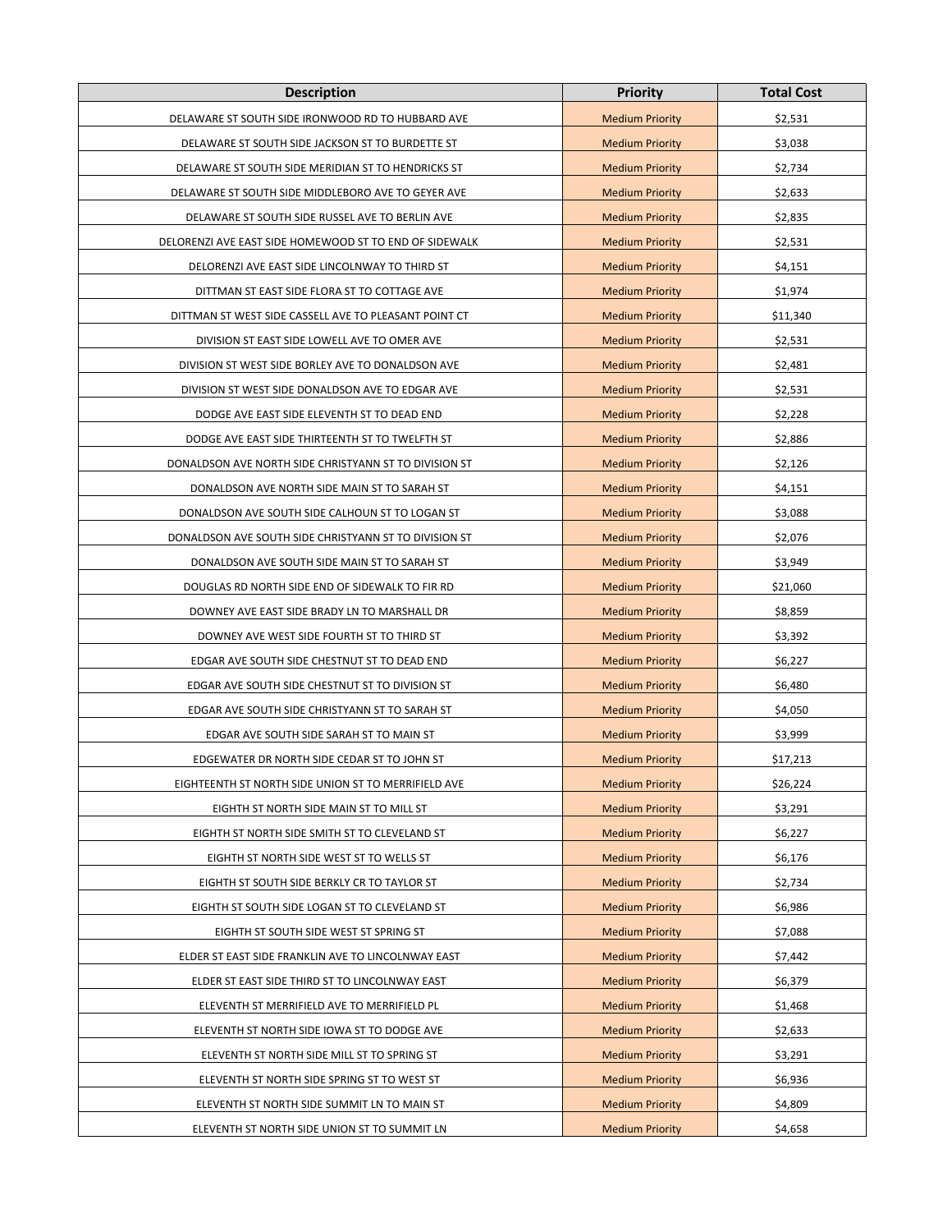| Description | Priority | Total Cost |
| --- | --- | --- |
| DELAWARE ST SOUTH SIDE IRONWOOD RD TO HUBBARD AVE | Medium Priority | $2,531 |
| DELAWARE ST SOUTH SIDE JACKSON ST TO BURDETTE ST | Medium Priority | $3,038 |
| DELAWARE ST SOUTH SIDE MERIDIAN ST TO HENDRICKS ST | Medium Priority | $2,734 |
| DELAWARE ST SOUTH SIDE MIDDLEBORO AVE TO GEYER AVE | Medium Priority | $2,633 |
| DELAWARE ST SOUTH SIDE RUSSEL AVE TO BERLIN AVE | Medium Priority | $2,835 |
| DELORENZI AVE EAST SIDE HOMEWOOD ST TO END OF SIDEWALK | Medium Priority | $2,531 |
| DELORENZI AVE EAST SIDE LINCOLNWAY TO THIRD ST | Medium Priority | $4,151 |
| DITTMAN ST EAST SIDE FLORA ST TO COTTAGE AVE | Medium Priority | $1,974 |
| DITTMAN ST WEST SIDE CASSELL AVE TO PLEASANT POINT CT | Medium Priority | $11,340 |
| DIVISION ST EAST SIDE LOWELL AVE TO OMER AVE | Medium Priority | $2,531 |
| DIVISION ST WEST SIDE BORLEY AVE TO DONALDSON AVE | Medium Priority | $2,481 |
| DIVISION ST WEST SIDE DONALDSON AVE TO EDGAR AVE | Medium Priority | $2,531 |
| DODGE AVE EAST SIDE ELEVENTH ST TO DEAD END | Medium Priority | $2,228 |
| DODGE AVE EAST SIDE THIRTEENTH ST TO TWELFTH ST | Medium Priority | $2,886 |
| DONALDSON AVE NORTH SIDE CHRISTYANN ST TO DIVISION ST | Medium Priority | $2,126 |
| DONALDSON AVE NORTH SIDE MAIN ST TO SARAH ST | Medium Priority | $4,151 |
| DONALDSON AVE SOUTH SIDE CALHOUN ST TO LOGAN ST | Medium Priority | $3,088 |
| DONALDSON AVE SOUTH SIDE CHRISTYANN ST TO DIVISION ST | Medium Priority | $2,076 |
| DONALDSON AVE SOUTH SIDE MAIN ST TO SARAH ST | Medium Priority | $3,949 |
| DOUGLAS RD NORTH SIDE END OF SIDEWALK TO FIR RD | Medium Priority | $21,060 |
| DOWNEY AVE EAST SIDE BRADY LN TO MARSHALL DR | Medium Priority | $8,859 |
| DOWNEY AVE WEST SIDE FOURTH ST TO THIRD ST | Medium Priority | $3,392 |
| EDGAR AVE SOUTH SIDE CHESTNUT ST TO DEAD END | Medium Priority | $6,227 |
| EDGAR AVE SOUTH SIDE CHESTNUT ST TO DIVISION ST | Medium Priority | $6,480 |
| EDGAR AVE SOUTH SIDE CHRISTYANN ST TO SARAH ST | Medium Priority | $4,050 |
| EDGAR AVE SOUTH SIDE SARAH ST TO MAIN ST | Medium Priority | $3,999 |
| EDGEWATER DR NORTH SIDE CEDAR ST TO JOHN ST | Medium Priority | $17,213 |
| EIGHTEENTH ST NORTH SIDE UNION ST TO MERRIFIELD AVE | Medium Priority | $26,224 |
| EIGHTH ST NORTH SIDE MAIN ST TO MILL ST | Medium Priority | $3,291 |
| EIGHTH ST NORTH SIDE SMITH ST TO CLEVELAND ST | Medium Priority | $6,227 |
| EIGHTH ST NORTH SIDE WEST ST TO WELLS ST | Medium Priority | $6,176 |
| EIGHTH ST SOUTH SIDE BERKLY CR TO TAYLOR ST | Medium Priority | $2,734 |
| EIGHTH ST SOUTH SIDE LOGAN ST TO CLEVELAND ST | Medium Priority | $6,986 |
| EIGHTH ST SOUTH SIDE WEST ST SPRING ST | Medium Priority | $7,088 |
| ELDER ST EAST SIDE FRANKLIN AVE TO LINCOLNWAY EAST | Medium Priority | $7,442 |
| ELDER ST EAST SIDE THIRD ST TO LINCOLNWAY EAST | Medium Priority | $6,379 |
| ELEVENTH ST MERRIFIELD AVE TO MERRIFIELD PL | Medium Priority | $1,468 |
| ELEVENTH ST NORTH SIDE IOWA ST TO DODGE AVE | Medium Priority | $2,633 |
| ELEVENTH ST NORTH SIDE MILL ST TO SPRING ST | Medium Priority | $3,291 |
| ELEVENTH ST NORTH SIDE SPRING ST TO WEST ST | Medium Priority | $6,936 |
| ELEVENTH ST NORTH SIDE SUMMIT LN TO MAIN ST | Medium Priority | $4,809 |
| ELEVENTH ST NORTH SIDE UNION ST TO SUMMIT LN | Medium Priority | $4,658 |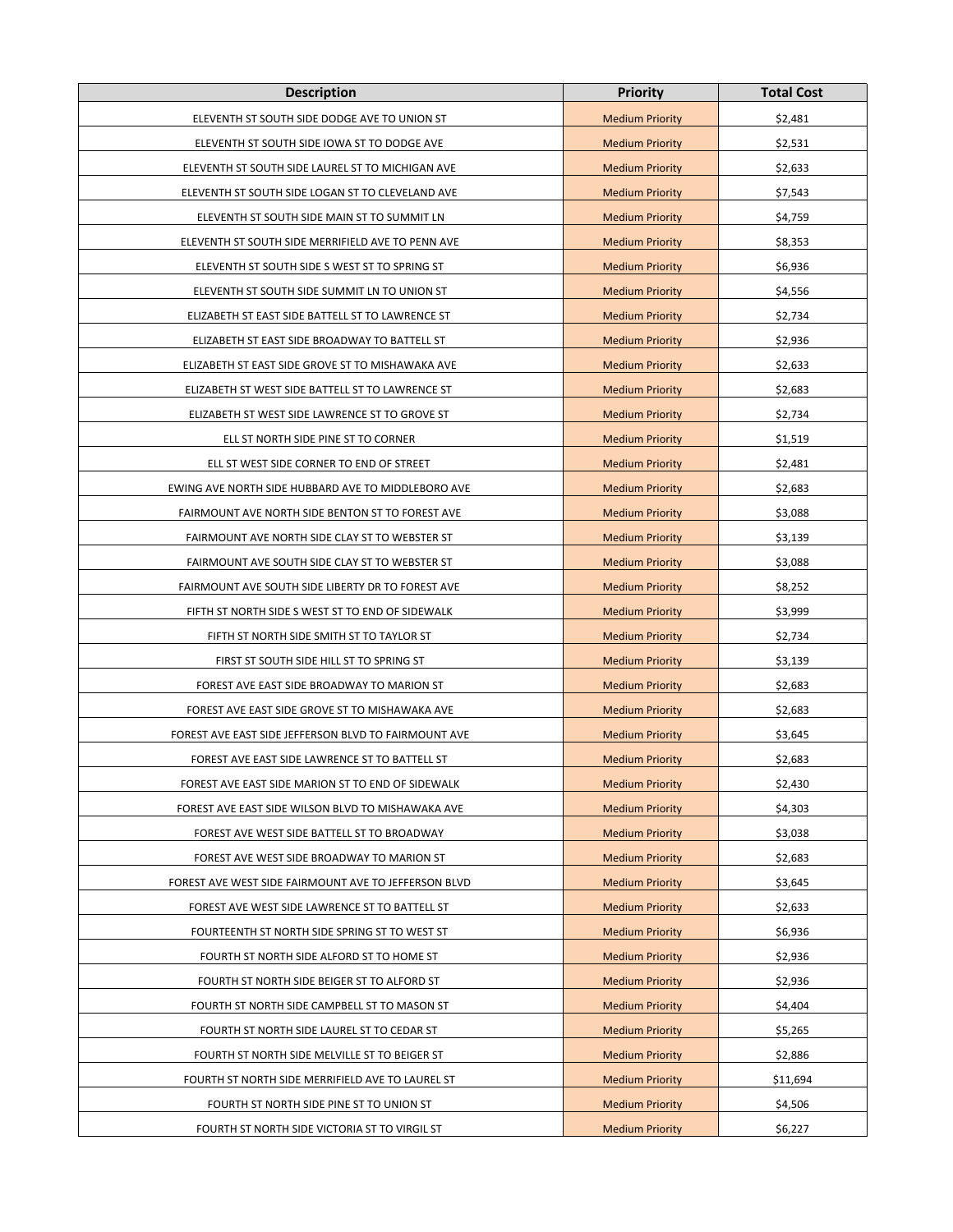| Description | Priority | Total Cost |
| --- | --- | --- |
| ELEVENTH ST SOUTH SIDE DODGE AVE TO UNION ST | Medium Priority | $2,481 |
| ELEVENTH ST SOUTH SIDE IOWA ST TO DODGE AVE | Medium Priority | $2,531 |
| ELEVENTH ST SOUTH SIDE LAUREL ST TO MICHIGAN AVE | Medium Priority | $2,633 |
| ELEVENTH ST SOUTH SIDE LOGAN ST TO CLEVELAND AVE | Medium Priority | $7,543 |
| ELEVENTH ST SOUTH SIDE MAIN ST TO SUMMIT LN | Medium Priority | $4,759 |
| ELEVENTH ST SOUTH SIDE MERRIFIELD AVE TO PENN AVE | Medium Priority | $8,353 |
| ELEVENTH ST SOUTH SIDE S WEST ST TO SPRING ST | Medium Priority | $6,936 |
| ELEVENTH ST SOUTH SIDE SUMMIT LN TO UNION ST | Medium Priority | $4,556 |
| ELIZABETH ST EAST SIDE BATTELL ST TO LAWRENCE ST | Medium Priority | $2,734 |
| ELIZABETH ST EAST SIDE BROADWAY TO BATTELL ST | Medium Priority | $2,936 |
| ELIZABETH ST EAST SIDE GROVE ST TO MISHAWAKA AVE | Medium Priority | $2,633 |
| ELIZABETH ST WEST SIDE BATTELL ST TO LAWRENCE ST | Medium Priority | $2,683 |
| ELIZABETH ST WEST SIDE LAWRENCE ST TO GROVE ST | Medium Priority | $2,734 |
| ELL ST NORTH SIDE PINE ST TO CORNER | Medium Priority | $1,519 |
| ELL ST WEST SIDE CORNER TO END OF STREET | Medium Priority | $2,481 |
| EWING AVE NORTH SIDE HUBBARD AVE TO MIDDLEBORO AVE | Medium Priority | $2,683 |
| FAIRMOUNT AVE NORTH SIDE BENTON ST TO FOREST AVE | Medium Priority | $3,088 |
| FAIRMOUNT AVE NORTH SIDE CLAY ST TO WEBSTER ST | Medium Priority | $3,139 |
| FAIRMOUNT AVE SOUTH SIDE CLAY ST TO WEBSTER ST | Medium Priority | $3,088 |
| FAIRMOUNT AVE SOUTH SIDE LIBERTY DR TO FOREST AVE | Medium Priority | $8,252 |
| FIFTH ST NORTH SIDE S WEST ST TO END OF SIDEWALK | Medium Priority | $3,999 |
| FIFTH ST NORTH SIDE SMITH ST TO TAYLOR ST | Medium Priority | $2,734 |
| FIRST ST SOUTH SIDE HILL ST TO SPRING ST | Medium Priority | $3,139 |
| FOREST AVE EAST SIDE BROADWAY TO MARION ST | Medium Priority | $2,683 |
| FOREST AVE EAST SIDE GROVE ST TO MISHAWAKA AVE | Medium Priority | $2,683 |
| FOREST AVE EAST SIDE JEFFERSON BLVD TO FAIRMOUNT AVE | Medium Priority | $3,645 |
| FOREST AVE EAST SIDE LAWRENCE ST TO BATTELL ST | Medium Priority | $2,683 |
| FOREST AVE EAST SIDE MARION ST TO END OF SIDEWALK | Medium Priority | $2,430 |
| FOREST AVE EAST SIDE WILSON BLVD TO MISHAWAKA AVE | Medium Priority | $4,303 |
| FOREST AVE WEST SIDE BATTELL ST TO BROADWAY | Medium Priority | $3,038 |
| FOREST AVE WEST SIDE BROADWAY TO MARION ST | Medium Priority | $2,683 |
| FOREST AVE WEST SIDE FAIRMOUNT AVE TO JEFFERSON BLVD | Medium Priority | $3,645 |
| FOREST AVE WEST SIDE LAWRENCE ST TO BATTELL ST | Medium Priority | $2,633 |
| FOURTEENTH ST NORTH SIDE SPRING ST TO WEST ST | Medium Priority | $6,936 |
| FOURTH ST NORTH SIDE ALFORD ST TO HOME ST | Medium Priority | $2,936 |
| FOURTH ST NORTH SIDE BEIGER ST TO ALFORD ST | Medium Priority | $2,936 |
| FOURTH ST NORTH SIDE CAMPBELL ST TO MASON ST | Medium Priority | $4,404 |
| FOURTH ST NORTH SIDE LAUREL ST TO CEDAR ST | Medium Priority | $5,265 |
| FOURTH ST NORTH SIDE MELVILLE ST TO BEIGER ST | Medium Priority | $2,886 |
| FOURTH ST NORTH SIDE MERRIFIELD AVE TO LAUREL ST | Medium Priority | $11,694 |
| FOURTH ST NORTH SIDE PINE ST TO UNION ST | Medium Priority | $4,506 |
| FOURTH ST NORTH SIDE VICTORIA ST TO VIRGIL ST | Medium Priority | $6,227 |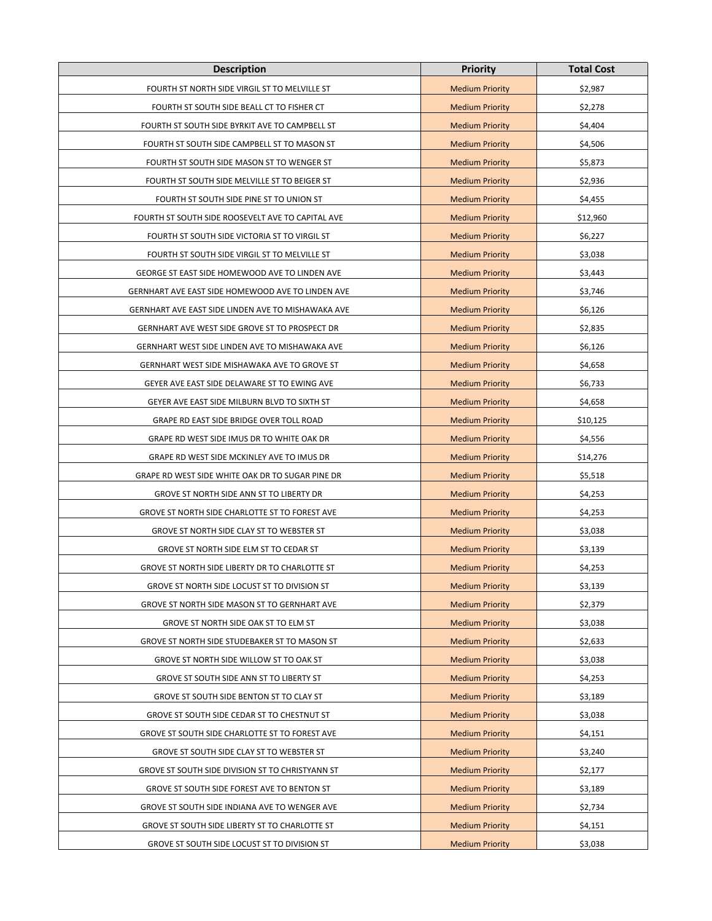| Description | Priority | Total Cost |
|---|---|---|
| FOURTH ST NORTH SIDE VIRGIL ST TO MELVILLE ST | Medium Priority | $2,987 |
| FOURTH ST SOUTH SIDE BEALL CT TO FISHER CT | Medium Priority | $2,278 |
| FOURTH ST SOUTH SIDE BYRKIT AVE TO CAMPBELL ST | Medium Priority | $4,404 |
| FOURTH ST SOUTH SIDE CAMPBELL ST TO MASON ST | Medium Priority | $4,506 |
| FOURTH ST SOUTH SIDE MASON ST TO WENGER ST | Medium Priority | $5,873 |
| FOURTH ST SOUTH SIDE MELVILLE ST TO BEIGER ST | Medium Priority | $2,936 |
| FOURTH ST SOUTH SIDE PINE ST TO UNION ST | Medium Priority | $4,455 |
| FOURTH ST SOUTH SIDE ROOSEVELT AVE TO CAPITAL AVE | Medium Priority | $12,960 |
| FOURTH ST SOUTH SIDE VICTORIA ST TO VIRGIL ST | Medium Priority | $6,227 |
| FOURTH ST SOUTH SIDE VIRGIL ST TO MELVILLE ST | Medium Priority | $3,038 |
| GEORGE ST EAST SIDE HOMEWOOD AVE TO LINDEN AVE | Medium Priority | $3,443 |
| GERNHART AVE EAST SIDE HOMEWOOD AVE TO LINDEN AVE | Medium Priority | $3,746 |
| GERNHART AVE EAST SIDE LINDEN AVE TO MISHAWAKA AVE | Medium Priority | $6,126 |
| GERNHART AVE WEST SIDE GROVE ST TO PROSPECT DR | Medium Priority | $2,835 |
| GERNHART WEST SIDE LINDEN AVE TO MISHAWAKA AVE | Medium Priority | $6,126 |
| GERNHART WEST SIDE MISHAWAKA AVE TO GROVE ST | Medium Priority | $4,658 |
| GEYER AVE EAST SIDE DELAWARE ST TO EWING AVE | Medium Priority | $6,733 |
| GEYER AVE EAST SIDE MILBURN BLVD TO SIXTH ST | Medium Priority | $4,658 |
| GRAPE RD EAST SIDE BRIDGE OVER TOLL ROAD | Medium Priority | $10,125 |
| GRAPE RD WEST SIDE IMUS DR TO WHITE OAK DR | Medium Priority | $4,556 |
| GRAPE RD WEST SIDE MCKINLEY AVE TO IMUS DR | Medium Priority | $14,276 |
| GRAPE RD WEST SIDE WHITE OAK DR TO SUGAR PINE DR | Medium Priority | $5,518 |
| GROVE ST NORTH SIDE ANN ST TO LIBERTY DR | Medium Priority | $4,253 |
| GROVE ST NORTH SIDE CHARLOTTE ST TO FOREST AVE | Medium Priority | $4,253 |
| GROVE ST NORTH SIDE CLAY ST TO WEBSTER ST | Medium Priority | $3,038 |
| GROVE ST NORTH SIDE ELM ST TO CEDAR ST | Medium Priority | $3,139 |
| GROVE ST NORTH SIDE LIBERTY DR TO CHARLOTTE ST | Medium Priority | $4,253 |
| GROVE ST NORTH SIDE LOCUST ST TO DIVISION ST | Medium Priority | $3,139 |
| GROVE ST NORTH SIDE MASON ST TO GERNHART AVE | Medium Priority | $2,379 |
| GROVE ST NORTH SIDE OAK ST TO ELM ST | Medium Priority | $3,038 |
| GROVE ST NORTH SIDE STUDEBAKER ST TO MASON ST | Medium Priority | $2,633 |
| GROVE ST NORTH SIDE WILLOW ST TO OAK ST | Medium Priority | $3,038 |
| GROVE ST SOUTH SIDE ANN ST TO LIBERTY ST | Medium Priority | $4,253 |
| GROVE ST SOUTH SIDE BENTON ST TO CLAY ST | Medium Priority | $3,189 |
| GROVE ST SOUTH SIDE CEDAR ST TO CHESTNUT ST | Medium Priority | $3,038 |
| GROVE ST SOUTH SIDE CHARLOTTE ST TO FOREST AVE | Medium Priority | $4,151 |
| GROVE ST SOUTH SIDE CLAY ST TO WEBSTER ST | Medium Priority | $3,240 |
| GROVE ST SOUTH SIDE DIVISION ST TO CHRISTYANN ST | Medium Priority | $2,177 |
| GROVE ST SOUTH SIDE FOREST AVE TO BENTON ST | Medium Priority | $3,189 |
| GROVE ST SOUTH SIDE INDIANA AVE TO WENGER AVE | Medium Priority | $2,734 |
| GROVE ST SOUTH SIDE LIBERTY ST TO CHARLOTTE ST | Medium Priority | $4,151 |
| GROVE ST SOUTH SIDE LOCUST ST TO DIVISION ST | Medium Priority | $3,038 |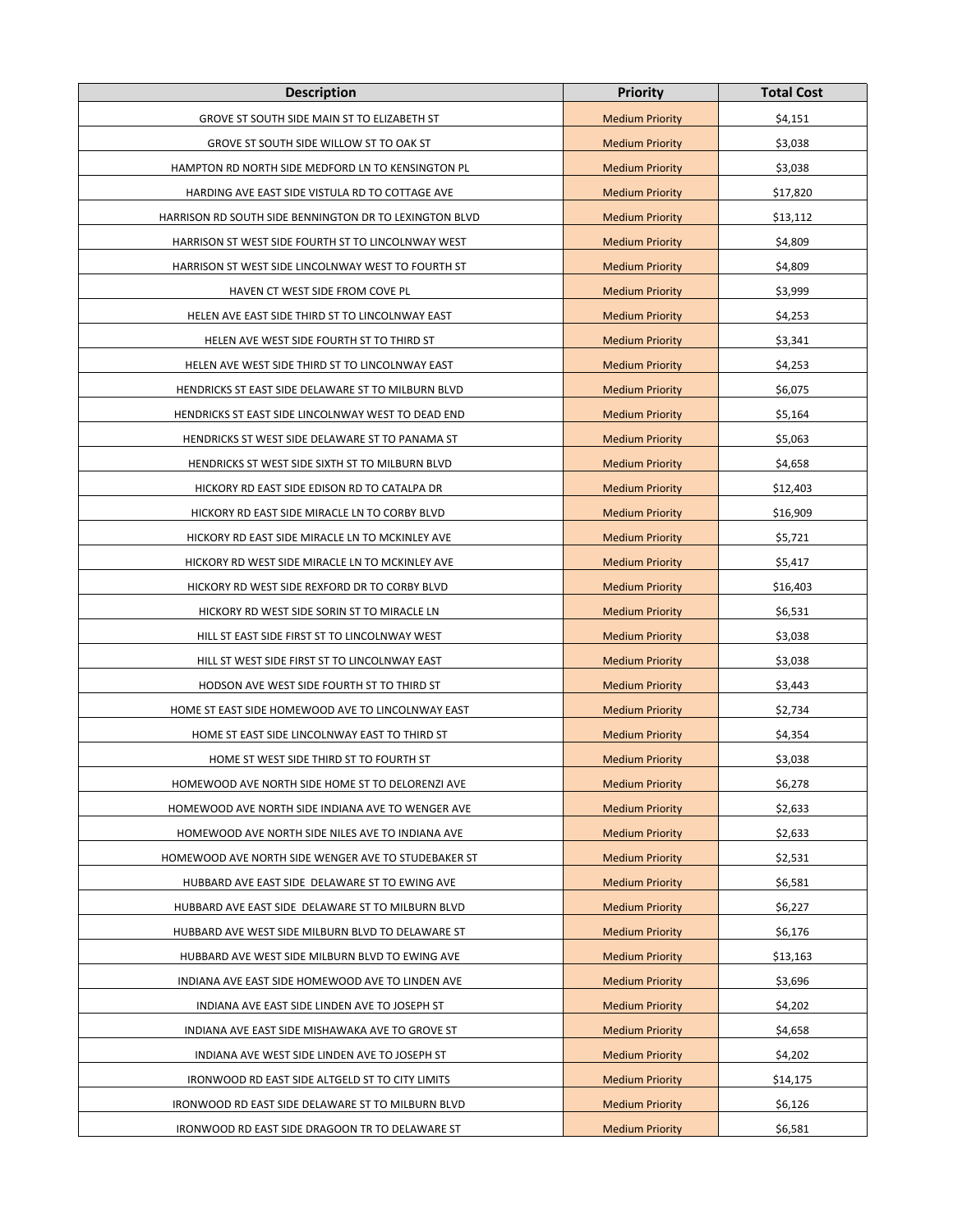| Description | Priority | Total Cost |
| --- | --- | --- |
| GROVE ST SOUTH SIDE MAIN ST TO ELIZABETH ST | Medium Priority | $4,151 |
| GROVE ST SOUTH SIDE WILLOW ST TO OAK ST | Medium Priority | $3,038 |
| HAMPTON RD NORTH SIDE MEDFORD LN TO KENSINGTON PL | Medium Priority | $3,038 |
| HARDING AVE EAST SIDE VISTULA RD TO COTTAGE AVE | Medium Priority | $17,820 |
| HARRISON RD SOUTH SIDE BENNINGTON DR TO LEXINGTON BLVD | Medium Priority | $13,112 |
| HARRISON ST WEST SIDE FOURTH ST TO LINCOLNWAY WEST | Medium Priority | $4,809 |
| HARRISON ST WEST SIDE LINCOLNWAY WEST TO FOURTH ST | Medium Priority | $4,809 |
| HAVEN CT WEST SIDE FROM COVE PL | Medium Priority | $3,999 |
| HELEN AVE EAST SIDE THIRD ST TO LINCOLNWAY EAST | Medium Priority | $4,253 |
| HELEN AVE WEST SIDE FOURTH ST TO THIRD ST | Medium Priority | $3,341 |
| HELEN AVE WEST SIDE THIRD ST TO LINCOLNWAY EAST | Medium Priority | $4,253 |
| HENDRICKS ST EAST SIDE DELAWARE ST TO MILBURN BLVD | Medium Priority | $6,075 |
| HENDRICKS ST EAST SIDE LINCOLNWAY WEST TO DEAD END | Medium Priority | $5,164 |
| HENDRICKS ST WEST SIDE DELAWARE ST TO PANAMA ST | Medium Priority | $5,063 |
| HENDRICKS ST WEST SIDE SIXTH ST TO MILBURN BLVD | Medium Priority | $4,658 |
| HICKORY RD EAST SIDE EDISON RD TO CATALPA DR | Medium Priority | $12,403 |
| HICKORY RD EAST SIDE MIRACLE LN TO CORBY BLVD | Medium Priority | $16,909 |
| HICKORY RD EAST SIDE MIRACLE LN TO MCKINLEY AVE | Medium Priority | $5,721 |
| HICKORY RD WEST SIDE MIRACLE LN TO MCKINLEY AVE | Medium Priority | $5,417 |
| HICKORY RD WEST SIDE REXFORD DR TO CORBY BLVD | Medium Priority | $16,403 |
| HICKORY RD WEST SIDE SORIN ST TO MIRACLE LN | Medium Priority | $6,531 |
| HILL ST EAST SIDE FIRST ST TO LINCOLNWAY WEST | Medium Priority | $3,038 |
| HILL ST WEST SIDE FIRST ST TO LINCOLNWAY EAST | Medium Priority | $3,038 |
| HODSON AVE WEST SIDE FOURTH ST TO THIRD ST | Medium Priority | $3,443 |
| HOME ST EAST SIDE HOMEWOOD AVE TO LINCOLNWAY EAST | Medium Priority | $2,734 |
| HOME ST EAST SIDE LINCOLNWAY EAST TO THIRD ST | Medium Priority | $4,354 |
| HOME ST WEST SIDE THIRD ST TO FOURTH ST | Medium Priority | $3,038 |
| HOMEWOOD AVE NORTH SIDE HOME ST TO DELORENZI AVE | Medium Priority | $6,278 |
| HOMEWOOD AVE NORTH SIDE INDIANA AVE TO WENGER AVE | Medium Priority | $2,633 |
| HOMEWOOD AVE NORTH SIDE NILES AVE TO INDIANA AVE | Medium Priority | $2,633 |
| HOMEWOOD AVE NORTH SIDE WENGER AVE TO STUDEBAKER ST | Medium Priority | $2,531 |
| HUBBARD AVE EAST SIDE DELAWARE ST TO EWING AVE | Medium Priority | $6,581 |
| HUBBARD AVE EAST SIDE DELAWARE ST TO MILBURN BLVD | Medium Priority | $6,227 |
| HUBBARD AVE WEST SIDE MILBURN BLVD TO DELAWARE ST | Medium Priority | $6,176 |
| HUBBARD AVE WEST SIDE MILBURN BLVD TO EWING AVE | Medium Priority | $13,163 |
| INDIANA AVE EAST SIDE HOMEWOOD AVE TO LINDEN AVE | Medium Priority | $3,696 |
| INDIANA AVE EAST SIDE LINDEN AVE TO JOSEPH ST | Medium Priority | $4,202 |
| INDIANA AVE EAST SIDE MISHAWAKA AVE TO GROVE ST | Medium Priority | $4,658 |
| INDIANA AVE WEST SIDE LINDEN AVE TO JOSEPH ST | Medium Priority | $4,202 |
| IRONWOOD RD EAST SIDE ALTGELD ST TO CITY LIMITS | Medium Priority | $14,175 |
| IRONWOOD RD EAST SIDE DELAWARE ST TO MILBURN BLVD | Medium Priority | $6,126 |
| IRONWOOD RD EAST SIDE DRAGOON TR TO DELAWARE ST | Medium Priority | $6,581 |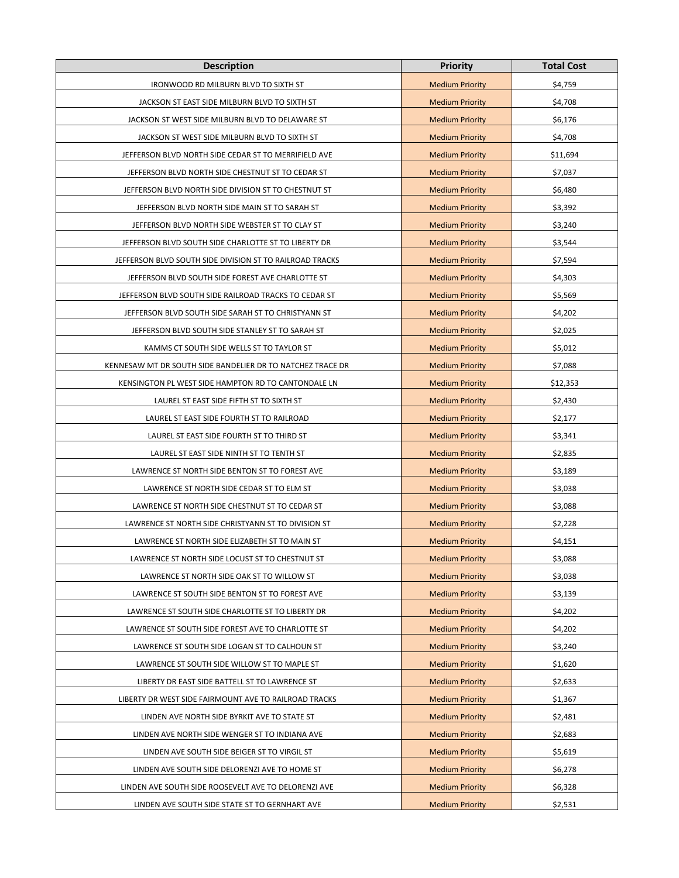| Description | Priority | Total Cost |
| --- | --- | --- |
| IRONWOOD RD MILBURN BLVD TO SIXTH ST | Medium Priority | $4,759 |
| JACKSON ST EAST SIDE MILBURN BLVD TO SIXTH ST | Medium Priority | $4,708 |
| JACKSON ST WEST SIDE MILBURN BLVD TO DELAWARE ST | Medium Priority | $6,176 |
| JACKSON ST WEST SIDE MILBURN BLVD TO SIXTH ST | Medium Priority | $4,708 |
| JEFFERSON BLVD NORTH SIDE CEDAR ST TO MERRIFIELD AVE | Medium Priority | $11,694 |
| JEFFERSON BLVD NORTH SIDE CHESTNUT ST TO CEDAR ST | Medium Priority | $7,037 |
| JEFFERSON BLVD NORTH SIDE DIVISION ST TO CHESTNUT ST | Medium Priority | $6,480 |
| JEFFERSON BLVD NORTH SIDE MAIN ST TO SARAH ST | Medium Priority | $3,392 |
| JEFFERSON BLVD NORTH SIDE WEBSTER ST TO CLAY ST | Medium Priority | $3,240 |
| JEFFERSON BLVD SOUTH SIDE CHARLOTTE ST TO LIBERTY DR | Medium Priority | $3,544 |
| JEFFERSON BLVD SOUTH SIDE DIVISION ST TO RAILROAD TRACKS | Medium Priority | $7,594 |
| JEFFERSON BLVD SOUTH SIDE FOREST AVE CHARLOTTE ST | Medium Priority | $4,303 |
| JEFFERSON BLVD SOUTH SIDE RAILROAD TRACKS TO CEDAR ST | Medium Priority | $5,569 |
| JEFFERSON BLVD SOUTH SIDE SARAH ST TO CHRISTYANN ST | Medium Priority | $4,202 |
| JEFFERSON BLVD SOUTH SIDE STANLEY ST TO SARAH ST | Medium Priority | $2,025 |
| KAMMS CT SOUTH SIDE WELLS ST TO TAYLOR ST | Medium Priority | $5,012 |
| KENNESAW MT DR SOUTH SIDE BANDELIER DR TO NATCHEZ TRACE DR | Medium Priority | $7,088 |
| KENSINGTON PL WEST SIDE HAMPTON RD TO CANTONDALE LN | Medium Priority | $12,353 |
| LAUREL ST EAST SIDE FIFTH ST TO SIXTH ST | Medium Priority | $2,430 |
| LAUREL ST EAST SIDE FOURTH ST TO RAILROAD | Medium Priority | $2,177 |
| LAUREL ST EAST SIDE FOURTH ST TO THIRD ST | Medium Priority | $3,341 |
| LAUREL ST EAST SIDE NINTH ST TO TENTH ST | Medium Priority | $2,835 |
| LAWRENCE ST NORTH SIDE BENTON ST TO FOREST AVE | Medium Priority | $3,189 |
| LAWRENCE ST NORTH SIDE CEDAR ST TO ELM ST | Medium Priority | $3,038 |
| LAWRENCE ST NORTH SIDE CHESTNUT ST TO CEDAR ST | Medium Priority | $3,088 |
| LAWRENCE ST NORTH SIDE CHRISTYANN ST TO DIVISION ST | Medium Priority | $2,228 |
| LAWRENCE ST NORTH SIDE ELIZABETH ST TO MAIN ST | Medium Priority | $4,151 |
| LAWRENCE ST NORTH SIDE LOCUST ST TO CHESTNUT ST | Medium Priority | $3,088 |
| LAWRENCE ST NORTH SIDE OAK ST TO WILLOW ST | Medium Priority | $3,038 |
| LAWRENCE ST SOUTH SIDE BENTON ST TO FOREST AVE | Medium Priority | $3,139 |
| LAWRENCE ST SOUTH SIDE CHARLOTTE ST TO LIBERTY DR | Medium Priority | $4,202 |
| LAWRENCE ST SOUTH SIDE FOREST AVE TO CHARLOTTE ST | Medium Priority | $4,202 |
| LAWRENCE ST SOUTH SIDE LOGAN ST TO CALHOUN ST | Medium Priority | $3,240 |
| LAWRENCE ST SOUTH SIDE WILLOW ST TO MAPLE ST | Medium Priority | $1,620 |
| LIBERTY DR EAST SIDE BATTELL ST TO LAWRENCE ST | Medium Priority | $2,633 |
| LIBERTY DR WEST SIDE FAIRMOUNT AVE TO RAILROAD TRACKS | Medium Priority | $1,367 |
| LINDEN AVE NORTH SIDE BYRKIT AVE TO STATE ST | Medium Priority | $2,481 |
| LINDEN AVE NORTH SIDE WENGER ST TO INDIANA AVE | Medium Priority | $2,683 |
| LINDEN AVE SOUTH SIDE BEIGER ST TO VIRGIL ST | Medium Priority | $5,619 |
| LINDEN AVE SOUTH SIDE DELORENZI AVE TO HOME ST | Medium Priority | $6,278 |
| LINDEN AVE SOUTH SIDE ROOSEVELT AVE TO DELORENZI AVE | Medium Priority | $6,328 |
| LINDEN AVE SOUTH SIDE STATE ST TO GERNHART AVE | Medium Priority | $2,531 |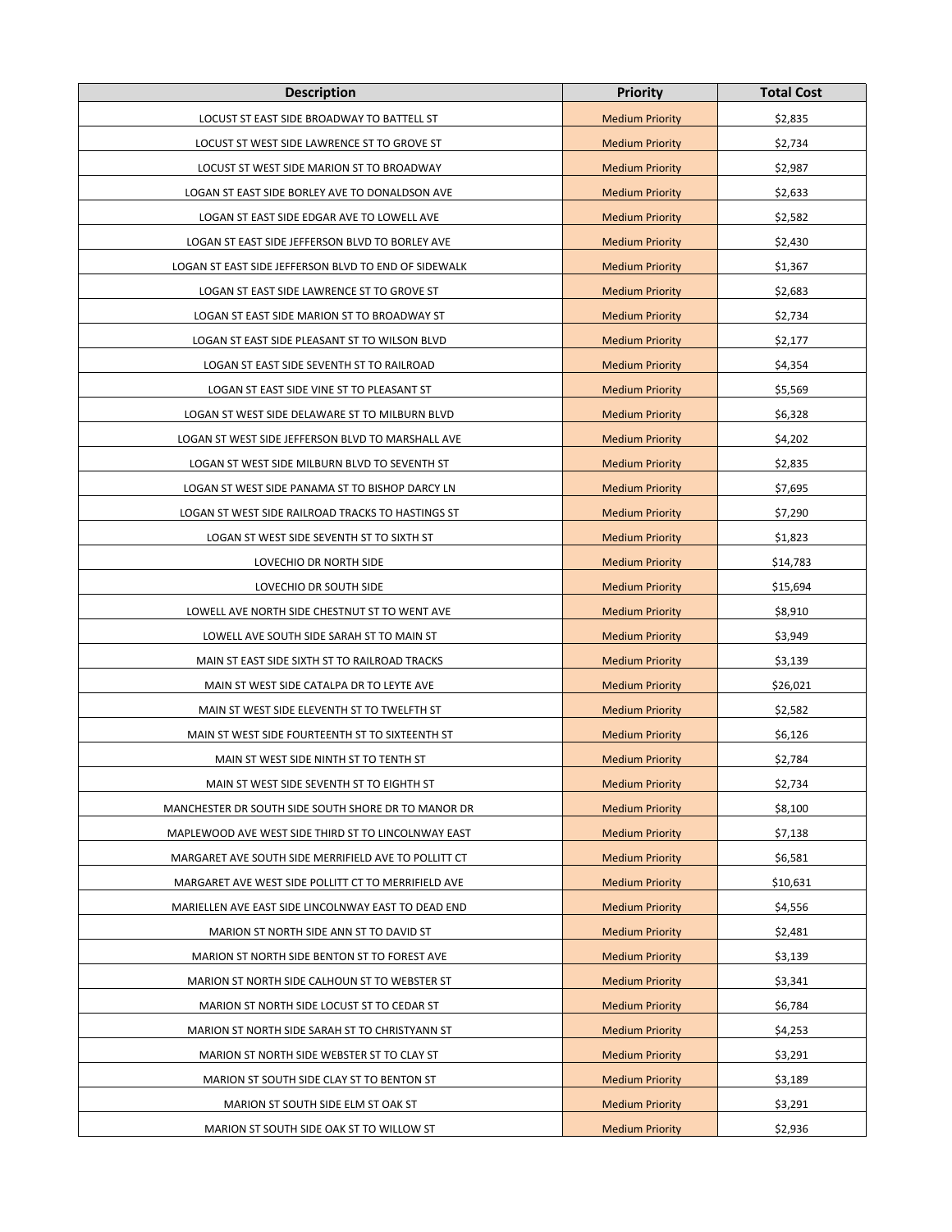| Description | Priority | Total Cost |
|---|---|---|
| LOCUST ST EAST SIDE BROADWAY TO BATTELL ST | Medium Priority | $2,835 |
| LOCUST ST WEST SIDE LAWRENCE ST TO GROVE ST | Medium Priority | $2,734 |
| LOCUST ST WEST SIDE MARION ST TO BROADWAY | Medium Priority | $2,987 |
| LOGAN ST EAST SIDE BORLEY AVE TO DONALDSON AVE | Medium Priority | $2,633 |
| LOGAN ST EAST SIDE EDGAR AVE TO LOWELL AVE | Medium Priority | $2,582 |
| LOGAN ST EAST SIDE JEFFERSON BLVD TO BORLEY AVE | Medium Priority | $2,430 |
| LOGAN ST EAST SIDE JEFFERSON BLVD TO END OF SIDEWALK | Medium Priority | $1,367 |
| LOGAN ST EAST SIDE LAWRENCE ST TO GROVE ST | Medium Priority | $2,683 |
| LOGAN ST EAST SIDE MARION ST TO BROADWAY ST | Medium Priority | $2,734 |
| LOGAN ST EAST SIDE PLEASANT ST TO WILSON BLVD | Medium Priority | $2,177 |
| LOGAN ST EAST SIDE SEVENTH ST TO RAILROAD | Medium Priority | $4,354 |
| LOGAN ST EAST SIDE VINE ST TO PLEASANT ST | Medium Priority | $5,569 |
| LOGAN ST WEST SIDE DELAWARE ST TO MILBURN BLVD | Medium Priority | $6,328 |
| LOGAN ST WEST SIDE JEFFERSON BLVD TO MARSHALL AVE | Medium Priority | $4,202 |
| LOGAN ST WEST SIDE MILBURN BLVD TO SEVENTH ST | Medium Priority | $2,835 |
| LOGAN ST WEST SIDE PANAMA ST TO BISHOP DARCY LN | Medium Priority | $7,695 |
| LOGAN ST WEST SIDE RAILROAD TRACKS TO HASTINGS ST | Medium Priority | $7,290 |
| LOGAN ST WEST SIDE SEVENTH ST TO SIXTH ST | Medium Priority | $1,823 |
| LOVECHIO DR NORTH SIDE | Medium Priority | $14,783 |
| LOVECHIO DR SOUTH SIDE | Medium Priority | $15,694 |
| LOWELL AVE NORTH SIDE CHESTNUT ST TO WENT AVE | Medium Priority | $8,910 |
| LOWELL AVE SOUTH SIDE SARAH ST TO MAIN ST | Medium Priority | $3,949 |
| MAIN ST EAST SIDE SIXTH ST TO RAILROAD TRACKS | Medium Priority | $3,139 |
| MAIN ST WEST SIDE CATALPA DR TO LEYTE AVE | Medium Priority | $26,021 |
| MAIN ST WEST SIDE ELEVENTH ST TO TWELFTH ST | Medium Priority | $2,582 |
| MAIN ST WEST SIDE FOURTEENTH ST TO SIXTEENTH ST | Medium Priority | $6,126 |
| MAIN ST WEST SIDE NINTH ST TO TENTH ST | Medium Priority | $2,784 |
| MAIN ST WEST SIDE SEVENTH ST TO EIGHTH ST | Medium Priority | $2,734 |
| MANCHESTER DR SOUTH SIDE SOUTH SHORE DR TO MANOR DR | Medium Priority | $8,100 |
| MAPLEWOOD AVE WEST SIDE THIRD ST TO LINCOLNWAY EAST | Medium Priority | $7,138 |
| MARGARET AVE SOUTH SIDE MERRIFIELD AVE TO POLLITT CT | Medium Priority | $6,581 |
| MARGARET AVE WEST SIDE POLLITT CT TO MERRIFIELD AVE | Medium Priority | $10,631 |
| MARIELLEN AVE EAST SIDE LINCOLNWAY EAST TO DEAD END | Medium Priority | $4,556 |
| MARION ST NORTH SIDE ANN ST TO DAVID ST | Medium Priority | $2,481 |
| MARION ST NORTH SIDE BENTON ST TO FOREST AVE | Medium Priority | $3,139 |
| MARION ST NORTH SIDE CALHOUN ST TO WEBSTER ST | Medium Priority | $3,341 |
| MARION ST NORTH SIDE LOCUST ST TO CEDAR ST | Medium Priority | $6,784 |
| MARION ST NORTH SIDE SARAH ST TO CHRISTYANN ST | Medium Priority | $4,253 |
| MARION ST NORTH SIDE WEBSTER ST TO CLAY ST | Medium Priority | $3,291 |
| MARION ST SOUTH SIDE CLAY ST TO BENTON ST | Medium Priority | $3,189 |
| MARION ST SOUTH SIDE ELM ST OAK ST | Medium Priority | $3,291 |
| MARION ST SOUTH SIDE OAK ST TO WILLOW ST | Medium Priority | $2,936 |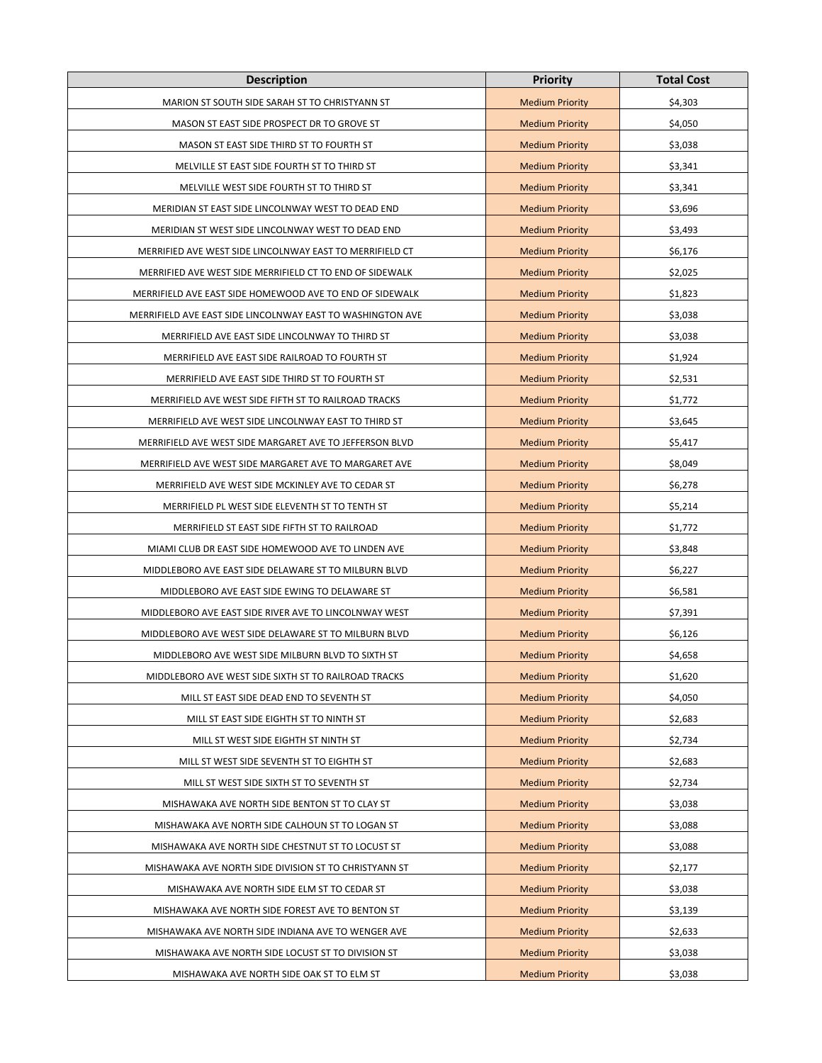| Description | Priority | Total Cost |
|---|---|---|
| MARION ST SOUTH SIDE SARAH ST TO CHRISTYANN ST | Medium Priority | $4,303 |
| MASON ST EAST SIDE PROSPECT DR TO GROVE ST | Medium Priority | $4,050 |
| MASON ST EAST SIDE THIRD ST TO FOURTH ST | Medium Priority | $3,038 |
| MELVILLE ST EAST SIDE FOURTH ST TO THIRD ST | Medium Priority | $3,341 |
| MELVILLE WEST SIDE FOURTH ST TO THIRD ST | Medium Priority | $3,341 |
| MERIDIAN ST EAST SIDE LINCOLNWAY WEST TO DEAD END | Medium Priority | $3,696 |
| MERIDIAN ST WEST SIDE LINCOLNWAY WEST TO DEAD END | Medium Priority | $3,493 |
| MERRIFIED AVE WEST SIDE LINCOLNWAY EAST TO MERRIFIELD CT | Medium Priority | $6,176 |
| MERRIFIED AVE WEST SIDE MERRIFIELD CT TO END OF SIDEWALK | Medium Priority | $2,025 |
| MERRIFIELD AVE EAST SIDE HOMEWOOD AVE TO END OF SIDEWALK | Medium Priority | $1,823 |
| MERRIFIELD AVE EAST SIDE LINCOLNWAY EAST TO WASHINGTON AVE | Medium Priority | $3,038 |
| MERRIFIELD AVE EAST SIDE LINCOLNWAY TO THIRD ST | Medium Priority | $3,038 |
| MERRIFIELD AVE EAST SIDE RAILROAD TO FOURTH ST | Medium Priority | $1,924 |
| MERRIFIELD AVE EAST SIDE THIRD ST TO FOURTH ST | Medium Priority | $2,531 |
| MERRIFIELD AVE WEST SIDE FIFTH ST TO RAILROAD TRACKS | Medium Priority | $1,772 |
| MERRIFIELD AVE WEST SIDE LINCOLNWAY EAST TO THIRD ST | Medium Priority | $3,645 |
| MERRIFIELD AVE WEST SIDE MARGARET AVE TO JEFFERSON BLVD | Medium Priority | $5,417 |
| MERRIFIELD AVE WEST SIDE MARGARET AVE TO MARGARET AVE | Medium Priority | $8,049 |
| MERRIFIELD AVE WEST SIDE MCKINLEY AVE TO CEDAR ST | Medium Priority | $6,278 |
| MERRIFIELD PL WEST SIDE ELEVENTH ST TO TENTH ST | Medium Priority | $5,214 |
| MERRIFIELD ST EAST SIDE FIFTH ST TO RAILROAD | Medium Priority | $1,772 |
| MIAMI CLUB DR EAST SIDE HOMEWOOD AVE TO LINDEN AVE | Medium Priority | $3,848 |
| MIDDLEBORO AVE EAST SIDE DELAWARE ST TO MILBURN BLVD | Medium Priority | $6,227 |
| MIDDLEBORO AVE EAST SIDE EWING TO DELAWARE ST | Medium Priority | $6,581 |
| MIDDLEBORO AVE EAST SIDE RIVER AVE TO LINCOLNWAY WEST | Medium Priority | $7,391 |
| MIDDLEBORO AVE WEST SIDE DELAWARE ST TO MILBURN BLVD | Medium Priority | $6,126 |
| MIDDLEBORO AVE WEST SIDE MILBURN BLVD TO SIXTH ST | Medium Priority | $4,658 |
| MIDDLEBORO AVE WEST SIDE SIXTH ST TO RAILROAD TRACKS | Medium Priority | $1,620 |
| MILL ST EAST SIDE DEAD END TO SEVENTH ST | Medium Priority | $4,050 |
| MILL ST EAST SIDE EIGHTH ST TO NINTH ST | Medium Priority | $2,683 |
| MILL ST WEST SIDE EIGHTH ST NINTH ST | Medium Priority | $2,734 |
| MILL ST WEST SIDE SEVENTH ST TO EIGHTH ST | Medium Priority | $2,683 |
| MILL ST WEST SIDE SIXTH ST TO SEVENTH ST | Medium Priority | $2,734 |
| MISHAWAKA AVE NORTH SIDE BENTON ST TO CLAY ST | Medium Priority | $3,038 |
| MISHAWAKA AVE NORTH SIDE CALHOUN ST TO LOGAN ST | Medium Priority | $3,088 |
| MISHAWAKA AVE NORTH SIDE CHESTNUT ST TO LOCUST ST | Medium Priority | $3,088 |
| MISHAWAKA AVE NORTH SIDE DIVISION ST TO CHRISTYANN ST | Medium Priority | $2,177 |
| MISHAWAKA AVE NORTH SIDE ELM ST TO CEDAR ST | Medium Priority | $3,038 |
| MISHAWAKA AVE NORTH SIDE FOREST AVE TO BENTON ST | Medium Priority | $3,139 |
| MISHAWAKA AVE NORTH SIDE INDIANA AVE TO WENGER AVE | Medium Priority | $2,633 |
| MISHAWAKA AVE NORTH SIDE LOCUST ST TO DIVISION ST | Medium Priority | $3,038 |
| MISHAWAKA AVE NORTH SIDE OAK ST TO ELM ST | Medium Priority | $3,038 |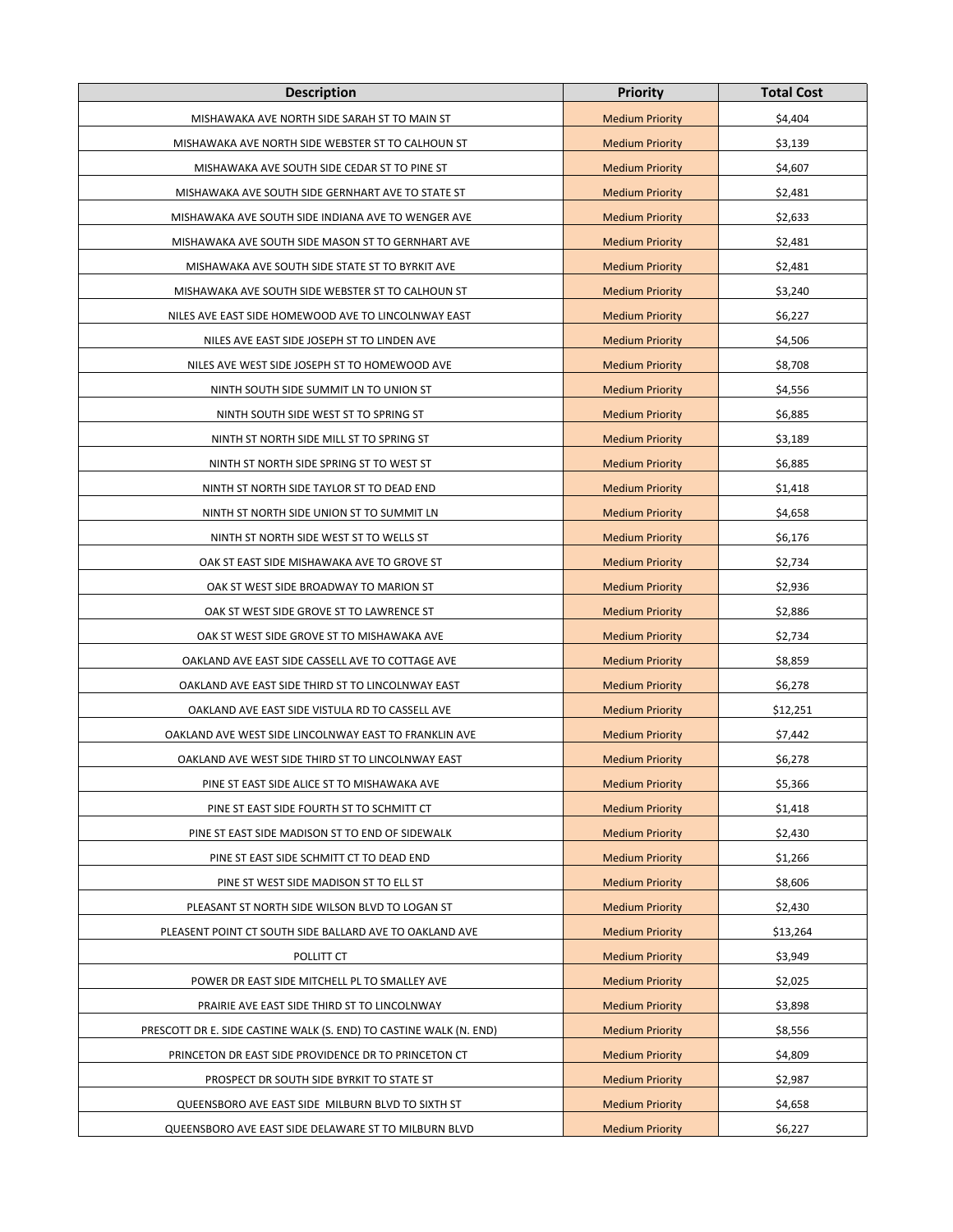| Description | Priority | Total Cost |
|---|---|---|
| MISHAWAKA AVE NORTH SIDE SARAH ST TO MAIN ST | Medium Priority | $4,404 |
| MISHAWAKA AVE NORTH SIDE WEBSTER ST TO CALHOUN ST | Medium Priority | $3,139 |
| MISHAWAKA AVE SOUTH SIDE CEDAR ST TO PINE ST | Medium Priority | $4,607 |
| MISHAWAKA AVE SOUTH SIDE GERNHART AVE TO STATE ST | Medium Priority | $2,481 |
| MISHAWAKA AVE SOUTH SIDE INDIANA AVE TO WENGER AVE | Medium Priority | $2,633 |
| MISHAWAKA AVE SOUTH SIDE MASON ST TO GERNHART AVE | Medium Priority | $2,481 |
| MISHAWAKA AVE SOUTH SIDE STATE ST TO BYRKIT AVE | Medium Priority | $2,481 |
| MISHAWAKA AVE SOUTH SIDE WEBSTER ST TO CALHOUN ST | Medium Priority | $3,240 |
| NILES AVE EAST SIDE HOMEWOOD AVE TO LINCOLNWAY EAST | Medium Priority | $6,227 |
| NILES AVE EAST SIDE JOSEPH ST TO LINDEN AVE | Medium Priority | $4,506 |
| NILES AVE WEST SIDE JOSEPH ST TO HOMEWOOD AVE | Medium Priority | $8,708 |
| NINTH SOUTH SIDE SUMMIT LN TO UNION ST | Medium Priority | $4,556 |
| NINTH SOUTH SIDE WEST ST TO SPRING ST | Medium Priority | $6,885 |
| NINTH ST NORTH SIDE MILL ST TO SPRING ST | Medium Priority | $3,189 |
| NINTH ST NORTH SIDE SPRING ST TO WEST ST | Medium Priority | $6,885 |
| NINTH ST NORTH SIDE TAYLOR ST TO DEAD END | Medium Priority | $1,418 |
| NINTH ST NORTH SIDE UNION ST TO SUMMIT LN | Medium Priority | $4,658 |
| NINTH ST NORTH SIDE WEST ST TO WELLS ST | Medium Priority | $6,176 |
| OAK ST EAST SIDE MISHAWAKA AVE TO GROVE ST | Medium Priority | $2,734 |
| OAK ST WEST SIDE BROADWAY TO MARION ST | Medium Priority | $2,936 |
| OAK ST WEST SIDE GROVE ST TO LAWRENCE ST | Medium Priority | $2,886 |
| OAK ST WEST SIDE GROVE ST TO MISHAWAKA AVE | Medium Priority | $2,734 |
| OAKLAND AVE EAST SIDE CASSELL AVE TO COTTAGE AVE | Medium Priority | $8,859 |
| OAKLAND AVE EAST SIDE THIRD ST TO LINCOLNWAY EAST | Medium Priority | $6,278 |
| OAKLAND AVE EAST SIDE VISTULA RD TO CASSELL AVE | Medium Priority | $12,251 |
| OAKLAND AVE WEST SIDE LINCOLNWAY EAST TO FRANKLIN AVE | Medium Priority | $7,442 |
| OAKLAND AVE WEST SIDE THIRD ST TO LINCOLNWAY EAST | Medium Priority | $6,278 |
| PINE ST EAST SIDE ALICE ST TO MISHAWAKA AVE | Medium Priority | $5,366 |
| PINE ST EAST SIDE FOURTH ST TO SCHMITT CT | Medium Priority | $1,418 |
| PINE ST EAST SIDE MADISON ST TO END OF SIDEWALK | Medium Priority | $2,430 |
| PINE ST EAST SIDE SCHMITT CT TO DEAD END | Medium Priority | $1,266 |
| PINE ST WEST SIDE MADISON ST TO ELL ST | Medium Priority | $8,606 |
| PLEASANT ST NORTH SIDE WILSON BLVD TO LOGAN ST | Medium Priority | $2,430 |
| PLEASENT POINT CT SOUTH SIDE BALLARD AVE TO OAKLAND AVE | Medium Priority | $13,264 |
| POLLITT CT | Medium Priority | $3,949 |
| POWER DR EAST SIDE MITCHELL PL TO SMALLEY AVE | Medium Priority | $2,025 |
| PRAIRIE AVE EAST SIDE THIRD ST TO LINCOLNWAY | Medium Priority | $3,898 |
| PRESCOTT DR E. SIDE CASTINE WALK (S. END) TO CASTINE WALK (N. END) | Medium Priority | $8,556 |
| PRINCETON DR EAST SIDE PROVIDENCE DR TO PRINCETON CT | Medium Priority | $4,809 |
| PROSPECT DR SOUTH SIDE BYRKIT TO STATE ST | Medium Priority | $2,987 |
| QUEENSBORO AVE EAST SIDE MILBURN BLVD TO SIXTH ST | Medium Priority | $4,658 |
| QUEENSBORO AVE EAST SIDE DELAWARE ST TO MILBURN BLVD | Medium Priority | $6,227 |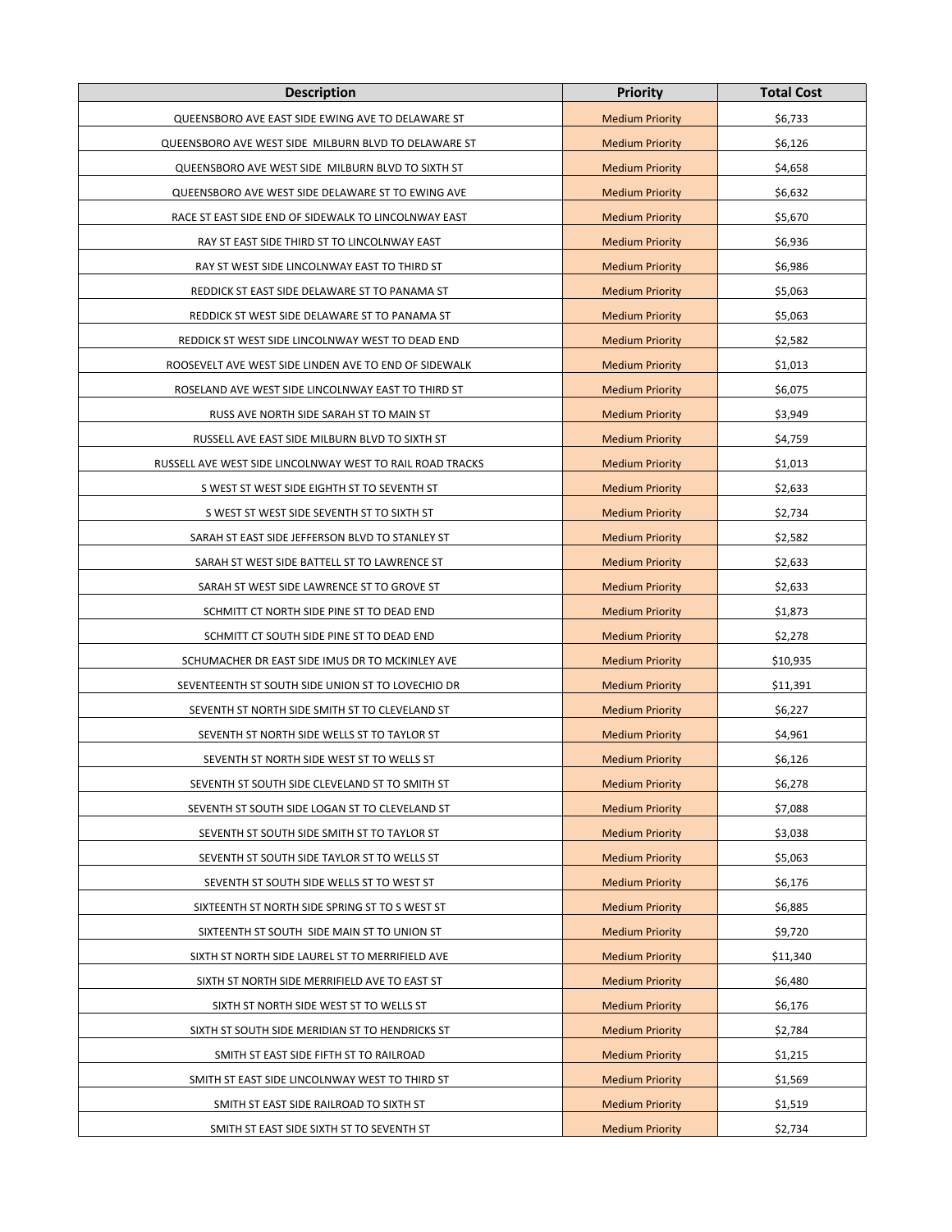| Description | Priority | Total Cost |
| --- | --- | --- |
| QUEENSBORO AVE EAST SIDE EWING AVE TO DELAWARE ST | Medium Priority | $6,733 |
| QUEENSBORO AVE WEST SIDE  MILBURN BLVD TO DELAWARE ST | Medium Priority | $6,126 |
| QUEENSBORO AVE WEST SIDE  MILBURN BLVD TO SIXTH ST | Medium Priority | $4,658 |
| QUEENSBORO AVE WEST SIDE DELAWARE ST TO EWING AVE | Medium Priority | $6,632 |
| RACE ST EAST SIDE END OF SIDEWALK TO LINCOLNWAY EAST | Medium Priority | $5,670 |
| RAY ST EAST SIDE THIRD ST TO LINCOLNWAY EAST | Medium Priority | $6,936 |
| RAY ST WEST SIDE LINCOLNWAY EAST TO THIRD ST | Medium Priority | $6,986 |
| REDDICK ST EAST SIDE DELAWARE ST TO PANAMA ST | Medium Priority | $5,063 |
| REDDICK ST WEST SIDE DELAWARE ST TO PANAMA ST | Medium Priority | $5,063 |
| REDDICK ST WEST SIDE LINCOLNWAY WEST TO DEAD END | Medium Priority | $2,582 |
| ROOSEVELT AVE WEST SIDE LINDEN AVE TO END OF SIDEWALK | Medium Priority | $1,013 |
| ROSELAND AVE WEST SIDE LINCOLNWAY EAST TO THIRD ST | Medium Priority | $6,075 |
| RUSS AVE NORTH SIDE SARAH ST TO MAIN ST | Medium Priority | $3,949 |
| RUSSELL AVE EAST SIDE MILBURN BLVD TO SIXTH ST | Medium Priority | $4,759 |
| RUSSELL AVE WEST SIDE LINCOLNWAY WEST TO RAIL ROAD TRACKS | Medium Priority | $1,013 |
| S WEST ST WEST SIDE EIGHTH ST TO SEVENTH ST | Medium Priority | $2,633 |
| S WEST ST WEST SIDE SEVENTH ST TO SIXTH ST | Medium Priority | $2,734 |
| SARAH ST EAST SIDE JEFFERSON BLVD TO STANLEY ST | Medium Priority | $2,582 |
| SARAH ST WEST SIDE BATTELL ST TO LAWRENCE ST | Medium Priority | $2,633 |
| SARAH ST WEST SIDE LAWRENCE ST TO GROVE ST | Medium Priority | $2,633 |
| SCHMITT CT NORTH SIDE PINE ST TO DEAD END | Medium Priority | $1,873 |
| SCHMITT CT SOUTH SIDE PINE ST TO DEAD END | Medium Priority | $2,278 |
| SCHUMACHER DR EAST SIDE IMUS DR TO MCKINLEY AVE | Medium Priority | $10,935 |
| SEVENTEENTH ST SOUTH SIDE UNION ST TO LOVECHIO DR | Medium Priority | $11,391 |
| SEVENTH ST NORTH SIDE SMITH ST TO CLEVELAND ST | Medium Priority | $6,227 |
| SEVENTH ST NORTH SIDE WELLS ST TO TAYLOR ST | Medium Priority | $4,961 |
| SEVENTH ST NORTH SIDE WEST ST TO WELLS ST | Medium Priority | $6,126 |
| SEVENTH ST SOUTH SIDE CLEVELAND ST TO SMITH ST | Medium Priority | $6,278 |
| SEVENTH ST SOUTH SIDE LOGAN ST TO CLEVELAND ST | Medium Priority | $7,088 |
| SEVENTH ST SOUTH SIDE SMITH ST TO TAYLOR ST | Medium Priority | $3,038 |
| SEVENTH ST SOUTH SIDE TAYLOR ST TO WELLS ST | Medium Priority | $5,063 |
| SEVENTH ST SOUTH SIDE WELLS ST TO WEST ST | Medium Priority | $6,176 |
| SIXTEENTH ST NORTH SIDE SPRING ST TO S WEST ST | Medium Priority | $6,885 |
| SIXTEENTH ST SOUTH  SIDE MAIN ST TO UNION ST | Medium Priority | $9,720 |
| SIXTH ST NORTH SIDE LAUREL ST TO MERRIFIELD AVE | Medium Priority | $11,340 |
| SIXTH ST NORTH SIDE MERRIFIELD AVE TO EAST ST | Medium Priority | $6,480 |
| SIXTH ST NORTH SIDE WEST ST TO WELLS ST | Medium Priority | $6,176 |
| SIXTH ST SOUTH SIDE MERIDIAN ST TO HENDRICKS ST | Medium Priority | $2,784 |
| SMITH ST EAST SIDE FIFTH ST TO RAILROAD | Medium Priority | $1,215 |
| SMITH ST EAST SIDE LINCOLNWAY WEST TO THIRD ST | Medium Priority | $1,569 |
| SMITH ST EAST SIDE RAILROAD TO SIXTH ST | Medium Priority | $1,519 |
| SMITH ST EAST SIDE SIXTH ST TO SEVENTH ST | Medium Priority | $2,734 |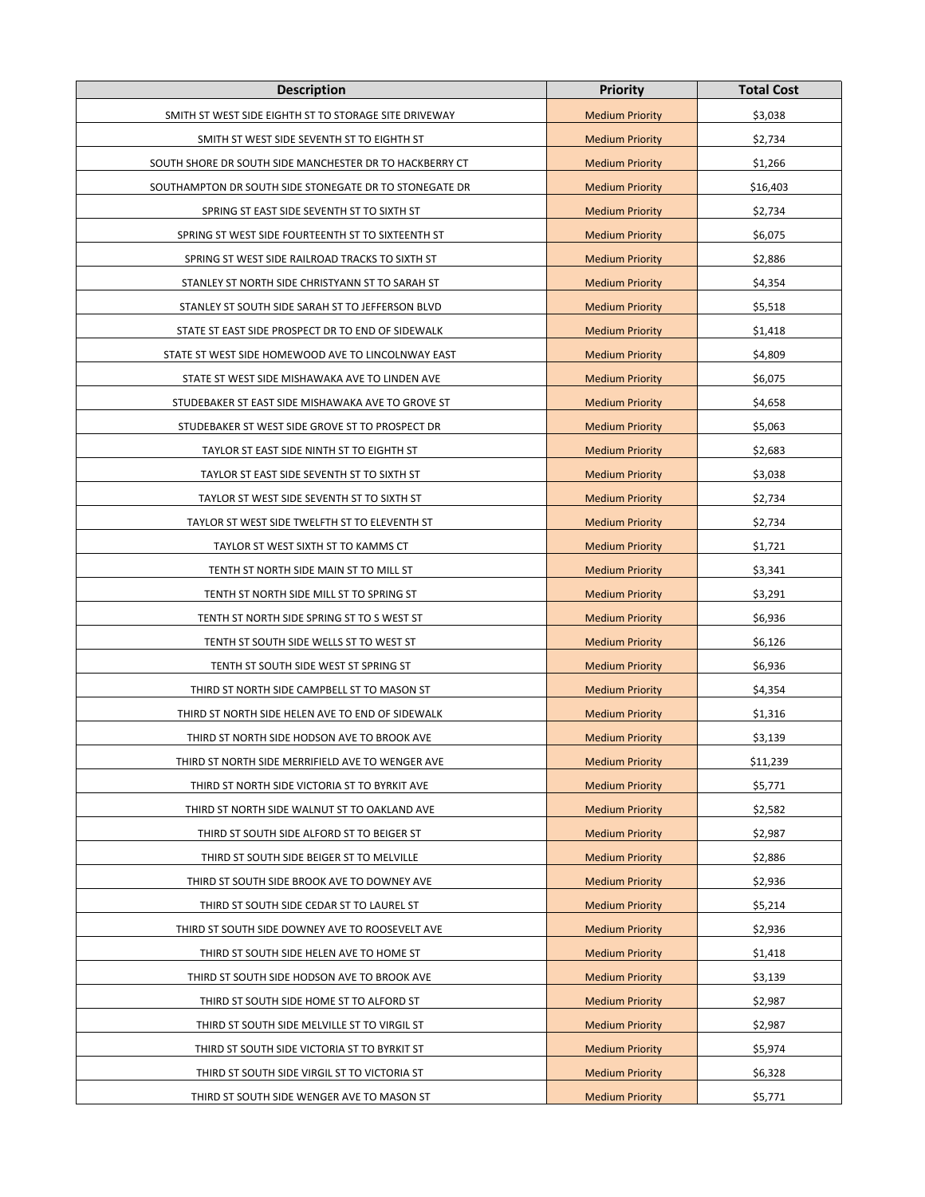| Description | Priority | Total Cost |
|---|---|---|
| SMITH ST WEST SIDE EIGHTH ST TO STORAGE SITE DRIVEWAY | Medium Priority | $3,038 |
| SMITH ST WEST SIDE SEVENTH ST TO EIGHTH ST | Medium Priority | $2,734 |
| SOUTH SHORE DR SOUTH SIDE MANCHESTER DR TO HACKBERRY CT | Medium Priority | $1,266 |
| SOUTHAMPTON DR SOUTH SIDE STONEGATE DR TO STONEGATE DR | Medium Priority | $16,403 |
| SPRING ST EAST SIDE SEVENTH ST TO SIXTH ST | Medium Priority | $2,734 |
| SPRING ST WEST SIDE FOURTEENTH ST TO SIXTEENTH ST | Medium Priority | $6,075 |
| SPRING ST WEST SIDE RAILROAD TRACKS TO SIXTH ST | Medium Priority | $2,886 |
| STANLEY ST NORTH SIDE CHRISTYANN ST TO SARAH ST | Medium Priority | $4,354 |
| STANLEY ST SOUTH SIDE SARAH ST TO JEFFERSON BLVD | Medium Priority | $5,518 |
| STATE ST EAST SIDE PROSPECT DR TO END OF SIDEWALK | Medium Priority | $1,418 |
| STATE ST WEST SIDE HOMEWOOD AVE TO LINCOLNWAY EAST | Medium Priority | $4,809 |
| STATE ST WEST SIDE MISHAWAKA AVE TO LINDEN AVE | Medium Priority | $6,075 |
| STUDEBAKER ST EAST SIDE MISHAWAKA AVE TO GROVE ST | Medium Priority | $4,658 |
| STUDEBAKER ST WEST SIDE GROVE ST TO PROSPECT DR | Medium Priority | $5,063 |
| TAYLOR ST EAST SIDE NINTH ST TO EIGHTH ST | Medium Priority | $2,683 |
| TAYLOR ST EAST SIDE SEVENTH ST TO SIXTH ST | Medium Priority | $3,038 |
| TAYLOR ST WEST SIDE SEVENTH ST TO SIXTH ST | Medium Priority | $2,734 |
| TAYLOR ST WEST SIDE TWELFTH ST TO ELEVENTH ST | Medium Priority | $2,734 |
| TAYLOR ST WEST SIXTH ST TO KAMMS CT | Medium Priority | $1,721 |
| TENTH ST NORTH SIDE MAIN ST TO MILL ST | Medium Priority | $3,341 |
| TENTH ST NORTH SIDE MILL ST TO SPRING ST | Medium Priority | $3,291 |
| TENTH ST NORTH SIDE SPRING ST TO S WEST ST | Medium Priority | $6,936 |
| TENTH ST SOUTH SIDE WELLS ST TO WEST ST | Medium Priority | $6,126 |
| TENTH ST SOUTH SIDE WEST ST SPRING ST | Medium Priority | $6,936 |
| THIRD ST NORTH SIDE CAMPBELL ST TO MASON ST | Medium Priority | $4,354 |
| THIRD ST NORTH SIDE HELEN AVE TO END OF SIDEWALK | Medium Priority | $1,316 |
| THIRD ST NORTH SIDE HODSON AVE TO BROOK AVE | Medium Priority | $3,139 |
| THIRD ST NORTH SIDE MERRIFIELD AVE TO WENGER AVE | Medium Priority | $11,239 |
| THIRD ST NORTH SIDE VICTORIA ST TO BYRKIT AVE | Medium Priority | $5,771 |
| THIRD ST NORTH SIDE WALNUT ST TO OAKLAND AVE | Medium Priority | $2,582 |
| THIRD ST SOUTH SIDE ALFORD ST TO BEIGER ST | Medium Priority | $2,987 |
| THIRD ST SOUTH SIDE BEIGER ST TO MELVILLE | Medium Priority | $2,886 |
| THIRD ST SOUTH SIDE BROOK AVE TO DOWNEY AVE | Medium Priority | $2,936 |
| THIRD ST SOUTH SIDE CEDAR ST TO LAUREL ST | Medium Priority | $5,214 |
| THIRD ST SOUTH SIDE DOWNEY AVE TO ROOSEVELT AVE | Medium Priority | $2,936 |
| THIRD ST SOUTH SIDE HELEN AVE TO HOME ST | Medium Priority | $1,418 |
| THIRD ST SOUTH SIDE HODSON AVE TO BROOK AVE | Medium Priority | $3,139 |
| THIRD ST SOUTH SIDE HOME ST TO ALFORD ST | Medium Priority | $2,987 |
| THIRD ST SOUTH SIDE MELVILLE ST TO VIRGIL ST | Medium Priority | $2,987 |
| THIRD ST SOUTH SIDE VICTORIA ST TO BYRKIT ST | Medium Priority | $5,974 |
| THIRD ST SOUTH SIDE VIRGIL ST TO VICTORIA ST | Medium Priority | $6,328 |
| THIRD ST SOUTH SIDE WENGER AVE TO MASON ST | Medium Priority | $5,771 |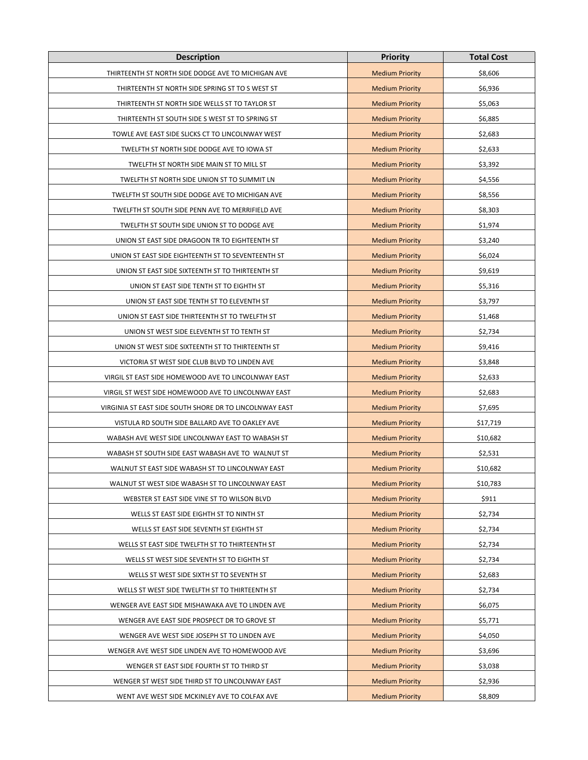| Description | Priority | Total Cost |
|---|---|---|
| THIRTEENTH ST NORTH SIDE DODGE AVE TO MICHIGAN AVE | Medium Priority | $8,606 |
| THIRTEENTH ST NORTH SIDE SPRING ST TO S WEST ST | Medium Priority | $6,936 |
| THIRTEENTH ST NORTH SIDE WELLS ST TO TAYLOR ST | Medium Priority | $5,063 |
| THIRTEENTH ST SOUTH SIDE S WEST ST TO SPRING ST | Medium Priority | $6,885 |
| TOWLE AVE EAST SIDE SLICKS CT TO LINCOLNWAY WEST | Medium Priority | $2,683 |
| TWELFTH ST NORTH SIDE DODGE AVE TO IOWA ST | Medium Priority | $2,633 |
| TWELFTH ST NORTH SIDE MAIN ST TO MILL ST | Medium Priority | $3,392 |
| TWELFTH ST NORTH SIDE UNION ST TO SUMMIT LN | Medium Priority | $4,556 |
| TWELFTH ST SOUTH SIDE DODGE AVE TO MICHIGAN AVE | Medium Priority | $8,556 |
| TWELFTH ST SOUTH SIDE PENN AVE TO MERRIFIELD AVE | Medium Priority | $8,303 |
| TWELFTH ST SOUTH SIDE UNION ST TO DODGE AVE | Medium Priority | $1,974 |
| UNION ST EAST SIDE DRAGOON TR TO EIGHTEENTH ST | Medium Priority | $3,240 |
| UNION ST EAST SIDE EIGHTEENTH ST TO SEVENTEENTH ST | Medium Priority | $6,024 |
| UNION ST EAST SIDE SIXTEENTH ST TO THIRTEENTH ST | Medium Priority | $9,619 |
| UNION ST EAST SIDE TENTH ST TO EIGHTH ST | Medium Priority | $5,316 |
| UNION ST EAST SIDE TENTH ST TO ELEVENTH ST | Medium Priority | $3,797 |
| UNION ST EAST SIDE THIRTEENTH ST TO TWELFTH ST | Medium Priority | $1,468 |
| UNION ST WEST SIDE ELEVENTH ST TO TENTH ST | Medium Priority | $2,734 |
| UNION ST WEST SIDE SIXTEENTH ST TO THIRTEENTH ST | Medium Priority | $9,416 |
| VICTORIA ST WEST SIDE CLUB BLVD TO LINDEN AVE | Medium Priority | $3,848 |
| VIRGIL ST EAST SIDE HOMEWOOD AVE TO LINCOLNWAY EAST | Medium Priority | $2,633 |
| VIRGIL ST WEST SIDE HOMEWOOD AVE TO LINCOLNWAY EAST | Medium Priority | $2,683 |
| VIRGINIA ST EAST SIDE SOUTH SHORE DR TO LINCOLNWAY EAST | Medium Priority | $7,695 |
| VISTULA RD SOUTH SIDE BALLARD AVE TO OAKLEY AVE | Medium Priority | $17,719 |
| WABASH AVE WEST SIDE LINCOLNWAY EAST TO WABASH ST | Medium Priority | $10,682 |
| WABASH ST SOUTH SIDE EAST WABASH AVE TO WALNUT ST | Medium Priority | $2,531 |
| WALNUT ST EAST SIDE WABASH ST TO LINCOLNWAY EAST | Medium Priority | $10,682 |
| WALNUT ST WEST SIDE WABASH ST TO LINCOLNWAY EAST | Medium Priority | $10,783 |
| WEBSTER ST EAST SIDE VINE ST TO WILSON BLVD | Medium Priority | $911 |
| WELLS ST EAST SIDE EIGHTH ST TO NINTH ST | Medium Priority | $2,734 |
| WELLS ST EAST SIDE SEVENTH ST EIGHTH ST | Medium Priority | $2,734 |
| WELLS ST EAST SIDE TWELFTH ST TO THIRTEENTH ST | Medium Priority | $2,734 |
| WELLS ST WEST SIDE SEVENTH ST TO EIGHTH ST | Medium Priority | $2,734 |
| WELLS ST WEST SIDE SIXTH ST TO SEVENTH ST | Medium Priority | $2,683 |
| WELLS ST WEST SIDE TWELFTH ST TO THIRTEENTH ST | Medium Priority | $2,734 |
| WENGER AVE EAST SIDE MISHAWAKA AVE TO LINDEN AVE | Medium Priority | $6,075 |
| WENGER AVE EAST SIDE PROSPECT DR TO GROVE ST | Medium Priority | $5,771 |
| WENGER AVE WEST SIDE JOSEPH ST TO LINDEN AVE | Medium Priority | $4,050 |
| WENGER AVE WEST SIDE LINDEN AVE TO HOMEWOOD AVE | Medium Priority | $3,696 |
| WENGER ST EAST SIDE FOURTH ST TO THIRD ST | Medium Priority | $3,038 |
| WENGER ST WEST SIDE THIRD ST TO LINCOLNWAY EAST | Medium Priority | $2,936 |
| WENT AVE WEST SIDE MCKINLEY AVE TO COLFAX AVE | Medium Priority | $8,809 |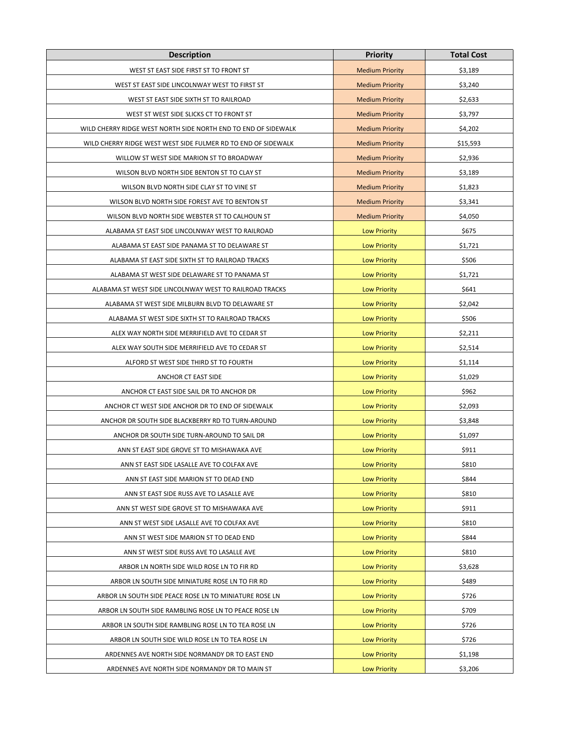| Description | Priority | Total Cost |
| --- | --- | --- |
| WEST ST EAST SIDE FIRST ST TO FRONT ST | Medium Priority | $3,189 |
| WEST ST EAST SIDE LINCOLNWAY WEST TO FIRST ST | Medium Priority | $3,240 |
| WEST ST EAST SIDE SIXTH ST TO RAILROAD | Medium Priority | $2,633 |
| WEST ST WEST SIDE SLICKS CT TO FRONT ST | Medium Priority | $3,797 |
| WILD CHERRY RIDGE WEST NORTH SIDE NORTH END TO END OF SIDEWALK | Medium Priority | $4,202 |
| WILD CHERRY RIDGE WEST WEST SIDE FULMER RD TO END OF SIDEWALK | Medium Priority | $15,593 |
| WILLOW ST WEST SIDE MARION ST TO BROADWAY | Medium Priority | $2,936 |
| WILSON BLVD NORTH SIDE BENTON ST TO CLAY ST | Medium Priority | $3,189 |
| WILSON BLVD NORTH SIDE CLAY ST TO VINE ST | Medium Priority | $1,823 |
| WILSON BLVD NORTH SIDE FOREST AVE TO BENTON ST | Medium Priority | $3,341 |
| WILSON BLVD NORTH SIDE WEBSTER ST TO CALHOUN ST | Medium Priority | $4,050 |
| ALABAMA ST EAST SIDE LINCOLNWAY WEST TO RAILROAD | Low Priority | $675 |
| ALABAMA ST EAST SIDE PANAMA ST TO DELAWARE ST | Low Priority | $1,721 |
| ALABAMA ST EAST SIDE SIXTH ST TO RAILROAD TRACKS | Low Priority | $506 |
| ALABAMA ST WEST SIDE DELAWARE ST TO PANAMA ST | Low Priority | $1,721 |
| ALABAMA ST WEST SIDE LINCOLNWAY WEST TO RAILROAD TRACKS | Low Priority | $641 |
| ALABAMA ST WEST SIDE MILBURN BLVD TO DELAWARE ST | Low Priority | $2,042 |
| ALABAMA ST WEST SIDE SIXTH ST TO RAILROAD TRACKS | Low Priority | $506 |
| ALEX WAY NORTH SIDE MERRIFIELD AVE TO CEDAR ST | Low Priority | $2,211 |
| ALEX WAY SOUTH SIDE MERRIFIELD AVE TO CEDAR ST | Low Priority | $2,514 |
| ALFORD ST WEST SIDE THIRD ST TO FOURTH | Low Priority | $1,114 |
| ANCHOR CT EAST SIDE | Low Priority | $1,029 |
| ANCHOR CT EAST SIDE SAIL DR TO ANCHOR DR | Low Priority | $962 |
| ANCHOR CT WEST SIDE ANCHOR DR TO END OF SIDEWALK | Low Priority | $2,093 |
| ANCHOR DR SOUTH SIDE BLACKBERRY RD TO TURN-AROUND | Low Priority | $3,848 |
| ANCHOR DR SOUTH SIDE TURN-AROUND TO SAIL DR | Low Priority | $1,097 |
| ANN ST EAST SIDE GROVE ST TO MISHAWAKA AVE | Low Priority | $911 |
| ANN ST EAST SIDE LASALLE AVE TO COLFAX AVE | Low Priority | $810 |
| ANN ST EAST SIDE MARION ST TO DEAD END | Low Priority | $844 |
| ANN ST EAST SIDE RUSS AVE TO LASALLE AVE | Low Priority | $810 |
| ANN ST WEST SIDE GROVE ST TO MISHAWAKA AVE | Low Priority | $911 |
| ANN ST WEST SIDE LASALLE AVE TO COLFAX AVE | Low Priority | $810 |
| ANN ST WEST SIDE MARION ST TO DEAD END | Low Priority | $844 |
| ANN ST WEST SIDE RUSS AVE TO LASALLE AVE | Low Priority | $810 |
| ARBOR LN NORTH SIDE WILD ROSE LN TO FIR RD | Low Priority | $3,628 |
| ARBOR LN SOUTH SIDE MINIATURE ROSE LN TO FIR RD | Low Priority | $489 |
| ARBOR LN SOUTH SIDE PEACE ROSE LN TO MINIATURE ROSE LN | Low Priority | $726 |
| ARBOR LN SOUTH SIDE RAMBLING ROSE LN TO PEACE ROSE LN | Low Priority | $709 |
| ARBOR LN SOUTH SIDE RAMBLING ROSE LN TO TEA ROSE LN | Low Priority | $726 |
| ARBOR LN SOUTH SIDE WILD ROSE LN TO TEA ROSE LN | Low Priority | $726 |
| ARDENNES AVE NORTH SIDE NORMANDY DR TO EAST END | Low Priority | $1,198 |
| ARDENNES AVE NORTH SIDE NORMANDY DR TO MAIN ST | Low Priority | $3,206 |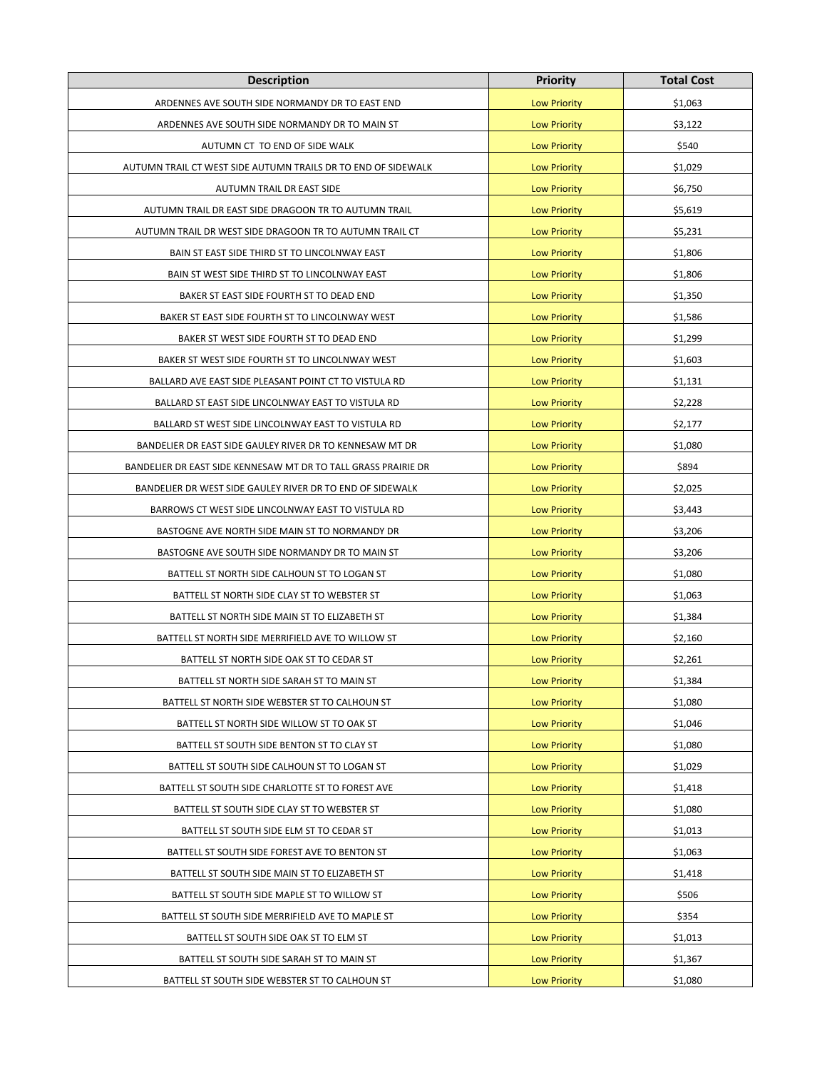| Description | Priority | Total Cost |
| --- | --- | --- |
| ARDENNES AVE SOUTH SIDE NORMANDY DR TO EAST END | Low Priority | $1,063 |
| ARDENNES AVE SOUTH SIDE NORMANDY DR TO MAIN ST | Low Priority | $3,122 |
| AUTUMN CT TO END OF SIDE WALK | Low Priority | $540 |
| AUTUMN TRAIL CT WEST SIDE AUTUMN TRAILS DR TO END OF SIDEWALK | Low Priority | $1,029 |
| AUTUMN TRAIL DR EAST SIDE | Low Priority | $6,750 |
| AUTUMN TRAIL DR EAST SIDE DRAGOON TR TO AUTUMN TRAIL | Low Priority | $5,619 |
| AUTUMN TRAIL DR WEST SIDE DRAGOON TR TO AUTUMN TRAIL CT | Low Priority | $5,231 |
| BAIN ST EAST SIDE THIRD ST TO LINCOLNWAY EAST | Low Priority | $1,806 |
| BAIN ST WEST SIDE THIRD ST TO LINCOLNWAY EAST | Low Priority | $1,806 |
| BAKER ST EAST SIDE FOURTH ST TO DEAD END | Low Priority | $1,350 |
| BAKER ST EAST SIDE FOURTH ST TO LINCOLNWAY WEST | Low Priority | $1,586 |
| BAKER ST WEST SIDE FOURTH ST TO DEAD END | Low Priority | $1,299 |
| BAKER ST WEST SIDE FOURTH ST TO LINCOLNWAY WEST | Low Priority | $1,603 |
| BALLARD AVE EAST SIDE PLEASANT POINT CT TO VISTULA RD | Low Priority | $1,131 |
| BALLARD ST EAST SIDE LINCOLNWAY EAST TO VISTULA RD | Low Priority | $2,228 |
| BALLARD ST WEST SIDE LINCOLNWAY EAST TO VISTULA RD | Low Priority | $2,177 |
| BANDELIER DR EAST SIDE GAULEY RIVER DR TO KENNESAW MT DR | Low Priority | $1,080 |
| BANDELIER DR EAST SIDE KENNESAW MT DR TO TALL GRASS PRAIRIE DR | Low Priority | $894 |
| BANDELIER DR WEST SIDE GAULEY RIVER DR TO END OF SIDEWALK | Low Priority | $2,025 |
| BARROWS CT WEST SIDE LINCOLNWAY EAST TO VISTULA RD | Low Priority | $3,443 |
| BASTOGNE AVE NORTH SIDE MAIN ST TO NORMANDY DR | Low Priority | $3,206 |
| BASTOGNE AVE SOUTH SIDE NORMANDY DR TO MAIN ST | Low Priority | $3,206 |
| BATTELL ST NORTH SIDE CALHOUN ST TO LOGAN ST | Low Priority | $1,080 |
| BATTELL ST NORTH SIDE CLAY ST TO WEBSTER ST | Low Priority | $1,063 |
| BATTELL ST NORTH SIDE MAIN ST TO ELIZABETH ST | Low Priority | $1,384 |
| BATTELL ST NORTH SIDE MERRIFIELD AVE TO WILLOW ST | Low Priority | $2,160 |
| BATTELL ST NORTH SIDE OAK ST TO CEDAR ST | Low Priority | $2,261 |
| BATTELL ST NORTH SIDE SARAH ST TO MAIN ST | Low Priority | $1,384 |
| BATTELL ST NORTH SIDE WEBSTER ST TO CALHOUN ST | Low Priority | $1,080 |
| BATTELL ST NORTH SIDE WILLOW ST TO OAK ST | Low Priority | $1,046 |
| BATTELL ST SOUTH SIDE BENTON ST TO CLAY ST | Low Priority | $1,080 |
| BATTELL ST SOUTH SIDE CALHOUN ST TO LOGAN ST | Low Priority | $1,029 |
| BATTELL ST SOUTH SIDE CHARLOTTE ST TO FOREST AVE | Low Priority | $1,418 |
| BATTELL ST SOUTH SIDE CLAY ST TO WEBSTER ST | Low Priority | $1,080 |
| BATTELL ST SOUTH SIDE ELM ST TO CEDAR ST | Low Priority | $1,013 |
| BATTELL ST SOUTH SIDE FOREST AVE TO BENTON ST | Low Priority | $1,063 |
| BATTELL ST SOUTH SIDE MAIN ST TO ELIZABETH ST | Low Priority | $1,418 |
| BATTELL ST SOUTH SIDE MAPLE ST TO WILLOW ST | Low Priority | $506 |
| BATTELL ST SOUTH SIDE MERRIFIELD AVE TO MAPLE ST | Low Priority | $354 |
| BATTELL ST SOUTH SIDE OAK ST TO ELM ST | Low Priority | $1,013 |
| BATTELL ST SOUTH SIDE SARAH ST TO MAIN ST | Low Priority | $1,367 |
| BATTELL ST SOUTH SIDE WEBSTER ST TO CALHOUN ST | Low Priority | $1,080 |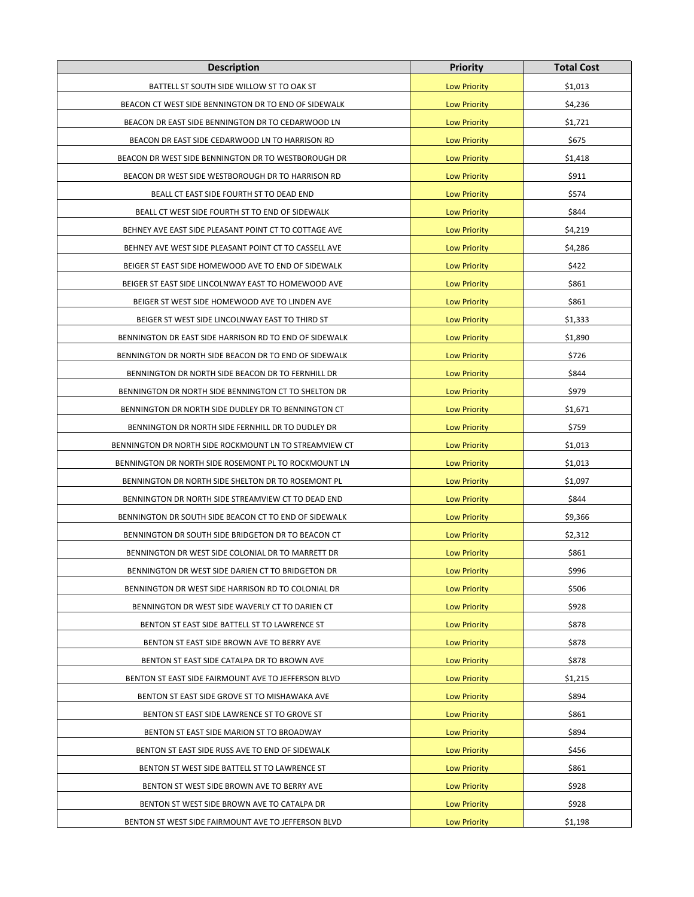| Description | Priority | Total Cost |
| --- | --- | --- |
| BATTELL ST SOUTH SIDE WILLOW ST TO OAK ST | Low Priority | $1,013 |
| BEACON CT WEST SIDE BENNINGTON DR TO END OF SIDEWALK | Low Priority | $4,236 |
| BEACON DR EAST SIDE BENNINGTON DR TO CEDARWOOD LN | Low Priority | $1,721 |
| BEACON DR EAST SIDE CEDARWOOD LN TO HARRISON RD | Low Priority | $675 |
| BEACON DR WEST SIDE BENNINGTON DR TO WESTBOROUGH DR | Low Priority | $1,418 |
| BEACON DR WEST SIDE WESTBOROUGH DR TO HARRISON RD | Low Priority | $911 |
| BEALL CT EAST SIDE FOURTH ST TO DEAD END | Low Priority | $574 |
| BEALL CT WEST SIDE FOURTH ST TO END OF SIDEWALK | Low Priority | $844 |
| BEHNEY AVE EAST SIDE PLEASANT POINT CT TO COTTAGE AVE | Low Priority | $4,219 |
| BEHNEY AVE WEST SIDE PLEASANT POINT CT TO CASSELL AVE | Low Priority | $4,286 |
| BEIGER ST EAST SIDE HOMEWOOD AVE TO END OF SIDEWALK | Low Priority | $422 |
| BEIGER ST EAST SIDE LINCOLNWAY EAST TO HOMEWOOD AVE | Low Priority | $861 |
| BEIGER ST WEST SIDE HOMEWOOD AVE TO LINDEN AVE | Low Priority | $861 |
| BEIGER ST WEST SIDE LINCOLNWAY EAST TO THIRD ST | Low Priority | $1,333 |
| BENNINGTON DR EAST SIDE HARRISON RD TO END OF SIDEWALK | Low Priority | $1,890 |
| BENNINGTON DR NORTH SIDE BEACON DR TO END OF SIDEWALK | Low Priority | $726 |
| BENNINGTON DR NORTH SIDE BEACON DR TO FERNHILL DR | Low Priority | $844 |
| BENNINGTON DR NORTH SIDE BENNINGTON CT TO SHELTON DR | Low Priority | $979 |
| BENNINGTON DR NORTH SIDE DUDLEY DR TO BENNINGTON CT | Low Priority | $1,671 |
| BENNINGTON DR NORTH SIDE FERNHILL DR TO DUDLEY DR | Low Priority | $759 |
| BENNINGTON DR NORTH SIDE ROCKMOUNT LN TO STREAMVIEW CT | Low Priority | $1,013 |
| BENNINGTON DR NORTH SIDE ROSEMONT PL TO ROCKMOUNT LN | Low Priority | $1,013 |
| BENNINGTON DR NORTH SIDE SHELTON DR TO ROSEMONT PL | Low Priority | $1,097 |
| BENNINGTON DR NORTH SIDE STREAMVIEW CT TO DEAD END | Low Priority | $844 |
| BENNINGTON DR SOUTH SIDE BEACON CT TO END OF SIDEWALK | Low Priority | $9,366 |
| BENNINGTON DR SOUTH SIDE BRIDGETON DR TO BEACON CT | Low Priority | $2,312 |
| BENNINGTON DR WEST SIDE COLONIAL DR TO MARRETT DR | Low Priority | $861 |
| BENNINGTON DR WEST SIDE DARIEN CT TO BRIDGETON DR | Low Priority | $996 |
| BENNINGTON DR WEST SIDE HARRISON RD TO COLONIAL DR | Low Priority | $506 |
| BENNINGTON DR WEST SIDE WAVERLY CT TO DARIEN CT | Low Priority | $928 |
| BENTON ST EAST SIDE BATTELL ST TO LAWRENCE ST | Low Priority | $878 |
| BENTON ST EAST SIDE BROWN AVE TO BERRY AVE | Low Priority | $878 |
| BENTON ST EAST SIDE CATALPA DR TO BROWN AVE | Low Priority | $878 |
| BENTON ST EAST SIDE FAIRMOUNT AVE TO JEFFERSON BLVD | Low Priority | $1,215 |
| BENTON ST EAST SIDE GROVE ST TO MISHAWAKA AVE | Low Priority | $894 |
| BENTON ST EAST SIDE LAWRENCE ST TO GROVE ST | Low Priority | $861 |
| BENTON ST EAST SIDE MARION ST TO BROADWAY | Low Priority | $894 |
| BENTON ST EAST SIDE RUSS AVE TO END OF SIDEWALK | Low Priority | $456 |
| BENTON ST WEST SIDE BATTELL ST TO LAWRENCE ST | Low Priority | $861 |
| BENTON ST WEST SIDE BROWN AVE TO BERRY AVE | Low Priority | $928 |
| BENTON ST WEST SIDE BROWN AVE TO CATALPA DR | Low Priority | $928 |
| BENTON ST WEST SIDE FAIRMOUNT AVE TO JEFFERSON BLVD | Low Priority | $1,198 |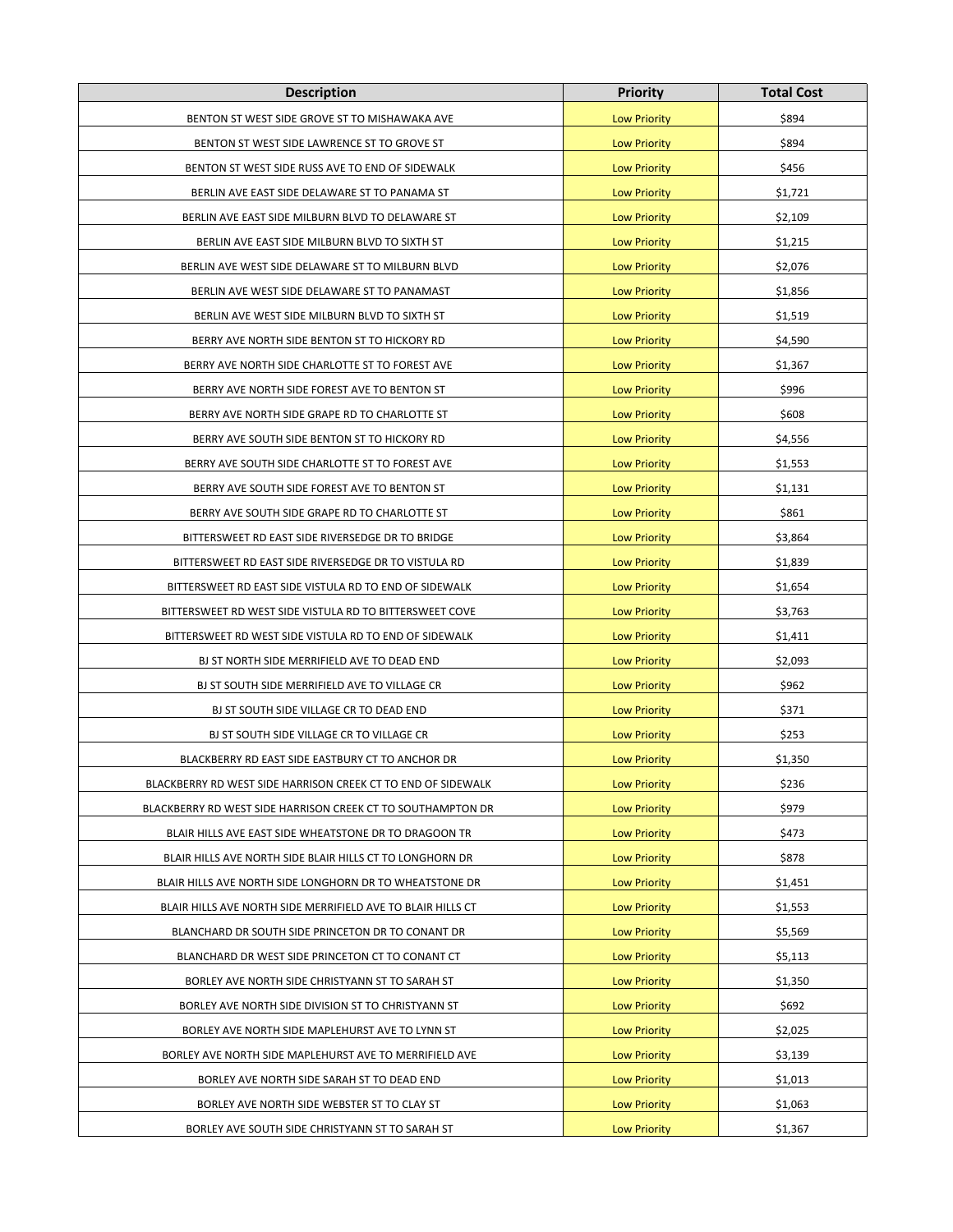| Description | Priority | Total Cost |
|---|---|---|
| BENTON ST WEST SIDE GROVE ST TO MISHAWAKA AVE | Low Priority | $894 |
| BENTON ST WEST SIDE LAWRENCE ST TO GROVE ST | Low Priority | $894 |
| BENTON ST WEST SIDE RUSS AVE TO END OF SIDEWALK | Low Priority | $456 |
| BERLIN AVE EAST SIDE DELAWARE ST TO PANAMA ST | Low Priority | $1,721 |
| BERLIN AVE EAST SIDE MILBURN BLVD TO DELAWARE ST | Low Priority | $2,109 |
| BERLIN AVE EAST SIDE MILBURN BLVD TO SIXTH ST | Low Priority | $1,215 |
| BERLIN AVE WEST SIDE DELAWARE ST TO MILBURN BLVD | Low Priority | $2,076 |
| BERLIN AVE WEST SIDE DELAWARE ST TO PANAMAST | Low Priority | $1,856 |
| BERLIN AVE WEST SIDE MILBURN BLVD TO SIXTH ST | Low Priority | $1,519 |
| BERRY AVE NORTH SIDE BENTON ST TO HICKORY RD | Low Priority | $4,590 |
| BERRY AVE NORTH SIDE CHARLOTTE ST TO FOREST AVE | Low Priority | $1,367 |
| BERRY AVE NORTH SIDE FOREST AVE TO BENTON ST | Low Priority | $996 |
| BERRY AVE NORTH SIDE GRAPE RD TO CHARLOTTE ST | Low Priority | $608 |
| BERRY AVE SOUTH SIDE BENTON ST TO HICKORY RD | Low Priority | $4,556 |
| BERRY AVE SOUTH SIDE CHARLOTTE ST TO FOREST AVE | Low Priority | $1,553 |
| BERRY AVE SOUTH SIDE FOREST AVE TO BENTON ST | Low Priority | $1,131 |
| BERRY AVE SOUTH SIDE GRAPE RD TO CHARLOTTE ST | Low Priority | $861 |
| BITTERSWEET RD EAST SIDE RIVERSEDGE DR TO BRIDGE | Low Priority | $3,864 |
| BITTERSWEET RD EAST SIDE RIVERSEDGE DR TO VISTULA RD | Low Priority | $1,839 |
| BITTERSWEET RD EAST SIDE VISTULA RD TO END OF SIDEWALK | Low Priority | $1,654 |
| BITTERSWEET RD WEST SIDE VISTULA RD TO BITTERSWEET COVE | Low Priority | $3,763 |
| BITTERSWEET RD WEST SIDE VISTULA RD TO END OF SIDEWALK | Low Priority | $1,411 |
| BJ ST NORTH SIDE MERRIFIELD AVE TO DEAD END | Low Priority | $2,093 |
| BJ ST SOUTH SIDE MERRIFIELD AVE TO VILLAGE CR | Low Priority | $962 |
| BJ ST SOUTH SIDE VILLAGE CR TO DEAD END | Low Priority | $371 |
| BJ ST SOUTH SIDE VILLAGE CR TO VILLAGE CR | Low Priority | $253 |
| BLACKBERRY RD EAST SIDE EASTBURY CT TO ANCHOR DR | Low Priority | $1,350 |
| BLACKBERRY RD WEST SIDE HARRISON CREEK CT TO END OF SIDEWALK | Low Priority | $236 |
| BLACKBERRY RD WEST SIDE HARRISON CREEK CT TO SOUTHAMPTON DR | Low Priority | $979 |
| BLAIR HILLS AVE EAST SIDE WHEATSTONE DR TO DRAGOON TR | Low Priority | $473 |
| BLAIR HILLS AVE NORTH SIDE BLAIR HILLS CT TO LONGHORN DR | Low Priority | $878 |
| BLAIR HILLS AVE NORTH SIDE LONGHORN DR TO WHEATSTONE DR | Low Priority | $1,451 |
| BLAIR HILLS AVE NORTH SIDE MERRIFIELD AVE TO BLAIR HILLS CT | Low Priority | $1,553 |
| BLANCHARD DR SOUTH SIDE PRINCETON DR TO CONANT DR | Low Priority | $5,569 |
| BLANCHARD DR WEST SIDE PRINCETON CT TO CONANT CT | Low Priority | $5,113 |
| BORLEY AVE NORTH SIDE CHRISTYANN ST TO SARAH ST | Low Priority | $1,350 |
| BORLEY AVE NORTH SIDE DIVISION ST TO CHRISTYANN ST | Low Priority | $692 |
| BORLEY AVE NORTH SIDE MAPLEHURST AVE TO LYNN ST | Low Priority | $2,025 |
| BORLEY AVE NORTH SIDE MAPLEHURST AVE TO MERRIFIELD AVE | Low Priority | $3,139 |
| BORLEY AVE NORTH SIDE SARAH ST TO DEAD END | Low Priority | $1,013 |
| BORLEY AVE NORTH SIDE WEBSTER ST TO CLAY ST | Low Priority | $1,063 |
| BORLEY AVE SOUTH SIDE CHRISTYANN ST TO SARAH ST | Low Priority | $1,367 |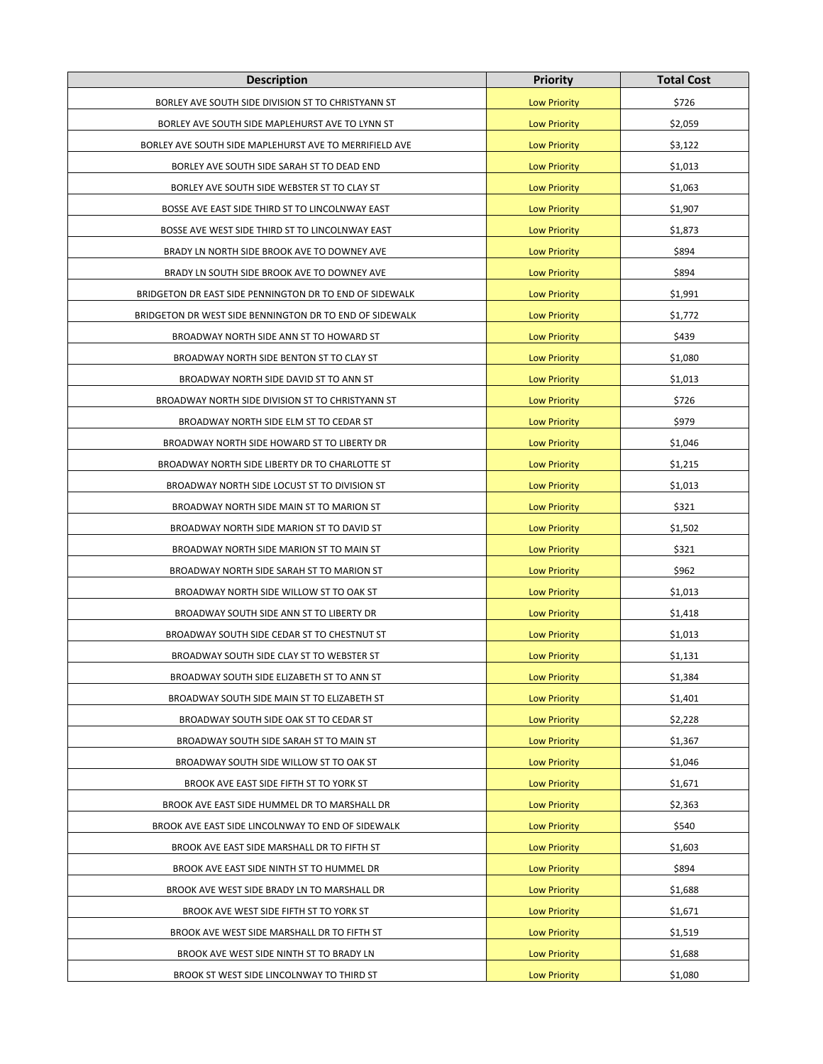| Description | Priority | Total Cost |
|---|---|---|
| BORLEY AVE SOUTH SIDE DIVISION ST TO CHRISTYANN ST | Low Priority | $726 |
| BORLEY AVE SOUTH SIDE MAPLEHURST AVE TO LYNN ST | Low Priority | $2,059 |
| BORLEY AVE SOUTH SIDE MAPLEHURST AVE TO MERRIFIELD AVE | Low Priority | $3,122 |
| BORLEY AVE SOUTH SIDE SARAH ST TO DEAD END | Low Priority | $1,013 |
| BORLEY AVE SOUTH SIDE WEBSTER ST TO CLAY ST | Low Priority | $1,063 |
| BOSSE AVE EAST SIDE THIRD ST TO LINCOLNWAY EAST | Low Priority | $1,907 |
| BOSSE AVE WEST SIDE THIRD ST TO LINCOLNWAY EAST | Low Priority | $1,873 |
| BRADY LN NORTH SIDE BROOK AVE TO DOWNEY AVE | Low Priority | $894 |
| BRADY LN SOUTH SIDE BROOK AVE TO DOWNEY AVE | Low Priority | $894 |
| BRIDGETON DR EAST SIDE PENNINGTON DR TO END OF SIDEWALK | Low Priority | $1,991 |
| BRIDGETON DR WEST SIDE BENNINGTON DR TO END OF SIDEWALK | Low Priority | $1,772 |
| BROADWAY NORTH SIDE ANN ST TO HOWARD ST | Low Priority | $439 |
| BROADWAY NORTH SIDE BENTON ST TO CLAY ST | Low Priority | $1,080 |
| BROADWAY NORTH SIDE DAVID ST TO ANN ST | Low Priority | $1,013 |
| BROADWAY NORTH SIDE DIVISION ST TO CHRISTYANN ST | Low Priority | $726 |
| BROADWAY NORTH SIDE ELM ST TO CEDAR ST | Low Priority | $979 |
| BROADWAY NORTH SIDE HOWARD ST TO LIBERTY DR | Low Priority | $1,046 |
| BROADWAY NORTH SIDE LIBERTY DR TO CHARLOTTE ST | Low Priority | $1,215 |
| BROADWAY NORTH SIDE LOCUST ST TO DIVISION ST | Low Priority | $1,013 |
| BROADWAY NORTH SIDE MAIN ST TO MARION ST | Low Priority | $321 |
| BROADWAY NORTH SIDE MARION ST TO DAVID ST | Low Priority | $1,502 |
| BROADWAY NORTH SIDE MARION ST TO MAIN ST | Low Priority | $321 |
| BROADWAY NORTH SIDE SARAH ST TO MARION ST | Low Priority | $962 |
| BROADWAY NORTH SIDE WILLOW ST TO OAK ST | Low Priority | $1,013 |
| BROADWAY SOUTH SIDE ANN ST TO LIBERTY DR | Low Priority | $1,418 |
| BROADWAY SOUTH SIDE CEDAR ST TO CHESTNUT ST | Low Priority | $1,013 |
| BROADWAY SOUTH SIDE CLAY ST TO WEBSTER ST | Low Priority | $1,131 |
| BROADWAY SOUTH SIDE ELIZABETH ST TO ANN ST | Low Priority | $1,384 |
| BROADWAY SOUTH SIDE MAIN ST TO ELIZABETH ST | Low Priority | $1,401 |
| BROADWAY SOUTH SIDE OAK ST TO CEDAR ST | Low Priority | $2,228 |
| BROADWAY SOUTH SIDE SARAH ST TO MAIN ST | Low Priority | $1,367 |
| BROADWAY SOUTH SIDE WILLOW ST TO OAK ST | Low Priority | $1,046 |
| BROOK AVE EAST SIDE FIFTH ST TO YORK ST | Low Priority | $1,671 |
| BROOK AVE EAST SIDE HUMMEL DR TO MARSHALL DR | Low Priority | $2,363 |
| BROOK AVE EAST SIDE LINCOLNWAY TO END OF SIDEWALK | Low Priority | $540 |
| BROOK AVE EAST SIDE MARSHALL DR TO FIFTH ST | Low Priority | $1,603 |
| BROOK AVE EAST SIDE NINTH ST TO HUMMEL DR | Low Priority | $894 |
| BROOK AVE WEST SIDE BRADY LN TO MARSHALL DR | Low Priority | $1,688 |
| BROOK AVE WEST SIDE FIFTH ST TO YORK ST | Low Priority | $1,671 |
| BROOK AVE WEST SIDE MARSHALL DR TO FIFTH ST | Low Priority | $1,519 |
| BROOK AVE WEST SIDE NINTH ST TO BRADY LN | Low Priority | $1,688 |
| BROOK ST WEST SIDE LINCOLNWAY TO THIRD ST | Low Priority | $1,080 |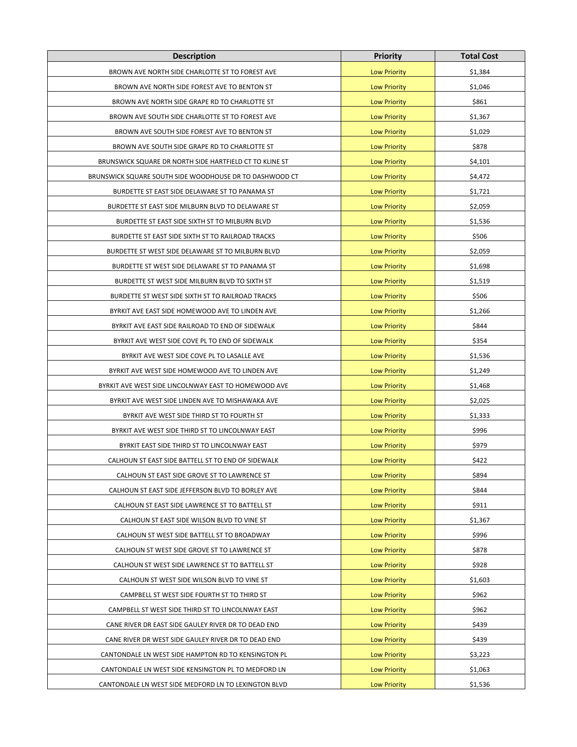| Description | Priority | Total Cost |
| --- | --- | --- |
| BROWN AVE NORTH SIDE CHARLOTTE ST TO FOREST AVE | Low Priority | $1,384 |
| BROWN AVE NORTH SIDE FOREST AVE TO BENTON ST | Low Priority | $1,046 |
| BROWN AVE NORTH SIDE GRAPE RD TO CHARLOTTE ST | Low Priority | $861 |
| BROWN AVE SOUTH SIDE CHARLOTTE ST TO FOREST AVE | Low Priority | $1,367 |
| BROWN AVE SOUTH SIDE FOREST AVE TO BENTON ST | Low Priority | $1,029 |
| BROWN AVE SOUTH SIDE GRAPE RD TO CHARLOTTE ST | Low Priority | $878 |
| BRUNSWICK SQUARE DR NORTH SIDE HARTFIELD CT TO KLINE ST | Low Priority | $4,101 |
| BRUNSWICK SQUARE SOUTH SIDE WOODHOUSE DR TO DASHWOOD CT | Low Priority | $4,472 |
| BURDETTE ST EAST SIDE DELAWARE ST TO PANAMA ST | Low Priority | $1,721 |
| BURDETTE ST EAST SIDE MILBURN BLVD TO DELAWARE ST | Low Priority | $2,059 |
| BURDETTE ST EAST SIDE SIXTH ST TO MILBURN BLVD | Low Priority | $1,536 |
| BURDETTE ST EAST SIDE SIXTH ST TO RAILROAD TRACKS | Low Priority | $506 |
| BURDETTE ST WEST SIDE DELAWARE ST TO MILBURN BLVD | Low Priority | $2,059 |
| BURDETTE ST WEST SIDE DELAWARE ST TO PANAMA ST | Low Priority | $1,698 |
| BURDETTE ST WEST SIDE MILBURN BLVD TO SIXTH ST | Low Priority | $1,519 |
| BURDETTE ST WEST SIDE SIXTH ST TO RAILROAD TRACKS | Low Priority | $506 |
| BYRKIT AVE EAST SIDE HOMEWOOD AVE TO LINDEN AVE | Low Priority | $1,266 |
| BYRKIT AVE EAST SIDE RAILROAD TO END OF SIDEWALK | Low Priority | $844 |
| BYRKIT AVE WEST SIDE COVE PL TO END OF SIDEWALK | Low Priority | $354 |
| BYRKIT AVE WEST SIDE COVE PL TO LASALLE AVE | Low Priority | $1,536 |
| BYRKIT AVE WEST SIDE HOMEWOOD AVE TO LINDEN AVE | Low Priority | $1,249 |
| BYRKIT AVE WEST SIDE LINCOLNWAY EAST TO HOMEWOOD AVE | Low Priority | $1,468 |
| BYRKIT AVE WEST SIDE LINDEN AVE TO MISHAWAKA AVE | Low Priority | $2,025 |
| BYRKIT AVE WEST SIDE THIRD ST TO FOURTH ST | Low Priority | $1,333 |
| BYRKIT AVE WEST SIDE THIRD ST TO LINCOLNWAY EAST | Low Priority | $996 |
| BYRKIT EAST SIDE THIRD ST TO LINCOLNWAY EAST | Low Priority | $979 |
| CALHOUN ST EAST SIDE BATTELL ST TO END OF SIDEWALK | Low Priority | $422 |
| CALHOUN ST EAST SIDE GROVE ST TO LAWRENCE ST | Low Priority | $894 |
| CALHOUN ST EAST SIDE JEFFERSON BLVD TO BORLEY AVE | Low Priority | $844 |
| CALHOUN ST EAST SIDE LAWRENCE ST TO BATTELL ST | Low Priority | $911 |
| CALHOUN ST EAST SIDE WILSON BLVD TO VINE ST | Low Priority | $1,367 |
| CALHOUN ST WEST SIDE BATTELL ST TO BROADWAY | Low Priority | $996 |
| CALHOUN ST WEST SIDE GROVE ST TO LAWRENCE ST | Low Priority | $878 |
| CALHOUN ST WEST SIDE LAWRENCE ST TO BATTELL ST | Low Priority | $928 |
| CALHOUN ST WEST SIDE WILSON BLVD TO VINE ST | Low Priority | $1,603 |
| CAMPBELL ST WEST SIDE FOURTH ST TO THIRD ST | Low Priority | $962 |
| CAMPBELL ST WEST SIDE THIRD ST TO LINCOLNWAY EAST | Low Priority | $962 |
| CANE RIVER DR EAST SIDE GAULEY RIVER DR TO DEAD END | Low Priority | $439 |
| CANE RIVER DR WEST SIDE GAULEY RIVER DR TO DEAD END | Low Priority | $439 |
| CANTONDALE LN WEST SIDE HAMPTON RD TO KENSINGTON PL | Low Priority | $3,223 |
| CANTONDALE LN WEST SIDE KENSINGTON PL TO MEDFORD LN | Low Priority | $1,063 |
| CANTONDALE LN WEST SIDE MEDFORD LN TO LEXINGTON BLVD | Low Priority | $1,536 |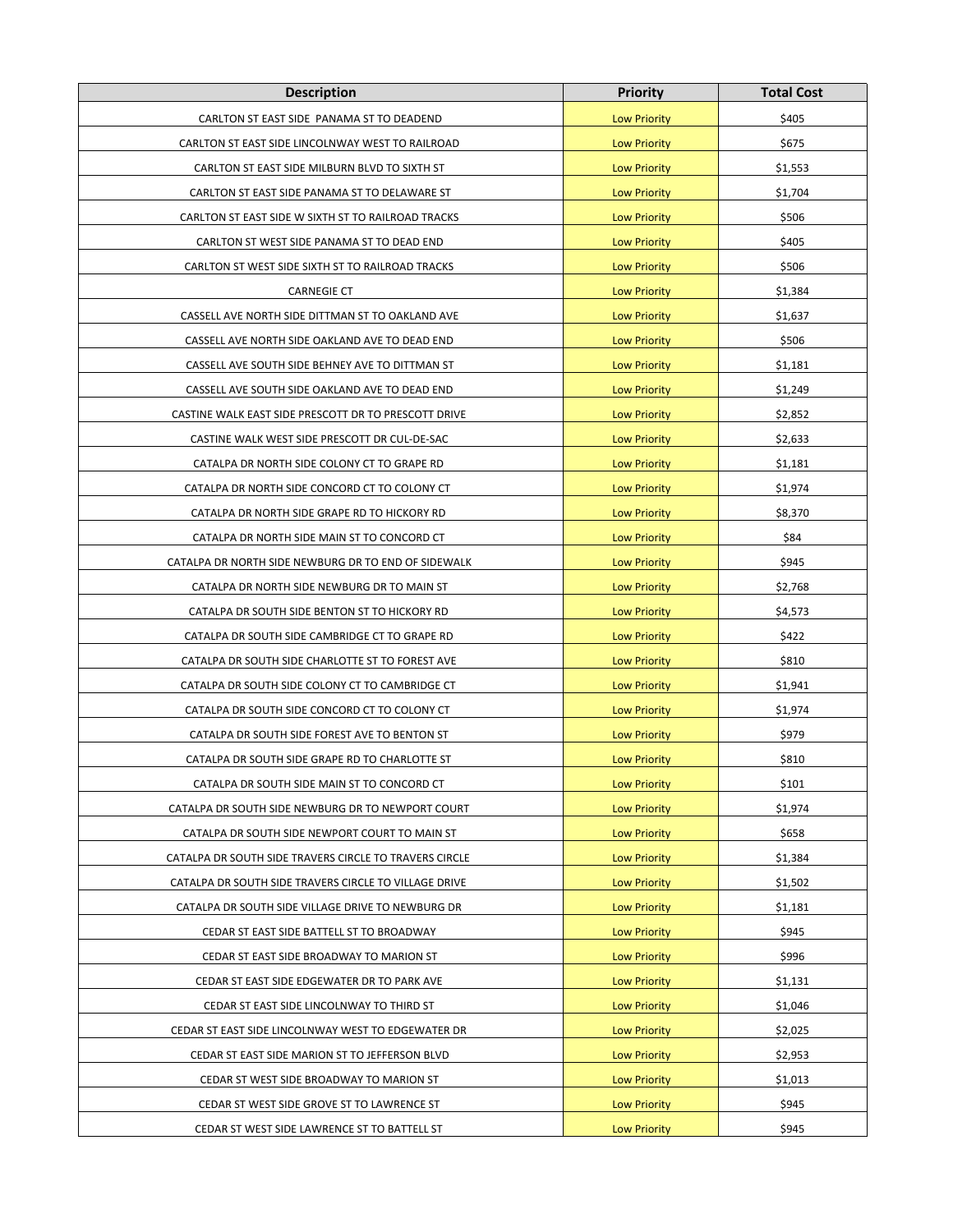| Description | Priority | Total Cost |
|---|---|---|
| CARLTON ST EAST SIDE  PANAMA ST TO DEADEND | Low Priority | $405 |
| CARLTON ST EAST SIDE LINCOLNWAY WEST TO RAILROAD | Low Priority | $675 |
| CARLTON ST EAST SIDE MILBURN BLVD TO SIXTH ST | Low Priority | $1,553 |
| CARLTON ST EAST SIDE PANAMA ST TO DELAWARE ST | Low Priority | $1,704 |
| CARLTON ST EAST SIDE W SIXTH ST TO RAILROAD TRACKS | Low Priority | $506 |
| CARLTON ST WEST SIDE PANAMA ST TO DEAD END | Low Priority | $405 |
| CARLTON ST WEST SIDE SIXTH ST TO RAILROAD TRACKS | Low Priority | $506 |
| CARNEGIE CT | Low Priority | $1,384 |
| CASSELL AVE NORTH SIDE DITTMAN ST TO OAKLAND AVE | Low Priority | $1,637 |
| CASSELL AVE NORTH SIDE OAKLAND AVE TO DEAD END | Low Priority | $506 |
| CASSELL AVE SOUTH SIDE BEHNEY AVE TO DITTMAN ST | Low Priority | $1,181 |
| CASSELL AVE SOUTH SIDE OAKLAND AVE TO DEAD END | Low Priority | $1,249 |
| CASTINE WALK EAST SIDE PRESCOTT DR TO PRESCOTT DRIVE | Low Priority | $2,852 |
| CASTINE WALK WEST SIDE PRESCOTT DR CUL-DE-SAC | Low Priority | $2,633 |
| CATALPA DR NORTH SIDE COLONY CT TO GRAPE RD | Low Priority | $1,181 |
| CATALPA DR NORTH SIDE CONCORD CT TO COLONY CT | Low Priority | $1,974 |
| CATALPA DR NORTH SIDE GRAPE RD TO HICKORY RD | Low Priority | $8,370 |
| CATALPA DR NORTH SIDE MAIN ST TO CONCORD CT | Low Priority | $84 |
| CATALPA DR NORTH SIDE NEWBURG DR TO END OF SIDEWALK | Low Priority | $945 |
| CATALPA DR NORTH SIDE NEWBURG DR TO MAIN ST | Low Priority | $2,768 |
| CATALPA DR SOUTH SIDE BENTON ST TO HICKORY RD | Low Priority | $4,573 |
| CATALPA DR SOUTH SIDE CAMBRIDGE CT TO GRAPE RD | Low Priority | $422 |
| CATALPA DR SOUTH SIDE CHARLOTTE ST TO FOREST AVE | Low Priority | $810 |
| CATALPA DR SOUTH SIDE COLONY CT TO CAMBRIDGE CT | Low Priority | $1,941 |
| CATALPA DR SOUTH SIDE CONCORD CT TO COLONY CT | Low Priority | $1,974 |
| CATALPA DR SOUTH SIDE FOREST AVE TO BENTON ST | Low Priority | $979 |
| CATALPA DR SOUTH SIDE GRAPE RD TO CHARLOTTE ST | Low Priority | $810 |
| CATALPA DR SOUTH SIDE MAIN ST TO CONCORD CT | Low Priority | $101 |
| CATALPA DR SOUTH SIDE NEWBURG DR TO NEWPORT COURT | Low Priority | $1,974 |
| CATALPA DR SOUTH SIDE NEWPORT COURT TO MAIN ST | Low Priority | $658 |
| CATALPA DR SOUTH SIDE TRAVERS CIRCLE TO TRAVERS CIRCLE | Low Priority | $1,384 |
| CATALPA DR SOUTH SIDE TRAVERS CIRCLE TO VILLAGE DRIVE | Low Priority | $1,502 |
| CATALPA DR SOUTH SIDE VILLAGE DRIVE TO NEWBURG DR | Low Priority | $1,181 |
| CEDAR ST EAST SIDE BATTELL ST TO BROADWAY | Low Priority | $945 |
| CEDAR ST EAST SIDE BROADWAY TO MARION ST | Low Priority | $996 |
| CEDAR ST EAST SIDE EDGEWATER DR TO PARK AVE | Low Priority | $1,131 |
| CEDAR ST EAST SIDE LINCOLNWAY TO THIRD ST | Low Priority | $1,046 |
| CEDAR ST EAST SIDE LINCOLNWAY WEST TO EDGEWATER DR | Low Priority | $2,025 |
| CEDAR ST EAST SIDE MARION ST TO JEFFERSON BLVD | Low Priority | $2,953 |
| CEDAR ST WEST SIDE BROADWAY TO MARION ST | Low Priority | $1,013 |
| CEDAR ST WEST SIDE GROVE ST TO LAWRENCE ST | Low Priority | $945 |
| CEDAR ST WEST SIDE LAWRENCE ST TO BATTELL ST | Low Priority | $945 |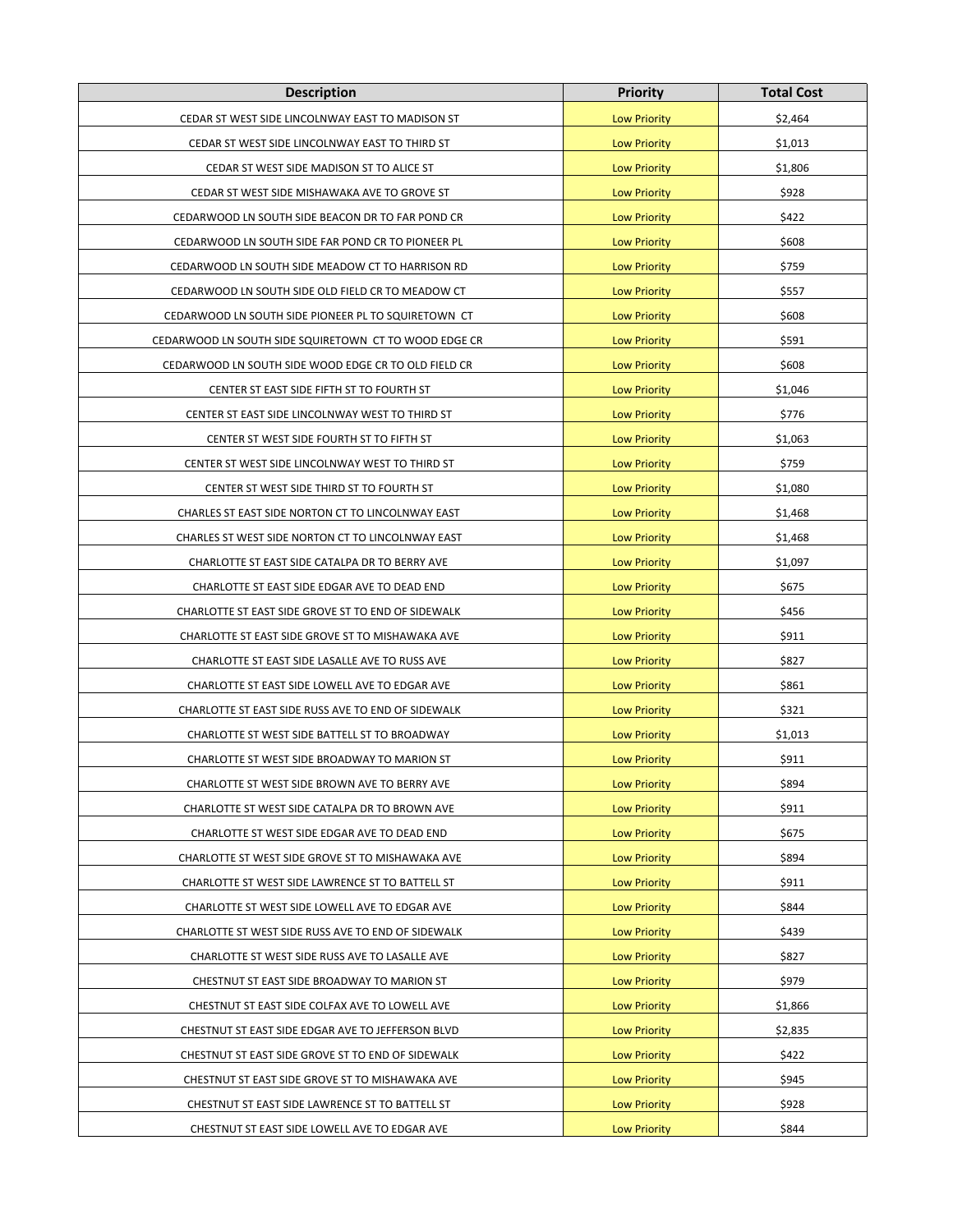| Description | Priority | Total Cost |
|---|---|---|
| CEDAR ST WEST SIDE LINCOLNWAY EAST TO MADISON ST | Low Priority | $2,464 |
| CEDAR ST WEST SIDE LINCOLNWAY EAST TO THIRD ST | Low Priority | $1,013 |
| CEDAR ST WEST SIDE MADISON ST TO ALICE ST | Low Priority | $1,806 |
| CEDAR ST WEST SIDE MISHAWAKA AVE TO GROVE ST | Low Priority | $928 |
| CEDARWOOD LN SOUTH SIDE BEACON DR TO FAR POND CR | Low Priority | $422 |
| CEDARWOOD LN SOUTH SIDE FAR POND CR TO PIONEER PL | Low Priority | $608 |
| CEDARWOOD LN SOUTH SIDE MEADOW CT TO HARRISON RD | Low Priority | $759 |
| CEDARWOOD LN SOUTH SIDE OLD FIELD CR TO MEADOW CT | Low Priority | $557 |
| CEDARWOOD LN SOUTH SIDE PIONEER PL TO SQUIRETOWN CT | Low Priority | $608 |
| CEDARWOOD LN SOUTH SIDE SQUIRETOWN CT TO WOOD EDGE CR | Low Priority | $591 |
| CEDARWOOD LN SOUTH SIDE WOOD EDGE CR TO OLD FIELD CR | Low Priority | $608 |
| CENTER ST EAST SIDE FIFTH ST TO FOURTH ST | Low Priority | $1,046 |
| CENTER ST EAST SIDE LINCOLNWAY WEST TO THIRD ST | Low Priority | $776 |
| CENTER ST WEST SIDE FOURTH ST TO FIFTH ST | Low Priority | $1,063 |
| CENTER ST WEST SIDE LINCOLNWAY WEST TO THIRD ST | Low Priority | $759 |
| CENTER ST WEST SIDE THIRD ST TO FOURTH ST | Low Priority | $1,080 |
| CHARLES ST EAST SIDE NORTON CT TO LINCOLNWAY EAST | Low Priority | $1,468 |
| CHARLES ST WEST SIDE NORTON CT TO LINCOLNWAY EAST | Low Priority | $1,468 |
| CHARLOTTE ST EAST SIDE CATALPA DR TO BERRY AVE | Low Priority | $1,097 |
| CHARLOTTE ST EAST SIDE EDGAR AVE TO DEAD END | Low Priority | $675 |
| CHARLOTTE ST EAST SIDE GROVE ST TO END OF SIDEWALK | Low Priority | $456 |
| CHARLOTTE ST EAST SIDE GROVE ST TO MISHAWAKA AVE | Low Priority | $911 |
| CHARLOTTE ST EAST SIDE LASALLE AVE TO RUSS AVE | Low Priority | $827 |
| CHARLOTTE ST EAST SIDE LOWELL AVE TO EDGAR AVE | Low Priority | $861 |
| CHARLOTTE ST EAST SIDE RUSS AVE TO END OF SIDEWALK | Low Priority | $321 |
| CHARLOTTE ST WEST SIDE BATTELL ST TO BROADWAY | Low Priority | $1,013 |
| CHARLOTTE ST WEST SIDE BROADWAY TO MARION ST | Low Priority | $911 |
| CHARLOTTE ST WEST SIDE BROWN AVE TO BERRY AVE | Low Priority | $894 |
| CHARLOTTE ST WEST SIDE CATALPA DR TO BROWN AVE | Low Priority | $911 |
| CHARLOTTE ST WEST SIDE EDGAR AVE TO DEAD END | Low Priority | $675 |
| CHARLOTTE ST WEST SIDE GROVE ST TO MISHAWAKA AVE | Low Priority | $894 |
| CHARLOTTE ST WEST SIDE LAWRENCE ST TO BATTELL ST | Low Priority | $911 |
| CHARLOTTE ST WEST SIDE LOWELL AVE TO EDGAR AVE | Low Priority | $844 |
| CHARLOTTE ST WEST SIDE RUSS AVE TO END OF SIDEWALK | Low Priority | $439 |
| CHARLOTTE ST WEST SIDE RUSS AVE TO LASALLE AVE | Low Priority | $827 |
| CHESTNUT ST EAST SIDE BROADWAY TO MARION ST | Low Priority | $979 |
| CHESTNUT ST EAST SIDE COLFAX AVE TO LOWELL AVE | Low Priority | $1,866 |
| CHESTNUT ST EAST SIDE EDGAR AVE TO JEFFERSON BLVD | Low Priority | $2,835 |
| CHESTNUT ST EAST SIDE GROVE ST TO END OF SIDEWALK | Low Priority | $422 |
| CHESTNUT ST EAST SIDE GROVE ST TO MISHAWAKA AVE | Low Priority | $945 |
| CHESTNUT ST EAST SIDE LAWRENCE ST TO BATTELL ST | Low Priority | $928 |
| CHESTNUT ST EAST SIDE LOWELL AVE TO EDGAR AVE | Low Priority | $844 |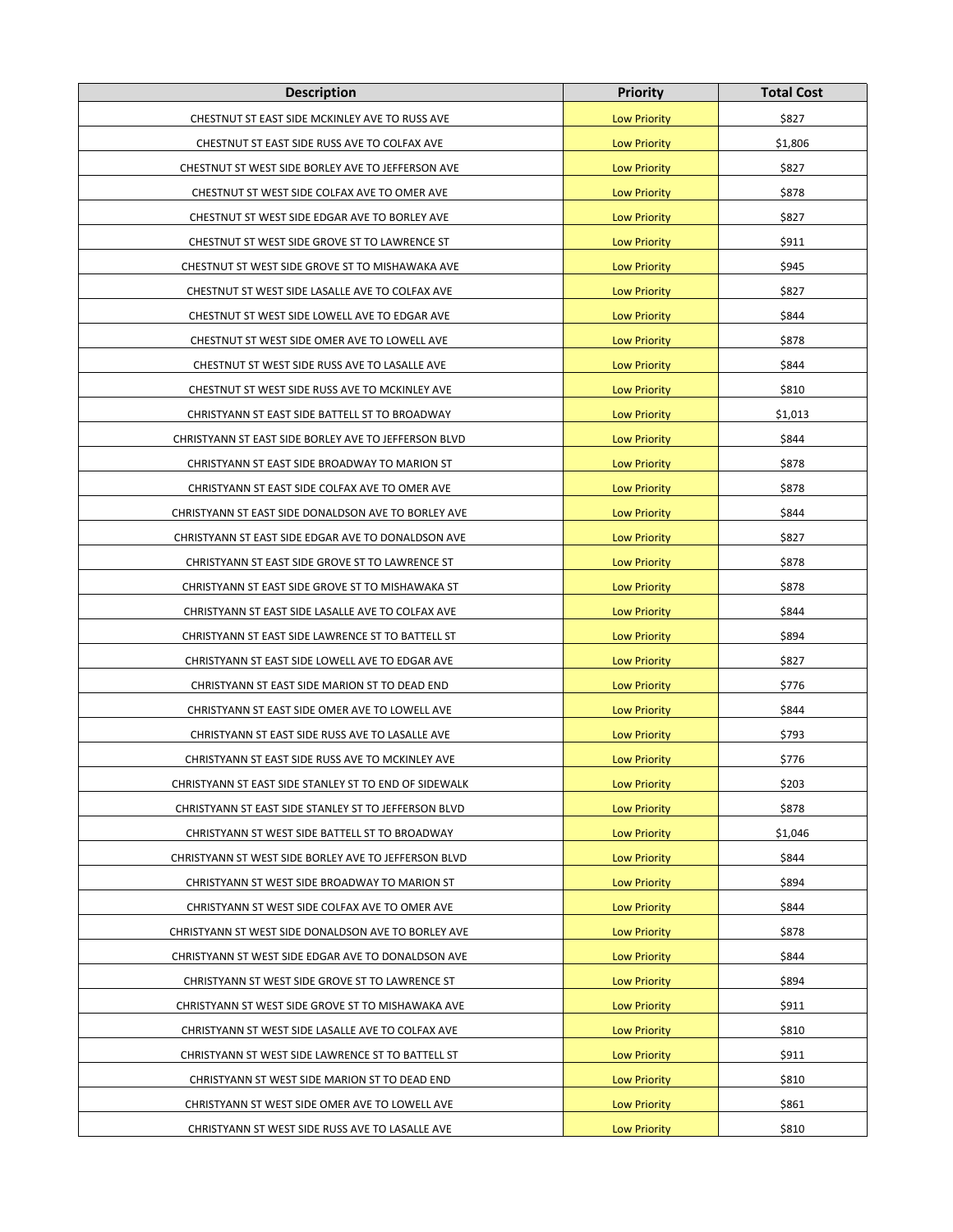| Description | Priority | Total Cost |
|---|---|---|
| CHESTNUT ST EAST SIDE MCKINLEY AVE TO RUSS AVE | Low Priority | $827 |
| CHESTNUT ST EAST SIDE RUSS AVE TO COLFAX AVE | Low Priority | $1,806 |
| CHESTNUT ST WEST SIDE BORLEY AVE TO JEFFERSON AVE | Low Priority | $827 |
| CHESTNUT ST WEST SIDE COLFAX AVE TO OMER AVE | Low Priority | $878 |
| CHESTNUT ST WEST SIDE EDGAR AVE TO BORLEY AVE | Low Priority | $827 |
| CHESTNUT ST WEST SIDE GROVE ST TO LAWRENCE ST | Low Priority | $911 |
| CHESTNUT ST WEST SIDE GROVE ST TO MISHAWAKA AVE | Low Priority | $945 |
| CHESTNUT ST WEST SIDE LASALLE AVE TO COLFAX AVE | Low Priority | $827 |
| CHESTNUT ST WEST SIDE LOWELL AVE TO EDGAR AVE | Low Priority | $844 |
| CHESTNUT ST WEST SIDE OMER AVE TO LOWELL AVE | Low Priority | $878 |
| CHESTNUT ST WEST SIDE RUSS AVE TO LASALLE AVE | Low Priority | $844 |
| CHESTNUT ST WEST SIDE RUSS AVE TO MCKINLEY AVE | Low Priority | $810 |
| CHRISTYANN ST EAST SIDE BATTELL ST TO BROADWAY | Low Priority | $1,013 |
| CHRISTYANN ST EAST SIDE BORLEY AVE TO JEFFERSON BLVD | Low Priority | $844 |
| CHRISTYANN ST EAST SIDE BROADWAY TO MARION ST | Low Priority | $878 |
| CHRISTYANN ST EAST SIDE COLFAX AVE TO OMER AVE | Low Priority | $878 |
| CHRISTYANN ST EAST SIDE DONALDSON AVE TO BORLEY AVE | Low Priority | $844 |
| CHRISTYANN ST EAST SIDE EDGAR AVE TO DONALDSON AVE | Low Priority | $827 |
| CHRISTYANN ST EAST SIDE GROVE ST TO LAWRENCE ST | Low Priority | $878 |
| CHRISTYANN ST EAST SIDE GROVE ST TO MISHAWAKA ST | Low Priority | $878 |
| CHRISTYANN ST EAST SIDE LASALLE AVE TO COLFAX AVE | Low Priority | $844 |
| CHRISTYANN ST EAST SIDE LAWRENCE ST TO BATTELL ST | Low Priority | $894 |
| CHRISTYANN ST EAST SIDE LOWELL AVE TO EDGAR AVE | Low Priority | $827 |
| CHRISTYANN ST EAST SIDE MARION ST TO DEAD END | Low Priority | $776 |
| CHRISTYANN ST EAST SIDE OMER AVE TO LOWELL AVE | Low Priority | $844 |
| CHRISTYANN ST EAST SIDE RUSS AVE TO LASALLE AVE | Low Priority | $793 |
| CHRISTYANN ST EAST SIDE RUSS AVE TO MCKINLEY AVE | Low Priority | $776 |
| CHRISTYANN ST EAST SIDE STANLEY ST TO END OF SIDEWALK | Low Priority | $203 |
| CHRISTYANN ST EAST SIDE STANLEY ST TO JEFFERSON BLVD | Low Priority | $878 |
| CHRISTYANN ST WEST SIDE BATTELL ST TO BROADWAY | Low Priority | $1,046 |
| CHRISTYANN ST WEST SIDE BORLEY AVE TO JEFFERSON BLVD | Low Priority | $844 |
| CHRISTYANN ST WEST SIDE BROADWAY TO MARION ST | Low Priority | $894 |
| CHRISTYANN ST WEST SIDE COLFAX AVE TO OMER AVE | Low Priority | $844 |
| CHRISTYANN ST WEST SIDE DONALDSON AVE TO BORLEY AVE | Low Priority | $878 |
| CHRISTYANN ST WEST SIDE EDGAR AVE TO DONALDSON AVE | Low Priority | $844 |
| CHRISTYANN ST WEST SIDE GROVE ST TO LAWRENCE ST | Low Priority | $894 |
| CHRISTYANN ST WEST SIDE GROVE ST TO MISHAWAKA AVE | Low Priority | $911 |
| CHRISTYANN ST WEST SIDE LASALLE AVE TO COLFAX AVE | Low Priority | $810 |
| CHRISTYANN ST WEST SIDE LAWRENCE ST TO BATTELL ST | Low Priority | $911 |
| CHRISTYANN ST WEST SIDE MARION ST TO DEAD END | Low Priority | $810 |
| CHRISTYANN ST WEST SIDE OMER AVE TO LOWELL AVE | Low Priority | $861 |
| CHRISTYANN ST WEST SIDE RUSS AVE TO LASALLE AVE | Low Priority | $810 |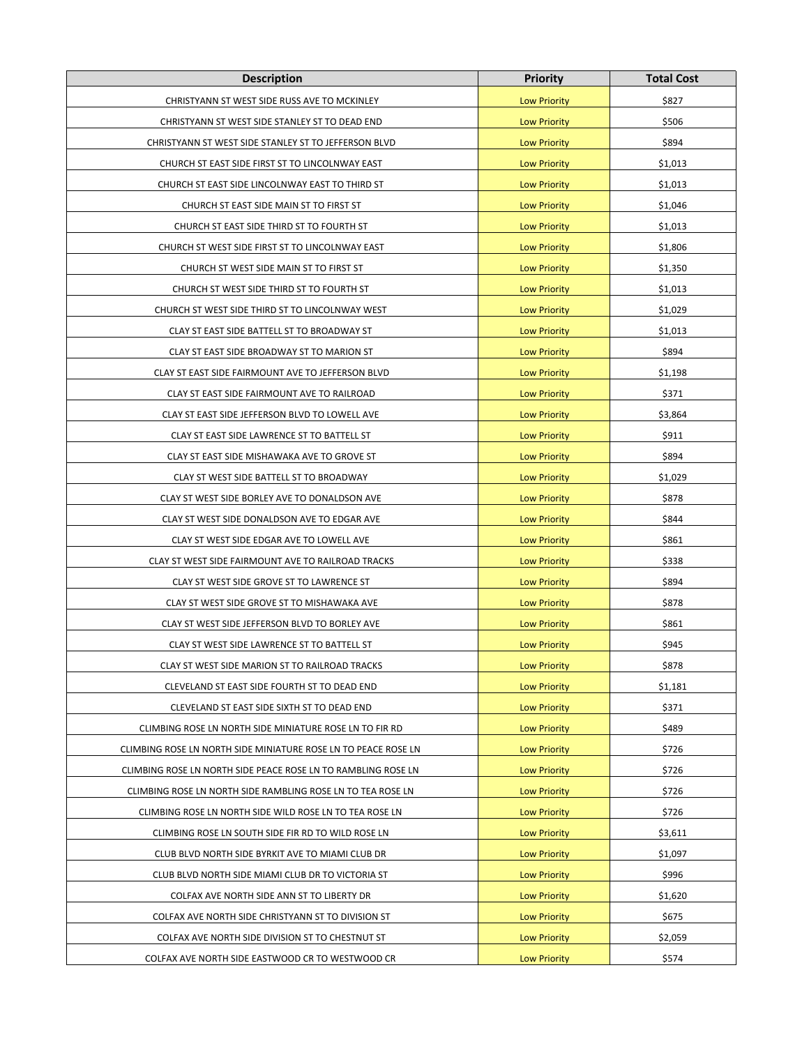| Description | Priority | Total Cost |
|---|---|---|
| CHRISTYANN ST WEST SIDE RUSS AVE TO MCKINLEY | Low Priority | $827 |
| CHRISTYANN ST WEST SIDE STANLEY ST TO DEAD END | Low Priority | $506 |
| CHRISTYANN ST WEST SIDE STANLEY ST TO JEFFERSON BLVD | Low Priority | $894 |
| CHURCH ST EAST SIDE FIRST ST TO LINCOLNWAY EAST | Low Priority | $1,013 |
| CHURCH ST EAST SIDE LINCOLNWAY EAST TO THIRD ST | Low Priority | $1,013 |
| CHURCH ST EAST SIDE MAIN ST TO FIRST ST | Low Priority | $1,046 |
| CHURCH ST EAST SIDE THIRD ST TO FOURTH ST | Low Priority | $1,013 |
| CHURCH ST WEST SIDE FIRST ST TO LINCOLNWAY EAST | Low Priority | $1,806 |
| CHURCH ST WEST SIDE MAIN ST TO FIRST ST | Low Priority | $1,350 |
| CHURCH ST WEST SIDE THIRD ST TO FOURTH ST | Low Priority | $1,013 |
| CHURCH ST WEST SIDE THIRD ST TO LINCOLNWAY WEST | Low Priority | $1,029 |
| CLAY ST EAST SIDE BATTELL ST TO BROADWAY ST | Low Priority | $1,013 |
| CLAY ST EAST SIDE BROADWAY ST TO MARION ST | Low Priority | $894 |
| CLAY ST EAST SIDE FAIRMOUNT AVE TO JEFFERSON BLVD | Low Priority | $1,198 |
| CLAY ST EAST SIDE FAIRMOUNT AVE TO RAILROAD | Low Priority | $371 |
| CLAY ST EAST SIDE JEFFERSON BLVD TO LOWELL AVE | Low Priority | $3,864 |
| CLAY ST EAST SIDE LAWRENCE ST TO BATTELL ST | Low Priority | $911 |
| CLAY ST EAST SIDE MISHAWAKA AVE TO GROVE ST | Low Priority | $894 |
| CLAY ST WEST SIDE BATTELL ST TO BROADWAY | Low Priority | $1,029 |
| CLAY ST WEST SIDE BORLEY AVE TO DONALDSON AVE | Low Priority | $878 |
| CLAY ST WEST SIDE DONALDSON AVE TO EDGAR AVE | Low Priority | $844 |
| CLAY ST WEST SIDE EDGAR AVE TO LOWELL AVE | Low Priority | $861 |
| CLAY ST WEST SIDE FAIRMOUNT AVE TO RAILROAD TRACKS | Low Priority | $338 |
| CLAY ST WEST SIDE GROVE ST TO LAWRENCE ST | Low Priority | $894 |
| CLAY ST WEST SIDE GROVE ST TO MISHAWAKA AVE | Low Priority | $878 |
| CLAY ST WEST SIDE JEFFERSON BLVD TO BORLEY AVE | Low Priority | $861 |
| CLAY ST WEST SIDE LAWRENCE ST TO BATTELL ST | Low Priority | $945 |
| CLAY ST WEST SIDE MARION ST TO RAILROAD TRACKS | Low Priority | $878 |
| CLEVELAND ST EAST SIDE FOURTH ST TO DEAD END | Low Priority | $1,181 |
| CLEVELAND ST EAST SIDE SIXTH ST TO DEAD END | Low Priority | $371 |
| CLIMBING ROSE LN NORTH SIDE MINIATURE ROSE LN TO FIR RD | Low Priority | $489 |
| CLIMBING ROSE LN NORTH SIDE MINIATURE ROSE LN TO PEACE ROSE LN | Low Priority | $726 |
| CLIMBING ROSE LN NORTH SIDE PEACE ROSE LN TO RAMBLING ROSE LN | Low Priority | $726 |
| CLIMBING ROSE LN NORTH SIDE RAMBLING ROSE LN TO TEA ROSE LN | Low Priority | $726 |
| CLIMBING ROSE LN NORTH SIDE WILD ROSE LN TO TEA ROSE LN | Low Priority | $726 |
| CLIMBING ROSE LN SOUTH SIDE FIR RD TO WILD ROSE LN | Low Priority | $3,611 |
| CLUB BLVD NORTH SIDE BYRKIT AVE TO MIAMI CLUB DR | Low Priority | $1,097 |
| CLUB BLVD NORTH SIDE MIAMI CLUB DR TO VICTORIA ST | Low Priority | $996 |
| COLFAX AVE NORTH SIDE ANN ST TO LIBERTY DR | Low Priority | $1,620 |
| COLFAX AVE NORTH SIDE CHRISTYANN ST TO DIVISION ST | Low Priority | $675 |
| COLFAX AVE NORTH SIDE DIVISION ST TO CHESTNUT ST | Low Priority | $2,059 |
| COLFAX AVE NORTH SIDE EASTWOOD CR TO WESTWOOD CR | Low Priority | $574 |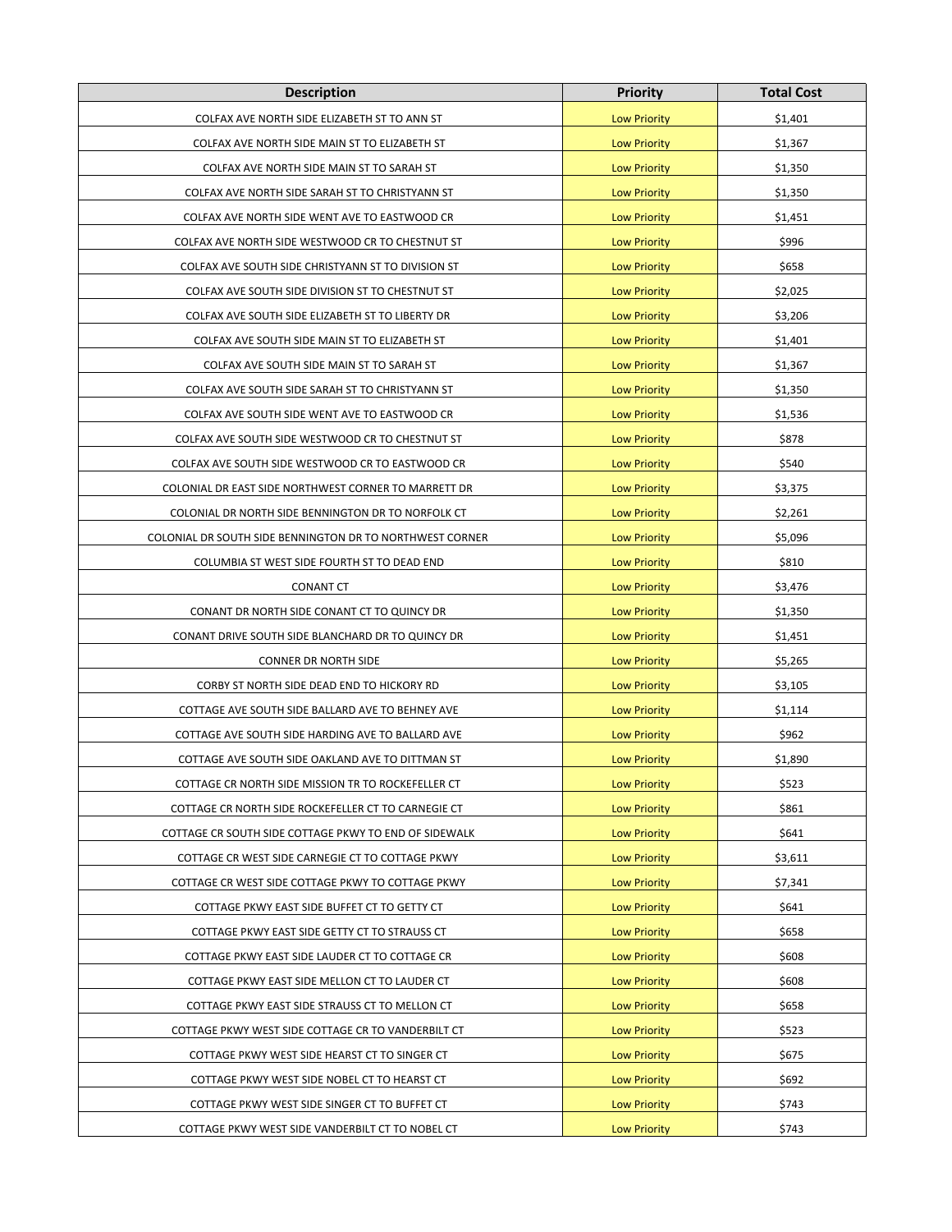| Description | Priority | Total Cost |
|---|---|---|
| COLFAX AVE NORTH SIDE ELIZABETH ST TO ANN ST | Low Priority | $1,401 |
| COLFAX AVE NORTH SIDE MAIN ST TO ELIZABETH ST | Low Priority | $1,367 |
| COLFAX AVE NORTH SIDE MAIN ST TO SARAH ST | Low Priority | $1,350 |
| COLFAX AVE NORTH SIDE SARAH ST TO CHRISTYANN ST | Low Priority | $1,350 |
| COLFAX AVE NORTH SIDE WENT AVE TO EASTWOOD CR | Low Priority | $1,451 |
| COLFAX AVE NORTH SIDE WESTWOOD CR TO CHESTNUT ST | Low Priority | $996 |
| COLFAX AVE SOUTH SIDE CHRISTYANN ST TO DIVISION ST | Low Priority | $658 |
| COLFAX AVE SOUTH SIDE DIVISION ST TO CHESTNUT ST | Low Priority | $2,025 |
| COLFAX AVE SOUTH SIDE ELIZABETH ST TO LIBERTY DR | Low Priority | $3,206 |
| COLFAX AVE SOUTH SIDE MAIN ST TO ELIZABETH ST | Low Priority | $1,401 |
| COLFAX AVE SOUTH SIDE MAIN ST TO SARAH ST | Low Priority | $1,367 |
| COLFAX AVE SOUTH SIDE SARAH ST TO CHRISTYANN ST | Low Priority | $1,350 |
| COLFAX AVE SOUTH SIDE WENT AVE TO EASTWOOD CR | Low Priority | $1,536 |
| COLFAX AVE SOUTH SIDE WESTWOOD CR TO CHESTNUT ST | Low Priority | $878 |
| COLFAX AVE SOUTH SIDE WESTWOOD CR TO EASTWOOD CR | Low Priority | $540 |
| COLONIAL DR EAST SIDE NORTHWEST CORNER TO MARRETT DR | Low Priority | $3,375 |
| COLONIAL DR NORTH SIDE BENNINGTON DR TO NORFOLK CT | Low Priority | $2,261 |
| COLONIAL DR SOUTH SIDE BENNINGTON DR TO NORTHWEST CORNER | Low Priority | $5,096 |
| COLUMBIA ST WEST SIDE FOURTH ST TO DEAD END | Low Priority | $810 |
| CONANT CT | Low Priority | $3,476 |
| CONANT DR NORTH SIDE CONANT CT TO QUINCY DR | Low Priority | $1,350 |
| CONANT DRIVE SOUTH SIDE BLANCHARD DR TO QUINCY DR | Low Priority | $1,451 |
| CONNER DR NORTH SIDE | Low Priority | $5,265 |
| CORBY ST NORTH SIDE DEAD END TO HICKORY RD | Low Priority | $3,105 |
| COTTAGE AVE SOUTH SIDE BALLARD AVE TO BEHNEY AVE | Low Priority | $1,114 |
| COTTAGE AVE SOUTH SIDE HARDING AVE TO BALLARD AVE | Low Priority | $962 |
| COTTAGE AVE SOUTH SIDE OAKLAND AVE TO DITTMAN ST | Low Priority | $1,890 |
| COTTAGE CR NORTH SIDE MISSION TR TO ROCKEFELLER CT | Low Priority | $523 |
| COTTAGE CR NORTH SIDE ROCKEFELLER CT TO CARNEGIE CT | Low Priority | $861 |
| COTTAGE CR SOUTH SIDE COTTAGE PKWY TO END OF SIDEWALK | Low Priority | $641 |
| COTTAGE CR WEST SIDE CARNEGIE CT TO COTTAGE PKWY | Low Priority | $3,611 |
| COTTAGE CR WEST SIDE COTTAGE PKWY TO COTTAGE PKWY | Low Priority | $7,341 |
| COTTAGE PKWY EAST SIDE BUFFET CT TO GETTY CT | Low Priority | $641 |
| COTTAGE PKWY EAST SIDE GETTY CT TO STRAUSS CT | Low Priority | $658 |
| COTTAGE PKWY EAST SIDE LAUDER CT TO COTTAGE CR | Low Priority | $608 |
| COTTAGE PKWY EAST SIDE MELLON CT TO LAUDER CT | Low Priority | $608 |
| COTTAGE PKWY EAST SIDE STRAUSS CT TO MELLON CT | Low Priority | $658 |
| COTTAGE PKWY WEST SIDE COTTAGE CR TO VANDERBILT CT | Low Priority | $523 |
| COTTAGE PKWY WEST SIDE HEARST CT TO SINGER CT | Low Priority | $675 |
| COTTAGE PKWY WEST SIDE NOBEL CT TO HEARST CT | Low Priority | $692 |
| COTTAGE PKWY WEST SIDE SINGER CT TO BUFFET CT | Low Priority | $743 |
| COTTAGE PKWY WEST SIDE VANDERBILT CT TO NOBEL CT | Low Priority | $743 |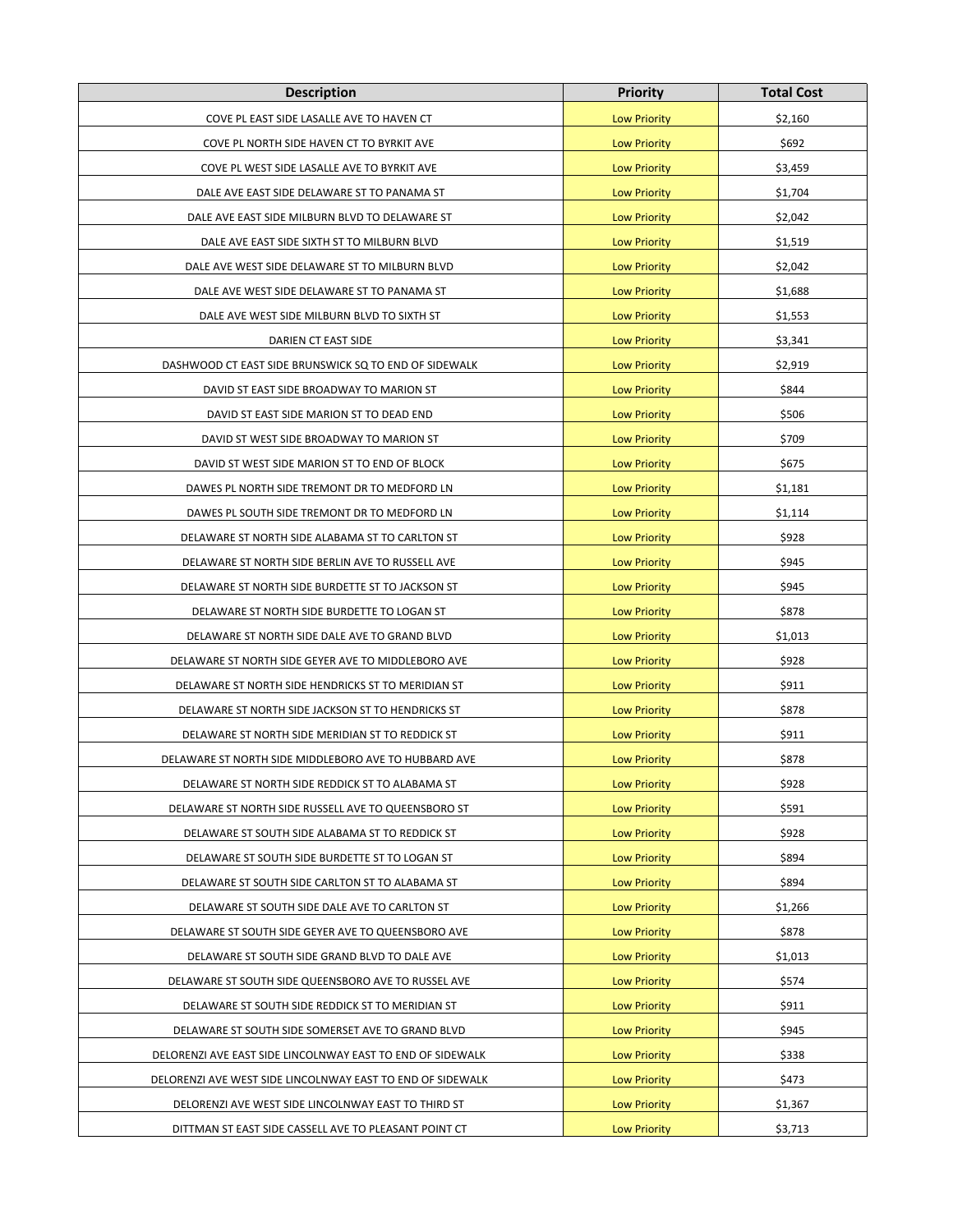| Description | Priority | Total Cost |
|---|---|---|
| COVE PL EAST SIDE LASALLE AVE TO HAVEN CT | Low Priority | $2,160 |
| COVE PL NORTH SIDE HAVEN CT TO BYRKIT AVE | Low Priority | $692 |
| COVE PL WEST SIDE LASALLE AVE TO BYRKIT AVE | Low Priority | $3,459 |
| DALE AVE EAST SIDE DELAWARE ST TO PANAMA ST | Low Priority | $1,704 |
| DALE AVE EAST SIDE MILBURN BLVD TO DELAWARE ST | Low Priority | $2,042 |
| DALE AVE EAST SIDE SIXTH ST TO MILBURN BLVD | Low Priority | $1,519 |
| DALE AVE WEST SIDE DELAWARE ST TO MILBURN BLVD | Low Priority | $2,042 |
| DALE AVE WEST SIDE DELAWARE ST TO PANAMA ST | Low Priority | $1,688 |
| DALE AVE WEST SIDE MILBURN BLVD TO SIXTH ST | Low Priority | $1,553 |
| DARIEN CT EAST SIDE | Low Priority | $3,341 |
| DASHWOOD CT EAST SIDE BRUNSWICK SQ TO END OF SIDEWALK | Low Priority | $2,919 |
| DAVID ST EAST SIDE BROADWAY TO MARION ST | Low Priority | $844 |
| DAVID ST EAST SIDE MARION ST TO DEAD END | Low Priority | $506 |
| DAVID ST WEST SIDE BROADWAY TO MARION ST | Low Priority | $709 |
| DAVID ST WEST SIDE MARION ST TO END OF BLOCK | Low Priority | $675 |
| DAWES PL NORTH SIDE TREMONT DR TO MEDFORD LN | Low Priority | $1,181 |
| DAWES PL SOUTH SIDE TREMONT DR TO MEDFORD LN | Low Priority | $1,114 |
| DELAWARE ST NORTH SIDE ALABAMA ST TO CARLTON ST | Low Priority | $928 |
| DELAWARE ST NORTH SIDE BERLIN AVE TO RUSSELL AVE | Low Priority | $945 |
| DELAWARE ST NORTH SIDE BURDETTE ST TO JACKSON ST | Low Priority | $945 |
| DELAWARE ST NORTH SIDE BURDETTE TO LOGAN ST | Low Priority | $878 |
| DELAWARE ST NORTH SIDE DALE AVE TO GRAND BLVD | Low Priority | $1,013 |
| DELAWARE ST NORTH SIDE GEYER AVE TO MIDDLEBORO AVE | Low Priority | $928 |
| DELAWARE ST NORTH SIDE HENDRICKS ST TO MERIDIAN ST | Low Priority | $911 |
| DELAWARE ST NORTH SIDE JACKSON ST TO HENDRICKS ST | Low Priority | $878 |
| DELAWARE ST NORTH SIDE MERIDIAN ST TO REDDICK ST | Low Priority | $911 |
| DELAWARE ST NORTH SIDE MIDDLEBORO AVE TO HUBBARD AVE | Low Priority | $878 |
| DELAWARE ST NORTH SIDE REDDICK ST TO ALABAMA ST | Low Priority | $928 |
| DELAWARE ST NORTH SIDE RUSSELL AVE TO QUEENSBORO ST | Low Priority | $591 |
| DELAWARE ST SOUTH SIDE ALABAMA ST TO REDDICK ST | Low Priority | $928 |
| DELAWARE ST SOUTH SIDE BURDETTE ST TO LOGAN ST | Low Priority | $894 |
| DELAWARE ST SOUTH SIDE CARLTON ST TO ALABAMA ST | Low Priority | $894 |
| DELAWARE ST SOUTH SIDE DALE AVE TO CARLTON ST | Low Priority | $1,266 |
| DELAWARE ST SOUTH SIDE GEYER AVE TO QUEENSBORO AVE | Low Priority | $878 |
| DELAWARE ST SOUTH SIDE GRAND BLVD TO DALE AVE | Low Priority | $1,013 |
| DELAWARE ST SOUTH SIDE QUEENSBORO AVE TO RUSSEL AVE | Low Priority | $574 |
| DELAWARE ST SOUTH SIDE REDDICK ST TO MERIDIAN ST | Low Priority | $911 |
| DELAWARE ST SOUTH SIDE SOMERSET AVE TO GRAND BLVD | Low Priority | $945 |
| DELORENZI AVE EAST SIDE LINCOLNWAY EAST TO END OF SIDEWALK | Low Priority | $338 |
| DELORENZI AVE WEST SIDE LINCOLNWAY EAST TO END OF SIDEWALK | Low Priority | $473 |
| DELORENZI AVE WEST SIDE LINCOLNWAY EAST TO THIRD ST | Low Priority | $1,367 |
| DITTMAN ST EAST SIDE CASSELL AVE TO PLEASANT POINT CT | Low Priority | $3,713 |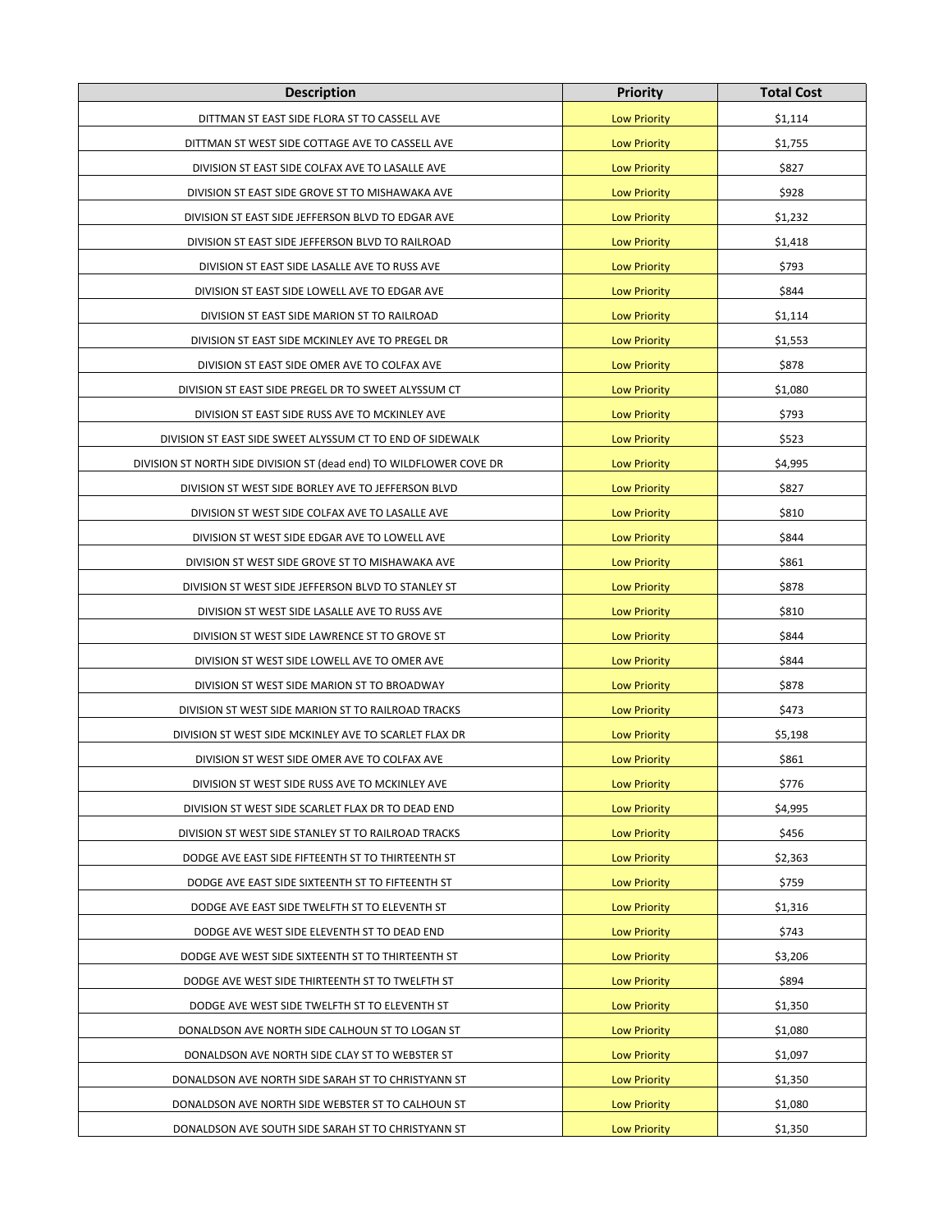| Description | Priority | Total Cost |
| --- | --- | --- |
| DITTMAN ST EAST SIDE FLORA ST TO CASSELL AVE | Low Priority | $1,114 |
| DITTMAN ST WEST SIDE COTTAGE AVE TO CASSELL AVE | Low Priority | $1,755 |
| DIVISION ST EAST SIDE COLFAX AVE TO LASALLE AVE | Low Priority | $827 |
| DIVISION ST EAST SIDE GROVE ST TO MISHAWAKA AVE | Low Priority | $928 |
| DIVISION ST EAST SIDE JEFFERSON BLVD TO EDGAR AVE | Low Priority | $1,232 |
| DIVISION ST EAST SIDE JEFFERSON BLVD TO RAILROAD | Low Priority | $1,418 |
| DIVISION ST EAST SIDE LASALLE AVE TO RUSS AVE | Low Priority | $793 |
| DIVISION ST EAST SIDE LOWELL AVE TO EDGAR AVE | Low Priority | $844 |
| DIVISION ST EAST SIDE MARION ST TO RAILROAD | Low Priority | $1,114 |
| DIVISION ST EAST SIDE MCKINLEY AVE TO PREGEL DR | Low Priority | $1,553 |
| DIVISION ST EAST SIDE OMER AVE TO COLFAX AVE | Low Priority | $878 |
| DIVISION ST EAST SIDE PREGEL DR TO SWEET ALYSSUM CT | Low Priority | $1,080 |
| DIVISION ST EAST SIDE RUSS AVE TO MCKINLEY AVE | Low Priority | $793 |
| DIVISION ST EAST SIDE SWEET ALYSSUM CT TO END OF SIDEWALK | Low Priority | $523 |
| DIVISION ST NORTH SIDE DIVISION ST (dead end) TO WILDFLOWER COVE DR | Low Priority | $4,995 |
| DIVISION ST WEST SIDE BORLEY AVE TO JEFFERSON BLVD | Low Priority | $827 |
| DIVISION ST WEST SIDE COLFAX AVE TO LASALLE AVE | Low Priority | $810 |
| DIVISION ST WEST SIDE EDGAR AVE TO LOWELL AVE | Low Priority | $844 |
| DIVISION ST WEST SIDE GROVE ST TO MISHAWAKA AVE | Low Priority | $861 |
| DIVISION ST WEST SIDE JEFFERSON BLVD TO STANLEY ST | Low Priority | $878 |
| DIVISION ST WEST SIDE LASALLE AVE TO RUSS AVE | Low Priority | $810 |
| DIVISION ST WEST SIDE LAWRENCE ST TO GROVE ST | Low Priority | $844 |
| DIVISION ST WEST SIDE LOWELL AVE TO OMER AVE | Low Priority | $844 |
| DIVISION ST WEST SIDE MARION ST TO BROADWAY | Low Priority | $878 |
| DIVISION ST WEST SIDE MARION ST TO RAILROAD TRACKS | Low Priority | $473 |
| DIVISION ST WEST SIDE MCKINLEY AVE TO SCARLET FLAX DR | Low Priority | $5,198 |
| DIVISION ST WEST SIDE OMER AVE TO COLFAX AVE | Low Priority | $861 |
| DIVISION ST WEST SIDE RUSS AVE TO MCKINLEY AVE | Low Priority | $776 |
| DIVISION ST WEST SIDE SCARLET FLAX DR TO DEAD END | Low Priority | $4,995 |
| DIVISION ST WEST SIDE STANLEY ST TO RAILROAD TRACKS | Low Priority | $456 |
| DODGE AVE EAST SIDE FIFTEENTH ST TO THIRTEENTH ST | Low Priority | $2,363 |
| DODGE AVE EAST SIDE SIXTEENTH ST TO FIFTEENTH ST | Low Priority | $759 |
| DODGE AVE EAST SIDE TWELFTH ST TO ELEVENTH ST | Low Priority | $1,316 |
| DODGE AVE WEST SIDE ELEVENTH ST TO DEAD END | Low Priority | $743 |
| DODGE AVE WEST SIDE SIXTEENTH ST TO THIRTEENTH ST | Low Priority | $3,206 |
| DODGE AVE WEST SIDE THIRTEENTH ST TO TWELFTH ST | Low Priority | $894 |
| DODGE AVE WEST SIDE TWELFTH ST TO ELEVENTH ST | Low Priority | $1,350 |
| DONALDSON AVE NORTH SIDE CALHOUN ST TO LOGAN ST | Low Priority | $1,080 |
| DONALDSON AVE NORTH SIDE CLAY ST TO WEBSTER ST | Low Priority | $1,097 |
| DONALDSON AVE NORTH SIDE SARAH ST TO CHRISTYANN ST | Low Priority | $1,350 |
| DONALDSON AVE NORTH SIDE WEBSTER ST TO CALHOUN ST | Low Priority | $1,080 |
| DONALDSON AVE SOUTH SIDE SARAH ST TO CHRISTYANN ST | Low Priority | $1,350 |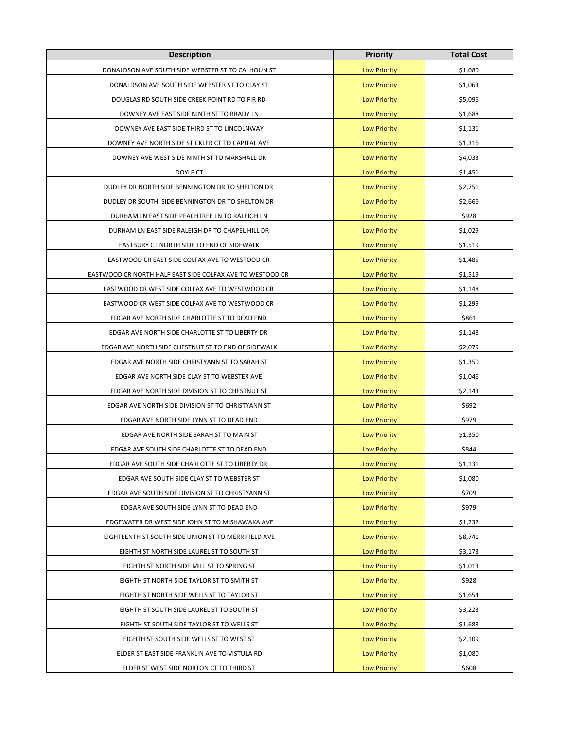| Description | Priority | Total Cost |
|---|---|---|
| DONALDSON AVE SOUTH SIDE WEBSTER ST TO CALHOUN ST | Low Priority | $1,080 |
| DONALDSON AVE SOUTH SIDE WEBSTER ST TO CLAY ST | Low Priority | $1,063 |
| DOUGLAS RD SOUTH SIDE CREEK POINT RD TO FIR RD | Low Priority | $5,096 |
| DOWNEY AVE EAST SIDE NINTH ST TO BRADY LN | Low Priority | $1,688 |
| DOWNEY AVE EAST SIDE THIRD ST TO LINCOLNWAY | Low Priority | $1,131 |
| DOWNEY AVE NORTH SIDE STICKLER CT TO CAPITAL AVE | Low Priority | $1,316 |
| DOWNEY AVE WEST SIDE NINTH ST TO MARSHALL DR | Low Priority | $4,033 |
| DOYLE CT | Low Priority | $1,451 |
| DUDLEY DR NORTH SIDE BENNINGTON DR TO SHELTON DR | Low Priority | $2,751 |
| DUDLEY DR SOUTH  SIDE BENNINGTON DR TO SHELTON DR | Low Priority | $2,666 |
| DURHAM LN EAST SIDE PEACHTREE LN TO RALEIGH LN | Low Priority | $928 |
| DURHAM LN EAST SIDE RALEIGH DR TO CHAPEL HILL DR | Low Priority | $1,029 |
| EASTBURY CT NORTH SIDE TO END OF SIDEWALK | Low Priority | $1,519 |
| EASTWOOD CR EAST SIDE COLFAX AVE TO WESTOOD CR | Low Priority | $1,485 |
| EASTWOOD CR NORTH HALF EAST SIDE COLFAX AVE TO WESTOOD CR | Low Priority | $1,519 |
| EASTWOOD CR WEST SIDE COLFAX AVE TO WESTWOOD CR | Low Priority | $1,148 |
| EASTWOOD CR WEST SIDE COLFAX AVE TO WESTWOOD CR | Low Priority | $1,299 |
| EDGAR AVE NORTH SIDE CHARLOTTE ST TO DEAD END | Low Priority | $861 |
| EDGAR AVE NORTH SIDE CHARLOTTE ST TO LIBERTY DR | Low Priority | $1,148 |
| EDGAR AVE NORTH SIDE CHESTNUT ST TO END OF SIDEWALK | Low Priority | $2,079 |
| EDGAR AVE NORTH SIDE CHRISTYANN ST TO SARAH ST | Low Priority | $1,350 |
| EDGAR AVE NORTH SIDE CLAY ST TO WEBSTER AVE | Low Priority | $1,046 |
| EDGAR AVE NORTH SIDE DIVISION ST TO CHESTNUT ST | Low Priority | $2,143 |
| EDGAR AVE NORTH SIDE DIVISION ST TO CHRISTYANN ST | Low Priority | $692 |
| EDGAR AVE NORTH SIDE LYNN ST TO DEAD END | Low Priority | $979 |
| EDGAR AVE NORTH SIDE SARAH ST TO MAIN ST | Low Priority | $1,350 |
| EDGAR AVE SOUTH SIDE CHARLOTTE ST TO DEAD END | Low Priority | $844 |
| EDGAR AVE SOUTH SIDE CHARLOTTE ST TO LIBERTY DR | Low Priority | $1,131 |
| EDGAR AVE SOUTH SIDE CLAY ST TO WEBSTER ST | Low Priority | $1,080 |
| EDGAR AVE SOUTH SIDE DIVISION ST TO CHRISTYANN ST | Low Priority | $709 |
| EDGAR AVE SOUTH SIDE LYNN ST TO DEAD END | Low Priority | $979 |
| EDGEWATER DR WEST SIDE JOHN ST TO MISHAWAKA AVE | Low Priority | $1,232 |
| EIGHTEENTH ST SOUTH SIDE UNION ST TO MERRIFIELD AVE | Low Priority | $8,741 |
| EIGHTH ST NORTH SIDE LAUREL ST TO SOUTH ST | Low Priority | $3,173 |
| EIGHTH ST NORTH SIDE MILL ST TO SPRING ST | Low Priority | $1,013 |
| EIGHTH ST NORTH SIDE TAYLOR ST TO SMITH ST | Low Priority | $928 |
| EIGHTH ST NORTH SIDE WELLS ST TO TAYLOR ST | Low Priority | $1,654 |
| EIGHTH ST SOUTH SIDE LAUREL ST TO SOUTH ST | Low Priority | $3,223 |
| EIGHTH ST SOUTH SIDE TAYLOR ST TO WELLS ST | Low Priority | $1,688 |
| EIGHTH ST SOUTH SIDE WELLS ST TO WEST ST | Low Priority | $2,109 |
| ELDER ST EAST SIDE FRANKLIN AVE TO VISTULA RD | Low Priority | $1,080 |
| ELDER ST WEST SIDE NORTON CT TO THIRD ST | Low Priority | $608 |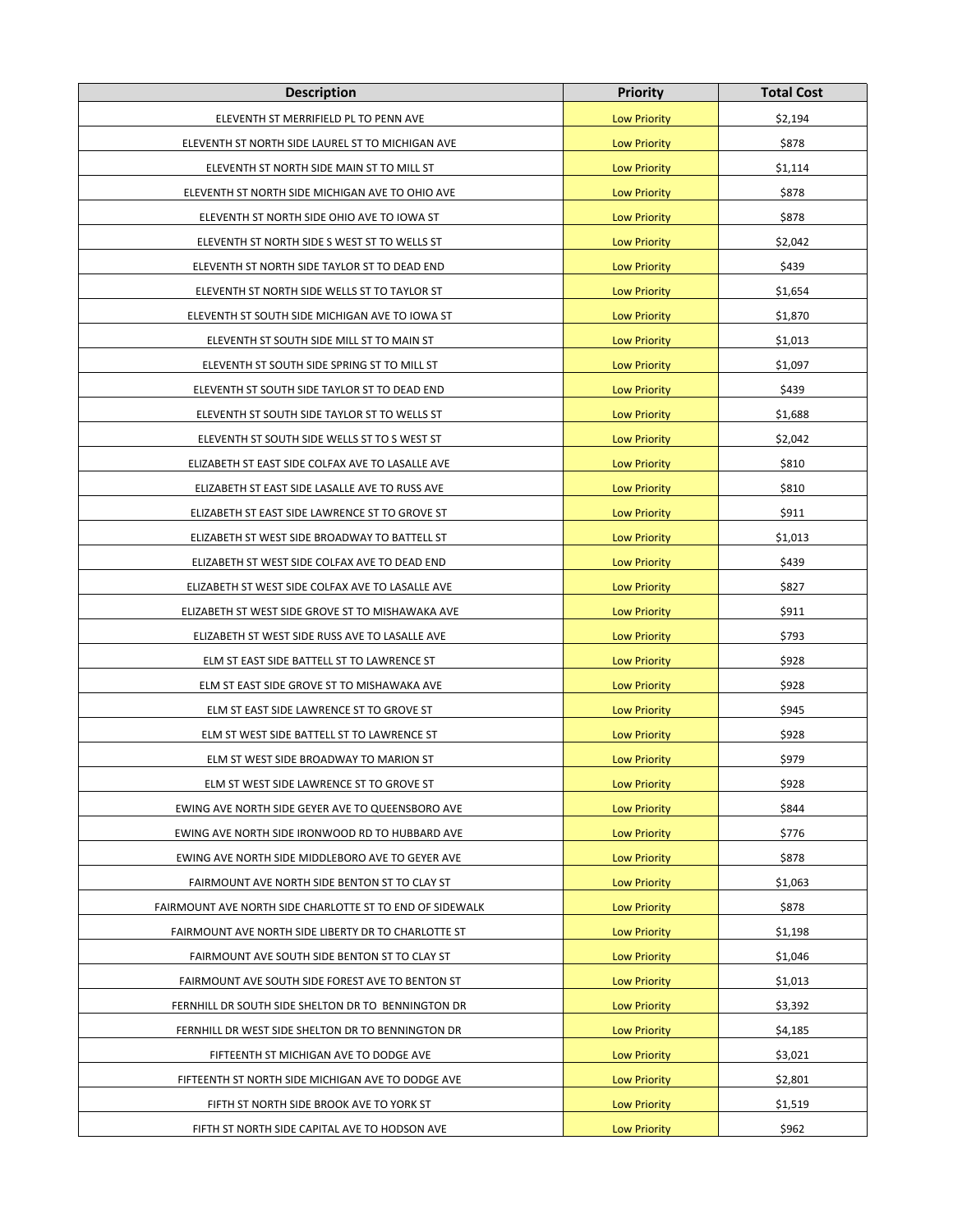| Description | Priority | Total Cost |
| --- | --- | --- |
| ELEVENTH ST MERRIFIELD PL TO PENN AVE | Low Priority | $2,194 |
| ELEVENTH ST NORTH SIDE LAUREL ST TO MICHIGAN AVE | Low Priority | $878 |
| ELEVENTH ST NORTH SIDE MAIN ST TO MILL ST | Low Priority | $1,114 |
| ELEVENTH ST NORTH SIDE MICHIGAN AVE TO OHIO AVE | Low Priority | $878 |
| ELEVENTH ST NORTH SIDE OHIO AVE TO IOWA ST | Low Priority | $878 |
| ELEVENTH ST NORTH SIDE S WEST ST TO WELLS ST | Low Priority | $2,042 |
| ELEVENTH ST NORTH SIDE TAYLOR ST TO DEAD END | Low Priority | $439 |
| ELEVENTH ST NORTH SIDE WELLS ST TO TAYLOR ST | Low Priority | $1,654 |
| ELEVENTH ST SOUTH SIDE MICHIGAN AVE TO IOWA ST | Low Priority | $1,870 |
| ELEVENTH ST SOUTH SIDE MILL ST TO MAIN ST | Low Priority | $1,013 |
| ELEVENTH ST SOUTH SIDE SPRING ST TO MILL ST | Low Priority | $1,097 |
| ELEVENTH ST SOUTH SIDE TAYLOR ST TO DEAD END | Low Priority | $439 |
| ELEVENTH ST SOUTH SIDE TAYLOR ST TO WELLS ST | Low Priority | $1,688 |
| ELEVENTH ST SOUTH SIDE WELLS ST TO S WEST ST | Low Priority | $2,042 |
| ELIZABETH ST EAST SIDE COLFAX AVE TO LASALLE AVE | Low Priority | $810 |
| ELIZABETH ST EAST SIDE LASALLE AVE TO RUSS AVE | Low Priority | $810 |
| ELIZABETH ST EAST SIDE LAWRENCE ST TO GROVE ST | Low Priority | $911 |
| ELIZABETH ST WEST SIDE BROADWAY TO BATTELL ST | Low Priority | $1,013 |
| ELIZABETH ST WEST SIDE COLFAX AVE TO DEAD END | Low Priority | $439 |
| ELIZABETH ST WEST SIDE COLFAX AVE TO LASALLE AVE | Low Priority | $827 |
| ELIZABETH ST WEST SIDE GROVE ST TO MISHAWAKA AVE | Low Priority | $911 |
| ELIZABETH ST WEST SIDE RUSS AVE TO LASALLE AVE | Low Priority | $793 |
| ELM ST EAST SIDE BATTELL ST TO LAWRENCE ST | Low Priority | $928 |
| ELM ST EAST SIDE GROVE ST TO MISHAWAKA AVE | Low Priority | $928 |
| ELM ST EAST SIDE LAWRENCE ST TO GROVE ST | Low Priority | $945 |
| ELM ST WEST SIDE BATTELL ST TO LAWRENCE ST | Low Priority | $928 |
| ELM ST WEST SIDE BROADWAY TO MARION ST | Low Priority | $979 |
| ELM ST WEST SIDE LAWRENCE ST TO GROVE ST | Low Priority | $928 |
| EWING AVE NORTH SIDE GEYER AVE TO QUEENSBORO AVE | Low Priority | $844 |
| EWING AVE NORTH SIDE IRONWOOD RD TO HUBBARD AVE | Low Priority | $776 |
| EWING AVE NORTH SIDE MIDDLEBORO AVE TO GEYER AVE | Low Priority | $878 |
| FAIRMOUNT AVE NORTH SIDE BENTON ST TO CLAY ST | Low Priority | $1,063 |
| FAIRMOUNT AVE NORTH SIDE CHARLOTTE ST TO END OF SIDEWALK | Low Priority | $878 |
| FAIRMOUNT AVE NORTH SIDE LIBERTY DR TO CHARLOTTE ST | Low Priority | $1,198 |
| FAIRMOUNT AVE SOUTH SIDE BENTON ST TO CLAY ST | Low Priority | $1,046 |
| FAIRMOUNT AVE SOUTH SIDE FOREST AVE TO BENTON ST | Low Priority | $1,013 |
| FERNHILL DR SOUTH SIDE SHELTON DR TO BENNINGTON DR | Low Priority | $3,392 |
| FERNHILL DR WEST SIDE SHELTON DR TO BENNINGTON DR | Low Priority | $4,185 |
| FIFTEENTH ST MICHIGAN AVE TO DODGE AVE | Low Priority | $3,021 |
| FIFTEENTH ST NORTH SIDE MICHIGAN AVE TO DODGE AVE | Low Priority | $2,801 |
| FIFTH ST NORTH SIDE BROOK AVE TO YORK ST | Low Priority | $1,519 |
| FIFTH ST NORTH SIDE CAPITAL AVE TO HODSON AVE | Low Priority | $962 |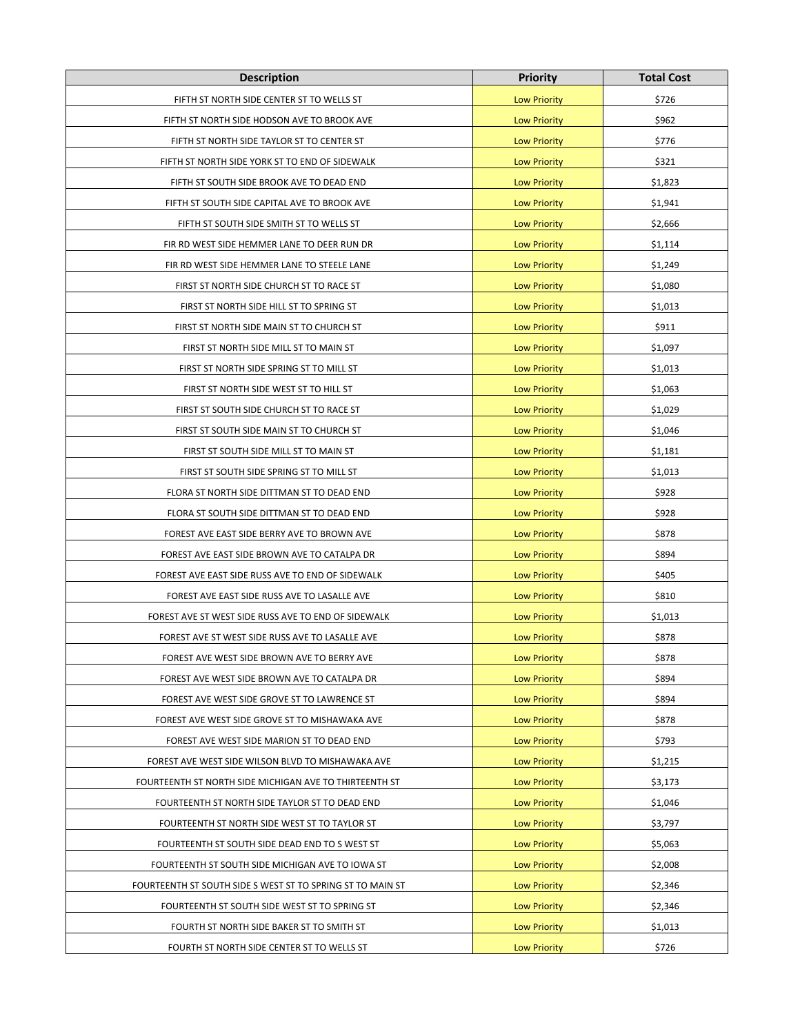| Description | Priority | Total Cost |
|---|---|---|
| FIFTH ST NORTH SIDE CENTER ST TO WELLS ST | Low Priority | $726 |
| FIFTH ST NORTH SIDE HODSON AVE TO BROOK AVE | Low Priority | $962 |
| FIFTH ST NORTH SIDE TAYLOR ST TO CENTER ST | Low Priority | $776 |
| FIFTH ST NORTH SIDE YORK ST TO END OF SIDEWALK | Low Priority | $321 |
| FIFTH ST SOUTH SIDE BROOK AVE TO DEAD END | Low Priority | $1,823 |
| FIFTH ST SOUTH SIDE CAPITAL AVE TO BROOK AVE | Low Priority | $1,941 |
| FIFTH ST SOUTH SIDE SMITH ST TO WELLS ST | Low Priority | $2,666 |
| FIR RD WEST SIDE HEMMER LANE TO DEER RUN DR | Low Priority | $1,114 |
| FIR RD WEST SIDE HEMMER LANE TO STEELE LANE | Low Priority | $1,249 |
| FIRST ST NORTH SIDE CHURCH ST TO RACE ST | Low Priority | $1,080 |
| FIRST ST NORTH SIDE HILL ST TO SPRING ST | Low Priority | $1,013 |
| FIRST ST NORTH SIDE MAIN ST TO CHURCH ST | Low Priority | $911 |
| FIRST ST NORTH SIDE MILL ST TO MAIN ST | Low Priority | $1,097 |
| FIRST ST NORTH SIDE SPRING ST TO MILL ST | Low Priority | $1,013 |
| FIRST ST NORTH SIDE WEST ST TO HILL ST | Low Priority | $1,063 |
| FIRST ST SOUTH SIDE CHURCH ST TO RACE ST | Low Priority | $1,029 |
| FIRST ST SOUTH SIDE MAIN ST TO CHURCH ST | Low Priority | $1,046 |
| FIRST ST SOUTH SIDE MILL ST TO MAIN ST | Low Priority | $1,181 |
| FIRST ST SOUTH SIDE SPRING ST TO MILL ST | Low Priority | $1,013 |
| FLORA ST NORTH SIDE DITTMAN ST TO DEAD END | Low Priority | $928 |
| FLORA ST SOUTH SIDE DITTMAN ST TO DEAD END | Low Priority | $928 |
| FOREST AVE EAST SIDE BERRY AVE TO BROWN AVE | Low Priority | $878 |
| FOREST AVE EAST SIDE BROWN AVE TO CATALPA DR | Low Priority | $894 |
| FOREST AVE EAST SIDE RUSS AVE TO END OF SIDEWALK | Low Priority | $405 |
| FOREST AVE EAST SIDE RUSS AVE TO LASALLE AVE | Low Priority | $810 |
| FOREST AVE ST WEST SIDE RUSS AVE TO END OF SIDEWALK | Low Priority | $1,013 |
| FOREST AVE ST WEST SIDE RUSS AVE TO LASALLE AVE | Low Priority | $878 |
| FOREST AVE WEST SIDE BROWN AVE TO BERRY AVE | Low Priority | $878 |
| FOREST AVE WEST SIDE BROWN AVE TO CATALPA DR | Low Priority | $894 |
| FOREST AVE WEST SIDE GROVE ST TO LAWRENCE ST | Low Priority | $894 |
| FOREST AVE WEST SIDE GROVE ST TO MISHAWAKA AVE | Low Priority | $878 |
| FOREST AVE WEST SIDE MARION ST TO DEAD END | Low Priority | $793 |
| FOREST AVE WEST SIDE WILSON BLVD TO MISHAWAKA AVE | Low Priority | $1,215 |
| FOURTEENTH ST NORTH SIDE MICHIGAN AVE TO THIRTEENTH ST | Low Priority | $3,173 |
| FOURTEENTH ST NORTH SIDE TAYLOR ST TO DEAD END | Low Priority | $1,046 |
| FOURTEENTH ST NORTH SIDE WEST ST TO TAYLOR ST | Low Priority | $3,797 |
| FOURTEENTH ST SOUTH SIDE DEAD END TO S WEST ST | Low Priority | $5,063 |
| FOURTEENTH ST SOUTH SIDE MICHIGAN AVE TO IOWA ST | Low Priority | $2,008 |
| FOURTEENTH ST SOUTH SIDE S WEST ST TO SPRING ST TO MAIN ST | Low Priority | $2,346 |
| FOURTEENTH ST SOUTH SIDE WEST ST TO SPRING ST | Low Priority | $2,346 |
| FOURTH ST NORTH SIDE BAKER ST TO SMITH ST | Low Priority | $1,013 |
| FOURTH ST NORTH SIDE CENTER ST TO WELLS ST | Low Priority | $726 |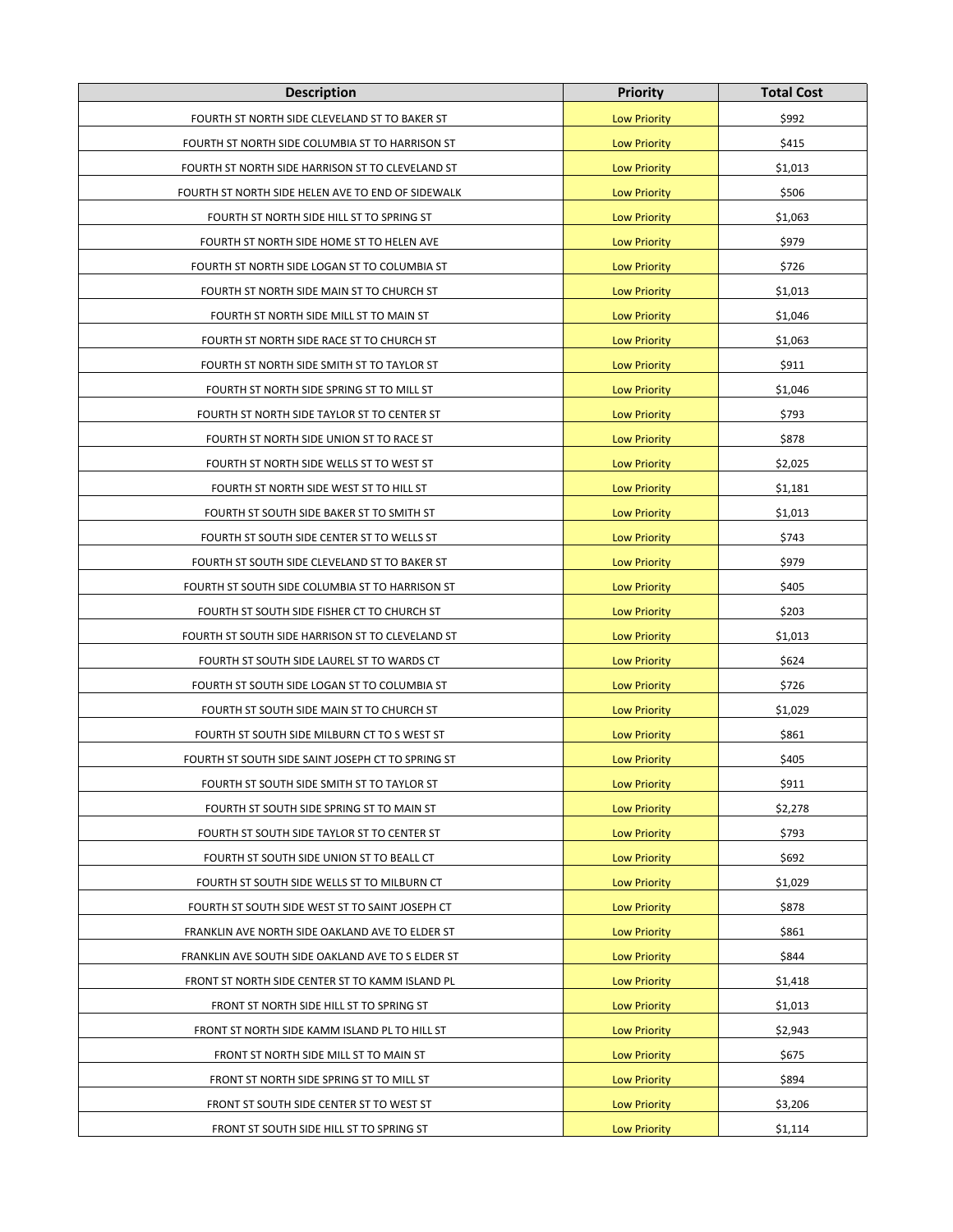| Description | Priority | Total Cost |
|---|---|---|
| FOURTH ST NORTH SIDE CLEVELAND ST TO BAKER ST | Low Priority | $992 |
| FOURTH ST NORTH SIDE COLUMBIA ST TO HARRISON ST | Low Priority | $415 |
| FOURTH ST NORTH SIDE HARRISON ST TO CLEVELAND ST | Low Priority | $1,013 |
| FOURTH ST NORTH SIDE HELEN AVE TO END OF SIDEWALK | Low Priority | $506 |
| FOURTH ST NORTH SIDE HILL ST TO SPRING ST | Low Priority | $1,063 |
| FOURTH ST NORTH SIDE HOME ST TO HELEN AVE | Low Priority | $979 |
| FOURTH ST NORTH SIDE LOGAN ST TO COLUMBIA ST | Low Priority | $726 |
| FOURTH ST NORTH SIDE MAIN ST TO CHURCH ST | Low Priority | $1,013 |
| FOURTH ST NORTH SIDE MILL ST TO MAIN ST | Low Priority | $1,046 |
| FOURTH ST NORTH SIDE RACE ST TO CHURCH ST | Low Priority | $1,063 |
| FOURTH ST NORTH SIDE SMITH ST TO TAYLOR ST | Low Priority | $911 |
| FOURTH ST NORTH SIDE SPRING ST TO MILL ST | Low Priority | $1,046 |
| FOURTH ST NORTH SIDE TAYLOR ST TO CENTER ST | Low Priority | $793 |
| FOURTH ST NORTH SIDE UNION ST TO RACE ST | Low Priority | $878 |
| FOURTH ST NORTH SIDE WELLS ST TO WEST ST | Low Priority | $2,025 |
| FOURTH ST NORTH SIDE WEST ST TO HILL ST | Low Priority | $1,181 |
| FOURTH ST SOUTH SIDE BAKER ST TO SMITH ST | Low Priority | $1,013 |
| FOURTH ST SOUTH SIDE CENTER ST TO WELLS ST | Low Priority | $743 |
| FOURTH ST SOUTH SIDE CLEVELAND ST TO BAKER ST | Low Priority | $979 |
| FOURTH ST SOUTH SIDE COLUMBIA ST TO HARRISON ST | Low Priority | $405 |
| FOURTH ST SOUTH SIDE FISHER CT TO CHURCH ST | Low Priority | $203 |
| FOURTH ST SOUTH SIDE HARRISON ST TO CLEVELAND ST | Low Priority | $1,013 |
| FOURTH ST SOUTH SIDE LAUREL ST TO WARDS CT | Low Priority | $624 |
| FOURTH ST SOUTH SIDE LOGAN ST TO COLUMBIA ST | Low Priority | $726 |
| FOURTH ST SOUTH SIDE MAIN ST TO CHURCH ST | Low Priority | $1,029 |
| FOURTH ST SOUTH SIDE MILBURN CT TO S WEST ST | Low Priority | $861 |
| FOURTH ST SOUTH SIDE SAINT JOSEPH CT TO SPRING ST | Low Priority | $405 |
| FOURTH ST SOUTH SIDE SMITH ST TO TAYLOR ST | Low Priority | $911 |
| FOURTH ST SOUTH SIDE SPRING ST TO MAIN ST | Low Priority | $2,278 |
| FOURTH ST SOUTH SIDE TAYLOR ST TO CENTER ST | Low Priority | $793 |
| FOURTH ST SOUTH SIDE UNION ST TO BEALL CT | Low Priority | $692 |
| FOURTH ST SOUTH SIDE WELLS ST TO MILBURN CT | Low Priority | $1,029 |
| FOURTH ST SOUTH SIDE WEST ST TO SAINT JOSEPH CT | Low Priority | $878 |
| FRANKLIN AVE NORTH SIDE OAKLAND AVE TO ELDER ST | Low Priority | $861 |
| FRANKLIN AVE SOUTH SIDE OAKLAND AVE TO S ELDER ST | Low Priority | $844 |
| FRONT ST NORTH SIDE CENTER ST TO KAMM ISLAND PL | Low Priority | $1,418 |
| FRONT ST NORTH SIDE HILL ST TO SPRING ST | Low Priority | $1,013 |
| FRONT ST NORTH SIDE KAMM ISLAND PL TO HILL ST | Low Priority | $2,943 |
| FRONT ST NORTH SIDE MILL ST TO MAIN ST | Low Priority | $675 |
| FRONT ST NORTH SIDE SPRING ST TO MILL ST | Low Priority | $894 |
| FRONT ST SOUTH SIDE CENTER ST TO WEST ST | Low Priority | $3,206 |
| FRONT ST SOUTH SIDE HILL ST TO SPRING ST | Low Priority | $1,114 |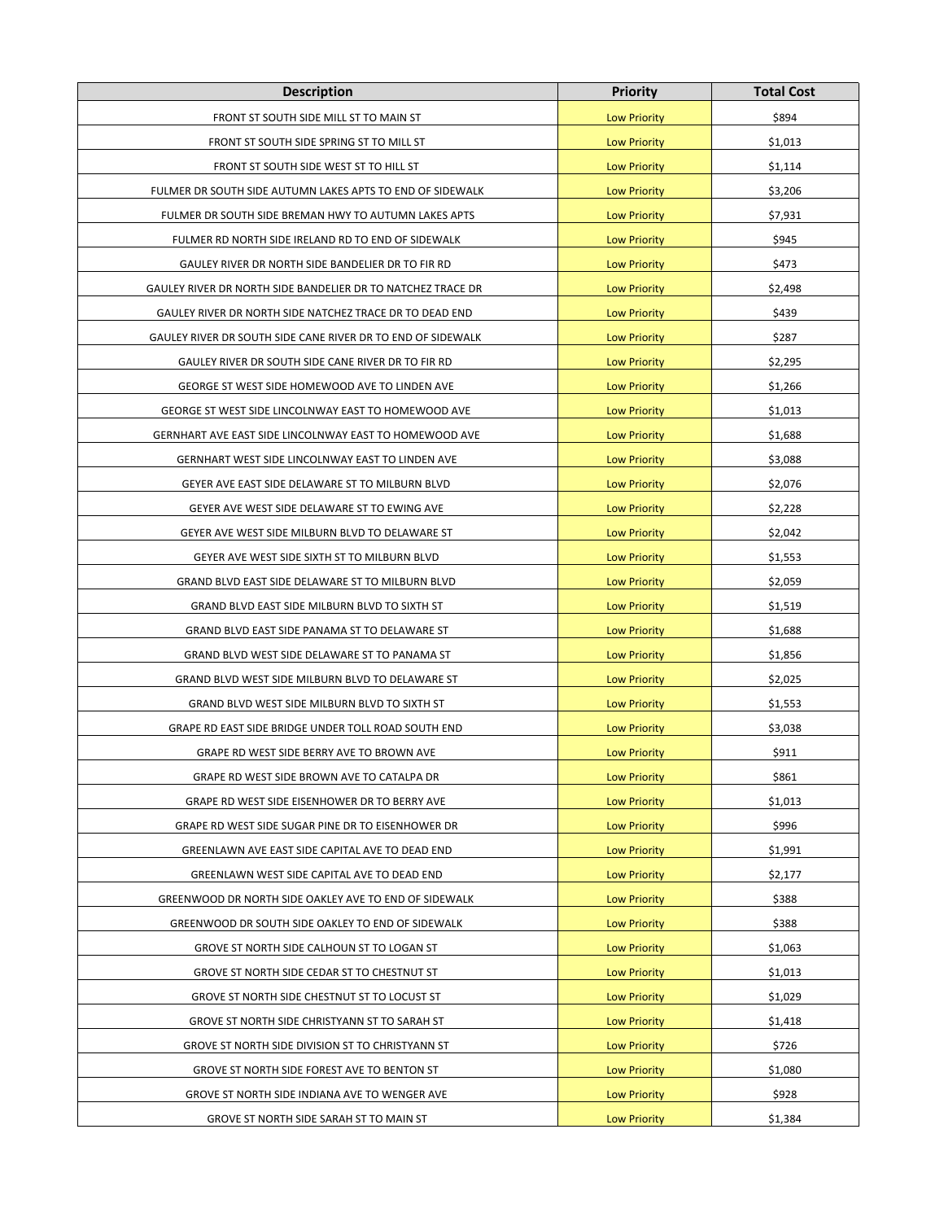| Description | Priority | Total Cost |
|---|---|---|
| FRONT ST SOUTH SIDE MILL ST TO MAIN ST | Low Priority | $894 |
| FRONT ST SOUTH SIDE SPRING ST TO MILL ST | Low Priority | $1,013 |
| FRONT ST SOUTH SIDE WEST ST TO HILL ST | Low Priority | $1,114 |
| FULMER DR SOUTH SIDE AUTUMN LAKES APTS TO END OF SIDEWALK | Low Priority | $3,206 |
| FULMER DR SOUTH SIDE BREMAN HWY TO AUTUMN LAKES APTS | Low Priority | $7,931 |
| FULMER RD NORTH SIDE IRELAND RD TO END OF SIDEWALK | Low Priority | $945 |
| GAULEY RIVER DR NORTH SIDE BANDELIER DR TO FIR RD | Low Priority | $473 |
| GAULEY RIVER DR NORTH SIDE BANDELIER DR TO NATCHEZ TRACE DR | Low Priority | $2,498 |
| GAULEY RIVER DR NORTH SIDE NATCHEZ TRACE DR TO DEAD END | Low Priority | $439 |
| GAULEY RIVER DR SOUTH SIDE CANE RIVER DR TO END OF SIDEWALK | Low Priority | $287 |
| GAULEY RIVER DR SOUTH SIDE CANE RIVER DR TO FIR RD | Low Priority | $2,295 |
| GEORGE ST WEST SIDE HOMEWOOD AVE TO LINDEN AVE | Low Priority | $1,266 |
| GEORGE ST WEST SIDE LINCOLNWAY EAST TO HOMEWOOD AVE | Low Priority | $1,013 |
| GERNHART AVE EAST SIDE LINCOLNWAY EAST TO HOMEWOOD AVE | Low Priority | $1,688 |
| GERNHART WEST SIDE LINCOLNWAY EAST TO LINDEN AVE | Low Priority | $3,088 |
| GEYER AVE EAST SIDE DELAWARE ST TO MILBURN BLVD | Low Priority | $2,076 |
| GEYER AVE WEST SIDE DELAWARE ST TO EWING AVE | Low Priority | $2,228 |
| GEYER AVE WEST SIDE MILBURN BLVD TO DELAWARE ST | Low Priority | $2,042 |
| GEYER AVE WEST SIDE SIXTH ST TO MILBURN BLVD | Low Priority | $1,553 |
| GRAND BLVD EAST SIDE DELAWARE ST TO MILBURN BLVD | Low Priority | $2,059 |
| GRAND BLVD EAST SIDE MILBURN BLVD TO SIXTH ST | Low Priority | $1,519 |
| GRAND BLVD EAST SIDE PANAMA ST TO DELAWARE ST | Low Priority | $1,688 |
| GRAND BLVD WEST SIDE DELAWARE ST TO PANAMA ST | Low Priority | $1,856 |
| GRAND BLVD WEST SIDE MILBURN BLVD TO DELAWARE ST | Low Priority | $2,025 |
| GRAND BLVD WEST SIDE MILBURN BLVD TO SIXTH ST | Low Priority | $1,553 |
| GRAPE RD EAST SIDE BRIDGE UNDER TOLL ROAD SOUTH END | Low Priority | $3,038 |
| GRAPE RD WEST SIDE BERRY AVE TO BROWN AVE | Low Priority | $911 |
| GRAPE RD WEST SIDE BROWN AVE TO CATALPA DR | Low Priority | $861 |
| GRAPE RD WEST SIDE EISENHOWER DR TO BERRY AVE | Low Priority | $1,013 |
| GRAPE RD WEST SIDE SUGAR PINE DR TO EISENHOWER DR | Low Priority | $996 |
| GREENLAWN AVE EAST SIDE CAPITAL AVE TO DEAD END | Low Priority | $1,991 |
| GREENLAWN WEST SIDE CAPITAL AVE TO DEAD END | Low Priority | $2,177 |
| GREENWOOD DR NORTH SIDE OAKLEY AVE TO END OF SIDEWALK | Low Priority | $388 |
| GREENWOOD DR SOUTH SIDE OAKLEY TO END OF SIDEWALK | Low Priority | $388 |
| GROVE ST NORTH SIDE CALHOUN ST TO LOGAN ST | Low Priority | $1,063 |
| GROVE ST NORTH SIDE CEDAR ST TO CHESTNUT ST | Low Priority | $1,013 |
| GROVE ST NORTH SIDE CHESTNUT ST TO LOCUST ST | Low Priority | $1,029 |
| GROVE ST NORTH SIDE CHRISTYANN ST TO SARAH ST | Low Priority | $1,418 |
| GROVE ST NORTH SIDE DIVISION ST TO CHRISTYANN ST | Low Priority | $726 |
| GROVE ST NORTH SIDE FOREST AVE TO BENTON ST | Low Priority | $1,080 |
| GROVE ST NORTH SIDE INDIANA AVE TO WENGER AVE | Low Priority | $928 |
| GROVE ST NORTH SIDE SARAH ST TO MAIN ST | Low Priority | $1,384 |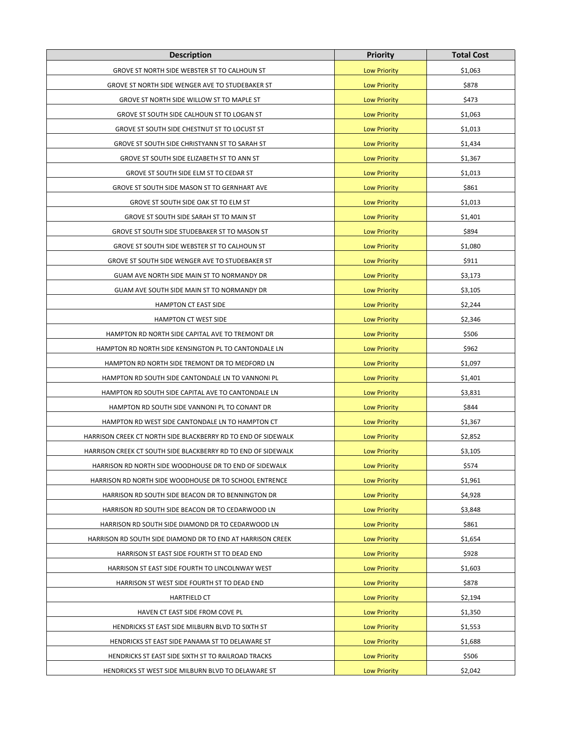| Description | Priority | Total Cost |
|---|---|---|
| GROVE ST NORTH SIDE WEBSTER ST TO CALHOUN ST | Low Priority | $1,063 |
| GROVE ST NORTH SIDE WENGER AVE TO STUDEBAKER ST | Low Priority | $878 |
| GROVE ST NORTH SIDE WILLOW ST TO MAPLE ST | Low Priority | $473 |
| GROVE ST SOUTH SIDE CALHOUN ST TO LOGAN ST | Low Priority | $1,063 |
| GROVE ST SOUTH SIDE CHESTNUT ST TO LOCUST ST | Low Priority | $1,013 |
| GROVE ST SOUTH SIDE CHRISTYANN ST TO SARAH ST | Low Priority | $1,434 |
| GROVE ST SOUTH SIDE ELIZABETH ST TO ANN ST | Low Priority | $1,367 |
| GROVE ST SOUTH SIDE ELM ST TO CEDAR ST | Low Priority | $1,013 |
| GROVE ST SOUTH SIDE MASON ST TO GERNHART AVE | Low Priority | $861 |
| GROVE ST SOUTH SIDE OAK ST TO ELM ST | Low Priority | $1,013 |
| GROVE ST SOUTH SIDE SARAH ST TO MAIN ST | Low Priority | $1,401 |
| GROVE ST SOUTH SIDE STUDEBAKER ST TO MASON ST | Low Priority | $894 |
| GROVE ST SOUTH SIDE WEBSTER ST TO CALHOUN ST | Low Priority | $1,080 |
| GROVE ST SOUTH SIDE WENGER AVE TO STUDEBAKER ST | Low Priority | $911 |
| GUAM AVE NORTH SIDE MAIN ST TO NORMANDY DR | Low Priority | $3,173 |
| GUAM AVE SOUTH SIDE MAIN ST TO NORMANDY DR | Low Priority | $3,105 |
| HAMPTON CT EAST SIDE | Low Priority | $2,244 |
| HAMPTON CT WEST SIDE | Low Priority | $2,346 |
| HAMPTON RD NORTH SIDE CAPITAL AVE TO TREMONT DR | Low Priority | $506 |
| HAMPTON RD NORTH SIDE KENSINGTON PL TO CANTONDALE LN | Low Priority | $962 |
| HAMPTON RD NORTH SIDE TREMONT DR TO MEDFORD LN | Low Priority | $1,097 |
| HAMPTON RD SOUTH SIDE CANTONDALE LN TO VANNONI PL | Low Priority | $1,401 |
| HAMPTON RD SOUTH SIDE CAPITAL AVE TO CANTONDALE LN | Low Priority | $3,831 |
| HAMPTON RD SOUTH SIDE VANNONI PL TO CONANT DR | Low Priority | $844 |
| HAMPTON RD WEST SIDE CANTONDALE LN TO HAMPTON CT | Low Priority | $1,367 |
| HARRISON CREEK CT NORTH SIDE BLACKBERRY RD TO END OF SIDEWALK | Low Priority | $2,852 |
| HARRISON CREEK CT SOUTH SIDE BLACKBERRY RD TO END OF SIDEWALK | Low Priority | $3,105 |
| HARRISON RD NORTH SIDE WOODHOUSE DR TO END OF SIDEWALK | Low Priority | $574 |
| HARRISON RD NORTH SIDE WOODHOUSE DR TO SCHOOL ENTRENCE | Low Priority | $1,961 |
| HARRISON RD SOUTH SIDE BEACON DR TO BENNINGTON DR | Low Priority | $4,928 |
| HARRISON RD SOUTH SIDE BEACON DR TO CEDARWOOD LN | Low Priority | $3,848 |
| HARRISON RD SOUTH SIDE DIAMOND DR TO CEDARWOOD LN | Low Priority | $861 |
| HARRISON RD SOUTH SIDE DIAMOND DR TO END AT HARRISON CREEK | Low Priority | $1,654 |
| HARRISON ST EAST SIDE FOURTH ST TO DEAD END | Low Priority | $928 |
| HARRISON ST EAST SIDE FOURTH TO LINCOLNWAY WEST | Low Priority | $1,603 |
| HARRISON ST WEST SIDE FOURTH ST TO DEAD END | Low Priority | $878 |
| HARTFIELD CT | Low Priority | $2,194 |
| HAVEN CT EAST SIDE FROM COVE PL | Low Priority | $1,350 |
| HENDRICKS ST EAST SIDE MILBURN BLVD TO SIXTH ST | Low Priority | $1,553 |
| HENDRICKS ST EAST SIDE PANAMA ST TO DELAWARE ST | Low Priority | $1,688 |
| HENDRICKS ST EAST SIDE SIXTH ST TO RAILROAD TRACKS | Low Priority | $506 |
| HENDRICKS ST WEST SIDE MILBURN BLVD TO DELAWARE ST | Low Priority | $2,042 |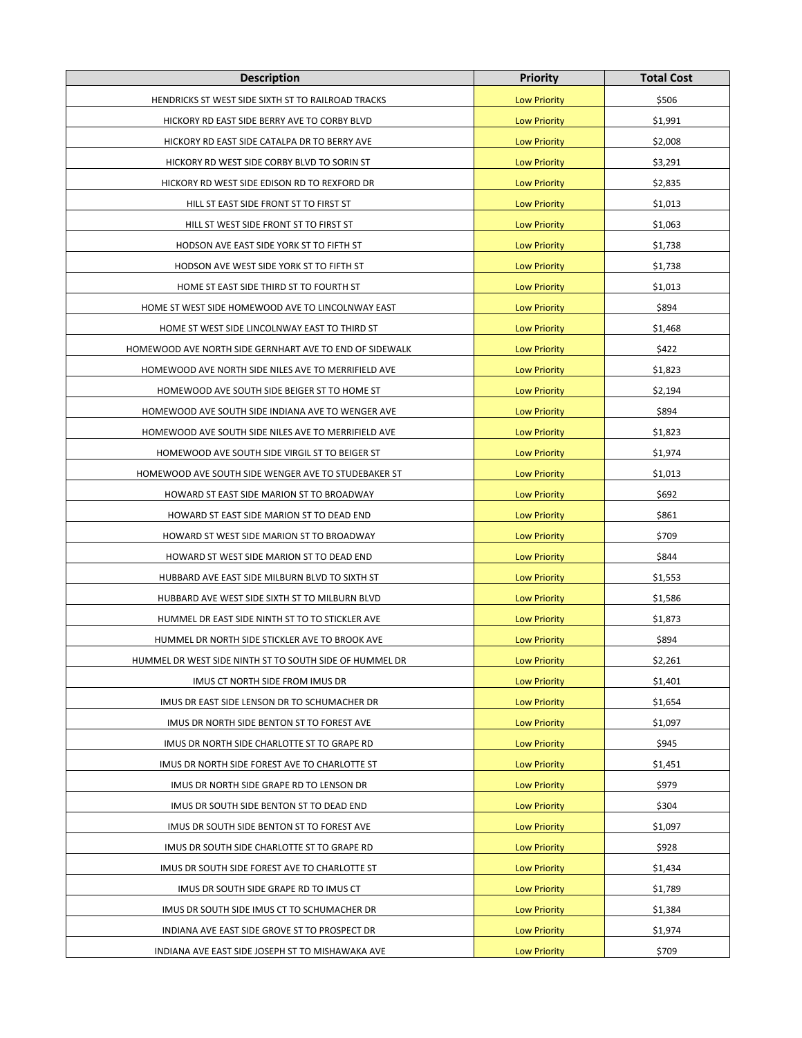| Description | Priority | Total Cost |
|---|---|---|
| HENDRICKS ST WEST SIDE SIXTH ST TO RAILROAD TRACKS | Low Priority | $506 |
| HICKORY RD EAST SIDE BERRY AVE TO CORBY BLVD | Low Priority | $1,991 |
| HICKORY RD EAST SIDE CATALPA DR TO BERRY AVE | Low Priority | $2,008 |
| HICKORY RD WEST SIDE CORBY BLVD TO SORIN ST | Low Priority | $3,291 |
| HICKORY RD WEST SIDE EDISON RD TO REXFORD DR | Low Priority | $2,835 |
| HILL ST EAST SIDE FRONT ST TO FIRST ST | Low Priority | $1,013 |
| HILL ST WEST SIDE FRONT ST TO FIRST ST | Low Priority | $1,063 |
| HODSON AVE EAST SIDE YORK ST TO FIFTH ST | Low Priority | $1,738 |
| HODSON AVE WEST SIDE YORK ST TO FIFTH ST | Low Priority | $1,738 |
| HOME ST EAST SIDE THIRD ST TO FOURTH ST | Low Priority | $1,013 |
| HOME ST WEST SIDE HOMEWOOD AVE TO LINCOLNWAY EAST | Low Priority | $894 |
| HOME ST WEST SIDE LINCOLNWAY EAST TO THIRD ST | Low Priority | $1,468 |
| HOMEWOOD AVE NORTH SIDE GERNHART AVE TO END OF SIDEWALK | Low Priority | $422 |
| HOMEWOOD AVE NORTH SIDE NILES AVE TO MERRIFIELD AVE | Low Priority | $1,823 |
| HOMEWOOD AVE SOUTH SIDE BEIGER ST TO HOME ST | Low Priority | $2,194 |
| HOMEWOOD AVE SOUTH SIDE INDIANA AVE TO WENGER AVE | Low Priority | $894 |
| HOMEWOOD AVE SOUTH SIDE NILES AVE TO MERRIFIELD AVE | Low Priority | $1,823 |
| HOMEWOOD AVE SOUTH SIDE VIRGIL ST TO BEIGER ST | Low Priority | $1,974 |
| HOMEWOOD AVE SOUTH SIDE WENGER AVE TO STUDEBAKER ST | Low Priority | $1,013 |
| HOWARD ST EAST SIDE MARION ST TO BROADWAY | Low Priority | $692 |
| HOWARD ST EAST SIDE MARION ST TO DEAD END | Low Priority | $861 |
| HOWARD ST WEST SIDE MARION ST TO BROADWAY | Low Priority | $709 |
| HOWARD ST WEST SIDE MARION ST TO DEAD END | Low Priority | $844 |
| HUBBARD AVE EAST SIDE MILBURN BLVD TO SIXTH ST | Low Priority | $1,553 |
| HUBBARD AVE WEST SIDE SIXTH ST TO MILBURN BLVD | Low Priority | $1,586 |
| HUMMEL DR EAST SIDE NINTH ST TO TO STICKLER AVE | Low Priority | $1,873 |
| HUMMEL DR NORTH SIDE STICKLER AVE TO BROOK AVE | Low Priority | $894 |
| HUMMEL DR WEST SIDE NINTH ST TO SOUTH SIDE OF HUMMEL DR | Low Priority | $2,261 |
| IMUS CT NORTH SIDE FROM IMUS DR | Low Priority | $1,401 |
| IMUS DR EAST SIDE LENSON DR TO SCHUMACHER DR | Low Priority | $1,654 |
| IMUS DR NORTH SIDE BENTON ST TO FOREST AVE | Low Priority | $1,097 |
| IMUS DR NORTH SIDE CHARLOTTE ST TO GRAPE RD | Low Priority | $945 |
| IMUS DR NORTH SIDE FOREST AVE TO CHARLOTTE ST | Low Priority | $1,451 |
| IMUS DR NORTH SIDE GRAPE RD TO LENSON DR | Low Priority | $979 |
| IMUS DR SOUTH SIDE BENTON ST TO DEAD END | Low Priority | $304 |
| IMUS DR SOUTH SIDE BENTON ST TO FOREST AVE | Low Priority | $1,097 |
| IMUS DR SOUTH SIDE CHARLOTTE ST TO GRAPE RD | Low Priority | $928 |
| IMUS DR SOUTH SIDE FOREST AVE TO CHARLOTTE ST | Low Priority | $1,434 |
| IMUS DR SOUTH SIDE GRAPE RD TO IMUS CT | Low Priority | $1,789 |
| IMUS DR SOUTH SIDE IMUS CT TO SCHUMACHER DR | Low Priority | $1,384 |
| INDIANA AVE EAST SIDE GROVE ST TO PROSPECT DR | Low Priority | $1,974 |
| INDIANA AVE EAST SIDE JOSEPH ST TO MISHAWAKA AVE | Low Priority | $709 |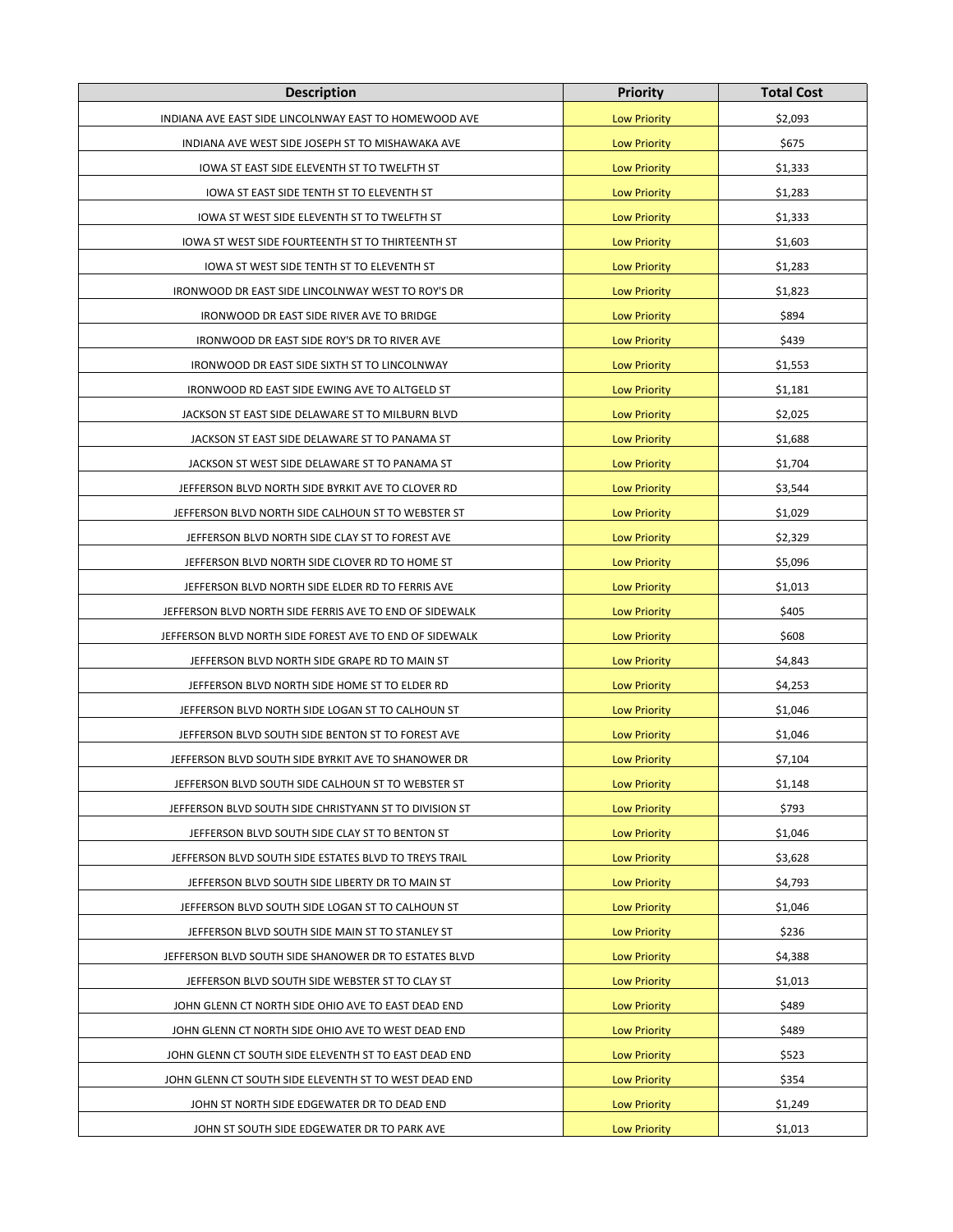| Description | Priority | Total Cost |
| --- | --- | --- |
| INDIANA AVE EAST SIDE LINCOLNWAY EAST TO HOMEWOOD AVE | Low Priority | $2,093 |
| INDIANA AVE WEST SIDE JOSEPH ST TO MISHAWAKA AVE | Low Priority | $675 |
| IOWA ST EAST SIDE ELEVENTH ST TO TWELFTH ST | Low Priority | $1,333 |
| IOWA ST EAST SIDE TENTH ST TO ELEVENTH ST | Low Priority | $1,283 |
| IOWA ST WEST SIDE ELEVENTH ST TO TWELFTH ST | Low Priority | $1,333 |
| IOWA ST WEST SIDE FOURTEENTH ST TO THIRTEENTH ST | Low Priority | $1,603 |
| IOWA ST WEST SIDE TENTH ST TO ELEVENTH ST | Low Priority | $1,283 |
| IRONWOOD DR EAST SIDE LINCOLNWAY WEST TO ROY'S DR | Low Priority | $1,823 |
| IRONWOOD DR EAST SIDE RIVER AVE TO BRIDGE | Low Priority | $894 |
| IRONWOOD DR EAST SIDE ROY'S DR TO RIVER AVE | Low Priority | $439 |
| IRONWOOD DR EAST SIDE SIXTH ST TO LINCOLNWAY | Low Priority | $1,553 |
| IRONWOOD RD EAST SIDE EWING AVE TO ALTGELD ST | Low Priority | $1,181 |
| JACKSON ST EAST SIDE DELAWARE ST TO MILBURN BLVD | Low Priority | $2,025 |
| JACKSON ST EAST SIDE DELAWARE ST TO PANAMA ST | Low Priority | $1,688 |
| JACKSON ST WEST SIDE DELAWARE ST TO PANAMA ST | Low Priority | $1,704 |
| JEFFERSON BLVD NORTH SIDE BYRKIT AVE TO CLOVER RD | Low Priority | $3,544 |
| JEFFERSON BLVD NORTH SIDE CALHOUN ST TO WEBSTER ST | Low Priority | $1,029 |
| JEFFERSON BLVD NORTH SIDE CLAY ST TO FOREST AVE | Low Priority | $2,329 |
| JEFFERSON BLVD NORTH SIDE CLOVER RD TO HOME ST | Low Priority | $5,096 |
| JEFFERSON BLVD NORTH SIDE ELDER RD TO FERRIS AVE | Low Priority | $1,013 |
| JEFFERSON BLVD NORTH SIDE FERRIS AVE TO END OF SIDEWALK | Low Priority | $405 |
| JEFFERSON BLVD NORTH SIDE FOREST AVE TO END OF SIDEWALK | Low Priority | $608 |
| JEFFERSON BLVD NORTH SIDE GRAPE RD TO MAIN ST | Low Priority | $4,843 |
| JEFFERSON BLVD NORTH SIDE HOME ST TO ELDER RD | Low Priority | $4,253 |
| JEFFERSON BLVD NORTH SIDE LOGAN ST TO CALHOUN ST | Low Priority | $1,046 |
| JEFFERSON BLVD SOUTH SIDE BENTON ST TO FOREST AVE | Low Priority | $1,046 |
| JEFFERSON BLVD SOUTH SIDE BYRKIT AVE TO SHANOWER DR | Low Priority | $7,104 |
| JEFFERSON BLVD SOUTH SIDE CALHOUN ST TO WEBSTER ST | Low Priority | $1,148 |
| JEFFERSON BLVD SOUTH SIDE CHRISTYANN ST TO DIVISION ST | Low Priority | $793 |
| JEFFERSON BLVD SOUTH SIDE CLAY ST TO BENTON ST | Low Priority | $1,046 |
| JEFFERSON BLVD SOUTH SIDE ESTATES BLVD TO TREYS TRAIL | Low Priority | $3,628 |
| JEFFERSON BLVD SOUTH SIDE LIBERTY DR TO MAIN ST | Low Priority | $4,793 |
| JEFFERSON BLVD SOUTH SIDE LOGAN ST TO CALHOUN ST | Low Priority | $1,046 |
| JEFFERSON BLVD SOUTH SIDE MAIN ST TO STANLEY ST | Low Priority | $236 |
| JEFFERSON BLVD SOUTH SIDE SHANOWER DR TO ESTATES BLVD | Low Priority | $4,388 |
| JEFFERSON BLVD SOUTH SIDE WEBSTER ST TO CLAY ST | Low Priority | $1,013 |
| JOHN GLENN CT NORTH SIDE OHIO AVE TO EAST DEAD END | Low Priority | $489 |
| JOHN GLENN CT NORTH SIDE OHIO AVE TO WEST DEAD END | Low Priority | $489 |
| JOHN GLENN CT SOUTH SIDE ELEVENTH ST TO EAST DEAD END | Low Priority | $523 |
| JOHN GLENN CT SOUTH SIDE ELEVENTH ST TO WEST DEAD END | Low Priority | $354 |
| JOHN ST NORTH SIDE EDGEWATER DR TO DEAD END | Low Priority | $1,249 |
| JOHN ST SOUTH SIDE EDGEWATER DR TO PARK AVE | Low Priority | $1,013 |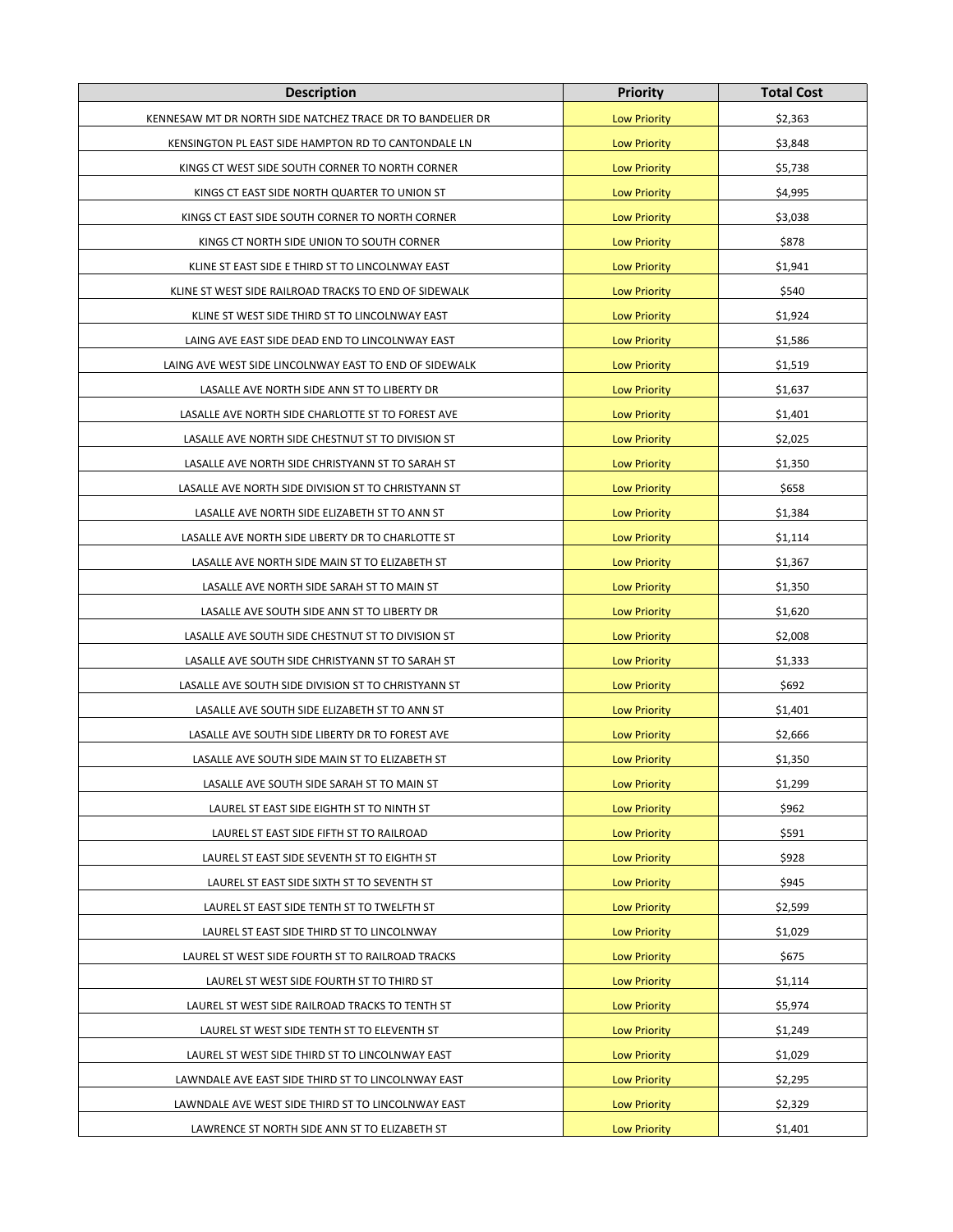| Description | Priority | Total Cost |
|---|---|---|
| KENNESAW MT DR NORTH SIDE NATCHEZ TRACE DR TO BANDELIER DR | Low Priority | $2,363 |
| KENSINGTON PL EAST SIDE HAMPTON RD TO CANTONDALE LN | Low Priority | $3,848 |
| KINGS CT WEST SIDE SOUTH CORNER TO NORTH CORNER | Low Priority | $5,738 |
| KINGS CT EAST SIDE NORTH QUARTER TO UNION ST | Low Priority | $4,995 |
| KINGS CT EAST SIDE SOUTH CORNER TO NORTH CORNER | Low Priority | $3,038 |
| KINGS CT NORTH SIDE UNION TO SOUTH CORNER | Low Priority | $878 |
| KLINE ST EAST SIDE E THIRD ST TO LINCOLNWAY EAST | Low Priority | $1,941 |
| KLINE ST WEST SIDE RAILROAD TRACKS TO END OF SIDEWALK | Low Priority | $540 |
| KLINE ST WEST SIDE THIRD ST TO LINCOLNWAY EAST | Low Priority | $1,924 |
| LAING AVE EAST SIDE DEAD END TO LINCOLNWAY EAST | Low Priority | $1,586 |
| LAING AVE WEST SIDE LINCOLNWAY EAST TO END OF SIDEWALK | Low Priority | $1,519 |
| LASALLE AVE NORTH SIDE ANN ST TO LIBERTY DR | Low Priority | $1,637 |
| LASALLE AVE NORTH SIDE CHARLOTTE ST TO FOREST AVE | Low Priority | $1,401 |
| LASALLE AVE NORTH SIDE CHESTNUT ST TO DIVISION ST | Low Priority | $2,025 |
| LASALLE AVE NORTH SIDE CHRISTYANN ST TO SARAH ST | Low Priority | $1,350 |
| LASALLE AVE NORTH SIDE DIVISION ST TO CHRISTYANN ST | Low Priority | $658 |
| LASALLE AVE NORTH SIDE ELIZABETH ST TO ANN ST | Low Priority | $1,384 |
| LASALLE AVE NORTH SIDE LIBERTY DR TO CHARLOTTE ST | Low Priority | $1,114 |
| LASALLE AVE NORTH SIDE MAIN ST TO ELIZABETH ST | Low Priority | $1,367 |
| LASALLE AVE NORTH SIDE SARAH ST TO MAIN ST | Low Priority | $1,350 |
| LASALLE AVE SOUTH SIDE ANN ST TO LIBERTY DR | Low Priority | $1,620 |
| LASALLE AVE SOUTH SIDE CHESTNUT ST TO DIVISION ST | Low Priority | $2,008 |
| LASALLE AVE SOUTH SIDE CHRISTYANN ST TO SARAH ST | Low Priority | $1,333 |
| LASALLE AVE SOUTH SIDE DIVISION ST TO CHRISTYANN ST | Low Priority | $692 |
| LASALLE AVE SOUTH SIDE ELIZABETH ST TO ANN ST | Low Priority | $1,401 |
| LASALLE AVE SOUTH SIDE LIBERTY DR TO FOREST AVE | Low Priority | $2,666 |
| LASALLE AVE SOUTH SIDE MAIN ST TO ELIZABETH ST | Low Priority | $1,350 |
| LASALLE AVE SOUTH SIDE SARAH ST TO MAIN ST | Low Priority | $1,299 |
| LAUREL ST EAST SIDE EIGHTH ST TO NINTH ST | Low Priority | $962 |
| LAUREL ST EAST SIDE FIFTH ST TO RAILROAD | Low Priority | $591 |
| LAUREL ST EAST SIDE SEVENTH ST TO EIGHTH ST | Low Priority | $928 |
| LAUREL ST EAST SIDE SIXTH ST TO SEVENTH ST | Low Priority | $945 |
| LAUREL ST EAST SIDE TENTH ST TO TWELFTH ST | Low Priority | $2,599 |
| LAUREL ST EAST SIDE THIRD ST TO LINCOLNWAY | Low Priority | $1,029 |
| LAUREL ST WEST SIDE FOURTH ST TO RAILROAD TRACKS | Low Priority | $675 |
| LAUREL ST WEST SIDE FOURTH ST TO THIRD ST | Low Priority | $1,114 |
| LAUREL ST WEST SIDE RAILROAD TRACKS TO TENTH ST | Low Priority | $5,974 |
| LAUREL ST WEST SIDE TENTH ST TO ELEVENTH ST | Low Priority | $1,249 |
| LAUREL ST WEST SIDE THIRD ST TO LINCOLNWAY EAST | Low Priority | $1,029 |
| LAWNDALE AVE EAST SIDE THIRD ST TO LINCOLNWAY EAST | Low Priority | $2,295 |
| LAWNDALE AVE WEST SIDE THIRD ST TO LINCOLNWAY EAST | Low Priority | $2,329 |
| LAWRENCE ST NORTH SIDE ANN ST TO ELIZABETH ST | Low Priority | $1,401 |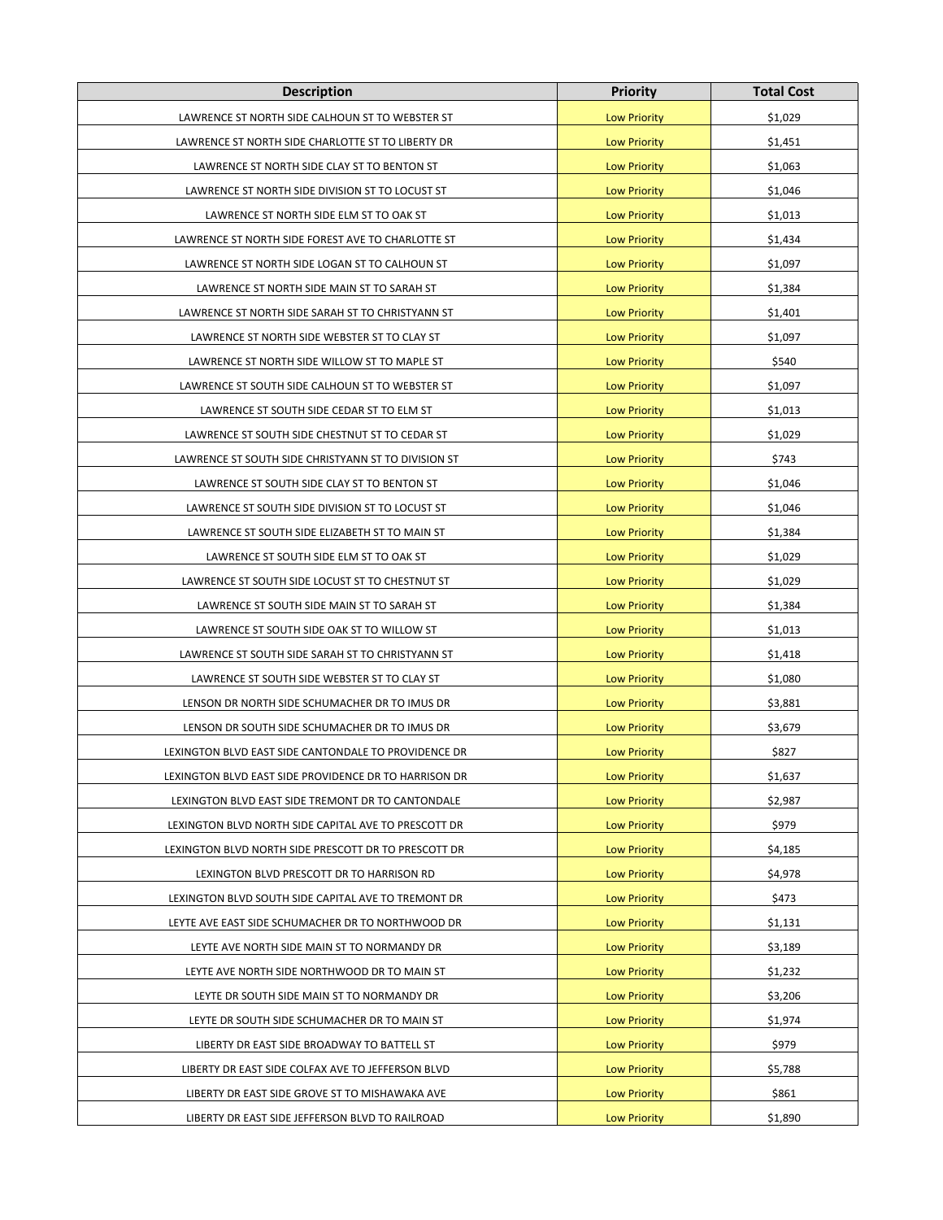| Description | Priority | Total Cost |
|---|---|---|
| LAWRENCE ST NORTH SIDE CALHOUN ST TO WEBSTER ST | Low Priority | $1,029 |
| LAWRENCE ST NORTH SIDE CHARLOTTE ST TO LIBERTY DR | Low Priority | $1,451 |
| LAWRENCE ST NORTH SIDE CLAY ST TO BENTON ST | Low Priority | $1,063 |
| LAWRENCE ST NORTH SIDE DIVISION ST TO LOCUST ST | Low Priority | $1,046 |
| LAWRENCE ST NORTH SIDE ELM ST TO OAK ST | Low Priority | $1,013 |
| LAWRENCE ST NORTH SIDE FOREST AVE TO CHARLOTTE ST | Low Priority | $1,434 |
| LAWRENCE ST NORTH SIDE LOGAN ST TO CALHOUN ST | Low Priority | $1,097 |
| LAWRENCE ST NORTH SIDE MAIN ST TO SARAH ST | Low Priority | $1,384 |
| LAWRENCE ST NORTH SIDE SARAH ST TO CHRISTYANN ST | Low Priority | $1,401 |
| LAWRENCE ST NORTH SIDE WEBSTER ST TO CLAY ST | Low Priority | $1,097 |
| LAWRENCE ST NORTH SIDE WILLOW ST TO MAPLE ST | Low Priority | $540 |
| LAWRENCE ST SOUTH SIDE CALHOUN ST TO WEBSTER ST | Low Priority | $1,097 |
| LAWRENCE ST SOUTH SIDE CEDAR ST TO ELM ST | Low Priority | $1,013 |
| LAWRENCE ST SOUTH SIDE CHESTNUT ST TO CEDAR ST | Low Priority | $1,029 |
| LAWRENCE ST SOUTH SIDE CHRISTYANN ST TO DIVISION ST | Low Priority | $743 |
| LAWRENCE ST SOUTH SIDE CLAY ST TO BENTON ST | Low Priority | $1,046 |
| LAWRENCE ST SOUTH SIDE DIVISION ST TO LOCUST ST | Low Priority | $1,046 |
| LAWRENCE ST SOUTH SIDE ELIZABETH ST TO MAIN ST | Low Priority | $1,384 |
| LAWRENCE ST SOUTH SIDE ELM ST TO OAK ST | Low Priority | $1,029 |
| LAWRENCE ST SOUTH SIDE LOCUST ST TO CHESTNUT ST | Low Priority | $1,029 |
| LAWRENCE ST SOUTH SIDE MAIN ST TO SARAH ST | Low Priority | $1,384 |
| LAWRENCE ST SOUTH SIDE OAK ST TO WILLOW ST | Low Priority | $1,013 |
| LAWRENCE ST SOUTH SIDE SARAH ST TO CHRISTYANN ST | Low Priority | $1,418 |
| LAWRENCE ST SOUTH SIDE WEBSTER ST TO CLAY ST | Low Priority | $1,080 |
| LENSON DR NORTH SIDE SCHUMACHER DR TO IMUS DR | Low Priority | $3,881 |
| LENSON DR SOUTH SIDE SCHUMACHER DR TO IMUS DR | Low Priority | $3,679 |
| LEXINGTON BLVD EAST SIDE CANTONDALE TO PROVIDENCE DR | Low Priority | $827 |
| LEXINGTON BLVD EAST SIDE PROVIDENCE DR TO HARRISON DR | Low Priority | $1,637 |
| LEXINGTON BLVD EAST SIDE TREMONT DR TO CANTONDALE | Low Priority | $2,987 |
| LEXINGTON BLVD NORTH SIDE CAPITAL AVE TO PRESCOTT DR | Low Priority | $979 |
| LEXINGTON BLVD NORTH SIDE PRESCOTT DR TO PRESCOTT DR | Low Priority | $4,185 |
| LEXINGTON BLVD PRESCOTT DR TO HARRISON RD | Low Priority | $4,978 |
| LEXINGTON BLVD SOUTH SIDE CAPITAL AVE TO TREMONT DR | Low Priority | $473 |
| LEYTE AVE EAST SIDE SCHUMACHER DR TO NORTHWOOD DR | Low Priority | $1,131 |
| LEYTE AVE NORTH SIDE MAIN ST TO NORMANDY DR | Low Priority | $3,189 |
| LEYTE AVE NORTH SIDE NORTHWOOD DR TO MAIN ST | Low Priority | $1,232 |
| LEYTE DR SOUTH SIDE MAIN ST TO NORMANDY DR | Low Priority | $3,206 |
| LEYTE DR SOUTH SIDE SCHUMACHER DR TO MAIN ST | Low Priority | $1,974 |
| LIBERTY DR EAST SIDE BROADWAY TO BATTELL ST | Low Priority | $979 |
| LIBERTY DR EAST SIDE COLFAX AVE TO JEFFERSON BLVD | Low Priority | $5,788 |
| LIBERTY DR EAST SIDE GROVE ST TO MISHAWAKA AVE | Low Priority | $861 |
| LIBERTY DR EAST SIDE JEFFERSON BLVD TO RAILROAD | Low Priority | $1,890 |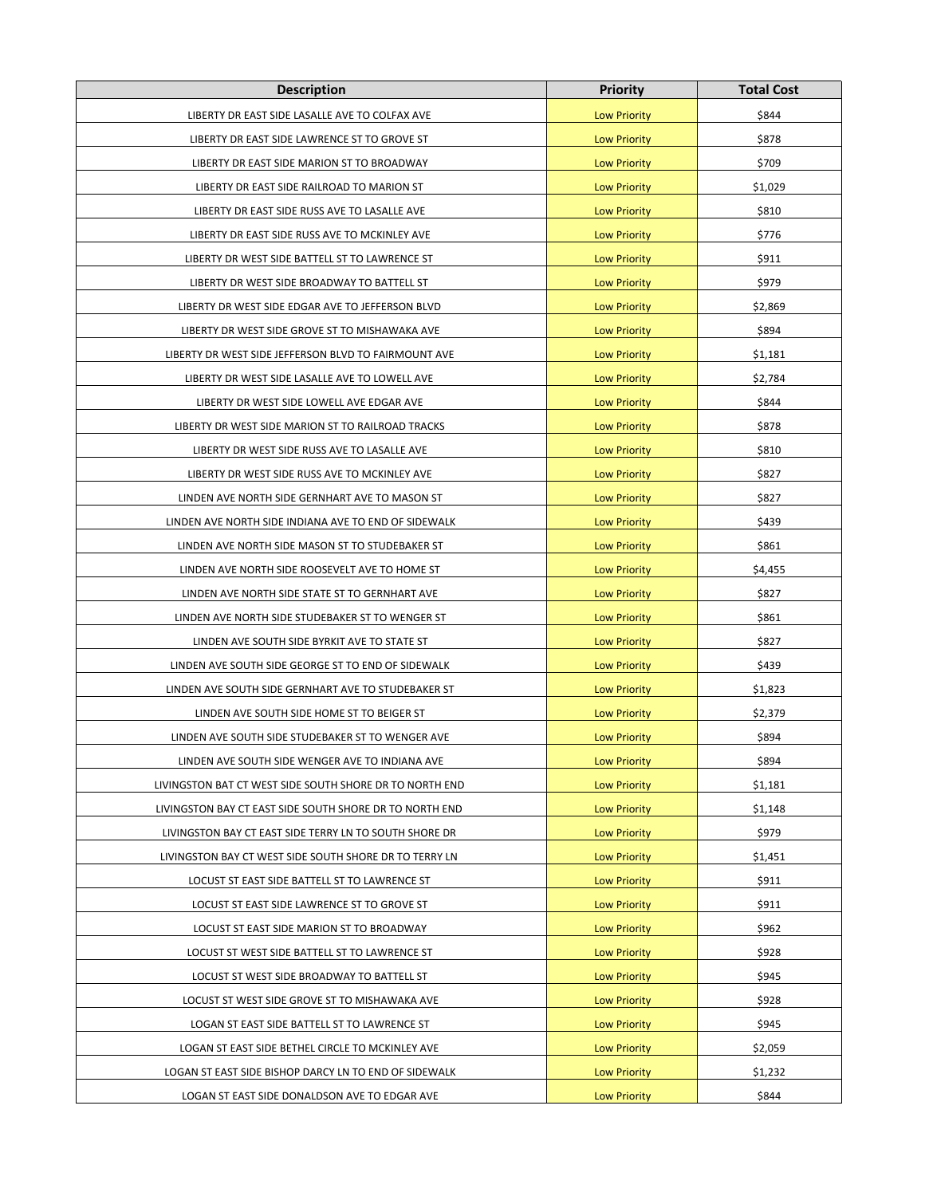| Description | Priority | Total Cost |
|---|---|---|
| LIBERTY DR EAST SIDE LASALLE AVE TO COLFAX AVE | Low Priority | $844 |
| LIBERTY DR EAST SIDE LAWRENCE ST TO GROVE ST | Low Priority | $878 |
| LIBERTY DR EAST SIDE MARION ST TO BROADWAY | Low Priority | $709 |
| LIBERTY DR EAST SIDE RAILROAD TO MARION ST | Low Priority | $1,029 |
| LIBERTY DR EAST SIDE RUSS AVE TO LASALLE AVE | Low Priority | $810 |
| LIBERTY DR EAST SIDE RUSS AVE TO MCKINLEY AVE | Low Priority | $776 |
| LIBERTY DR WEST SIDE BATTELL ST TO LAWRENCE ST | Low Priority | $911 |
| LIBERTY DR WEST SIDE BROADWAY TO BATTELL ST | Low Priority | $979 |
| LIBERTY DR WEST SIDE EDGAR AVE TO JEFFERSON BLVD | Low Priority | $2,869 |
| LIBERTY DR WEST SIDE GROVE ST TO MISHAWAKA AVE | Low Priority | $894 |
| LIBERTY DR WEST SIDE JEFFERSON BLVD TO FAIRMOUNT AVE | Low Priority | $1,181 |
| LIBERTY DR WEST SIDE LASALLE AVE TO LOWELL AVE | Low Priority | $2,784 |
| LIBERTY DR WEST SIDE LOWELL AVE EDGAR AVE | Low Priority | $844 |
| LIBERTY DR WEST SIDE MARION ST TO RAILROAD TRACKS | Low Priority | $878 |
| LIBERTY DR WEST SIDE RUSS AVE TO LASALLE AVE | Low Priority | $810 |
| LIBERTY DR WEST SIDE RUSS AVE TO MCKINLEY AVE | Low Priority | $827 |
| LINDEN AVE NORTH SIDE GERNHART AVE TO MASON ST | Low Priority | $827 |
| LINDEN AVE NORTH SIDE INDIANA AVE TO END OF SIDEWALK | Low Priority | $439 |
| LINDEN AVE NORTH SIDE MASON ST TO STUDEBAKER ST | Low Priority | $861 |
| LINDEN AVE NORTH SIDE ROOSEVELT AVE TO HOME ST | Low Priority | $4,455 |
| LINDEN AVE NORTH SIDE STATE ST TO GERNHART AVE | Low Priority | $827 |
| LINDEN AVE NORTH SIDE STUDEBAKER ST TO WENGER ST | Low Priority | $861 |
| LINDEN AVE SOUTH SIDE BYRKIT AVE TO STATE ST | Low Priority | $827 |
| LINDEN AVE SOUTH SIDE GEORGE ST TO END OF SIDEWALK | Low Priority | $439 |
| LINDEN AVE SOUTH SIDE GERNHART AVE TO STUDEBAKER ST | Low Priority | $1,823 |
| LINDEN AVE SOUTH SIDE HOME ST TO BEIGER ST | Low Priority | $2,379 |
| LINDEN AVE SOUTH SIDE STUDEBAKER ST TO WENGER AVE | Low Priority | $894 |
| LINDEN AVE SOUTH SIDE WENGER AVE TO INDIANA AVE | Low Priority | $894 |
| LIVINGSTON BAT CT WEST SIDE SOUTH SHORE DR TO NORTH END | Low Priority | $1,181 |
| LIVINGSTON BAY CT EAST SIDE SOUTH SHORE DR TO NORTH END | Low Priority | $1,148 |
| LIVINGSTON BAY CT EAST SIDE TERRY LN TO SOUTH SHORE DR | Low Priority | $979 |
| LIVINGSTON BAY CT WEST SIDE SOUTH SHORE DR TO TERRY LN | Low Priority | $1,451 |
| LOCUST ST EAST SIDE BATTELL ST TO LAWRENCE ST | Low Priority | $911 |
| LOCUST ST EAST SIDE LAWRENCE ST TO GROVE ST | Low Priority | $911 |
| LOCUST ST EAST SIDE MARION ST TO BROADWAY | Low Priority | $962 |
| LOCUST ST WEST SIDE BATTELL ST TO LAWRENCE ST | Low Priority | $928 |
| LOCUST ST WEST SIDE BROADWAY TO BATTELL ST | Low Priority | $945 |
| LOCUST ST WEST SIDE GROVE ST TO MISHAWAKA AVE | Low Priority | $928 |
| LOGAN ST EAST SIDE BATTELL ST TO LAWRENCE ST | Low Priority | $945 |
| LOGAN ST EAST SIDE BETHEL CIRCLE TO MCKINLEY AVE | Low Priority | $2,059 |
| LOGAN ST EAST SIDE BISHOP DARCY LN TO END OF SIDEWALK | Low Priority | $1,232 |
| LOGAN ST EAST SIDE DONALDSON AVE TO EDGAR AVE | Low Priority | $844 |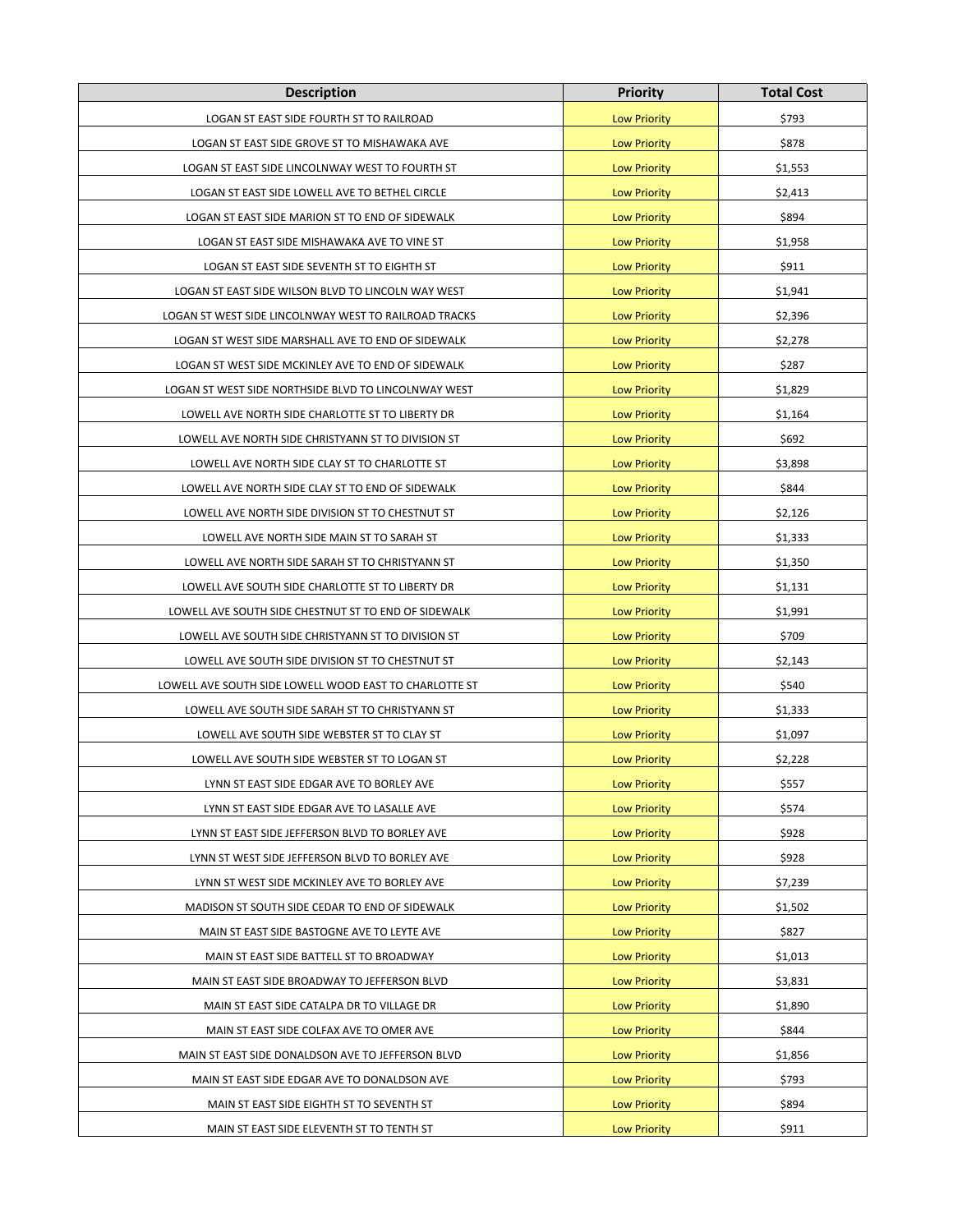| Description | Priority | Total Cost |
|---|---|---|
| LOGAN ST EAST SIDE FOURTH ST TO RAILROAD | Low Priority | $793 |
| LOGAN ST EAST SIDE GROVE ST TO MISHAWAKA AVE | Low Priority | $878 |
| LOGAN ST EAST SIDE LINCOLNWAY WEST TO FOURTH ST | Low Priority | $1,553 |
| LOGAN ST EAST SIDE LOWELL AVE TO BETHEL CIRCLE | Low Priority | $2,413 |
| LOGAN ST EAST SIDE MARION ST TO END OF SIDEWALK | Low Priority | $894 |
| LOGAN ST EAST SIDE MISHAWAKA AVE TO VINE ST | Low Priority | $1,958 |
| LOGAN ST EAST SIDE SEVENTH ST TO EIGHTH ST | Low Priority | $911 |
| LOGAN ST EAST SIDE WILSON BLVD TO LINCOLN WAY WEST | Low Priority | $1,941 |
| LOGAN ST WEST SIDE LINCOLNWAY WEST TO RAILROAD TRACKS | Low Priority | $2,396 |
| LOGAN ST WEST SIDE MARSHALL AVE TO END OF SIDEWALK | Low Priority | $2,278 |
| LOGAN ST WEST SIDE MCKINLEY AVE TO END OF SIDEWALK | Low Priority | $287 |
| LOGAN ST WEST SIDE NORTHSIDE BLVD TO LINCOLNWAY WEST | Low Priority | $1,829 |
| LOWELL AVE NORTH SIDE CHARLOTTE ST TO LIBERTY DR | Low Priority | $1,164 |
| LOWELL AVE NORTH SIDE CHRISTYANN ST TO DIVISION ST | Low Priority | $692 |
| LOWELL AVE NORTH SIDE CLAY ST TO CHARLOTTE ST | Low Priority | $3,898 |
| LOWELL AVE NORTH SIDE CLAY ST TO END OF SIDEWALK | Low Priority | $844 |
| LOWELL AVE NORTH SIDE DIVISION ST TO CHESTNUT ST | Low Priority | $2,126 |
| LOWELL AVE NORTH SIDE MAIN ST TO SARAH ST | Low Priority | $1,333 |
| LOWELL AVE NORTH SIDE SARAH ST TO CHRISTYANN ST | Low Priority | $1,350 |
| LOWELL AVE SOUTH SIDE CHARLOTTE ST TO LIBERTY DR | Low Priority | $1,131 |
| LOWELL AVE SOUTH SIDE CHESTNUT ST TO END OF SIDEWALK | Low Priority | $1,991 |
| LOWELL AVE SOUTH SIDE CHRISTYANN ST TO DIVISION ST | Low Priority | $709 |
| LOWELL AVE SOUTH SIDE DIVISION ST TO CHESTNUT ST | Low Priority | $2,143 |
| LOWELL AVE SOUTH SIDE LOWELL WOOD EAST TO CHARLOTTE ST | Low Priority | $540 |
| LOWELL AVE SOUTH SIDE SARAH ST TO CHRISTYANN ST | Low Priority | $1,333 |
| LOWELL AVE SOUTH SIDE WEBSTER ST TO CLAY ST | Low Priority | $1,097 |
| LOWELL AVE SOUTH SIDE WEBSTER ST TO LOGAN ST | Low Priority | $2,228 |
| LYNN ST EAST SIDE EDGAR AVE TO BORLEY AVE | Low Priority | $557 |
| LYNN ST EAST SIDE EDGAR AVE TO LASALLE AVE | Low Priority | $574 |
| LYNN ST EAST SIDE JEFFERSON BLVD TO BORLEY AVE | Low Priority | $928 |
| LYNN ST WEST SIDE JEFFERSON BLVD TO BORLEY AVE | Low Priority | $928 |
| LYNN ST WEST SIDE MCKINLEY AVE TO BORLEY AVE | Low Priority | $7,239 |
| MADISON ST SOUTH SIDE CEDAR TO END OF SIDEWALK | Low Priority | $1,502 |
| MAIN ST EAST SIDE BASTOGNE AVE TO LEYTE AVE | Low Priority | $827 |
| MAIN ST EAST SIDE BATTELL ST TO BROADWAY | Low Priority | $1,013 |
| MAIN ST EAST SIDE BROADWAY TO JEFFERSON BLVD | Low Priority | $3,831 |
| MAIN ST EAST SIDE CATALPA DR TO VILLAGE DR | Low Priority | $1,890 |
| MAIN ST EAST SIDE COLFAX AVE TO OMER AVE | Low Priority | $844 |
| MAIN ST EAST SIDE DONALDSON AVE TO JEFFERSON BLVD | Low Priority | $1,856 |
| MAIN ST EAST SIDE EDGAR AVE TO DONALDSON AVE | Low Priority | $793 |
| MAIN ST EAST SIDE EIGHTH ST TO SEVENTH ST | Low Priority | $894 |
| MAIN ST EAST SIDE ELEVENTH ST TO TENTH ST | Low Priority | $911 |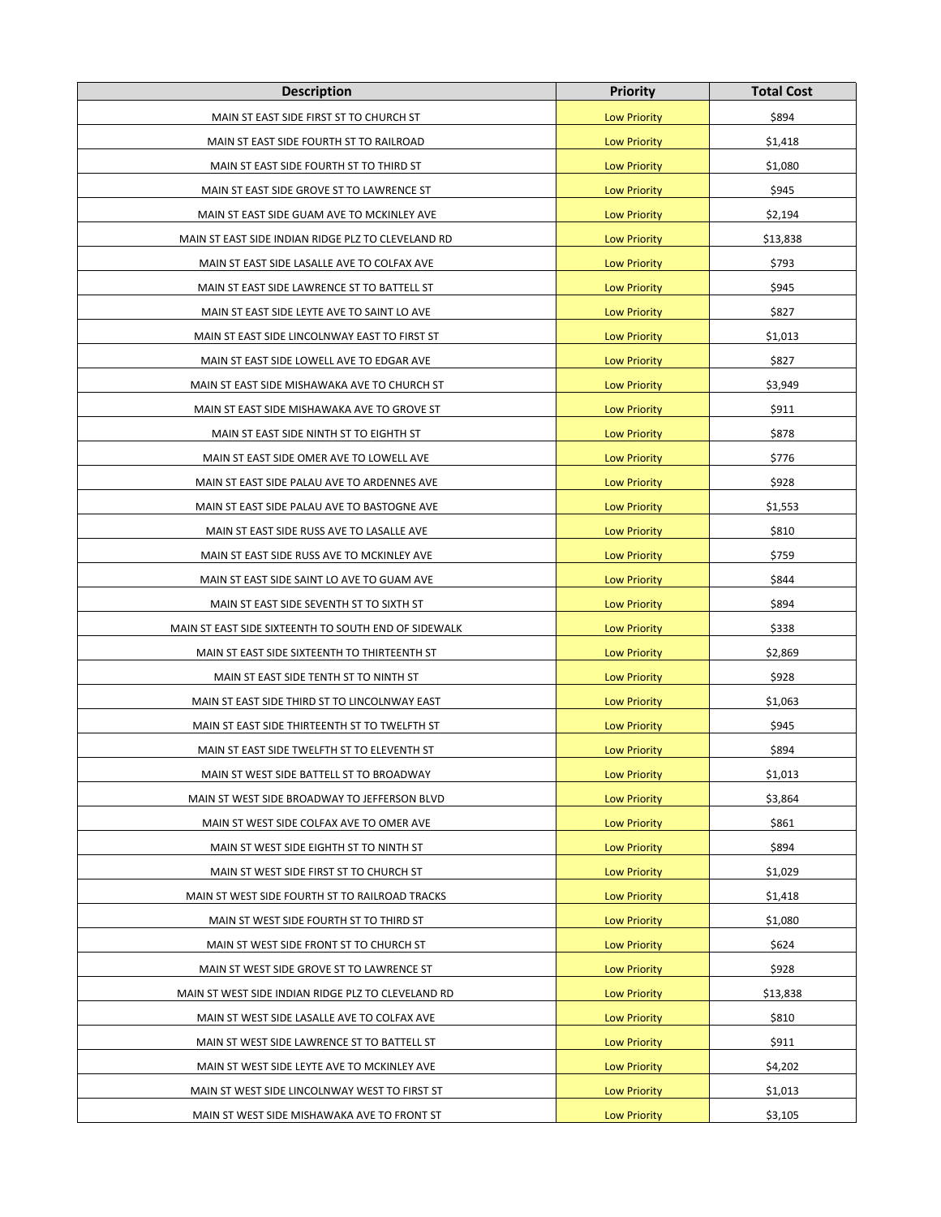| Description | Priority | Total Cost |
| --- | --- | --- |
| MAIN ST EAST SIDE FIRST ST TO CHURCH ST | Low Priority | $894 |
| MAIN ST EAST SIDE FOURTH ST TO RAILROAD | Low Priority | $1,418 |
| MAIN ST EAST SIDE FOURTH ST TO THIRD ST | Low Priority | $1,080 |
| MAIN ST EAST SIDE GROVE ST TO LAWRENCE ST | Low Priority | $945 |
| MAIN ST EAST SIDE GUAM AVE TO MCKINLEY AVE | Low Priority | $2,194 |
| MAIN ST EAST SIDE INDIAN RIDGE PLZ TO CLEVELAND RD | Low Priority | $13,838 |
| MAIN ST EAST SIDE LASALLE AVE TO COLFAX AVE | Low Priority | $793 |
| MAIN ST EAST SIDE LAWRENCE ST TO BATTELL ST | Low Priority | $945 |
| MAIN ST EAST SIDE LEYTE AVE TO SAINT LO AVE | Low Priority | $827 |
| MAIN ST EAST SIDE LINCOLNWAY EAST TO FIRST ST | Low Priority | $1,013 |
| MAIN ST EAST SIDE LOWELL AVE TO EDGAR AVE | Low Priority | $827 |
| MAIN ST EAST SIDE MISHAWAKA AVE TO CHURCH ST | Low Priority | $3,949 |
| MAIN ST EAST SIDE MISHAWAKA AVE TO GROVE ST | Low Priority | $911 |
| MAIN ST EAST SIDE NINTH ST TO EIGHTH ST | Low Priority | $878 |
| MAIN ST EAST SIDE OMER AVE TO LOWELL AVE | Low Priority | $776 |
| MAIN ST EAST SIDE PALAU AVE TO ARDENNES AVE | Low Priority | $928 |
| MAIN ST EAST SIDE PALAU AVE TO BASTOGNE AVE | Low Priority | $1,553 |
| MAIN ST EAST SIDE RUSS AVE TO LASALLE AVE | Low Priority | $810 |
| MAIN ST EAST SIDE RUSS AVE TO MCKINLEY AVE | Low Priority | $759 |
| MAIN ST EAST SIDE SAINT LO AVE TO GUAM AVE | Low Priority | $844 |
| MAIN ST EAST SIDE SEVENTH ST TO SIXTH ST | Low Priority | $894 |
| MAIN ST EAST SIDE SIXTEENTH TO SOUTH END OF SIDEWALK | Low Priority | $338 |
| MAIN ST EAST SIDE SIXTEENTH TO THIRTEENTH ST | Low Priority | $2,869 |
| MAIN ST EAST SIDE TENTH ST TO NINTH ST | Low Priority | $928 |
| MAIN ST EAST SIDE THIRD ST TO LINCOLNWAY EAST | Low Priority | $1,063 |
| MAIN ST EAST SIDE THIRTEENTH ST TO TWELFTH ST | Low Priority | $945 |
| MAIN ST EAST SIDE TWELFTH ST TO ELEVENTH ST | Low Priority | $894 |
| MAIN ST WEST SIDE BATTELL ST TO BROADWAY | Low Priority | $1,013 |
| MAIN ST WEST SIDE BROADWAY TO JEFFERSON BLVD | Low Priority | $3,864 |
| MAIN ST WEST SIDE COLFAX AVE TO OMER AVE | Low Priority | $861 |
| MAIN ST WEST SIDE EIGHTH ST TO NINTH ST | Low Priority | $894 |
| MAIN ST WEST SIDE FIRST ST TO CHURCH ST | Low Priority | $1,029 |
| MAIN ST WEST SIDE FOURTH ST TO RAILROAD TRACKS | Low Priority | $1,418 |
| MAIN ST WEST SIDE FOURTH ST TO THIRD ST | Low Priority | $1,080 |
| MAIN ST WEST SIDE FRONT ST TO CHURCH ST | Low Priority | $624 |
| MAIN ST WEST SIDE GROVE ST TO LAWRENCE ST | Low Priority | $928 |
| MAIN ST WEST SIDE INDIAN RIDGE PLZ TO CLEVELAND RD | Low Priority | $13,838 |
| MAIN ST WEST SIDE LASALLE AVE TO COLFAX AVE | Low Priority | $810 |
| MAIN ST WEST SIDE LAWRENCE ST TO BATTELL ST | Low Priority | $911 |
| MAIN ST WEST SIDE LEYTE AVE TO MCKINLEY AVE | Low Priority | $4,202 |
| MAIN ST WEST SIDE LINCOLNWAY WEST TO FIRST ST | Low Priority | $1,013 |
| MAIN ST WEST SIDE MISHAWAKA AVE TO FRONT ST | Low Priority | $3,105 |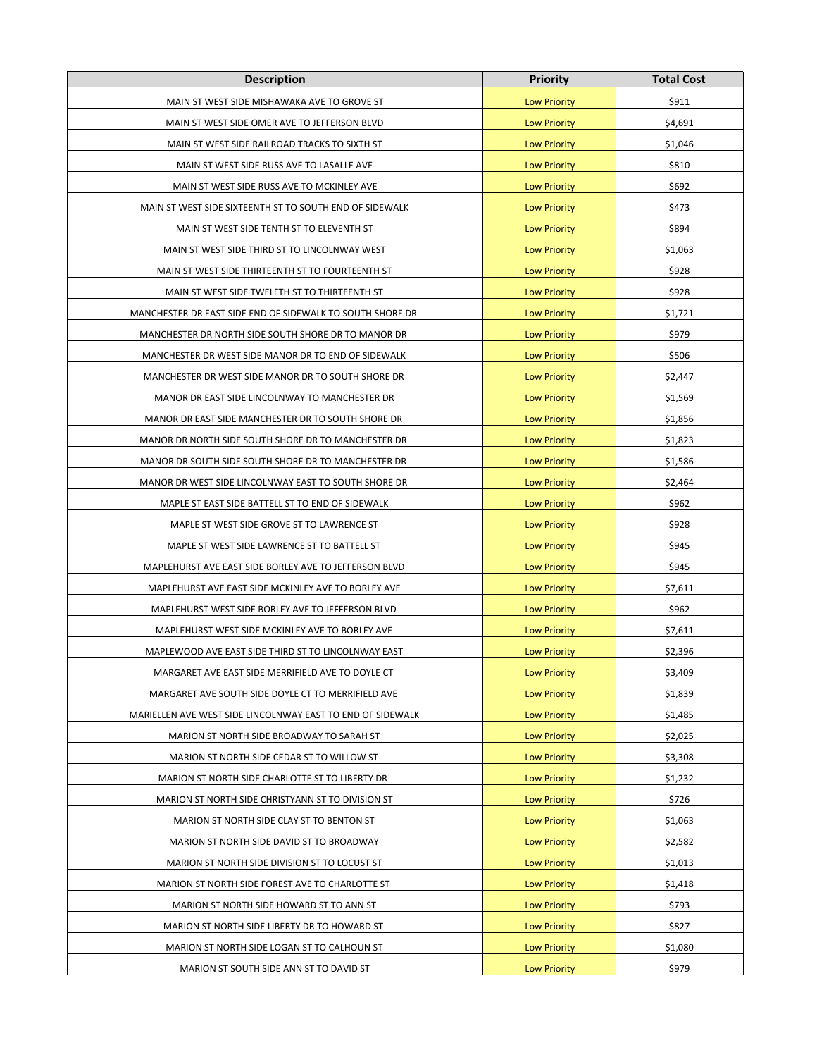| Description | Priority | Total Cost |
|---|---|---|
| MAIN ST WEST SIDE MISHAWAKA AVE TO GROVE ST | Low Priority | $911 |
| MAIN ST WEST SIDE OMER AVE TO JEFFERSON BLVD | Low Priority | $4,691 |
| MAIN ST WEST SIDE RAILROAD TRACKS TO SIXTH ST | Low Priority | $1,046 |
| MAIN ST WEST SIDE RUSS AVE TO LASALLE AVE | Low Priority | $810 |
| MAIN ST WEST SIDE RUSS AVE TO MCKINLEY AVE | Low Priority | $692 |
| MAIN ST WEST SIDE SIXTEENTH ST TO SOUTH END OF SIDEWALK | Low Priority | $473 |
| MAIN ST WEST SIDE TENTH ST TO ELEVENTH ST | Low Priority | $894 |
| MAIN ST WEST SIDE THIRD ST TO LINCOLNWAY WEST | Low Priority | $1,063 |
| MAIN ST WEST SIDE THIRTEENTH ST TO FOURTEENTH ST | Low Priority | $928 |
| MAIN ST WEST SIDE TWELFTH ST TO THIRTEENTH ST | Low Priority | $928 |
| MANCHESTER DR EAST SIDE END OF SIDEWALK TO SOUTH SHORE DR | Low Priority | $1,721 |
| MANCHESTER DR NORTH SIDE SOUTH SHORE DR TO MANOR DR | Low Priority | $979 |
| MANCHESTER DR WEST SIDE MANOR DR TO END OF SIDEWALK | Low Priority | $506 |
| MANCHESTER DR WEST SIDE MANOR DR TO SOUTH SHORE DR | Low Priority | $2,447 |
| MANOR DR EAST SIDE LINCOLNWAY TO MANCHESTER DR | Low Priority | $1,569 |
| MANOR DR EAST SIDE MANCHESTER DR TO SOUTH SHORE DR | Low Priority | $1,856 |
| MANOR DR NORTH SIDE SOUTH SHORE DR TO MANCHESTER DR | Low Priority | $1,823 |
| MANOR DR SOUTH SIDE SOUTH SHORE DR TO MANCHESTER DR | Low Priority | $1,586 |
| MANOR DR WEST SIDE LINCOLNWAY EAST TO SOUTH SHORE DR | Low Priority | $2,464 |
| MAPLE ST EAST SIDE BATTELL ST TO END OF SIDEWALK | Low Priority | $962 |
| MAPLE ST WEST SIDE GROVE ST TO LAWRENCE ST | Low Priority | $928 |
| MAPLE ST WEST SIDE LAWRENCE ST TO BATTELL ST | Low Priority | $945 |
| MAPLEHURST AVE EAST SIDE BORLEY AVE TO JEFFERSON BLVD | Low Priority | $945 |
| MAPLEHURST AVE EAST SIDE MCKINLEY AVE TO BORLEY AVE | Low Priority | $7,611 |
| MAPLEHURST WEST SIDE BORLEY AVE TO JEFFERSON BLVD | Low Priority | $962 |
| MAPLEHURST WEST SIDE MCKINLEY AVE TO BORLEY AVE | Low Priority | $7,611 |
| MAPLEWOOD AVE EAST SIDE THIRD ST TO LINCOLNWAY EAST | Low Priority | $2,396 |
| MARGARET AVE EAST SIDE MERRIFIELD AVE TO DOYLE CT | Low Priority | $3,409 |
| MARGARET AVE SOUTH SIDE DOYLE CT TO MERRIFIELD AVE | Low Priority | $1,839 |
| MARIELLEN AVE WEST SIDE LINCOLNWAY EAST TO END OF SIDEWALK | Low Priority | $1,485 |
| MARION ST NORTH SIDE BROADWAY TO SARAH ST | Low Priority | $2,025 |
| MARION ST NORTH SIDE CEDAR ST TO WILLOW ST | Low Priority | $3,308 |
| MARION ST NORTH SIDE CHARLOTTE ST TO LIBERTY DR | Low Priority | $1,232 |
| MARION ST NORTH SIDE CHRISTYANN ST TO DIVISION ST | Low Priority | $726 |
| MARION ST NORTH SIDE CLAY ST TO BENTON ST | Low Priority | $1,063 |
| MARION ST NORTH SIDE DAVID ST TO BROADWAY | Low Priority | $2,582 |
| MARION ST NORTH SIDE DIVISION ST TO LOCUST ST | Low Priority | $1,013 |
| MARION ST NORTH SIDE FOREST AVE TO CHARLOTTE ST | Low Priority | $1,418 |
| MARION ST NORTH SIDE HOWARD ST TO ANN ST | Low Priority | $793 |
| MARION ST NORTH SIDE LIBERTY DR TO HOWARD ST | Low Priority | $827 |
| MARION ST NORTH SIDE LOGAN ST TO CALHOUN ST | Low Priority | $1,080 |
| MARION ST SOUTH SIDE ANN ST TO DAVID ST | Low Priority | $979 |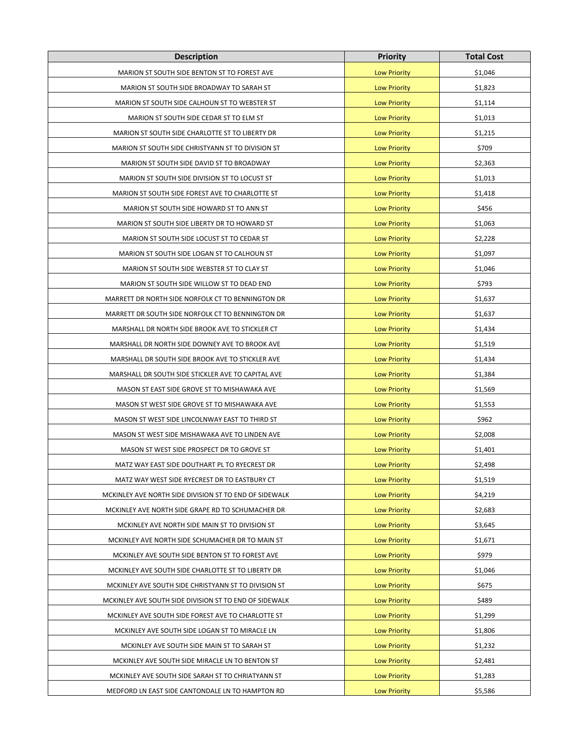| Description | Priority | Total Cost |
|---|---|---|
| MARION ST SOUTH SIDE BENTON ST TO FOREST AVE | Low Priority | $1,046 |
| MARION ST SOUTH SIDE BROADWAY TO SARAH ST | Low Priority | $1,823 |
| MARION ST SOUTH SIDE CALHOUN ST TO WEBSTER ST | Low Priority | $1,114 |
| MARION ST SOUTH SIDE CEDAR ST TO ELM ST | Low Priority | $1,013 |
| MARION ST SOUTH SIDE CHARLOTTE ST TO LIBERTY DR | Low Priority | $1,215 |
| MARION ST SOUTH SIDE CHRISTYANN ST TO DIVISION ST | Low Priority | $709 |
| MARION ST SOUTH SIDE DAVID ST TO BROADWAY | Low Priority | $2,363 |
| MARION ST SOUTH SIDE DIVISION ST TO LOCUST ST | Low Priority | $1,013 |
| MARION ST SOUTH SIDE FOREST AVE TO CHARLOTTE ST | Low Priority | $1,418 |
| MARION ST SOUTH SIDE HOWARD ST TO ANN ST | Low Priority | $456 |
| MARION ST SOUTH SIDE LIBERTY DR TO HOWARD ST | Low Priority | $1,063 |
| MARION ST SOUTH SIDE LOCUST ST TO CEDAR ST | Low Priority | $2,228 |
| MARION ST SOUTH SIDE LOGAN ST TO CALHOUN ST | Low Priority | $1,097 |
| MARION ST SOUTH SIDE WEBSTER ST TO CLAY ST | Low Priority | $1,046 |
| MARION ST SOUTH SIDE WILLOW ST TO DEAD END | Low Priority | $793 |
| MARRETT DR NORTH SIDE NORFOLK CT TO BENNINGTON DR | Low Priority | $1,637 |
| MARRETT DR SOUTH SIDE NORFOLK CT TO BENNINGTON DR | Low Priority | $1,637 |
| MARSHALL DR NORTH SIDE BROOK AVE TO STICKLER CT | Low Priority | $1,434 |
| MARSHALL DR NORTH SIDE DOWNEY AVE TO BROOK AVE | Low Priority | $1,519 |
| MARSHALL DR SOUTH SIDE BROOK AVE TO STICKLER AVE | Low Priority | $1,434 |
| MARSHALL DR SOUTH SIDE STICKLER AVE TO CAPITAL AVE | Low Priority | $1,384 |
| MASON ST EAST SIDE GROVE ST TO MISHAWAKA AVE | Low Priority | $1,569 |
| MASON ST WEST SIDE GROVE ST TO MISHAWAKA AVE | Low Priority | $1,553 |
| MASON ST WEST SIDE LINCOLNWAY EAST TO THIRD ST | Low Priority | $962 |
| MASON ST WEST SIDE MISHAWAKA AVE TO LINDEN AVE | Low Priority | $2,008 |
| MASON ST WEST SIDE PROSPECT DR TO GROVE ST | Low Priority | $1,401 |
| MATZ WAY EAST SIDE DOUTHART PL TO RYECREST DR | Low Priority | $2,498 |
| MATZ WAY WEST SIDE RYECREST DR TO EASTBURY CT | Low Priority | $1,519 |
| MCKINLEY AVE NORTH SIDE DIVISION ST TO END OF SIDEWALK | Low Priority | $4,219 |
| MCKINLEY AVE NORTH SIDE GRAPE RD TO SCHUMACHER DR | Low Priority | $2,683 |
| MCKINLEY AVE NORTH SIDE MAIN ST TO DIVISION ST | Low Priority | $3,645 |
| MCKINLEY AVE NORTH SIDE SCHUMACHER DR TO MAIN ST | Low Priority | $1,671 |
| MCKINLEY AVE SOUTH SIDE BENTON ST TO FOREST AVE | Low Priority | $979 |
| MCKINLEY AVE SOUTH SIDE CHARLOTTE ST TO LIBERTY DR | Low Priority | $1,046 |
| MCKINLEY AVE SOUTH SIDE CHRISTYANN ST TO DIVISION ST | Low Priority | $675 |
| MCKINLEY AVE SOUTH SIDE DIVISION ST TO END OF SIDEWALK | Low Priority | $489 |
| MCKINLEY AVE SOUTH SIDE FOREST AVE TO CHARLOTTE ST | Low Priority | $1,299 |
| MCKINLEY AVE SOUTH SIDE LOGAN ST TO MIRACLE LN | Low Priority | $1,806 |
| MCKINLEY AVE SOUTH SIDE MAIN ST TO SARAH ST | Low Priority | $1,232 |
| MCKINLEY AVE SOUTH SIDE MIRACLE LN TO BENTON ST | Low Priority | $2,481 |
| MCKINLEY AVE SOUTH SIDE SARAH ST TO CHRIATYANN ST | Low Priority | $1,283 |
| MEDFORD LN EAST SIDE CANTONDALE LN TO HAMPTON RD | Low Priority | $5,586 |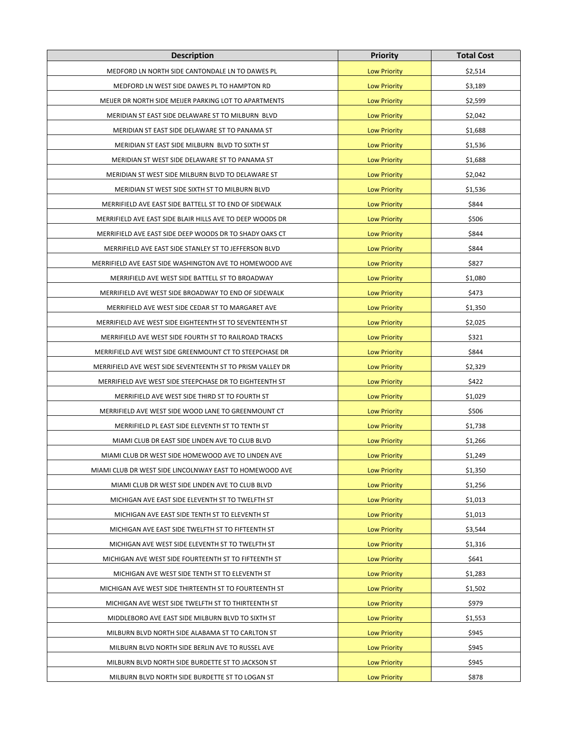| Description | Priority | Total Cost |
| --- | --- | --- |
| MEDFORD LN NORTH SIDE CANTONDALE LN TO DAWES PL | Low Priority | $2,514 |
| MEDFORD LN WEST SIDE DAWES PL TO HAMPTON RD | Low Priority | $3,189 |
| MEIJER DR NORTH SIDE MEIJER PARKING LOT TO APARTMENTS | Low Priority | $2,599 |
| MERIDIAN ST EAST SIDE DELAWARE ST TO MILBURN BLVD | Low Priority | $2,042 |
| MERIDIAN ST EAST SIDE DELAWARE ST TO PANAMA ST | Low Priority | $1,688 |
| MERIDIAN ST EAST SIDE MILBURN BLVD TO SIXTH ST | Low Priority | $1,536 |
| MERIDIAN ST WEST SIDE DELAWARE ST TO PANAMA ST | Low Priority | $1,688 |
| MERIDIAN ST WEST SIDE MILBURN BLVD TO DELAWARE ST | Low Priority | $2,042 |
| MERIDIAN ST WEST SIDE SIXTH ST TO MILBURN BLVD | Low Priority | $1,536 |
| MERRIFIELD AVE EAST SIDE BATTELL ST TO END OF SIDEWALK | Low Priority | $844 |
| MERRIFIELD AVE EAST SIDE BLAIR HILLS AVE TO DEEP WOODS DR | Low Priority | $506 |
| MERRIFIELD AVE EAST SIDE DEEP WOODS DR TO SHADY OAKS CT | Low Priority | $844 |
| MERRIFIELD AVE EAST SIDE STANLEY ST TO JEFFERSON BLVD | Low Priority | $844 |
| MERRIFIELD AVE EAST SIDE WASHINGTON AVE TO HOMEWOOD AVE | Low Priority | $827 |
| MERRIFIELD AVE WEST SIDE BATTELL ST TO BROADWAY | Low Priority | $1,080 |
| MERRIFIELD AVE WEST SIDE BROADWAY TO END OF SIDEWALK | Low Priority | $473 |
| MERRIFIELD AVE WEST SIDE CEDAR ST TO MARGARET AVE | Low Priority | $1,350 |
| MERRIFIELD AVE WEST SIDE EIGHTEENTH ST TO SEVENTEENTH ST | Low Priority | $2,025 |
| MERRIFIELD AVE WEST SIDE FOURTH ST TO RAILROAD TRACKS | Low Priority | $321 |
| MERRIFIELD AVE WEST SIDE GREENMOUNT CT TO STEEPCHASE DR | Low Priority | $844 |
| MERRIFIELD AVE WEST SIDE SEVENTEENTH ST TO PRISM VALLEY DR | Low Priority | $2,329 |
| MERRIFIELD AVE WEST SIDE STEEPCHASE DR TO EIGHTEENTH ST | Low Priority | $422 |
| MERRIFIELD AVE WEST SIDE THIRD ST TO FOURTH ST | Low Priority | $1,029 |
| MERRIFIELD AVE WEST SIDE WOOD LANE TO GREENMOUNT CT | Low Priority | $506 |
| MERRIFIELD PL EAST SIDE ELEVENTH ST TO TENTH ST | Low Priority | $1,738 |
| MIAMI CLUB DR EAST SIDE LINDEN AVE TO CLUB BLVD | Low Priority | $1,266 |
| MIAMI CLUB DR WEST SIDE HOMEWOOD AVE TO LINDEN AVE | Low Priority | $1,249 |
| MIAMI CLUB DR WEST SIDE LINCOLNWAY EAST TO HOMEWOOD AVE | Low Priority | $1,350 |
| MIAMI CLUB DR WEST SIDE LINDEN AVE TO CLUB BLVD | Low Priority | $1,256 |
| MICHIGAN AVE EAST SIDE ELEVENTH ST TO TWELFTH ST | Low Priority | $1,013 |
| MICHIGAN AVE EAST SIDE TENTH ST TO ELEVENTH ST | Low Priority | $1,013 |
| MICHIGAN AVE EAST SIDE TWELFTH ST TO FIFTEENTH ST | Low Priority | $3,544 |
| MICHIGAN AVE WEST SIDE ELEVENTH ST TO TWELFTH ST | Low Priority | $1,316 |
| MICHIGAN AVE WEST SIDE FOURTEENTH ST TO FIFTEENTH ST | Low Priority | $641 |
| MICHIGAN AVE WEST SIDE TENTH ST TO ELEVENTH ST | Low Priority | $1,283 |
| MICHIGAN AVE WEST SIDE THIRTEENTH ST TO FOURTEENTH ST | Low Priority | $1,502 |
| MICHIGAN AVE WEST SIDE TWELFTH ST TO THIRTEENTH ST | Low Priority | $979 |
| MIDDLEBORO AVE EAST SIDE MILBURN BLVD TO SIXTH ST | Low Priority | $1,553 |
| MILBURN BLVD NORTH SIDE ALABAMA ST TO CARLTON ST | Low Priority | $945 |
| MILBURN BLVD NORTH SIDE BERLIN AVE TO RUSSEL AVE | Low Priority | $945 |
| MILBURN BLVD NORTH SIDE BURDETTE ST TO JACKSON ST | Low Priority | $945 |
| MILBURN BLVD NORTH SIDE BURDETTE ST TO LOGAN ST | Low Priority | $878 |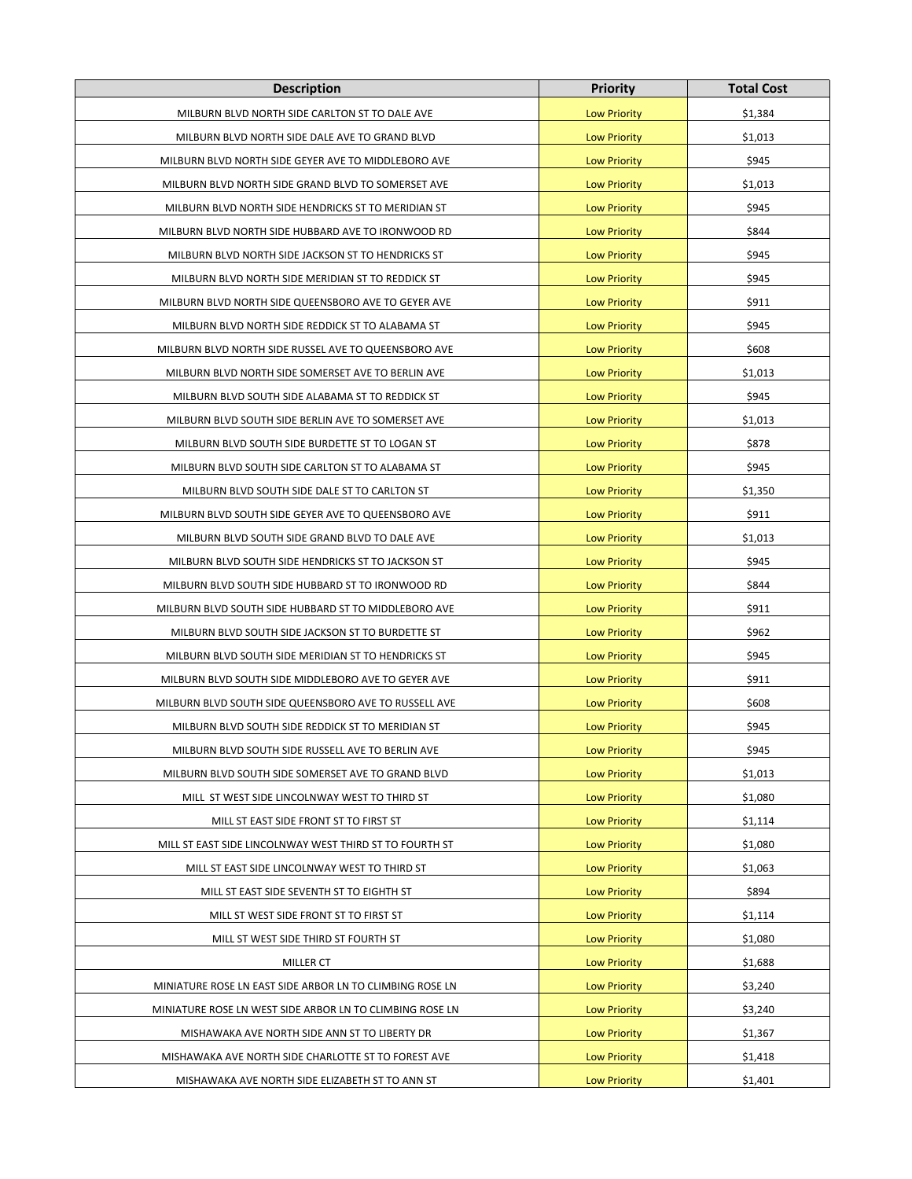| Description | Priority | Total Cost |
|---|---|---|
| MILBURN BLVD NORTH SIDE CARLTON ST TO DALE AVE | Low Priority | $1,384 |
| MILBURN BLVD NORTH SIDE DALE AVE TO GRAND BLVD | Low Priority | $1,013 |
| MILBURN BLVD NORTH SIDE GEYER AVE TO MIDDLEBORO AVE | Low Priority | $945 |
| MILBURN BLVD NORTH SIDE GRAND BLVD TO SOMERSET AVE | Low Priority | $1,013 |
| MILBURN BLVD NORTH SIDE HENDRICKS ST TO MERIDIAN ST | Low Priority | $945 |
| MILBURN BLVD NORTH SIDE HUBBARD AVE TO IRONWOOD RD | Low Priority | $844 |
| MILBURN BLVD NORTH SIDE JACKSON ST TO HENDRICKS ST | Low Priority | $945 |
| MILBURN BLVD NORTH SIDE MERIDIAN ST TO REDDICK ST | Low Priority | $945 |
| MILBURN BLVD NORTH SIDE QUEENSBORO AVE TO GEYER AVE | Low Priority | $911 |
| MILBURN BLVD NORTH SIDE REDDICK ST TO ALABAMA ST | Low Priority | $945 |
| MILBURN BLVD NORTH SIDE RUSSEL AVE TO QUEENSBORO AVE | Low Priority | $608 |
| MILBURN BLVD NORTH SIDE SOMERSET AVE TO BERLIN AVE | Low Priority | $1,013 |
| MILBURN BLVD SOUTH SIDE ALABAMA ST TO REDDICK ST | Low Priority | $945 |
| MILBURN BLVD SOUTH SIDE BERLIN AVE TO SOMERSET AVE | Low Priority | $1,013 |
| MILBURN BLVD SOUTH SIDE BURDETTE ST TO LOGAN ST | Low Priority | $878 |
| MILBURN BLVD SOUTH SIDE CARLTON ST TO ALABAMA ST | Low Priority | $945 |
| MILBURN BLVD SOUTH SIDE DALE ST TO CARLTON ST | Low Priority | $1,350 |
| MILBURN BLVD SOUTH SIDE GEYER AVE TO QUEENSBORO AVE | Low Priority | $911 |
| MILBURN BLVD SOUTH SIDE GRAND BLVD TO DALE AVE | Low Priority | $1,013 |
| MILBURN BLVD SOUTH SIDE HENDRICKS ST TO JACKSON ST | Low Priority | $945 |
| MILBURN BLVD SOUTH SIDE HUBBARD ST TO IRONWOOD RD | Low Priority | $844 |
| MILBURN BLVD SOUTH SIDE HUBBARD ST TO MIDDLEBORO AVE | Low Priority | $911 |
| MILBURN BLVD SOUTH SIDE JACKSON ST TO BURDETTE ST | Low Priority | $962 |
| MILBURN BLVD SOUTH SIDE MERIDIAN ST TO HENDRICKS ST | Low Priority | $945 |
| MILBURN BLVD SOUTH SIDE MIDDLEBORO AVE TO GEYER AVE | Low Priority | $911 |
| MILBURN BLVD SOUTH SIDE QUEENSBORO AVE TO RUSSELL AVE | Low Priority | $608 |
| MILBURN BLVD SOUTH SIDE REDDICK ST TO MERIDIAN ST | Low Priority | $945 |
| MILBURN BLVD SOUTH SIDE RUSSELL AVE TO BERLIN AVE | Low Priority | $945 |
| MILBURN BLVD SOUTH SIDE SOMERSET AVE TO GRAND BLVD | Low Priority | $1,013 |
| MILL ST WEST SIDE LINCOLNWAY WEST TO THIRD ST | Low Priority | $1,080 |
| MILL ST EAST SIDE FRONT ST TO FIRST ST | Low Priority | $1,114 |
| MILL ST EAST SIDE LINCOLNWAY WEST THIRD ST TO FOURTH ST | Low Priority | $1,080 |
| MILL ST EAST SIDE LINCOLNWAY WEST TO THIRD ST | Low Priority | $1,063 |
| MILL ST EAST SIDE SEVENTH ST TO EIGHTH ST | Low Priority | $894 |
| MILL ST WEST SIDE FRONT ST TO FIRST ST | Low Priority | $1,114 |
| MILL ST WEST SIDE THIRD ST FOURTH ST | Low Priority | $1,080 |
| MILLER CT | Low Priority | $1,688 |
| MINIATURE ROSE LN EAST SIDE ARBOR LN TO CLIMBING ROSE LN | Low Priority | $3,240 |
| MINIATURE ROSE LN WEST SIDE ARBOR LN TO CLIMBING ROSE LN | Low Priority | $3,240 |
| MISHAWAKA AVE NORTH SIDE ANN ST TO LIBERTY DR | Low Priority | $1,367 |
| MISHAWAKA AVE NORTH SIDE CHARLOTTE ST TO FOREST AVE | Low Priority | $1,418 |
| MISHAWAKA AVE NORTH SIDE ELIZABETH ST TO ANN ST | Low Priority | $1,401 |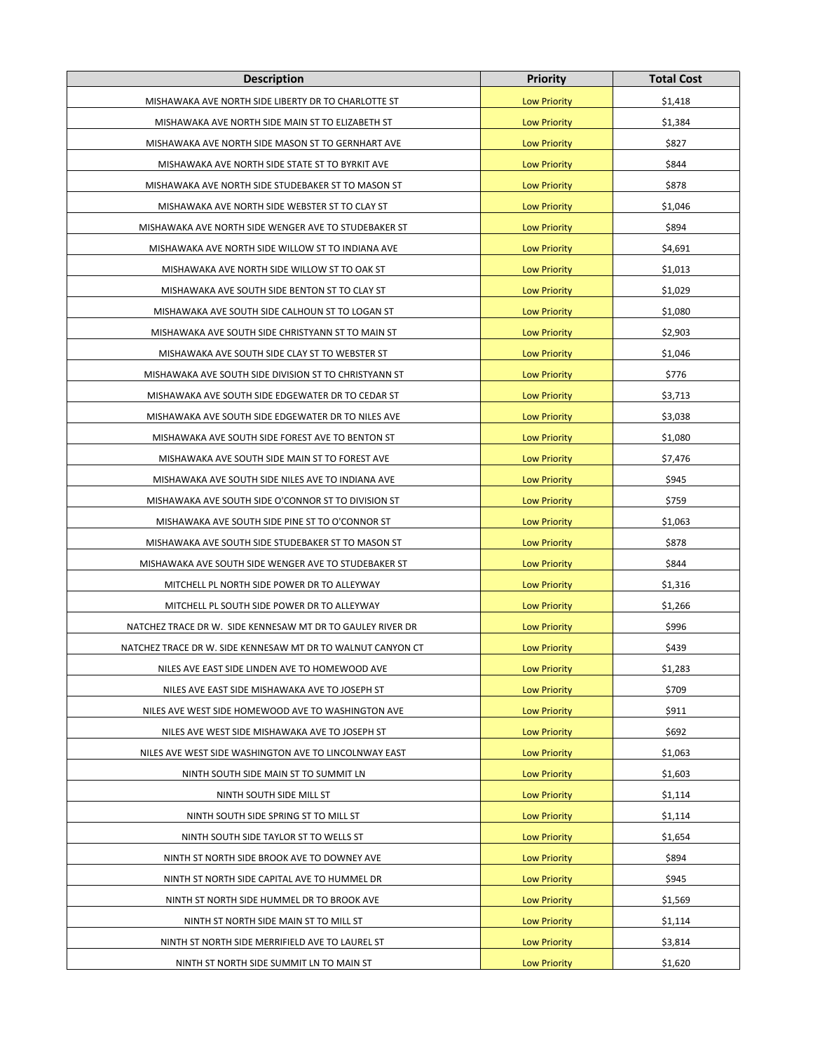| Description | Priority | Total Cost |
|---|---|---|
| MISHAWAKA AVE NORTH SIDE LIBERTY DR TO CHARLOTTE ST | Low Priority | $1,418 |
| MISHAWAKA AVE NORTH SIDE MAIN ST TO ELIZABETH ST | Low Priority | $1,384 |
| MISHAWAKA AVE NORTH SIDE MASON ST TO GERNHART AVE | Low Priority | $827 |
| MISHAWAKA AVE NORTH SIDE STATE ST TO BYRKIT AVE | Low Priority | $844 |
| MISHAWAKA AVE NORTH SIDE STUDEBAKER ST TO MASON ST | Low Priority | $878 |
| MISHAWAKA AVE NORTH SIDE WEBSTER ST TO CLAY ST | Low Priority | $1,046 |
| MISHAWAKA AVE NORTH SIDE WENGER AVE TO STUDEBAKER ST | Low Priority | $894 |
| MISHAWAKA AVE NORTH SIDE WILLOW ST TO INDIANA AVE | Low Priority | $4,691 |
| MISHAWAKA AVE NORTH SIDE WILLOW ST TO OAK ST | Low Priority | $1,013 |
| MISHAWAKA AVE SOUTH SIDE BENTON ST TO CLAY ST | Low Priority | $1,029 |
| MISHAWAKA AVE SOUTH SIDE CALHOUN ST TO LOGAN ST | Low Priority | $1,080 |
| MISHAWAKA AVE SOUTH SIDE CHRISTYANN ST TO MAIN ST | Low Priority | $2,903 |
| MISHAWAKA AVE SOUTH SIDE CLAY ST TO WEBSTER ST | Low Priority | $1,046 |
| MISHAWAKA AVE SOUTH SIDE DIVISION ST TO CHRISTYANN ST | Low Priority | $776 |
| MISHAWAKA AVE SOUTH SIDE EDGEWATER DR TO CEDAR ST | Low Priority | $3,713 |
| MISHAWAKA AVE SOUTH SIDE EDGEWATER DR TO NILES AVE | Low Priority | $3,038 |
| MISHAWAKA AVE SOUTH SIDE FOREST AVE TO BENTON ST | Low Priority | $1,080 |
| MISHAWAKA AVE SOUTH SIDE MAIN ST TO FOREST AVE | Low Priority | $7,476 |
| MISHAWAKA AVE SOUTH SIDE NILES AVE TO INDIANA AVE | Low Priority | $945 |
| MISHAWAKA AVE SOUTH SIDE O'CONNOR ST TO DIVISION ST | Low Priority | $759 |
| MISHAWAKA AVE SOUTH SIDE PINE ST TO O'CONNOR ST | Low Priority | $1,063 |
| MISHAWAKA AVE SOUTH SIDE STUDEBAKER ST TO MASON ST | Low Priority | $878 |
| MISHAWAKA AVE SOUTH SIDE WENGER AVE TO STUDEBAKER ST | Low Priority | $844 |
| MITCHELL PL NORTH SIDE POWER DR TO ALLEYWAY | Low Priority | $1,316 |
| MITCHELL PL SOUTH SIDE POWER DR TO ALLEYWAY | Low Priority | $1,266 |
| NATCHEZ TRACE DR W.  SIDE KENNESAW MT DR TO GAULEY RIVER DR | Low Priority | $996 |
| NATCHEZ TRACE DR W. SIDE KENNESAW MT DR TO WALNUT CANYON CT | Low Priority | $439 |
| NILES AVE EAST SIDE LINDEN AVE TO HOMEWOOD AVE | Low Priority | $1,283 |
| NILES AVE EAST SIDE MISHAWAKA AVE TO JOSEPH ST | Low Priority | $709 |
| NILES AVE WEST SIDE HOMEWOOD AVE TO WASHINGTON AVE | Low Priority | $911 |
| NILES AVE WEST SIDE MISHAWAKA AVE TO JOSEPH ST | Low Priority | $692 |
| NILES AVE WEST SIDE WASHINGTON AVE TO LINCOLNWAY EAST | Low Priority | $1,063 |
| NINTH SOUTH SIDE MAIN ST TO SUMMIT LN | Low Priority | $1,603 |
| NINTH SOUTH SIDE MILL ST | Low Priority | $1,114 |
| NINTH SOUTH SIDE SPRING ST TO MILL ST | Low Priority | $1,114 |
| NINTH SOUTH SIDE TAYLOR ST TO WELLS ST | Low Priority | $1,654 |
| NINTH ST NORTH SIDE BROOK AVE TO DOWNEY AVE | Low Priority | $894 |
| NINTH ST NORTH SIDE CAPITAL AVE TO HUMMEL DR | Low Priority | $945 |
| NINTH ST NORTH SIDE HUMMEL DR TO BROOK AVE | Low Priority | $1,569 |
| NINTH ST NORTH SIDE MAIN ST TO MILL ST | Low Priority | $1,114 |
| NINTH ST NORTH SIDE MERRIFIELD AVE TO LAUREL ST | Low Priority | $3,814 |
| NINTH ST NORTH SIDE SUMMIT LN TO MAIN ST | Low Priority | $1,620 |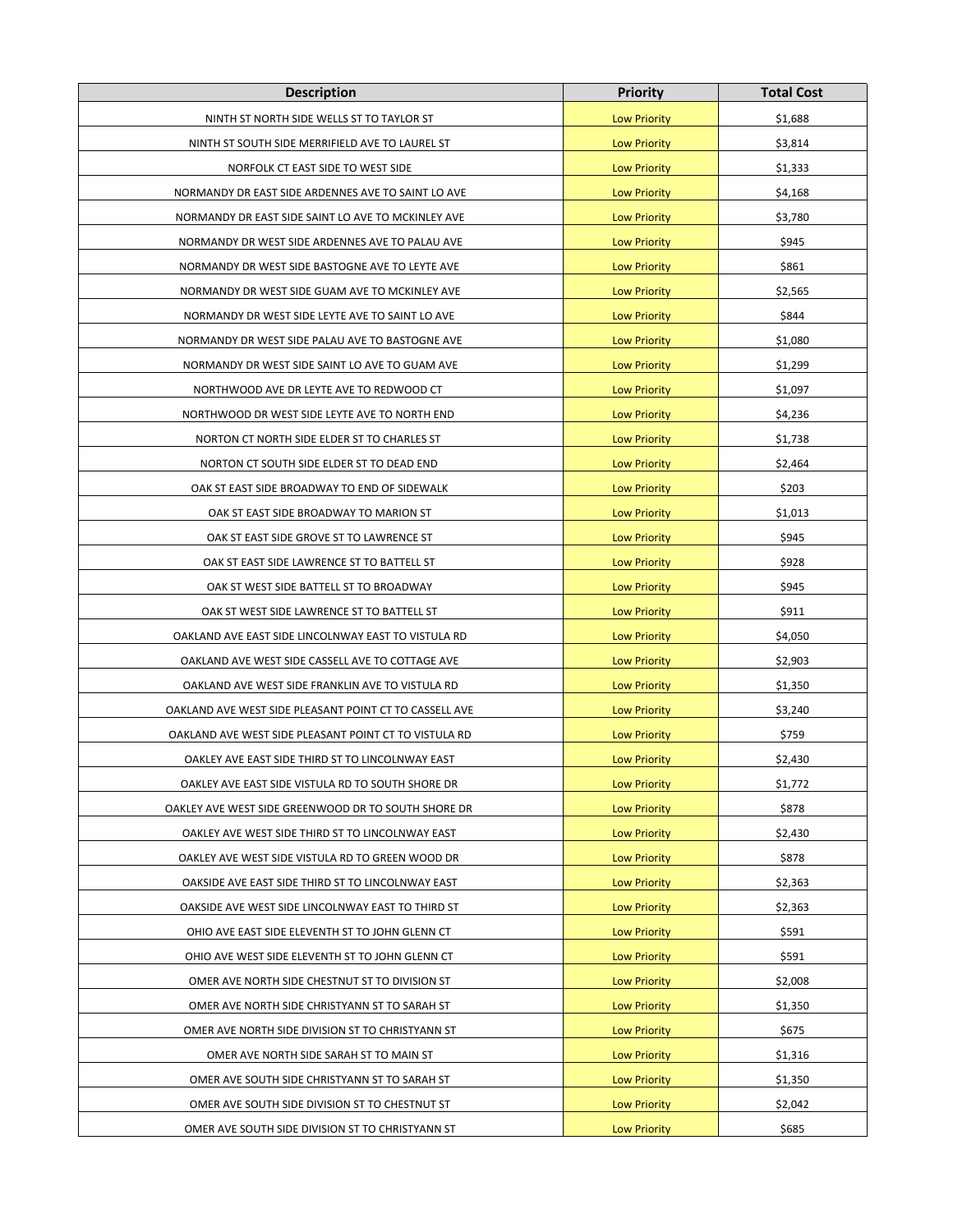| Description | Priority | Total Cost |
|---|---|---|
| NINTH ST NORTH SIDE WELLS ST TO TAYLOR ST | Low Priority | $1,688 |
| NINTH ST SOUTH SIDE MERRIFIELD AVE TO LAUREL ST | Low Priority | $3,814 |
| NORFOLK CT EAST SIDE TO WEST SIDE | Low Priority | $1,333 |
| NORMANDY DR EAST SIDE ARDENNES AVE TO SAINT LO AVE | Low Priority | $4,168 |
| NORMANDY DR EAST SIDE SAINT LO AVE TO MCKINLEY AVE | Low Priority | $3,780 |
| NORMANDY DR WEST SIDE ARDENNES AVE TO PALAU AVE | Low Priority | $945 |
| NORMANDY DR WEST SIDE BASTOGNE AVE TO LEYTE AVE | Low Priority | $861 |
| NORMANDY DR WEST SIDE GUAM AVE TO MCKINLEY AVE | Low Priority | $2,565 |
| NORMANDY DR WEST SIDE LEYTE AVE TO SAINT LO AVE | Low Priority | $844 |
| NORMANDY DR WEST SIDE PALAU AVE TO BASTOGNE AVE | Low Priority | $1,080 |
| NORMANDY DR WEST SIDE SAINT LO AVE TO GUAM AVE | Low Priority | $1,299 |
| NORTHWOOD AVE DR LEYTE AVE TO REDWOOD CT | Low Priority | $1,097 |
| NORTHWOOD DR WEST SIDE LEYTE AVE TO NORTH END | Low Priority | $4,236 |
| NORTON CT NORTH SIDE ELDER ST TO CHARLES ST | Low Priority | $1,738 |
| NORTON CT SOUTH SIDE ELDER ST TO DEAD END | Low Priority | $2,464 |
| OAK ST EAST SIDE BROADWAY TO END OF SIDEWALK | Low Priority | $203 |
| OAK ST EAST SIDE BROADWAY TO MARION ST | Low Priority | $1,013 |
| OAK ST EAST SIDE GROVE ST TO LAWRENCE ST | Low Priority | $945 |
| OAK ST EAST SIDE LAWRENCE ST TO BATTELL ST | Low Priority | $928 |
| OAK ST WEST SIDE BATTELL ST TO BROADWAY | Low Priority | $945 |
| OAK ST WEST SIDE LAWRENCE ST TO BATTELL ST | Low Priority | $911 |
| OAKLAND AVE EAST SIDE LINCOLNWAY EAST TO VISTULA RD | Low Priority | $4,050 |
| OAKLAND AVE WEST SIDE CASSELL AVE TO COTTAGE AVE | Low Priority | $2,903 |
| OAKLAND AVE WEST SIDE FRANKLIN AVE TO VISTULA RD | Low Priority | $1,350 |
| OAKLAND AVE WEST SIDE PLEASANT POINT CT TO CASSELL AVE | Low Priority | $3,240 |
| OAKLAND AVE WEST SIDE PLEASANT POINT CT TO VISTULA RD | Low Priority | $759 |
| OAKLEY AVE EAST SIDE THIRD ST TO LINCOLNWAY EAST | Low Priority | $2,430 |
| OAKLEY AVE EAST SIDE VISTULA RD TO SOUTH SHORE DR | Low Priority | $1,772 |
| OAKLEY AVE WEST SIDE GREENWOOD DR TO SOUTH SHORE DR | Low Priority | $878 |
| OAKLEY AVE WEST SIDE THIRD ST TO LINCOLNWAY EAST | Low Priority | $2,430 |
| OAKLEY AVE WEST SIDE VISTULA RD TO GREEN WOOD DR | Low Priority | $878 |
| OAKSIDE AVE EAST SIDE THIRD ST TO LINCOLNWAY EAST | Low Priority | $2,363 |
| OAKSIDE AVE WEST SIDE LINCOLNWAY EAST TO THIRD ST | Low Priority | $2,363 |
| OHIO AVE EAST SIDE ELEVENTH ST TO JOHN GLENN CT | Low Priority | $591 |
| OHIO AVE WEST SIDE ELEVENTH ST TO JOHN GLENN CT | Low Priority | $591 |
| OMER AVE NORTH SIDE CHESTNUT ST TO DIVISION ST | Low Priority | $2,008 |
| OMER AVE NORTH SIDE CHRISTYANN ST TO SARAH ST | Low Priority | $1,350 |
| OMER AVE NORTH SIDE DIVISION ST TO CHRISTYANN ST | Low Priority | $675 |
| OMER AVE NORTH SIDE SARAH ST TO MAIN ST | Low Priority | $1,316 |
| OMER AVE SOUTH SIDE CHRISTYANN ST TO SARAH ST | Low Priority | $1,350 |
| OMER AVE SOUTH SIDE DIVISION ST TO CHESTNUT ST | Low Priority | $2,042 |
| OMER AVE SOUTH SIDE DIVISION ST TO CHRISTYANN ST | Low Priority | $685 |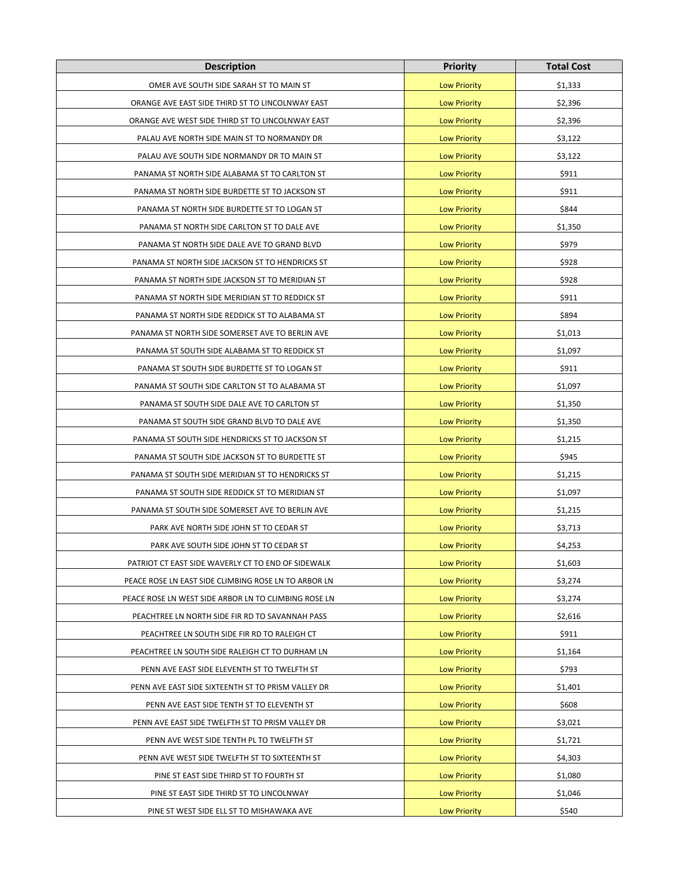| Description | Priority | Total Cost |
| --- | --- | --- |
| OMER AVE SOUTH SIDE SARAH ST TO MAIN ST | Low Priority | $1,333 |
| ORANGE AVE EAST SIDE THIRD ST TO LINCOLNWAY EAST | Low Priority | $2,396 |
| ORANGE AVE WEST SIDE THIRD ST TO LINCOLNWAY EAST | Low Priority | $2,396 |
| PALAU AVE NORTH SIDE MAIN ST TO NORMANDY DR | Low Priority | $3,122 |
| PALAU AVE SOUTH SIDE NORMANDY DR TO MAIN ST | Low Priority | $3,122 |
| PANAMA ST NORTH SIDE ALABAMA ST TO CARLTON ST | Low Priority | $911 |
| PANAMA ST NORTH SIDE BURDETTE ST TO JACKSON ST | Low Priority | $911 |
| PANAMA ST NORTH SIDE BURDETTE ST TO LOGAN ST | Low Priority | $844 |
| PANAMA ST NORTH SIDE CARLTON ST TO DALE AVE | Low Priority | $1,350 |
| PANAMA ST NORTH SIDE DALE AVE TO GRAND BLVD | Low Priority | $979 |
| PANAMA ST NORTH SIDE JACKSON ST TO HENDRICKS ST | Low Priority | $928 |
| PANAMA ST NORTH SIDE JACKSON ST TO MERIDIAN ST | Low Priority | $928 |
| PANAMA ST NORTH SIDE MERIDIAN ST TO REDDICK ST | Low Priority | $911 |
| PANAMA ST NORTH SIDE REDDICK ST TO ALABAMA ST | Low Priority | $894 |
| PANAMA ST NORTH SIDE SOMERSET AVE TO BERLIN AVE | Low Priority | $1,013 |
| PANAMA ST SOUTH SIDE ALABAMA ST TO REDDICK ST | Low Priority | $1,097 |
| PANAMA ST SOUTH SIDE BURDETTE ST TO LOGAN ST | Low Priority | $911 |
| PANAMA ST SOUTH SIDE CARLTON ST TO ALABAMA ST | Low Priority | $1,097 |
| PANAMA ST SOUTH SIDE DALE AVE TO CARLTON ST | Low Priority | $1,350 |
| PANAMA ST SOUTH SIDE GRAND BLVD TO DALE AVE | Low Priority | $1,350 |
| PANAMA ST SOUTH SIDE HENDRICKS ST TO JACKSON ST | Low Priority | $1,215 |
| PANAMA ST SOUTH SIDE JACKSON ST TO BURDETTE ST | Low Priority | $945 |
| PANAMA ST SOUTH SIDE MERIDIAN ST TO HENDRICKS ST | Low Priority | $1,215 |
| PANAMA ST SOUTH SIDE REDDICK ST TO MERIDIAN ST | Low Priority | $1,097 |
| PANAMA ST SOUTH SIDE SOMERSET AVE TO BERLIN AVE | Low Priority | $1,215 |
| PARK AVE NORTH SIDE JOHN ST TO CEDAR ST | Low Priority | $3,713 |
| PARK AVE SOUTH SIDE JOHN ST TO CEDAR ST | Low Priority | $4,253 |
| PATRIOT CT EAST SIDE WAVERLY CT TO END OF SIDEWALK | Low Priority | $1,603 |
| PEACE ROSE LN EAST SIDE CLIMBING ROSE LN TO ARBOR LN | Low Priority | $3,274 |
| PEACE ROSE LN WEST SIDE ARBOR LN TO CLIMBING ROSE LN | Low Priority | $3,274 |
| PEACHTREE LN NORTH SIDE FIR RD TO SAVANNAH PASS | Low Priority | $2,616 |
| PEACHTREE LN SOUTH SIDE FIR RD TO RALEIGH CT | Low Priority | $911 |
| PEACHTREE LN SOUTH SIDE RALEIGH CT TO DURHAM LN | Low Priority | $1,164 |
| PENN AVE EAST SIDE ELEVENTH ST TO TWELFTH ST | Low Priority | $793 |
| PENN AVE EAST SIDE SIXTEENTH ST TO PRISM VALLEY DR | Low Priority | $1,401 |
| PENN AVE EAST SIDE TENTH ST TO ELEVENTH ST | Low Priority | $608 |
| PENN AVE EAST SIDE TWELFTH ST TO PRISM VALLEY DR | Low Priority | $3,021 |
| PENN AVE WEST SIDE TENTH PL TO TWELFTH ST | Low Priority | $1,721 |
| PENN AVE WEST SIDE TWELFTH ST TO SIXTEENTH ST | Low Priority | $4,303 |
| PINE ST EAST SIDE THIRD ST TO FOURTH ST | Low Priority | $1,080 |
| PINE ST EAST SIDE THIRD ST TO LINCOLNWAY | Low Priority | $1,046 |
| PINE ST WEST SIDE ELL ST TO MISHAWAKA AVE | Low Priority | $540 |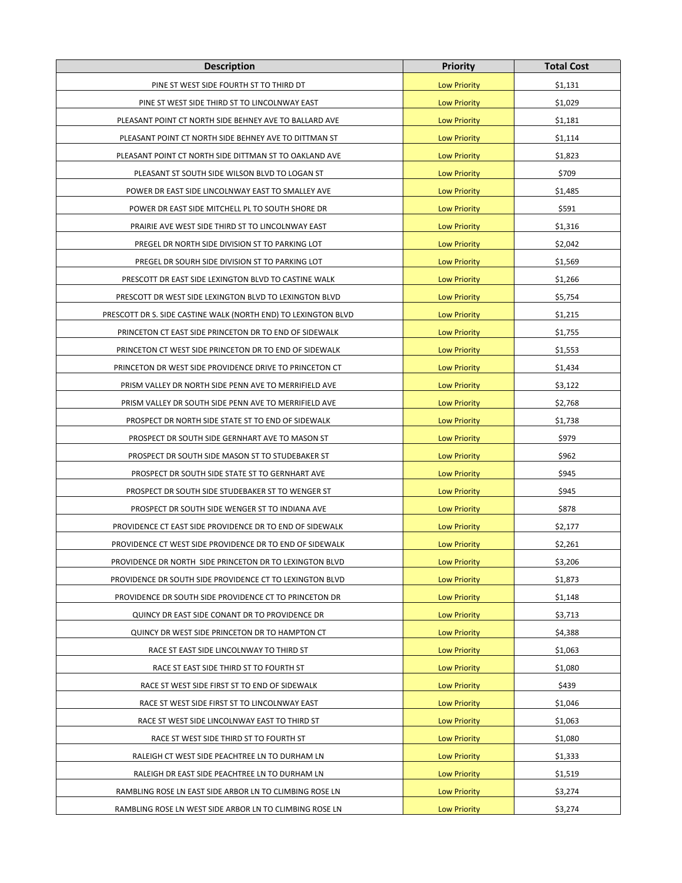| Description | Priority | Total Cost |
|---|---|---|
| PINE ST WEST SIDE FOURTH ST TO THIRD DT | Low Priority | $1,131 |
| PINE ST WEST SIDE THIRD ST TO LINCOLNWAY EAST | Low Priority | $1,029 |
| PLEASANT POINT CT NORTH SIDE BEHNEY AVE TO BALLARD AVE | Low Priority | $1,181 |
| PLEASANT POINT CT NORTH SIDE BEHNEY AVE TO DITTMAN ST | Low Priority | $1,114 |
| PLEASANT POINT CT NORTH SIDE DITTMAN ST TO OAKLAND AVE | Low Priority | $1,823 |
| PLEASANT ST SOUTH SIDE WILSON BLVD TO LOGAN ST | Low Priority | $709 |
| POWER DR EAST SIDE LINCOLNWAY EAST TO SMALLEY AVE | Low Priority | $1,485 |
| POWER DR EAST SIDE MITCHELL PL TO SOUTH SHORE DR | Low Priority | $591 |
| PRAIRIE AVE WEST SIDE THIRD ST TO LINCOLNWAY EAST | Low Priority | $1,316 |
| PREGEL DR NORTH SIDE DIVISION ST TO PARKING LOT | Low Priority | $2,042 |
| PREGEL DR SOURH SIDE DIVISION ST TO PARKING LOT | Low Priority | $1,569 |
| PRESCOTT DR EAST SIDE LEXINGTON BLVD TO CASTINE WALK | Low Priority | $1,266 |
| PRESCOTT DR WEST SIDE LEXINGTON BLVD TO LEXINGTON BLVD | Low Priority | $5,754 |
| PRESCOTT DR S. SIDE CASTINE WALK (NORTH END) TO LEXINGTON BLVD | Low Priority | $1,215 |
| PRINCETON CT EAST SIDE PRINCETON DR TO END OF SIDEWALK | Low Priority | $1,755 |
| PRINCETON CT WEST SIDE PRINCETON DR TO END OF SIDEWALK | Low Priority | $1,553 |
| PRINCETON DR WEST SIDE PROVIDENCE DRIVE TO PRINCETON CT | Low Priority | $1,434 |
| PRISM VALLEY DR NORTH SIDE PENN AVE TO MERRIFIELD AVE | Low Priority | $3,122 |
| PRISM VALLEY DR SOUTH SIDE PENN AVE TO MERRIFIELD AVE | Low Priority | $2,768 |
| PROSPECT DR NORTH SIDE STATE ST TO END OF SIDEWALK | Low Priority | $1,738 |
| PROSPECT DR SOUTH SIDE GERNHART AVE TO MASON ST | Low Priority | $979 |
| PROSPECT DR SOUTH SIDE MASON ST TO STUDEBAKER ST | Low Priority | $962 |
| PROSPECT DR SOUTH SIDE STATE ST TO GERNHART AVE | Low Priority | $945 |
| PROSPECT DR SOUTH SIDE STUDEBAKER ST TO WENGER ST | Low Priority | $945 |
| PROSPECT DR SOUTH SIDE WENGER ST TO INDIANA AVE | Low Priority | $878 |
| PROVIDENCE CT EAST SIDE PROVIDENCE DR TO END OF SIDEWALK | Low Priority | $2,177 |
| PROVIDENCE CT WEST SIDE PROVIDENCE DR TO END OF SIDEWALK | Low Priority | $2,261 |
| PROVIDENCE DR NORTH SIDE PRINCETON DR TO LEXINGTON BLVD | Low Priority | $3,206 |
| PROVIDENCE DR SOUTH SIDE PROVIDENCE CT TO LEXINGTON BLVD | Low Priority | $1,873 |
| PROVIDENCE DR SOUTH SIDE PROVIDENCE CT TO PRINCETON DR | Low Priority | $1,148 |
| QUINCY DR EAST SIDE CONANT DR TO PROVIDENCE DR | Low Priority | $3,713 |
| QUINCY DR WEST SIDE PRINCETON DR TO HAMPTON CT | Low Priority | $4,388 |
| RACE ST EAST SIDE LINCOLNWAY TO THIRD ST | Low Priority | $1,063 |
| RACE ST EAST SIDE THIRD ST TO FOURTH ST | Low Priority | $1,080 |
| RACE ST WEST SIDE FIRST ST TO END OF SIDEWALK | Low Priority | $439 |
| RACE ST WEST SIDE FIRST ST TO LINCOLNWAY EAST | Low Priority | $1,046 |
| RACE ST WEST SIDE LINCOLNWAY EAST TO THIRD ST | Low Priority | $1,063 |
| RACE ST WEST SIDE THIRD ST TO FOURTH ST | Low Priority | $1,080 |
| RALEIGH CT WEST SIDE PEACHTREE LN TO DURHAM LN | Low Priority | $1,333 |
| RALEIGH DR EAST SIDE PEACHTREE LN TO DURHAM LN | Low Priority | $1,519 |
| RAMBLING ROSE LN EAST SIDE ARBOR LN TO CLIMBING ROSE LN | Low Priority | $3,274 |
| RAMBLING ROSE LN WEST SIDE ARBOR LN TO CLIMBING ROSE LN | Low Priority | $3,274 |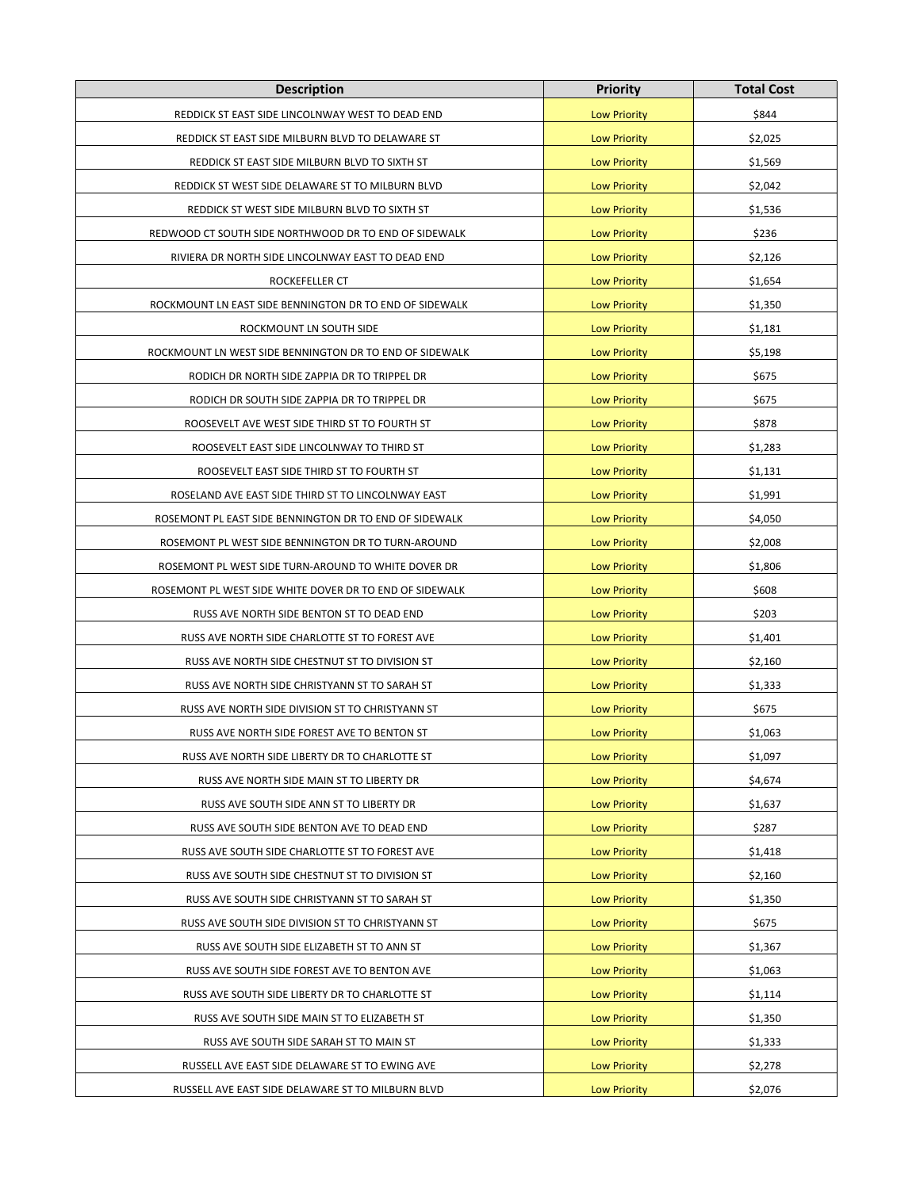| Description | Priority | Total Cost |
| --- | --- | --- |
| REDDICK ST EAST SIDE LINCOLNWAY WEST TO DEAD END | Low Priority | $844 |
| REDDICK ST EAST SIDE MILBURN BLVD TO DELAWARE ST | Low Priority | $2,025 |
| REDDICK ST EAST SIDE MILBURN BLVD TO SIXTH ST | Low Priority | $1,569 |
| REDDICK ST WEST SIDE DELAWARE ST TO MILBURN BLVD | Low Priority | $2,042 |
| REDDICK ST WEST SIDE MILBURN BLVD TO SIXTH ST | Low Priority | $1,536 |
| REDWOOD CT SOUTH SIDE NORTHWOOD DR TO END OF SIDEWALK | Low Priority | $236 |
| RIVIERA DR NORTH SIDE LINCOLNWAY EAST TO DEAD END | Low Priority | $2,126 |
| ROCKEFELLER CT | Low Priority | $1,654 |
| ROCKMOUNT LN EAST SIDE BENNINGTON DR TO END OF SIDEWALK | Low Priority | $1,350 |
| ROCKMOUNT LN SOUTH SIDE | Low Priority | $1,181 |
| ROCKMOUNT LN WEST SIDE BENNINGTON DR TO END OF SIDEWALK | Low Priority | $5,198 |
| RODICH DR NORTH SIDE ZAPPIA DR TO TRIPPEL DR | Low Priority | $675 |
| RODICH DR SOUTH SIDE ZAPPIA DR TO TRIPPEL DR | Low Priority | $675 |
| ROOSEVELT AVE WEST SIDE THIRD ST TO FOURTH ST | Low Priority | $878 |
| ROOSEVELT EAST SIDE LINCOLNWAY TO THIRD ST | Low Priority | $1,283 |
| ROOSEVELT EAST SIDE THIRD ST TO FOURTH ST | Low Priority | $1,131 |
| ROSELAND AVE EAST SIDE THIRD ST TO LINCOLNWAY EAST | Low Priority | $1,991 |
| ROSEMONT PL EAST SIDE BENNINGTON DR TO END OF SIDEWALK | Low Priority | $4,050 |
| ROSEMONT PL WEST SIDE BENNINGTON DR TO TURN-AROUND | Low Priority | $2,008 |
| ROSEMONT PL WEST SIDE TURN-AROUND TO WHITE DOVER DR | Low Priority | $1,806 |
| ROSEMONT PL WEST SIDE WHITE DOVER DR TO END OF SIDEWALK | Low Priority | $608 |
| RUSS AVE NORTH SIDE BENTON ST TO DEAD END | Low Priority | $203 |
| RUSS AVE NORTH SIDE CHARLOTTE ST TO FOREST AVE | Low Priority | $1,401 |
| RUSS AVE NORTH SIDE CHESTNUT ST TO DIVISION ST | Low Priority | $2,160 |
| RUSS AVE NORTH SIDE CHRISTYANN ST TO SARAH ST | Low Priority | $1,333 |
| RUSS AVE NORTH SIDE DIVISION ST TO CHRISTYANN ST | Low Priority | $675 |
| RUSS AVE NORTH SIDE FOREST AVE TO BENTON ST | Low Priority | $1,063 |
| RUSS AVE NORTH SIDE LIBERTY DR TO CHARLOTTE ST | Low Priority | $1,097 |
| RUSS AVE NORTH SIDE MAIN ST TO LIBERTY DR | Low Priority | $4,674 |
| RUSS AVE SOUTH SIDE ANN ST TO LIBERTY DR | Low Priority | $1,637 |
| RUSS AVE SOUTH SIDE BENTON AVE TO DEAD END | Low Priority | $287 |
| RUSS AVE SOUTH SIDE CHARLOTTE ST TO FOREST AVE | Low Priority | $1,418 |
| RUSS AVE SOUTH SIDE CHESTNUT ST TO DIVISION ST | Low Priority | $2,160 |
| RUSS AVE SOUTH SIDE CHRISTYANN ST TO SARAH ST | Low Priority | $1,350 |
| RUSS AVE SOUTH SIDE DIVISION ST TO CHRISTYANN ST | Low Priority | $675 |
| RUSS AVE SOUTH SIDE ELIZABETH ST TO ANN ST | Low Priority | $1,367 |
| RUSS AVE SOUTH SIDE FOREST AVE TO BENTON AVE | Low Priority | $1,063 |
| RUSS AVE SOUTH SIDE LIBERTY DR TO CHARLOTTE ST | Low Priority | $1,114 |
| RUSS AVE SOUTH SIDE MAIN ST TO ELIZABETH ST | Low Priority | $1,350 |
| RUSS AVE SOUTH SIDE SARAH ST TO MAIN ST | Low Priority | $1,333 |
| RUSSELL AVE EAST SIDE DELAWARE ST TO EWING AVE | Low Priority | $2,278 |
| RUSSELL AVE EAST SIDE DELAWARE ST TO MILBURN BLVD | Low Priority | $2,076 |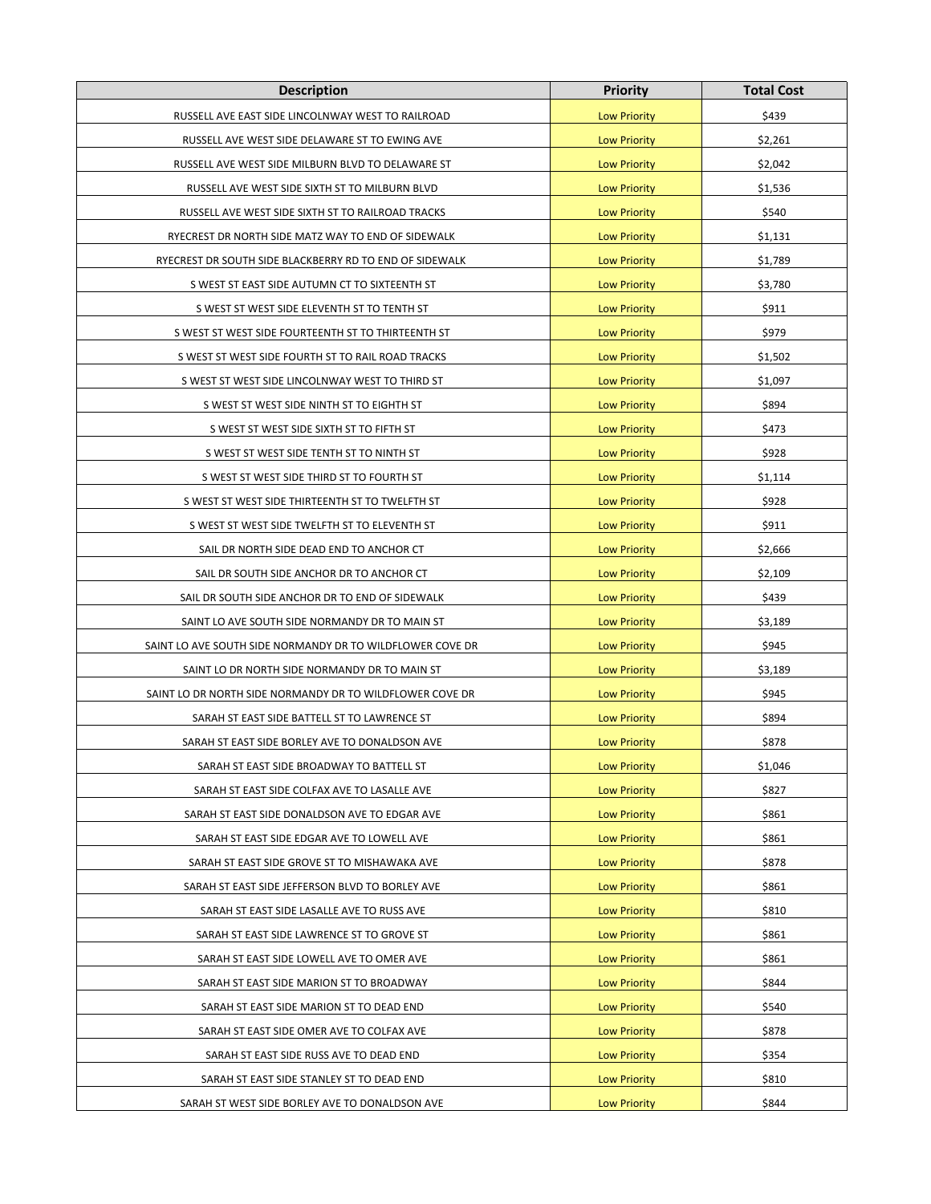| Description | Priority | Total Cost |
|---|---|---|
| RUSSELL AVE EAST SIDE LINCOLNWAY WEST TO RAILROAD | Low Priority | $439 |
| RUSSELL AVE WEST SIDE DELAWARE ST TO EWING AVE | Low Priority | $2,261 |
| RUSSELL AVE WEST SIDE MILBURN BLVD TO DELAWARE ST | Low Priority | $2,042 |
| RUSSELL AVE WEST SIDE SIXTH ST TO MILBURN BLVD | Low Priority | $1,536 |
| RUSSELL AVE WEST SIDE SIXTH ST TO RAILROAD TRACKS | Low Priority | $540 |
| RYECREST DR NORTH SIDE MATZ WAY TO END OF SIDEWALK | Low Priority | $1,131 |
| RYECREST DR SOUTH SIDE BLACKBERRY RD TO END OF SIDEWALK | Low Priority | $1,789 |
| S WEST ST EAST SIDE AUTUMN CT TO SIXTEENTH ST | Low Priority | $3,780 |
| S WEST ST WEST SIDE ELEVENTH ST TO TENTH ST | Low Priority | $911 |
| S WEST ST WEST SIDE FOURTEENTH ST TO THIRTEENTH ST | Low Priority | $979 |
| S WEST ST WEST SIDE FOURTH ST TO RAIL ROAD TRACKS | Low Priority | $1,502 |
| S WEST ST WEST SIDE LINCOLNWAY WEST TO THIRD ST | Low Priority | $1,097 |
| S WEST ST WEST SIDE NINTH ST TO EIGHTH ST | Low Priority | $894 |
| S WEST ST WEST SIDE SIXTH ST TO FIFTH ST | Low Priority | $473 |
| S WEST ST WEST SIDE TENTH ST TO NINTH ST | Low Priority | $928 |
| S WEST ST WEST SIDE THIRD ST TO FOURTH ST | Low Priority | $1,114 |
| S WEST ST WEST SIDE THIRTEENTH ST TO TWELFTH ST | Low Priority | $928 |
| S WEST ST WEST SIDE TWELFTH ST TO ELEVENTH ST | Low Priority | $911 |
| SAIL DR NORTH SIDE DEAD END TO ANCHOR CT | Low Priority | $2,666 |
| SAIL DR SOUTH SIDE ANCHOR DR TO ANCHOR CT | Low Priority | $2,109 |
| SAIL DR SOUTH SIDE ANCHOR DR TO END OF SIDEWALK | Low Priority | $439 |
| SAINT LO AVE SOUTH SIDE NORMANDY DR TO MAIN ST | Low Priority | $3,189 |
| SAINT LO AVE SOUTH SIDE NORMANDY DR TO WILDFLOWER COVE DR | Low Priority | $945 |
| SAINT LO DR NORTH SIDE NORMANDY DR TO MAIN ST | Low Priority | $3,189 |
| SAINT LO DR NORTH SIDE NORMANDY DR TO WILDFLOWER COVE DR | Low Priority | $945 |
| SARAH ST EAST SIDE BATTELL ST TO LAWRENCE ST | Low Priority | $894 |
| SARAH ST EAST SIDE BORLEY AVE TO DONALDSON AVE | Low Priority | $878 |
| SARAH ST EAST SIDE BROADWAY TO BATTELL ST | Low Priority | $1,046 |
| SARAH ST EAST SIDE COLFAX AVE TO LASALLE AVE | Low Priority | $827 |
| SARAH ST EAST SIDE DONALDSON AVE TO EDGAR AVE | Low Priority | $861 |
| SARAH ST EAST SIDE EDGAR AVE TO LOWELL AVE | Low Priority | $861 |
| SARAH ST EAST SIDE GROVE ST TO MISHAWAKA AVE | Low Priority | $878 |
| SARAH ST EAST SIDE JEFFERSON BLVD TO BORLEY AVE | Low Priority | $861 |
| SARAH ST EAST SIDE LASALLE AVE TO RUSS AVE | Low Priority | $810 |
| SARAH ST EAST SIDE LAWRENCE ST TO GROVE ST | Low Priority | $861 |
| SARAH ST EAST SIDE LOWELL AVE TO OMER AVE | Low Priority | $861 |
| SARAH ST EAST SIDE MARION ST TO BROADWAY | Low Priority | $844 |
| SARAH ST EAST SIDE MARION ST TO DEAD END | Low Priority | $540 |
| SARAH ST EAST SIDE OMER AVE TO COLFAX AVE | Low Priority | $878 |
| SARAH ST EAST SIDE RUSS AVE TO DEAD END | Low Priority | $354 |
| SARAH ST EAST SIDE STANLEY ST TO DEAD END | Low Priority | $810 |
| SARAH ST WEST SIDE BORLEY AVE TO DONALDSON AVE | Low Priority | $844 |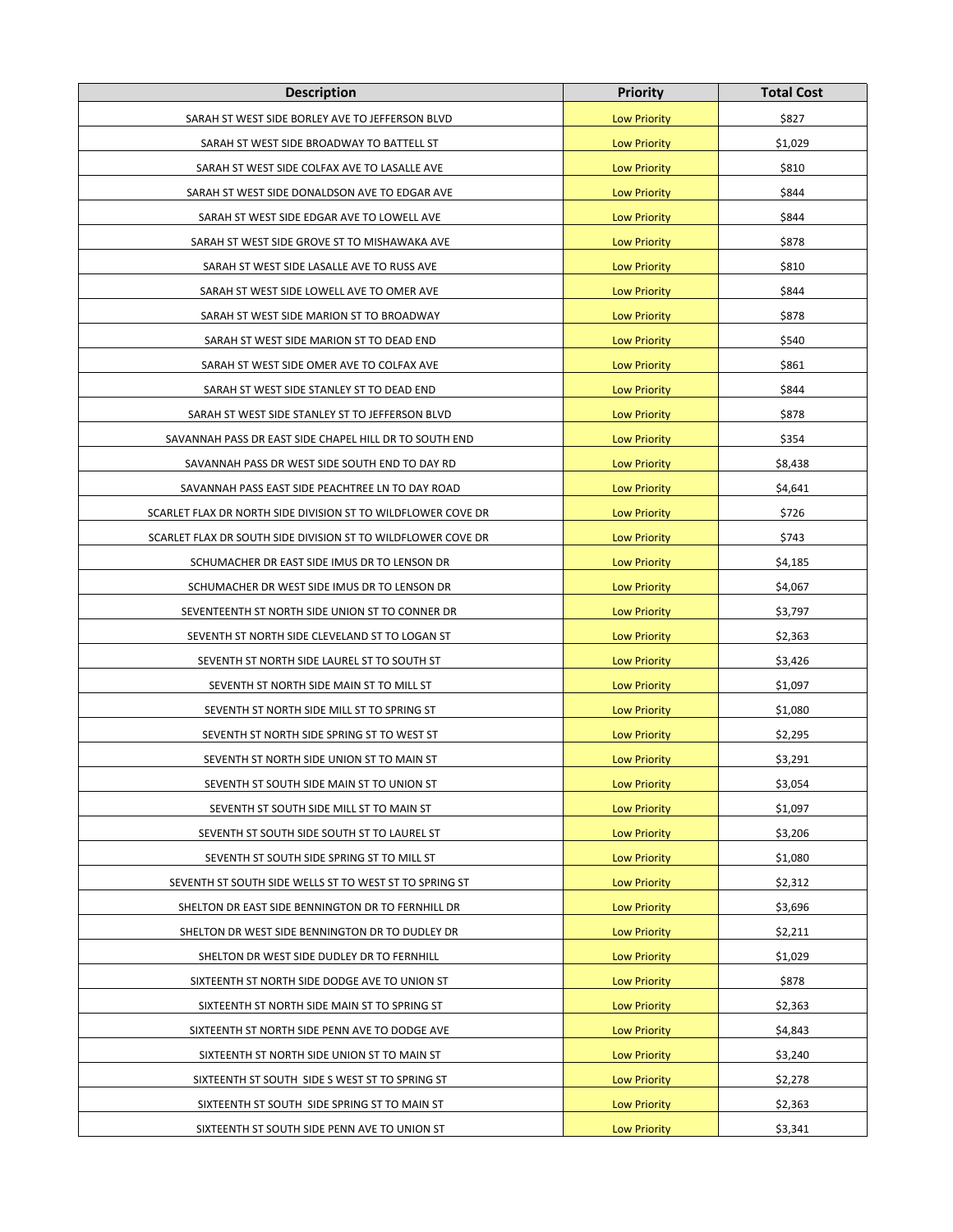| Description | Priority | Total Cost |
| --- | --- | --- |
| SARAH ST WEST SIDE BORLEY AVE TO JEFFERSON BLVD | Low Priority | $827 |
| SARAH ST WEST SIDE BROADWAY TO BATTELL ST | Low Priority | $1,029 |
| SARAH ST WEST SIDE COLFAX AVE TO LASALLE AVE | Low Priority | $810 |
| SARAH ST WEST SIDE DONALDSON AVE TO EDGAR AVE | Low Priority | $844 |
| SARAH ST WEST SIDE EDGAR AVE TO LOWELL AVE | Low Priority | $844 |
| SARAH ST WEST SIDE GROVE ST TO MISHAWAKA AVE | Low Priority | $878 |
| SARAH ST WEST SIDE LASALLE AVE TO RUSS AVE | Low Priority | $810 |
| SARAH ST WEST SIDE LOWELL AVE TO OMER AVE | Low Priority | $844 |
| SARAH ST WEST SIDE MARION ST TO BROADWAY | Low Priority | $878 |
| SARAH ST WEST SIDE MARION ST TO DEAD END | Low Priority | $540 |
| SARAH ST WEST SIDE OMER AVE TO COLFAX AVE | Low Priority | $861 |
| SARAH ST WEST SIDE STANLEY ST TO DEAD END | Low Priority | $844 |
| SARAH ST WEST SIDE STANLEY ST TO JEFFERSON BLVD | Low Priority | $878 |
| SAVANNAH PASS DR EAST SIDE CHAPEL HILL DR TO SOUTH END | Low Priority | $354 |
| SAVANNAH PASS DR WEST SIDE SOUTH END TO DAY RD | Low Priority | $8,438 |
| SAVANNAH PASS EAST SIDE PEACHTREE LN TO DAY ROAD | Low Priority | $4,641 |
| SCARLET FLAX DR NORTH SIDE DIVISION ST TO WILDFLOWER COVE DR | Low Priority | $726 |
| SCARLET FLAX DR SOUTH SIDE DIVISION ST TO WILDFLOWER COVE DR | Low Priority | $743 |
| SCHUMACHER DR EAST SIDE IMUS DR TO LENSON DR | Low Priority | $4,185 |
| SCHUMACHER DR WEST SIDE IMUS DR TO LENSON DR | Low Priority | $4,067 |
| SEVENTEENTH ST NORTH SIDE UNION ST TO CONNER DR | Low Priority | $3,797 |
| SEVENTH ST NORTH SIDE CLEVELAND ST TO LOGAN ST | Low Priority | $2,363 |
| SEVENTH ST NORTH SIDE LAUREL ST TO SOUTH ST | Low Priority | $3,426 |
| SEVENTH ST NORTH SIDE MAIN ST TO MILL ST | Low Priority | $1,097 |
| SEVENTH ST NORTH SIDE MILL ST TO SPRING ST | Low Priority | $1,080 |
| SEVENTH ST NORTH SIDE SPRING ST TO WEST ST | Low Priority | $2,295 |
| SEVENTH ST NORTH SIDE UNION ST TO MAIN ST | Low Priority | $3,291 |
| SEVENTH ST SOUTH SIDE MAIN ST TO UNION ST | Low Priority | $3,054 |
| SEVENTH ST SOUTH SIDE MILL ST TO MAIN ST | Low Priority | $1,097 |
| SEVENTH ST SOUTH SIDE SOUTH ST TO LAUREL ST | Low Priority | $3,206 |
| SEVENTH ST SOUTH SIDE SPRING ST TO MILL ST | Low Priority | $1,080 |
| SEVENTH ST SOUTH SIDE WELLS ST TO WEST ST TO SPRING ST | Low Priority | $2,312 |
| SHELTON DR EAST SIDE BENNINGTON DR TO FERNHILL DR | Low Priority | $3,696 |
| SHELTON DR WEST SIDE BENNINGTON DR TO DUDLEY DR | Low Priority | $2,211 |
| SHELTON DR WEST SIDE DUDLEY DR TO FERNHILL | Low Priority | $1,029 |
| SIXTEENTH ST NORTH SIDE DODGE AVE TO UNION ST | Low Priority | $878 |
| SIXTEENTH ST NORTH SIDE MAIN ST TO SPRING ST | Low Priority | $2,363 |
| SIXTEENTH ST NORTH SIDE PENN AVE TO DODGE AVE | Low Priority | $4,843 |
| SIXTEENTH ST NORTH SIDE UNION ST TO MAIN ST | Low Priority | $3,240 |
| SIXTEENTH ST SOUTH SIDE S WEST ST TO SPRING ST | Low Priority | $2,278 |
| SIXTEENTH ST SOUTH SIDE SPRING ST TO MAIN ST | Low Priority | $2,363 |
| SIXTEENTH ST SOUTH SIDE PENN AVE TO UNION ST | Low Priority | $3,341 |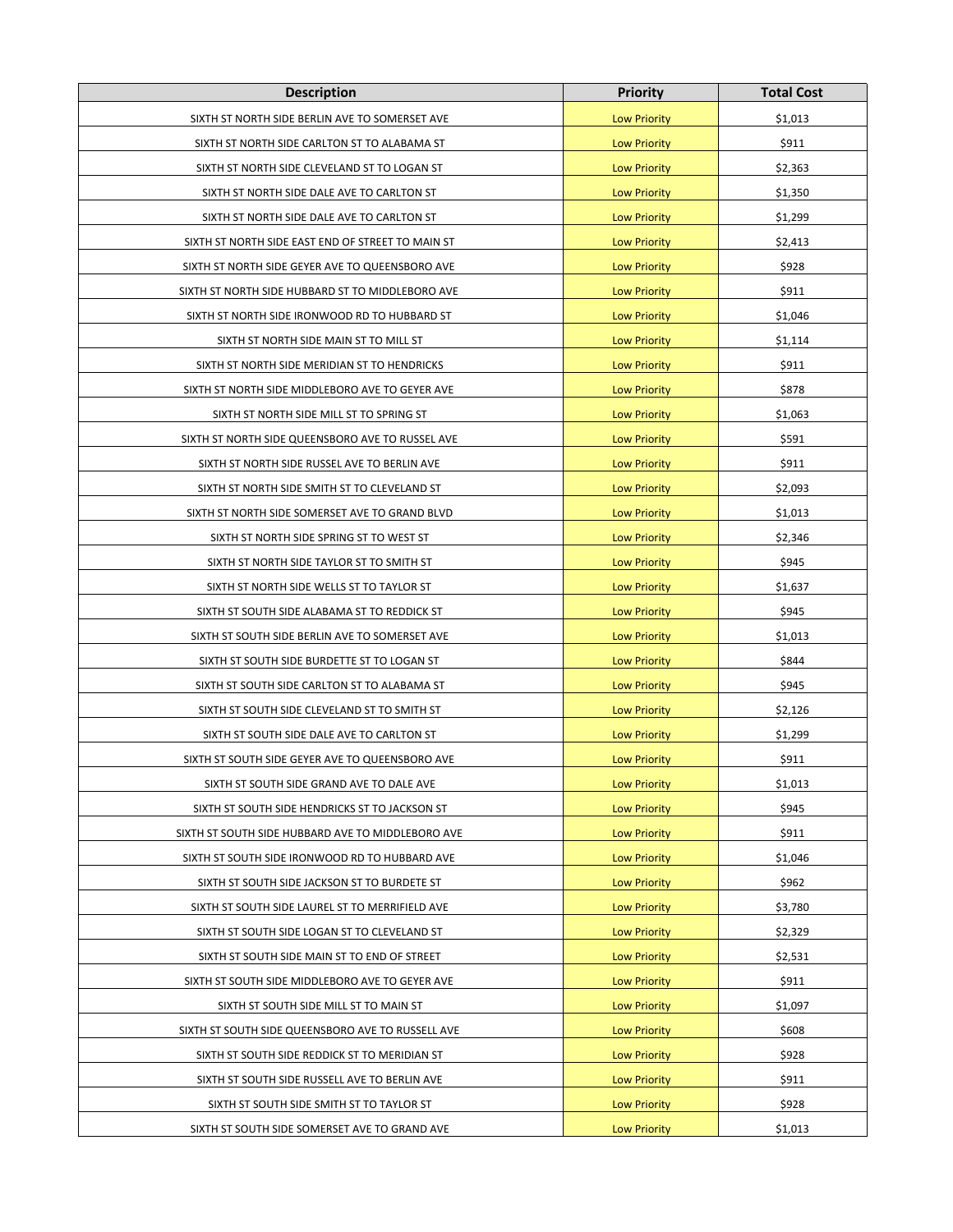| Description | Priority | Total Cost |
|---|---|---|
| SIXTH ST NORTH SIDE BERLIN AVE TO SOMERSET AVE | Low Priority | $1,013 |
| SIXTH ST NORTH SIDE CARLTON ST TO ALABAMA ST | Low Priority | $911 |
| SIXTH ST NORTH SIDE CLEVELAND ST TO LOGAN ST | Low Priority | $2,363 |
| SIXTH ST NORTH SIDE DALE AVE TO CARLTON ST | Low Priority | $1,350 |
| SIXTH ST NORTH SIDE DALE AVE TO CARLTON ST | Low Priority | $1,299 |
| SIXTH ST NORTH SIDE EAST END OF STREET TO MAIN ST | Low Priority | $2,413 |
| SIXTH ST NORTH SIDE GEYER AVE TO QUEENSBORO AVE | Low Priority | $928 |
| SIXTH ST NORTH SIDE HUBBARD ST TO MIDDLEBORO AVE | Low Priority | $911 |
| SIXTH ST NORTH SIDE IRONWOOD RD TO HUBBARD ST | Low Priority | $1,046 |
| SIXTH ST NORTH SIDE MAIN ST TO MILL ST | Low Priority | $1,114 |
| SIXTH ST NORTH SIDE MERIDIAN ST TO HENDRICKS | Low Priority | $911 |
| SIXTH ST NORTH SIDE MIDDLEBORO AVE TO GEYER AVE | Low Priority | $878 |
| SIXTH ST NORTH SIDE MILL ST TO SPRING ST | Low Priority | $1,063 |
| SIXTH ST NORTH SIDE QUEENSBORO AVE TO RUSSEL AVE | Low Priority | $591 |
| SIXTH ST NORTH SIDE RUSSEL AVE TO BERLIN AVE | Low Priority | $911 |
| SIXTH ST NORTH SIDE SMITH ST TO CLEVELAND ST | Low Priority | $2,093 |
| SIXTH ST NORTH SIDE SOMERSET AVE TO GRAND BLVD | Low Priority | $1,013 |
| SIXTH ST NORTH SIDE SPRING ST TO WEST ST | Low Priority | $2,346 |
| SIXTH ST NORTH SIDE TAYLOR ST TO SMITH ST | Low Priority | $945 |
| SIXTH ST NORTH SIDE WELLS ST TO TAYLOR ST | Low Priority | $1,637 |
| SIXTH ST SOUTH SIDE ALABAMA ST TO REDDICK ST | Low Priority | $945 |
| SIXTH ST SOUTH SIDE BERLIN AVE TO SOMERSET AVE | Low Priority | $1,013 |
| SIXTH ST SOUTH SIDE BURDETTE ST TO LOGAN ST | Low Priority | $844 |
| SIXTH ST SOUTH SIDE CARLTON ST TO ALABAMA ST | Low Priority | $945 |
| SIXTH ST SOUTH SIDE CLEVELAND ST TO SMITH ST | Low Priority | $2,126 |
| SIXTH ST SOUTH SIDE DALE AVE TO CARLTON ST | Low Priority | $1,299 |
| SIXTH ST SOUTH SIDE GEYER AVE TO QUEENSBORO AVE | Low Priority | $911 |
| SIXTH ST SOUTH SIDE GRAND AVE TO DALE AVE | Low Priority | $1,013 |
| SIXTH ST SOUTH SIDE HENDRICKS ST TO JACKSON ST | Low Priority | $945 |
| SIXTH ST SOUTH SIDE HUBBARD AVE TO MIDDLEBORO AVE | Low Priority | $911 |
| SIXTH ST SOUTH SIDE IRONWOOD RD TO HUBBARD AVE | Low Priority | $1,046 |
| SIXTH ST SOUTH SIDE JACKSON ST TO BURDETE ST | Low Priority | $962 |
| SIXTH ST SOUTH SIDE LAUREL ST TO MERRIFIELD AVE | Low Priority | $3,780 |
| SIXTH ST SOUTH SIDE LOGAN ST TO CLEVELAND ST | Low Priority | $2,329 |
| SIXTH ST SOUTH SIDE MAIN ST TO END OF STREET | Low Priority | $2,531 |
| SIXTH ST SOUTH SIDE MIDDLEBORO AVE TO GEYER AVE | Low Priority | $911 |
| SIXTH ST SOUTH SIDE MILL ST TO MAIN ST | Low Priority | $1,097 |
| SIXTH ST SOUTH SIDE QUEENSBORO AVE TO RUSSELL AVE | Low Priority | $608 |
| SIXTH ST SOUTH SIDE REDDICK ST TO MERIDIAN ST | Low Priority | $928 |
| SIXTH ST SOUTH SIDE RUSSELL AVE TO BERLIN AVE | Low Priority | $911 |
| SIXTH ST SOUTH SIDE SMITH ST TO TAYLOR ST | Low Priority | $928 |
| SIXTH ST SOUTH SIDE SOMERSET AVE TO GRAND AVE | Low Priority | $1,013 |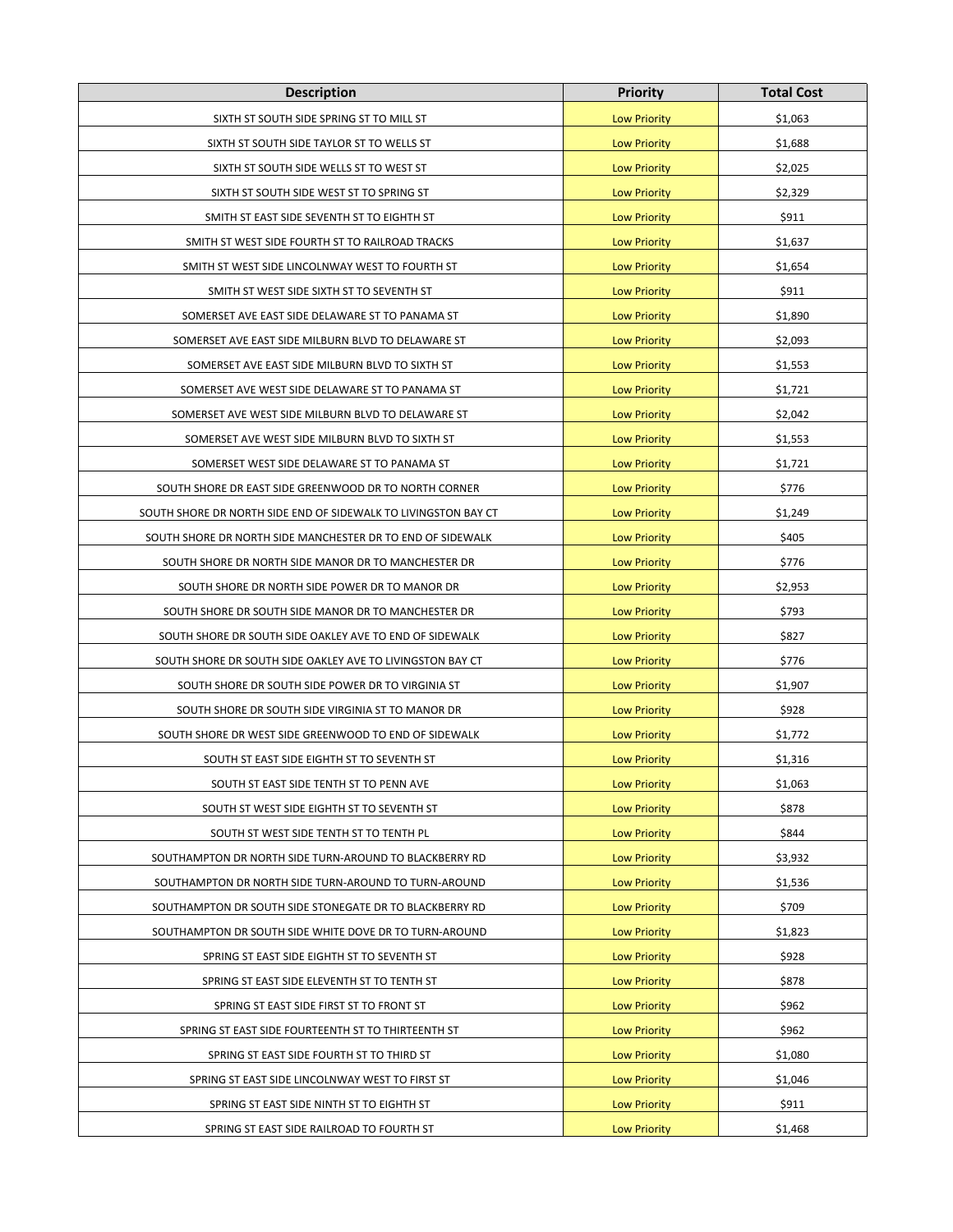| Description | Priority | Total Cost |
| --- | --- | --- |
| SIXTH ST SOUTH SIDE SPRING ST TO MILL ST | Low Priority | $1,063 |
| SIXTH ST SOUTH SIDE TAYLOR ST TO WELLS ST | Low Priority | $1,688 |
| SIXTH ST SOUTH SIDE WELLS ST TO WEST ST | Low Priority | $2,025 |
| SIXTH ST SOUTH SIDE WEST ST TO SPRING ST | Low Priority | $2,329 |
| SMITH ST EAST SIDE SEVENTH ST TO EIGHTH ST | Low Priority | $911 |
| SMITH ST WEST SIDE FOURTH ST TO RAILROAD TRACKS | Low Priority | $1,637 |
| SMITH ST WEST SIDE LINCOLNWAY WEST TO FOURTH ST | Low Priority | $1,654 |
| SMITH ST WEST SIDE SIXTH ST TO SEVENTH ST | Low Priority | $911 |
| SOMERSET AVE EAST SIDE DELAWARE ST TO PANAMA ST | Low Priority | $1,890 |
| SOMERSET AVE EAST SIDE MILBURN BLVD TO DELAWARE ST | Low Priority | $2,093 |
| SOMERSET AVE EAST SIDE MILBURN BLVD TO SIXTH ST | Low Priority | $1,553 |
| SOMERSET AVE WEST SIDE DELAWARE ST TO PANAMA ST | Low Priority | $1,721 |
| SOMERSET AVE WEST SIDE MILBURN BLVD TO DELAWARE ST | Low Priority | $2,042 |
| SOMERSET AVE WEST SIDE MILBURN BLVD TO SIXTH ST | Low Priority | $1,553 |
| SOMERSET WEST SIDE DELAWARE ST TO PANAMA ST | Low Priority | $1,721 |
| SOUTH SHORE DR EAST SIDE GREENWOOD DR TO NORTH CORNER | Low Priority | $776 |
| SOUTH SHORE DR NORTH SIDE END OF SIDEWALK TO LIVINGSTON BAY CT | Low Priority | $1,249 |
| SOUTH SHORE DR NORTH SIDE MANCHESTER DR TO END OF SIDEWALK | Low Priority | $405 |
| SOUTH SHORE DR NORTH SIDE MANOR DR TO MANCHESTER DR | Low Priority | $776 |
| SOUTH SHORE DR NORTH SIDE POWER DR TO MANOR DR | Low Priority | $2,953 |
| SOUTH SHORE DR SOUTH SIDE MANOR DR TO MANCHESTER DR | Low Priority | $793 |
| SOUTH SHORE DR SOUTH SIDE OAKLEY AVE TO END OF SIDEWALK | Low Priority | $827 |
| SOUTH SHORE DR SOUTH SIDE OAKLEY AVE TO LIVINGSTON BAY CT | Low Priority | $776 |
| SOUTH SHORE DR SOUTH SIDE POWER DR TO VIRGINIA ST | Low Priority | $1,907 |
| SOUTH SHORE DR SOUTH SIDE VIRGINIA ST TO MANOR DR | Low Priority | $928 |
| SOUTH SHORE DR WEST SIDE GREENWOOD TO END OF SIDEWALK | Low Priority | $1,772 |
| SOUTH ST EAST SIDE EIGHTH ST TO SEVENTH ST | Low Priority | $1,316 |
| SOUTH ST EAST SIDE TENTH ST TO PENN AVE | Low Priority | $1,063 |
| SOUTH ST WEST SIDE EIGHTH ST TO SEVENTH ST | Low Priority | $878 |
| SOUTH ST WEST SIDE TENTH ST TO TENTH PL | Low Priority | $844 |
| SOUTHAMPTON DR NORTH SIDE TURN-AROUND TO BLACKBERRY RD | Low Priority | $3,932 |
| SOUTHAMPTON DR NORTH SIDE TURN-AROUND TO TURN-AROUND | Low Priority | $1,536 |
| SOUTHAMPTON DR SOUTH SIDE STONEGATE DR TO BLACKBERRY RD | Low Priority | $709 |
| SOUTHAMPTON DR SOUTH SIDE WHITE DOVE DR TO TURN-AROUND | Low Priority | $1,823 |
| SPRING ST EAST SIDE EIGHTH ST TO SEVENTH ST | Low Priority | $928 |
| SPRING ST EAST SIDE ELEVENTH ST TO TENTH ST | Low Priority | $878 |
| SPRING ST EAST SIDE FIRST ST TO FRONT ST | Low Priority | $962 |
| SPRING ST EAST SIDE FOURTEENTH ST TO THIRTEENTH ST | Low Priority | $962 |
| SPRING ST EAST SIDE FOURTH ST TO THIRD ST | Low Priority | $1,080 |
| SPRING ST EAST SIDE LINCOLNWAY WEST TO FIRST ST | Low Priority | $1,046 |
| SPRING ST EAST SIDE NINTH ST TO EIGHTH ST | Low Priority | $911 |
| SPRING ST EAST SIDE RAILROAD TO FOURTH ST | Low Priority | $1,468 |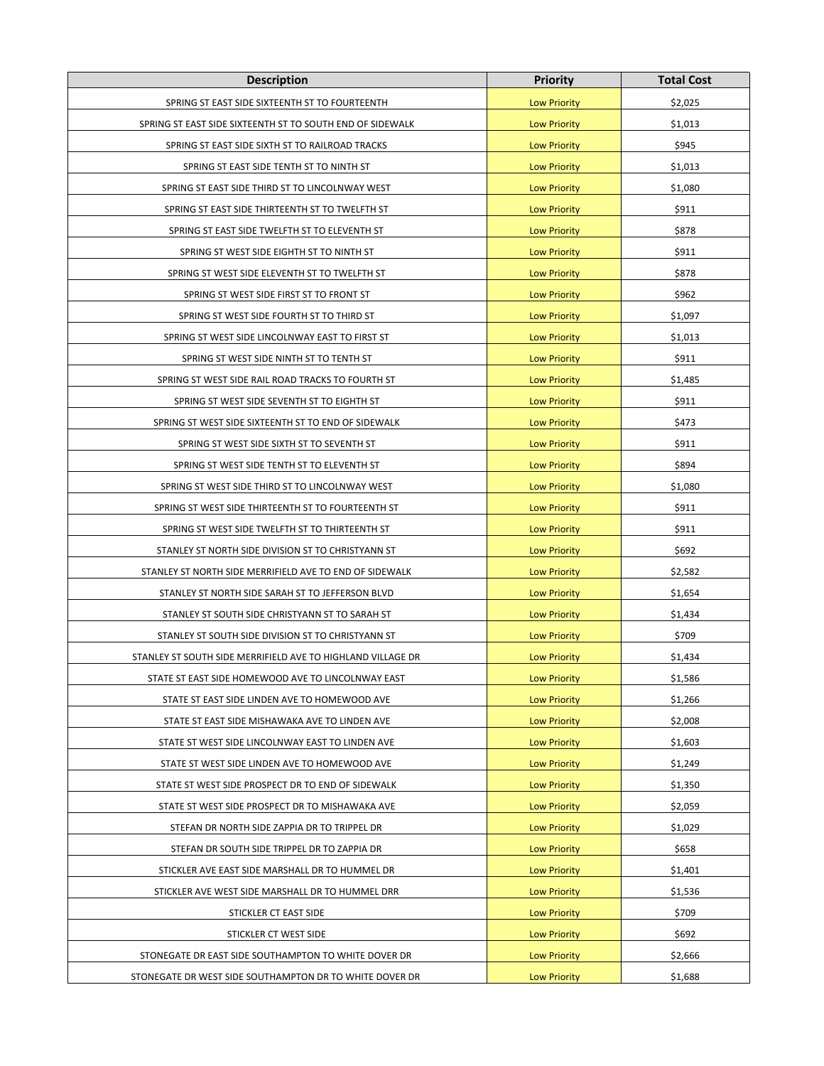| Description | Priority | Total Cost |
|---|---|---|
| SPRING ST EAST SIDE SIXTEENTH ST TO FOURTEENTH | Low Priority | $2,025 |
| SPRING ST EAST SIDE SIXTEENTH ST TO SOUTH END OF SIDEWALK | Low Priority | $1,013 |
| SPRING ST EAST SIDE SIXTH ST TO RAILROAD TRACKS | Low Priority | $945 |
| SPRING ST EAST SIDE TENTH ST TO NINTH ST | Low Priority | $1,013 |
| SPRING ST EAST SIDE THIRD ST TO LINCOLNWAY WEST | Low Priority | $1,080 |
| SPRING ST EAST SIDE THIRTEENTH ST TO TWELFTH ST | Low Priority | $911 |
| SPRING ST EAST SIDE TWELFTH ST TO ELEVENTH ST | Low Priority | $878 |
| SPRING ST WEST SIDE EIGHTH ST TO NINTH ST | Low Priority | $911 |
| SPRING ST WEST SIDE ELEVENTH ST TO TWELFTH ST | Low Priority | $878 |
| SPRING ST WEST SIDE FIRST ST TO FRONT ST | Low Priority | $962 |
| SPRING ST WEST SIDE FOURTH ST TO THIRD ST | Low Priority | $1,097 |
| SPRING ST WEST SIDE LINCOLNWAY EAST TO FIRST ST | Low Priority | $1,013 |
| SPRING ST WEST SIDE NINTH ST TO TENTH ST | Low Priority | $911 |
| SPRING ST WEST SIDE RAIL ROAD TRACKS TO FOURTH ST | Low Priority | $1,485 |
| SPRING ST WEST SIDE SEVENTH ST TO EIGHTH ST | Low Priority | $911 |
| SPRING ST WEST SIDE SIXTEENTH ST TO END OF SIDEWALK | Low Priority | $473 |
| SPRING ST WEST SIDE SIXTH ST TO SEVENTH ST | Low Priority | $911 |
| SPRING ST WEST SIDE TENTH ST TO ELEVENTH ST | Low Priority | $894 |
| SPRING ST WEST SIDE THIRD ST TO LINCOLNWAY WEST | Low Priority | $1,080 |
| SPRING ST WEST SIDE THIRTEENTH ST TO FOURTEENTH ST | Low Priority | $911 |
| SPRING ST WEST SIDE TWELFTH ST TO THIRTEENTH ST | Low Priority | $911 |
| STANLEY ST NORTH SIDE DIVISION ST TO CHRISTYANN ST | Low Priority | $692 |
| STANLEY ST NORTH SIDE MERRIFIELD AVE TO END OF SIDEWALK | Low Priority | $2,582 |
| STANLEY ST NORTH SIDE SARAH ST TO JEFFERSON BLVD | Low Priority | $1,654 |
| STANLEY ST SOUTH SIDE CHRISTYANN ST TO SARAH ST | Low Priority | $1,434 |
| STANLEY ST SOUTH SIDE DIVISION ST TO CHRISTYANN ST | Low Priority | $709 |
| STANLEY ST SOUTH SIDE MERRIFIELD AVE TO HIGHLAND VILLAGE DR | Low Priority | $1,434 |
| STATE ST EAST SIDE HOMEWOOD AVE TO LINCOLNWAY EAST | Low Priority | $1,586 |
| STATE ST EAST SIDE LINDEN AVE TO HOMEWOOD AVE | Low Priority | $1,266 |
| STATE ST EAST SIDE MISHAWAKA AVE TO LINDEN AVE | Low Priority | $2,008 |
| STATE ST WEST SIDE LINCOLNWAY EAST TO LINDEN AVE | Low Priority | $1,603 |
| STATE ST WEST SIDE LINDEN AVE TO HOMEWOOD AVE | Low Priority | $1,249 |
| STATE ST WEST SIDE PROSPECT DR TO END OF SIDEWALK | Low Priority | $1,350 |
| STATE ST WEST SIDE PROSPECT DR TO MISHAWAKA AVE | Low Priority | $2,059 |
| STEFAN DR NORTH SIDE ZAPPIA DR TO TRIPPEL DR | Low Priority | $1,029 |
| STEFAN DR SOUTH SIDE TRIPPEL DR TO ZAPPIA DR | Low Priority | $658 |
| STICKLER AVE EAST SIDE MARSHALL DR TO HUMMEL DR | Low Priority | $1,401 |
| STICKLER AVE WEST SIDE MARSHALL DR TO HUMMEL DRR | Low Priority | $1,536 |
| STICKLER CT EAST SIDE | Low Priority | $709 |
| STICKLER CT WEST SIDE | Low Priority | $692 |
| STONEGATE DR EAST SIDE SOUTHAMPTON TO WHITE DOVER DR | Low Priority | $2,666 |
| STONEGATE DR WEST SIDE SOUTHAMPTON DR TO WHITE DOVER DR | Low Priority | $1,688 |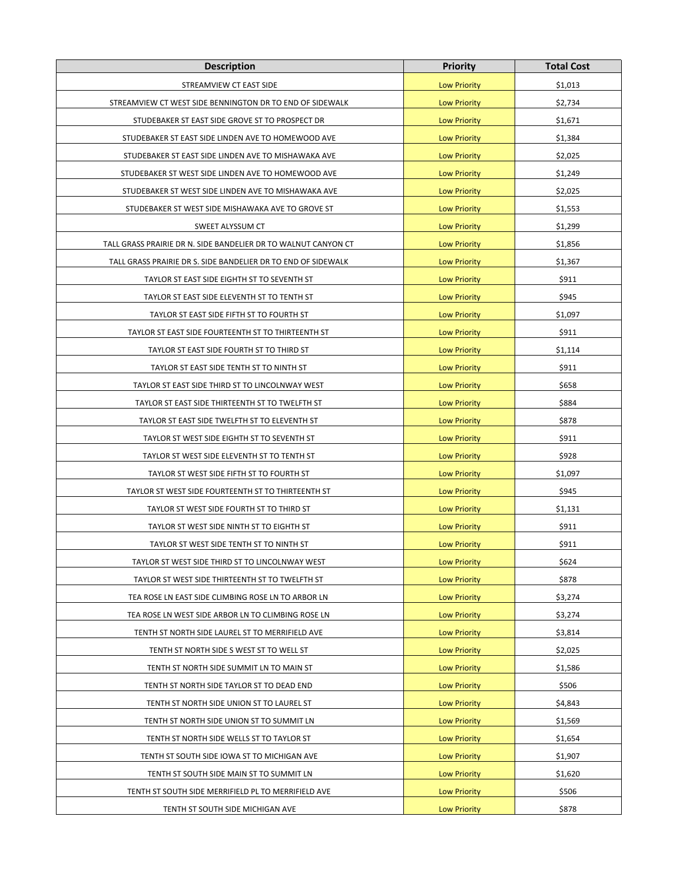| Description | Priority | Total Cost |
| --- | --- | --- |
| STREAMVIEW CT EAST SIDE | Low Priority | $1,013 |
| STREAMVIEW CT WEST SIDE BENNINGTON DR TO END OF SIDEWALK | Low Priority | $2,734 |
| STUDEBAKER ST EAST SIDE GROVE ST TO PROSPECT DR | Low Priority | $1,671 |
| STUDEBAKER ST EAST SIDE LINDEN AVE TO HOMEWOOD AVE | Low Priority | $1,384 |
| STUDEBAKER ST EAST SIDE LINDEN AVE TO MISHAWAKA AVE | Low Priority | $2,025 |
| STUDEBAKER ST WEST SIDE LINDEN AVE TO HOMEWOOD AVE | Low Priority | $1,249 |
| STUDEBAKER ST WEST SIDE LINDEN AVE TO MISHAWAKA AVE | Low Priority | $2,025 |
| STUDEBAKER ST WEST SIDE MISHAWAKA AVE TO GROVE ST | Low Priority | $1,553 |
| SWEET ALYSSUM CT | Low Priority | $1,299 |
| TALL GRASS PRAIRIE DR N. SIDE BANDELIER DR TO WALNUT CANYON CT | Low Priority | $1,856 |
| TALL GRASS PRAIRIE DR S. SIDE BANDELIER DR TO END OF SIDEWALK | Low Priority | $1,367 |
| TAYLOR ST EAST SIDE EIGHTH ST TO SEVENTH ST | Low Priority | $911 |
| TAYLOR ST EAST SIDE ELEVENTH ST TO TENTH ST | Low Priority | $945 |
| TAYLOR ST EAST SIDE FIFTH ST TO FOURTH ST | Low Priority | $1,097 |
| TAYLOR ST EAST SIDE FOURTEENTH ST TO THIRTEENTH ST | Low Priority | $911 |
| TAYLOR ST EAST SIDE FOURTH ST TO THIRD ST | Low Priority | $1,114 |
| TAYLOR ST EAST SIDE TENTH ST TO NINTH ST | Low Priority | $911 |
| TAYLOR ST EAST SIDE THIRD ST TO LINCOLNWAY WEST | Low Priority | $658 |
| TAYLOR ST EAST SIDE THIRTEENTH ST TO TWELFTH ST | Low Priority | $884 |
| TAYLOR ST EAST SIDE TWELFTH ST TO ELEVENTH ST | Low Priority | $878 |
| TAYLOR ST WEST SIDE EIGHTH ST TO SEVENTH ST | Low Priority | $911 |
| TAYLOR ST WEST SIDE ELEVENTH ST TO TENTH ST | Low Priority | $928 |
| TAYLOR ST WEST SIDE FIFTH ST TO FOURTH ST | Low Priority | $1,097 |
| TAYLOR ST WEST SIDE FOURTEENTH ST TO THIRTEENTH ST | Low Priority | $945 |
| TAYLOR ST WEST SIDE FOURTH ST TO THIRD ST | Low Priority | $1,131 |
| TAYLOR ST WEST SIDE NINTH ST TO EIGHTH ST | Low Priority | $911 |
| TAYLOR ST WEST SIDE TENTH ST TO NINTH ST | Low Priority | $911 |
| TAYLOR ST WEST SIDE THIRD ST TO LINCOLNWAY WEST | Low Priority | $624 |
| TAYLOR ST WEST SIDE THIRTEENTH ST TO TWELFTH ST | Low Priority | $878 |
| TEA ROSE LN EAST SIDE CLIMBING ROSE LN TO ARBOR LN | Low Priority | $3,274 |
| TEA ROSE LN WEST SIDE ARBOR LN TO CLIMBING ROSE LN | Low Priority | $3,274 |
| TENTH ST NORTH SIDE LAUREL ST TO MERRIFIELD AVE | Low Priority | $3,814 |
| TENTH ST NORTH SIDE S WEST ST TO WELL ST | Low Priority | $2,025 |
| TENTH ST NORTH SIDE SUMMIT LN TO MAIN ST | Low Priority | $1,586 |
| TENTH ST NORTH SIDE TAYLOR ST TO DEAD END | Low Priority | $506 |
| TENTH ST NORTH SIDE UNION ST TO LAUREL ST | Low Priority | $4,843 |
| TENTH ST NORTH SIDE UNION ST TO SUMMIT LN | Low Priority | $1,569 |
| TENTH ST NORTH SIDE WELLS ST TO TAYLOR ST | Low Priority | $1,654 |
| TENTH ST SOUTH SIDE IOWA ST TO MICHIGAN AVE | Low Priority | $1,907 |
| TENTH ST SOUTH SIDE MAIN ST TO SUMMIT LN | Low Priority | $1,620 |
| TENTH ST SOUTH SIDE MERRIFIELD PL TO MERRIFIELD AVE | Low Priority | $506 |
| TENTH ST SOUTH SIDE MICHIGAN AVE | Low Priority | $878 |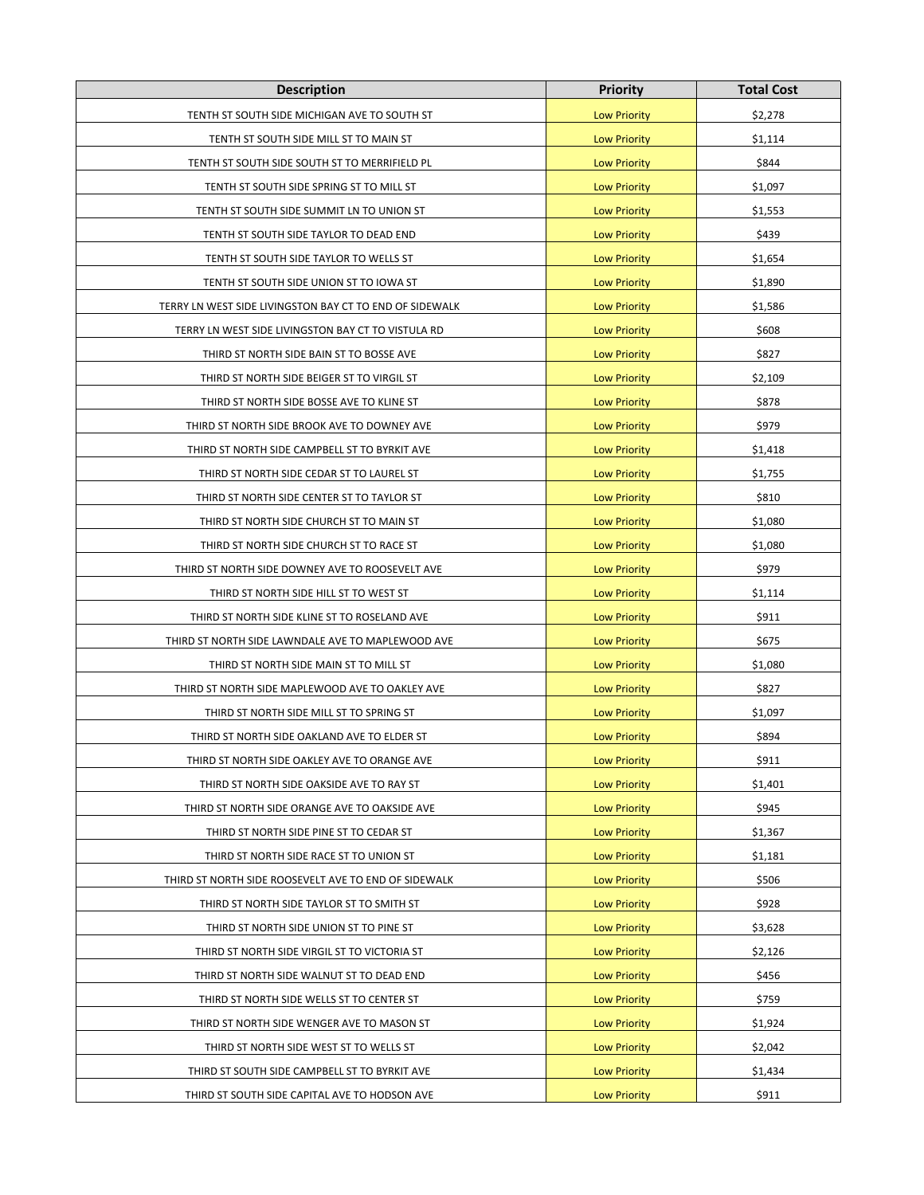| Description | Priority | Total Cost |
|---|---|---|
| TENTH ST SOUTH SIDE MICHIGAN AVE TO SOUTH ST | Low Priority | $2,278 |
| TENTH ST SOUTH SIDE MILL ST TO MAIN ST | Low Priority | $1,114 |
| TENTH ST SOUTH SIDE SOUTH ST TO MERRIFIELD PL | Low Priority | $844 |
| TENTH ST SOUTH SIDE SPRING ST TO MILL ST | Low Priority | $1,097 |
| TENTH ST SOUTH SIDE SUMMIT LN TO UNION ST | Low Priority | $1,553 |
| TENTH ST SOUTH SIDE TAYLOR TO DEAD END | Low Priority | $439 |
| TENTH ST SOUTH SIDE TAYLOR TO WELLS ST | Low Priority | $1,654 |
| TENTH ST SOUTH SIDE UNION ST TO IOWA ST | Low Priority | $1,890 |
| TERRY LN WEST SIDE LIVINGSTON BAY CT TO END OF SIDEWALK | Low Priority | $1,586 |
| TERRY LN WEST SIDE LIVINGSTON BAY CT TO VISTULA RD | Low Priority | $608 |
| THIRD ST NORTH SIDE BAIN ST TO BOSSE AVE | Low Priority | $827 |
| THIRD ST NORTH SIDE BEIGER ST TO VIRGIL ST | Low Priority | $2,109 |
| THIRD ST NORTH SIDE BOSSE AVE TO KLINE ST | Low Priority | $878 |
| THIRD ST NORTH SIDE BROOK AVE TO DOWNEY AVE | Low Priority | $979 |
| THIRD ST NORTH SIDE CAMPBELL ST TO BYRKIT AVE | Low Priority | $1,418 |
| THIRD ST NORTH SIDE CEDAR ST TO LAUREL ST | Low Priority | $1,755 |
| THIRD ST NORTH SIDE CENTER ST TO TAYLOR ST | Low Priority | $810 |
| THIRD ST NORTH SIDE CHURCH ST TO MAIN ST | Low Priority | $1,080 |
| THIRD ST NORTH SIDE CHURCH ST TO RACE ST | Low Priority | $1,080 |
| THIRD ST NORTH SIDE DOWNEY AVE TO ROOSEVELT AVE | Low Priority | $979 |
| THIRD ST NORTH SIDE HILL ST TO WEST ST | Low Priority | $1,114 |
| THIRD ST NORTH SIDE KLINE ST TO ROSELAND AVE | Low Priority | $911 |
| THIRD ST NORTH SIDE LAWNDALE AVE TO MAPLEWOOD AVE | Low Priority | $675 |
| THIRD ST NORTH SIDE MAIN ST TO MILL ST | Low Priority | $1,080 |
| THIRD ST NORTH SIDE MAPLEWOOD AVE TO OAKLEY AVE | Low Priority | $827 |
| THIRD ST NORTH SIDE MILL ST TO SPRING ST | Low Priority | $1,097 |
| THIRD ST NORTH SIDE OAKLAND AVE TO ELDER ST | Low Priority | $894 |
| THIRD ST NORTH SIDE OAKLEY AVE TO ORANGE AVE | Low Priority | $911 |
| THIRD ST NORTH SIDE OAKSIDE AVE TO RAY ST | Low Priority | $1,401 |
| THIRD ST NORTH SIDE ORANGE AVE TO OAKSIDE AVE | Low Priority | $945 |
| THIRD ST NORTH SIDE PINE ST TO CEDAR ST | Low Priority | $1,367 |
| THIRD ST NORTH SIDE RACE ST TO UNION ST | Low Priority | $1,181 |
| THIRD ST NORTH SIDE ROOSEVELT AVE TO END OF SIDEWALK | Low Priority | $506 |
| THIRD ST NORTH SIDE TAYLOR ST TO SMITH ST | Low Priority | $928 |
| THIRD ST NORTH SIDE UNION ST TO PINE ST | Low Priority | $3,628 |
| THIRD ST NORTH SIDE VIRGIL ST TO VICTORIA ST | Low Priority | $2,126 |
| THIRD ST NORTH SIDE WALNUT ST TO DEAD END | Low Priority | $456 |
| THIRD ST NORTH SIDE WELLS ST TO CENTER ST | Low Priority | $759 |
| THIRD ST NORTH SIDE WENGER AVE TO MASON ST | Low Priority | $1,924 |
| THIRD ST NORTH SIDE WEST ST TO WELLS ST | Low Priority | $2,042 |
| THIRD ST SOUTH SIDE CAMPBELL ST TO BYRKIT AVE | Low Priority | $1,434 |
| THIRD ST SOUTH SIDE CAPITAL AVE TO HODSON AVE | Low Priority | $911 |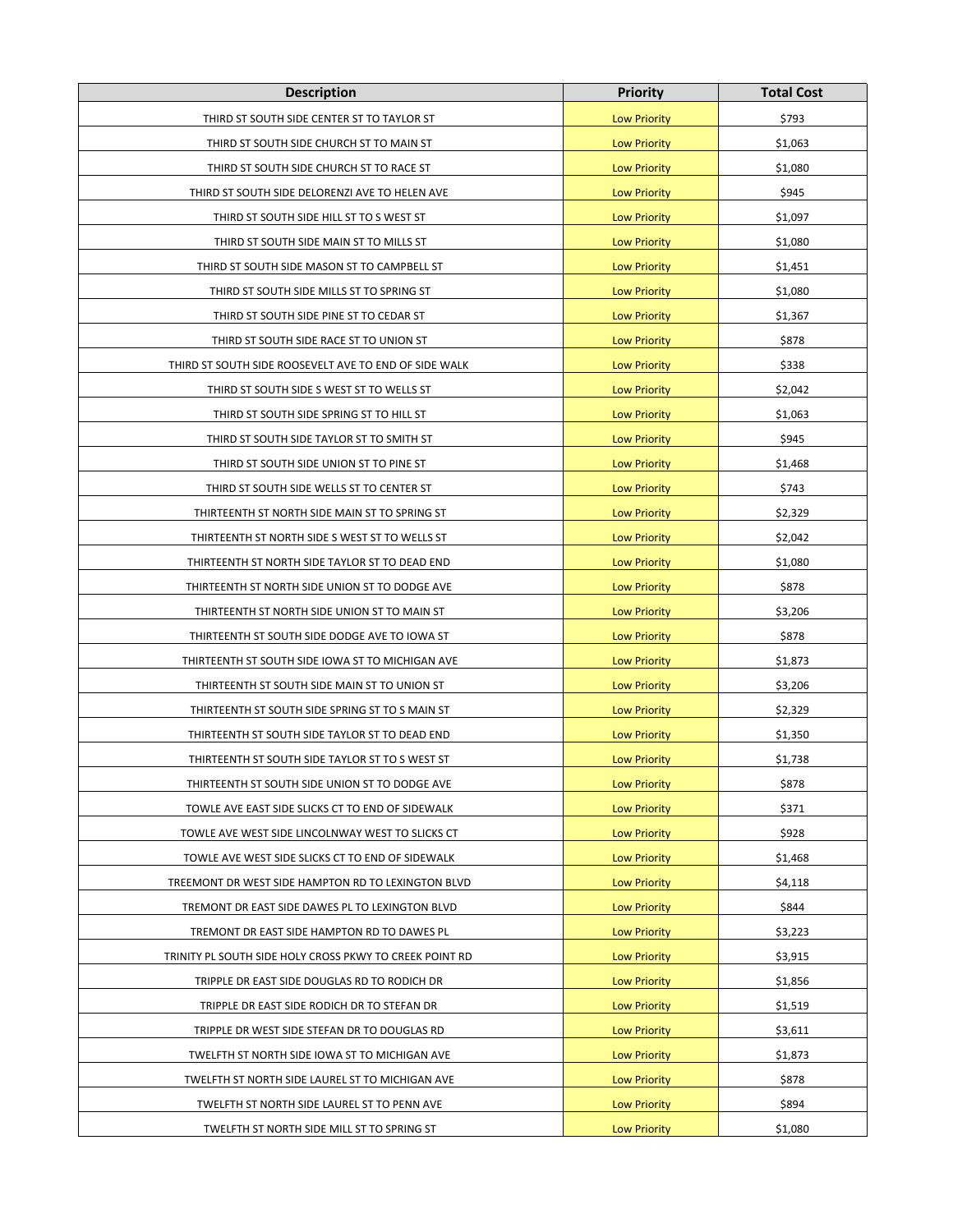| Description | Priority | Total Cost |
|---|---|---|
| THIRD ST SOUTH SIDE CENTER ST TO TAYLOR ST | Low Priority | $793 |
| THIRD ST SOUTH SIDE CHURCH ST TO MAIN ST | Low Priority | $1,063 |
| THIRD ST SOUTH SIDE CHURCH ST TO RACE ST | Low Priority | $1,080 |
| THIRD ST SOUTH SIDE DELORENZI AVE TO HELEN AVE | Low Priority | $945 |
| THIRD ST SOUTH SIDE HILL ST TO S WEST ST | Low Priority | $1,097 |
| THIRD ST SOUTH SIDE MAIN ST TO MILLS ST | Low Priority | $1,080 |
| THIRD ST SOUTH SIDE MASON ST TO CAMPBELL ST | Low Priority | $1,451 |
| THIRD ST SOUTH SIDE MILLS ST TO SPRING ST | Low Priority | $1,080 |
| THIRD ST SOUTH SIDE PINE ST TO CEDAR ST | Low Priority | $1,367 |
| THIRD ST SOUTH SIDE RACE ST TO UNION ST | Low Priority | $878 |
| THIRD ST SOUTH SIDE ROOSEVELT AVE TO END OF SIDE WALK | Low Priority | $338 |
| THIRD ST SOUTH SIDE S WEST ST TO WELLS ST | Low Priority | $2,042 |
| THIRD ST SOUTH SIDE SPRING ST TO HILL ST | Low Priority | $1,063 |
| THIRD ST SOUTH SIDE TAYLOR ST TO SMITH ST | Low Priority | $945 |
| THIRD ST SOUTH SIDE UNION ST TO PINE ST | Low Priority | $1,468 |
| THIRD ST SOUTH SIDE WELLS ST TO CENTER ST | Low Priority | $743 |
| THIRTEENTH ST NORTH SIDE MAIN ST TO SPRING ST | Low Priority | $2,329 |
| THIRTEENTH ST NORTH SIDE S WEST ST TO WELLS ST | Low Priority | $2,042 |
| THIRTEENTH ST NORTH SIDE TAYLOR ST TO DEAD END | Low Priority | $1,080 |
| THIRTEENTH ST NORTH SIDE UNION ST TO DODGE AVE | Low Priority | $878 |
| THIRTEENTH ST NORTH SIDE UNION ST TO MAIN ST | Low Priority | $3,206 |
| THIRTEENTH ST SOUTH SIDE DODGE AVE TO IOWA ST | Low Priority | $878 |
| THIRTEENTH ST SOUTH SIDE IOWA ST TO MICHIGAN AVE | Low Priority | $1,873 |
| THIRTEENTH ST SOUTH SIDE MAIN ST TO UNION ST | Low Priority | $3,206 |
| THIRTEENTH ST SOUTH SIDE SPRING ST TO S MAIN ST | Low Priority | $2,329 |
| THIRTEENTH ST SOUTH SIDE TAYLOR ST TO DEAD END | Low Priority | $1,350 |
| THIRTEENTH ST SOUTH SIDE TAYLOR ST TO S WEST ST | Low Priority | $1,738 |
| THIRTEENTH ST SOUTH SIDE UNION ST TO DODGE AVE | Low Priority | $878 |
| TOWLE AVE EAST SIDE SLICKS CT TO END OF SIDEWALK | Low Priority | $371 |
| TOWLE AVE WEST SIDE LINCOLNWAY WEST TO SLICKS CT | Low Priority | $928 |
| TOWLE AVE WEST SIDE SLICKS CT TO END OF SIDEWALK | Low Priority | $1,468 |
| TREEMONT DR WEST SIDE HAMPTON RD TO LEXINGTON BLVD | Low Priority | $4,118 |
| TREMONT DR EAST SIDE DAWES PL TO LEXINGTON BLVD | Low Priority | $844 |
| TREMONT DR EAST SIDE HAMPTON RD TO DAWES PL | Low Priority | $3,223 |
| TRINITY PL SOUTH SIDE HOLY CROSS PKWY TO CREEK POINT RD | Low Priority | $3,915 |
| TRIPPLE DR EAST SIDE DOUGLAS RD TO RODICH DR | Low Priority | $1,856 |
| TRIPPLE DR EAST SIDE RODICH DR TO STEFAN DR | Low Priority | $1,519 |
| TRIPPLE DR WEST SIDE STEFAN DR TO DOUGLAS RD | Low Priority | $3,611 |
| TWELFTH ST NORTH SIDE IOWA ST TO MICHIGAN AVE | Low Priority | $1,873 |
| TWELFTH ST NORTH SIDE LAUREL ST TO MICHIGAN AVE | Low Priority | $878 |
| TWELFTH ST NORTH SIDE LAUREL ST TO PENN AVE | Low Priority | $894 |
| TWELFTH ST NORTH SIDE MILL ST TO SPRING ST | Low Priority | $1,080 |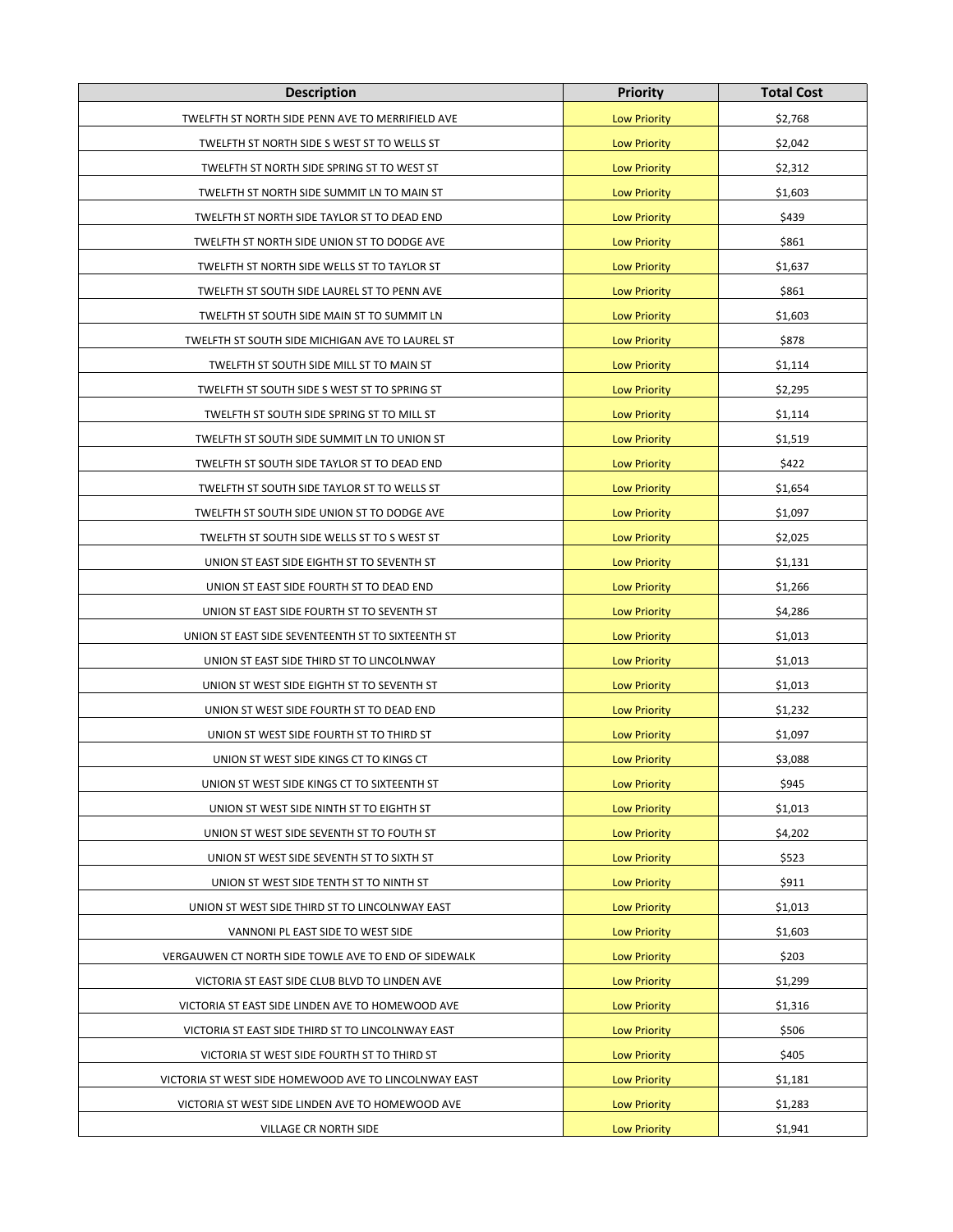| Description | Priority | Total Cost |
| --- | --- | --- |
| TWELFTH ST NORTH SIDE PENN AVE TO MERRIFIELD AVE | Low Priority | $2,768 |
| TWELFTH ST NORTH SIDE S WEST ST TO WELLS ST | Low Priority | $2,042 |
| TWELFTH ST NORTH SIDE SPRING ST TO WEST ST | Low Priority | $2,312 |
| TWELFTH ST NORTH SIDE SUMMIT LN TO MAIN ST | Low Priority | $1,603 |
| TWELFTH ST NORTH SIDE TAYLOR ST TO DEAD END | Low Priority | $439 |
| TWELFTH ST NORTH SIDE UNION ST TO DODGE AVE | Low Priority | $861 |
| TWELFTH ST NORTH SIDE WELLS ST TO TAYLOR ST | Low Priority | $1,637 |
| TWELFTH ST SOUTH SIDE LAUREL ST TO PENN AVE | Low Priority | $861 |
| TWELFTH ST SOUTH SIDE MAIN ST TO SUMMIT LN | Low Priority | $1,603 |
| TWELFTH ST SOUTH SIDE MICHIGAN AVE TO LAUREL ST | Low Priority | $878 |
| TWELFTH ST SOUTH SIDE MILL ST TO MAIN ST | Low Priority | $1,114 |
| TWELFTH ST SOUTH SIDE S WEST ST TO SPRING ST | Low Priority | $2,295 |
| TWELFTH ST SOUTH SIDE SPRING ST TO MILL ST | Low Priority | $1,114 |
| TWELFTH ST SOUTH SIDE SUMMIT LN TO UNION ST | Low Priority | $1,519 |
| TWELFTH ST SOUTH SIDE TAYLOR ST TO DEAD END | Low Priority | $422 |
| TWELFTH ST SOUTH SIDE TAYLOR ST TO WELLS ST | Low Priority | $1,654 |
| TWELFTH ST SOUTH SIDE UNION ST TO DODGE AVE | Low Priority | $1,097 |
| TWELFTH ST SOUTH SIDE WELLS ST TO S WEST ST | Low Priority | $2,025 |
| UNION ST EAST SIDE EIGHTH ST TO SEVENTH ST | Low Priority | $1,131 |
| UNION ST EAST SIDE FOURTH ST TO DEAD END | Low Priority | $1,266 |
| UNION ST EAST SIDE FOURTH ST TO SEVENTH ST | Low Priority | $4,286 |
| UNION ST EAST SIDE SEVENTEENTH ST TO SIXTEENTH ST | Low Priority | $1,013 |
| UNION ST EAST SIDE THIRD ST TO LINCOLNWAY | Low Priority | $1,013 |
| UNION ST WEST SIDE EIGHTH ST TO SEVENTH ST | Low Priority | $1,013 |
| UNION ST WEST SIDE FOURTH ST TO DEAD END | Low Priority | $1,232 |
| UNION ST WEST SIDE FOURTH ST TO THIRD ST | Low Priority | $1,097 |
| UNION ST WEST SIDE KINGS CT TO KINGS CT | Low Priority | $3,088 |
| UNION ST WEST SIDE KINGS CT TO SIXTEENTH ST | Low Priority | $945 |
| UNION ST WEST SIDE NINTH ST TO EIGHTH ST | Low Priority | $1,013 |
| UNION ST WEST SIDE SEVENTH ST TO FOUTH ST | Low Priority | $4,202 |
| UNION ST WEST SIDE SEVENTH ST TO SIXTH ST | Low Priority | $523 |
| UNION ST WEST SIDE TENTH ST TO NINTH ST | Low Priority | $911 |
| UNION ST WEST SIDE THIRD ST TO LINCOLNWAY EAST | Low Priority | $1,013 |
| VANNONI PL EAST SIDE TO WEST SIDE | Low Priority | $1,603 |
| VERGAUWEN CT NORTH SIDE TOWLE AVE TO END OF SIDEWALK | Low Priority | $203 |
| VICTORIA ST EAST SIDE CLUB BLVD TO LINDEN AVE | Low Priority | $1,299 |
| VICTORIA ST EAST SIDE LINDEN AVE TO HOMEWOOD AVE | Low Priority | $1,316 |
| VICTORIA ST EAST SIDE THIRD ST TO LINCOLNWAY EAST | Low Priority | $506 |
| VICTORIA ST WEST SIDE FOURTH ST TO THIRD ST | Low Priority | $405 |
| VICTORIA ST WEST SIDE HOMEWOOD AVE TO LINCOLNWAY EAST | Low Priority | $1,181 |
| VICTORIA ST WEST SIDE LINDEN AVE TO HOMEWOOD AVE | Low Priority | $1,283 |
| VILLAGE CR NORTH SIDE | Low Priority | $1,941 |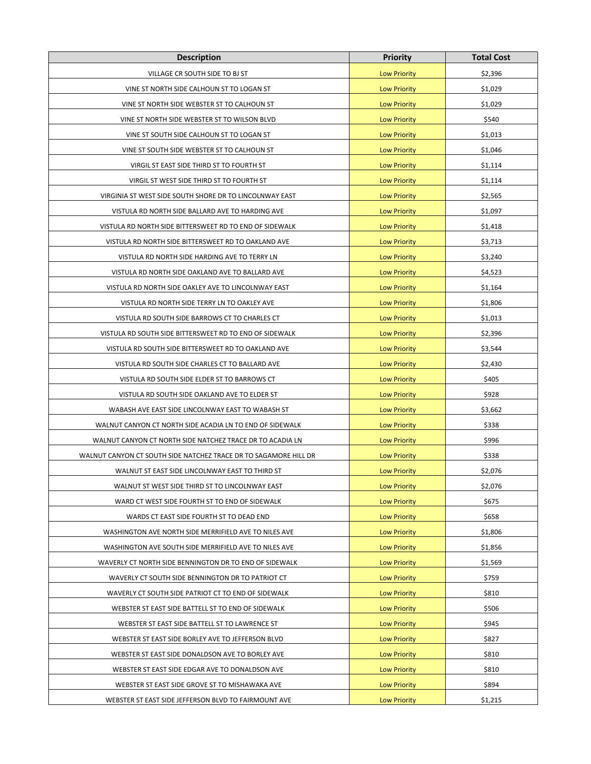| Description | Priority | Total Cost |
|---|---|---|
| VILLAGE CR SOUTH SIDE TO BJ ST | Low Priority | $2,396 |
| VINE ST NORTH SIDE CALHOUN ST TO LOGAN ST | Low Priority | $1,029 |
| VINE ST NORTH SIDE WEBSTER ST TO CALHOUN ST | Low Priority | $1,029 |
| VINE ST NORTH SIDE WEBSTER ST TO WILSON BLVD | Low Priority | $540 |
| VINE ST SOUTH SIDE CALHOUN ST TO LOGAN ST | Low Priority | $1,013 |
| VINE ST SOUTH SIDE WEBSTER ST TO CALHOUN ST | Low Priority | $1,046 |
| VIRGIL ST EAST SIDE THIRD ST TO FOURTH ST | Low Priority | $1,114 |
| VIRGIL ST WEST SIDE THIRD ST TO FOURTH ST | Low Priority | $1,114 |
| VIRGINIA ST WEST SIDE SOUTH SHORE DR TO LINCOLNWAY EAST | Low Priority | $2,565 |
| VISTULA RD NORTH SIDE BALLARD AVE TO HARDING AVE | Low Priority | $1,097 |
| VISTULA RD NORTH SIDE BITTERSWEET RD TO END OF SIDEWALK | Low Priority | $1,418 |
| VISTULA RD NORTH SIDE BITTERSWEET RD TO OAKLAND AVE | Low Priority | $3,713 |
| VISTULA RD NORTH SIDE HARDING AVE TO TERRY LN | Low Priority | $3,240 |
| VISTULA RD NORTH SIDE OAKLAND AVE TO BALLARD AVE | Low Priority | $4,523 |
| VISTULA RD NORTH SIDE OAKLEY AVE TO LINCOLNWAY EAST | Low Priority | $1,164 |
| VISTULA RD NORTH SIDE TERRY LN TO OAKLEY AVE | Low Priority | $1,806 |
| VISTULA RD SOUTH SIDE BARROWS CT TO CHARLES CT | Low Priority | $1,013 |
| VISTULA RD SOUTH SIDE BITTERSWEET RD TO END OF SIDEWALK | Low Priority | $2,396 |
| VISTULA RD SOUTH SIDE BITTERSWEET RD TO OAKLAND AVE | Low Priority | $3,544 |
| VISTULA RD SOUTH SIDE CHARLES CT TO BALLARD AVE | Low Priority | $2,430 |
| VISTULA RD SOUTH SIDE ELDER ST TO BARROWS CT | Low Priority | $405 |
| VISTULA RD SOUTH SIDE OAKLAND AVE TO ELDER ST | Low Priority | $928 |
| WABASH AVE EAST SIDE LINCOLNWAY EAST TO WABASH ST | Low Priority | $3,662 |
| WALNUT CANYON CT NORTH SIDE ACADIA LN TO END OF SIDEWALK | Low Priority | $338 |
| WALNUT CANYON CT NORTH SIDE NATCHEZ TRACE DR TO ACADIA LN | Low Priority | $996 |
| WALNUT CANYON CT SOUTH SIDE NATCHEZ TRACE DR TO SAGAMORE HILL DR | Low Priority | $338 |
| WALNUT ST EAST SIDE LINCOLNWAY EAST TO THIRD ST | Low Priority | $2,076 |
| WALNUT ST WEST SIDE THIRD ST TO LINCOLNWAY EAST | Low Priority | $2,076 |
| WARD CT WEST SIDE FOURTH ST TO END OF SIDEWALK | Low Priority | $675 |
| WARDS CT EAST SIDE FOURTH ST TO DEAD END | Low Priority | $658 |
| WASHINGTON AVE NORTH SIDE MERRIFIELD AVE TO NILES AVE | Low Priority | $1,806 |
| WASHINGTON AVE SOUTH SIDE MERRIFIELD AVE TO NILES AVE | Low Priority | $1,856 |
| WAVERLY CT NORTH SIDE BENNINGTON DR TO END OF SIDEWALK | Low Priority | $1,569 |
| WAVERLY CT SOUTH SIDE BENNINGTON DR TO PATRIOT CT | Low Priority | $759 |
| WAVERLY CT SOUTH SIDE PATRIOT CT TO END OF SIDEWALK | Low Priority | $810 |
| WEBSTER ST EAST SIDE BATTELL ST TO END OF SIDEWALK | Low Priority | $506 |
| WEBSTER ST EAST SIDE BATTELL ST TO LAWRENCE ST | Low Priority | $945 |
| WEBSTER ST EAST SIDE BORLEY AVE TO JEFFERSON BLVD | Low Priority | $827 |
| WEBSTER ST EAST SIDE DONALDSON AVE TO BORLEY AVE | Low Priority | $810 |
| WEBSTER ST EAST SIDE EDGAR AVE TO DONALDSON AVE | Low Priority | $810 |
| WEBSTER ST EAST SIDE GROVE ST TO MISHAWAKA AVE | Low Priority | $894 |
| WEBSTER ST EAST SIDE JEFFERSON BLVD TO FAIRMOUNT AVE | Low Priority | $1,215 |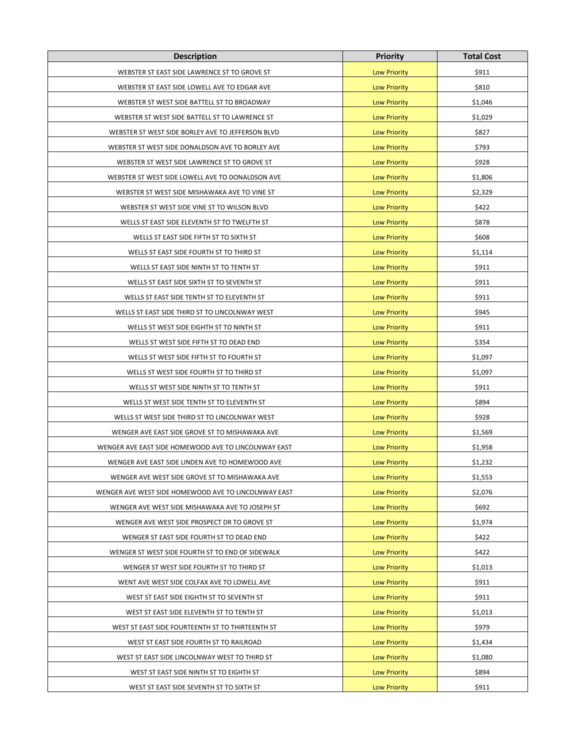| Description | Priority | Total Cost |
| --- | --- | --- |
| WEBSTER ST EAST SIDE LAWRENCE ST TO GROVE ST | Low Priority | $911 |
| WEBSTER ST EAST SIDE LOWELL AVE TO EDGAR AVE | Low Priority | $810 |
| WEBSTER ST WEST SIDE BATTELL ST TO BROADWAY | Low Priority | $1,046 |
| WEBSTER ST WEST SIDE BATTELL ST TO LAWRENCE ST | Low Priority | $1,029 |
| WEBSTER ST WEST SIDE BORLEY AVE TO JEFFERSON BLVD | Low Priority | $827 |
| WEBSTER ST WEST SIDE DONALDSON AVE TO BORLEY AVE | Low Priority | $793 |
| WEBSTER ST WEST SIDE LAWRENCE ST TO GROVE ST | Low Priority | $928 |
| WEBSTER ST WEST SIDE LOWELL AVE TO DONALDSON AVE | Low Priority | $1,806 |
| WEBSTER ST WEST SIDE MISHAWAKA AVE TO VINE ST | Low Priority | $2,329 |
| WEBSTER ST WEST SIDE VINE ST TO WILSON BLVD | Low Priority | $422 |
| WELLS ST EAST SIDE ELEVENTH ST TO TWELFTH ST | Low Priority | $878 |
| WELLS ST EAST SIDE FIFTH ST TO SIXTH ST | Low Priority | $608 |
| WELLS ST EAST SIDE FOURTH ST TO THIRD ST | Low Priority | $1,114 |
| WELLS ST EAST SIDE NINTH ST TO TENTH ST | Low Priority | $911 |
| WELLS ST EAST SIDE SIXTH ST TO SEVENTH ST | Low Priority | $911 |
| WELLS ST EAST SIDE TENTH ST TO ELEVENTH ST | Low Priority | $911 |
| WELLS ST EAST SIDE THIRD ST TO LINCOLNWAY WEST | Low Priority | $945 |
| WELLS ST WEST SIDE EIGHTH ST TO NINTH ST | Low Priority | $911 |
| WELLS ST WEST SIDE FIFTH ST TO DEAD END | Low Priority | $354 |
| WELLS ST WEST SIDE FIFTH ST TO FOURTH ST | Low Priority | $1,097 |
| WELLS ST WEST SIDE FOURTH ST TO THIRD ST | Low Priority | $1,097 |
| WELLS ST WEST SIDE NINTH ST TO TENTH ST | Low Priority | $911 |
| WELLS ST WEST SIDE TENTH ST TO ELEVENTH ST | Low Priority | $894 |
| WELLS ST WEST SIDE THIRD ST TO LINCOLNWAY WEST | Low Priority | $928 |
| WENGER AVE EAST SIDE GROVE ST TO MISHAWAKA AVE | Low Priority | $1,569 |
| WENGER AVE EAST SIDE HOMEWOOD AVE TO LINCOLNWAY EAST | Low Priority | $1,958 |
| WENGER AVE EAST SIDE LINDEN AVE TO HOMEWOOD AVE | Low Priority | $1,232 |
| WENGER AVE WEST SIDE GROVE ST TO MISHAWAKA AVE | Low Priority | $1,553 |
| WENGER AVE WEST SIDE HOMEWOOD AVE TO LINCOLNWAY EAST | Low Priority | $2,076 |
| WENGER AVE WEST SIDE MISHAWAKA AVE TO JOSEPH ST | Low Priority | $692 |
| WENGER AVE WEST SIDE PROSPECT DR TO GROVE ST | Low Priority | $1,974 |
| WENGER ST EAST SIDE FOURTH ST TO DEAD END | Low Priority | $422 |
| WENGER ST WEST SIDE FOURTH ST TO END OF SIDEWALK | Low Priority | $422 |
| WENGER ST WEST SIDE FOURTH ST TO THIRD ST | Low Priority | $1,013 |
| WENT AVE WEST SIDE COLFAX AVE TO LOWELL AVE | Low Priority | $911 |
| WEST ST EAST SIDE EIGHTH ST TO SEVENTH ST | Low Priority | $911 |
| WEST ST EAST SIDE ELEVENTH ST TO TENTH ST | Low Priority | $1,013 |
| WEST ST EAST SIDE FOURTEENTH ST TO THIRTEENTH ST | Low Priority | $979 |
| WEST ST EAST SIDE FOURTH ST TO RAILROAD | Low Priority | $1,434 |
| WEST ST EAST SIDE LINCOLNWAY WEST TO THIRD ST | Low Priority | $1,080 |
| WEST ST EAST SIDE NINTH ST TO EIGHTH ST | Low Priority | $894 |
| WEST ST EAST SIDE SEVENTH ST TO SIXTH ST | Low Priority | $911 |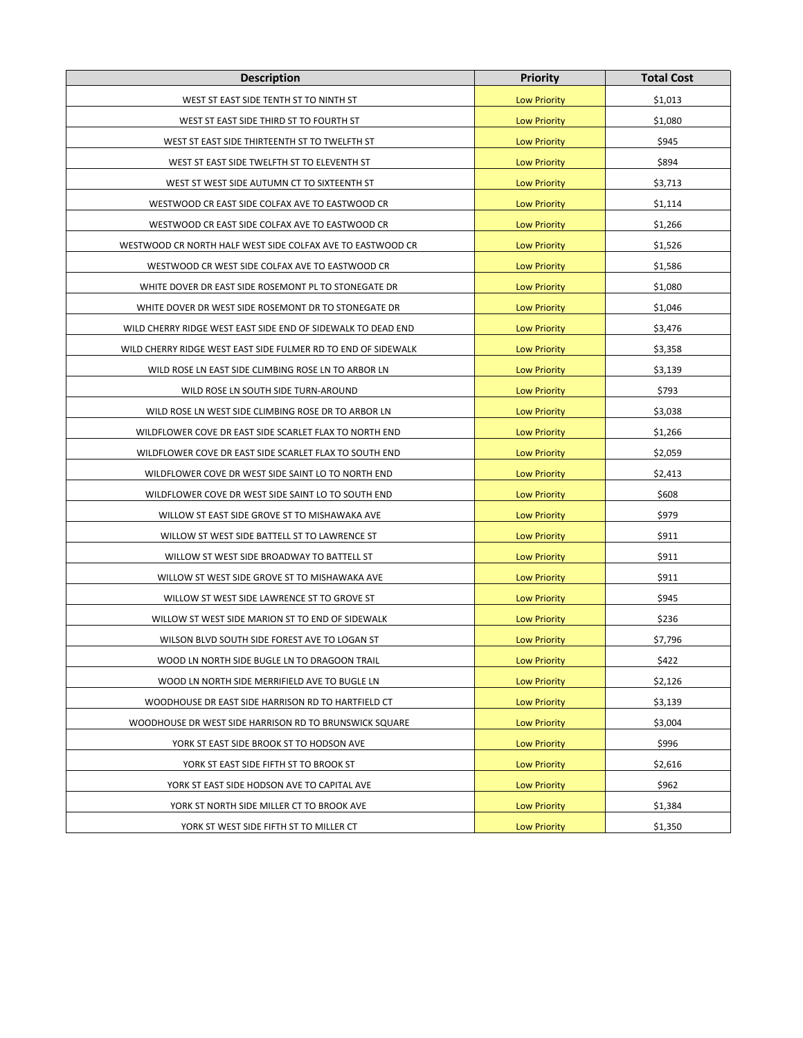| Description | Priority | Total Cost |
|---|---|---|
| WEST ST EAST SIDE TENTH ST TO NINTH ST | Low Priority | $1,013 |
| WEST ST EAST SIDE THIRD ST TO FOURTH ST | Low Priority | $1,080 |
| WEST ST EAST SIDE THIRTEENTH ST TO TWELFTH ST | Low Priority | $945 |
| WEST ST EAST SIDE TWELFTH ST TO ELEVENTH ST | Low Priority | $894 |
| WEST ST WEST SIDE AUTUMN CT TO SIXTEENTH ST | Low Priority | $3,713 |
| WESTWOOD CR EAST SIDE COLFAX AVE TO EASTWOOD CR | Low Priority | $1,114 |
| WESTWOOD CR EAST SIDE COLFAX AVE TO EASTWOOD CR | Low Priority | $1,266 |
| WESTWOOD CR NORTH HALF WEST SIDE COLFAX AVE TO EASTWOOD CR | Low Priority | $1,526 |
| WESTWOOD CR WEST SIDE COLFAX AVE TO EASTWOOD CR | Low Priority | $1,586 |
| WHITE DOVER DR EAST SIDE ROSEMONT PL TO STONEGATE DR | Low Priority | $1,080 |
| WHITE DOVER DR WEST SIDE ROSEMONT DR TO STONEGATE DR | Low Priority | $1,046 |
| WILD CHERRY RIDGE WEST EAST SIDE END OF SIDEWALK TO DEAD END | Low Priority | $3,476 |
| WILD CHERRY RIDGE WEST EAST SIDE FULMER RD TO END OF SIDEWALK | Low Priority | $3,358 |
| WILD ROSE LN EAST SIDE CLIMBING ROSE LN TO ARBOR LN | Low Priority | $3,139 |
| WILD ROSE LN SOUTH SIDE TURN-AROUND | Low Priority | $793 |
| WILD ROSE LN WEST SIDE CLIMBING ROSE DR TO ARBOR LN | Low Priority | $3,038 |
| WILDFLOWER COVE DR EAST SIDE SCARLET FLAX TO NORTH END | Low Priority | $1,266 |
| WILDFLOWER COVE DR EAST SIDE SCARLET FLAX TO SOUTH END | Low Priority | $2,059 |
| WILDFLOWER COVE DR WEST SIDE SAINT LO TO NORTH END | Low Priority | $2,413 |
| WILDFLOWER COVE DR WEST SIDE SAINT LO TO SOUTH END | Low Priority | $608 |
| WILLOW ST EAST SIDE GROVE ST TO MISHAWAKA AVE | Low Priority | $979 |
| WILLOW ST WEST SIDE BATTELL ST TO LAWRENCE ST | Low Priority | $911 |
| WILLOW ST WEST SIDE BROADWAY TO BATTELL ST | Low Priority | $911 |
| WILLOW ST WEST SIDE GROVE ST TO MISHAWAKA AVE | Low Priority | $911 |
| WILLOW ST WEST SIDE LAWRENCE ST TO GROVE ST | Low Priority | $945 |
| WILLOW ST WEST SIDE MARION ST TO END OF SIDEWALK | Low Priority | $236 |
| WILSON BLVD SOUTH SIDE FOREST AVE TO LOGAN ST | Low Priority | $7,796 |
| WOOD LN NORTH SIDE BUGLE LN TO DRAGOON TRAIL | Low Priority | $422 |
| WOOD LN NORTH SIDE MERRIFIELD AVE TO BUGLE LN | Low Priority | $2,126 |
| WOODHOUSE DR EAST SIDE HARRISON RD TO HARTFIELD CT | Low Priority | $3,139 |
| WOODHOUSE DR WEST SIDE HARRISON RD TO BRUNSWICK SQUARE | Low Priority | $3,004 |
| YORK ST EAST SIDE BROOK ST TO HODSON AVE | Low Priority | $996 |
| YORK ST EAST SIDE FIFTH ST TO BROOK ST | Low Priority | $2,616 |
| YORK ST EAST SIDE HODSON AVE TO CAPITAL AVE | Low Priority | $962 |
| YORK ST NORTH SIDE MILLER CT TO BROOK AVE | Low Priority | $1,384 |
| YORK ST WEST SIDE FIFTH ST TO MILLER CT | Low Priority | $1,350 |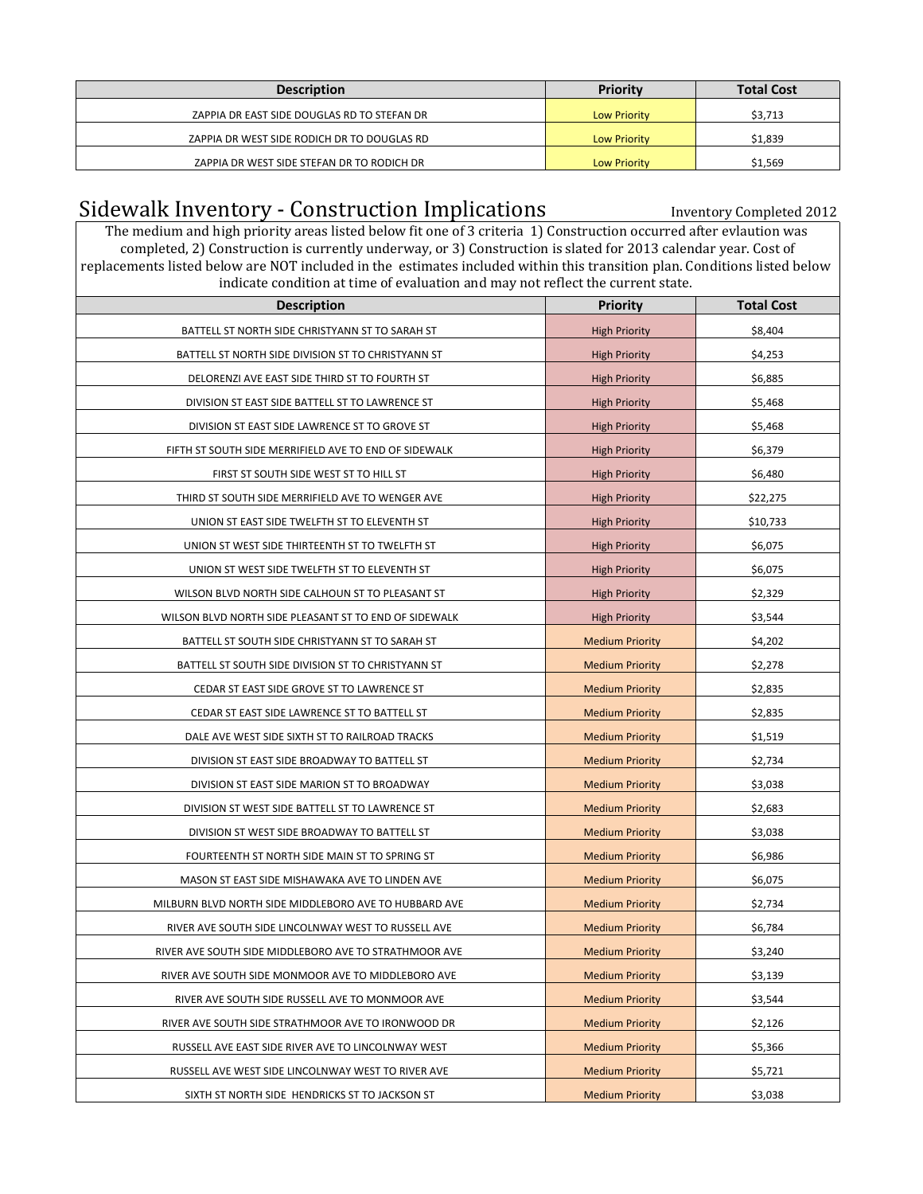| Description | Priority | Total Cost |
|---|---|---|
| ZAPPIA DR EAST SIDE DOUGLAS RD TO STEFAN DR | Low Priority | $3,713 |
| ZAPPIA DR WEST SIDE RODICH DR TO DOUGLAS RD | Low Priority | $1,839 |
| ZAPPIA DR WEST SIDE STEFAN DR TO RODICH DR | Low Priority | $1,569 |

## Sidewalk Inventory - Construction Implications

Inventory Completed 2012

The medium and high priority areas listed below fit one of 3 criteria 1) Construction occurred after evlaution was completed, 2) Construction is currently underway, or 3) Construction is slated for 2013 calendar year. Cost of replacements listed below are NOT included in the estimates included within this transition plan. Conditions listed below indicate condition at time of evaluation and may not reflect the current state.

| Description | Priority | Total Cost |
|---|---|---|
| BATTELL ST NORTH SIDE CHRISTYANN ST TO SARAH ST | High Priority | $8,404 |
| BATTELL ST NORTH SIDE DIVISION ST TO CHRISTYANN ST | High Priority | $4,253 |
| DELORENZI AVE EAST SIDE THIRD ST TO FOURTH ST | High Priority | $6,885 |
| DIVISION ST EAST SIDE BATTELL ST TO LAWRENCE ST | High Priority | $5,468 |
| DIVISION ST EAST SIDE LAWRENCE ST TO GROVE ST | High Priority | $5,468 |
| FIFTH ST SOUTH SIDE MERRIFIELD AVE TO END OF SIDEWALK | High Priority | $6,379 |
| FIRST ST SOUTH SIDE WEST ST TO HILL ST | High Priority | $6,480 |
| THIRD ST SOUTH SIDE MERRIFIELD AVE TO WENGER AVE | High Priority | $22,275 |
| UNION ST EAST SIDE TWELFTH ST TO ELEVENTH ST | High Priority | $10,733 |
| UNION ST WEST SIDE THIRTEENTH ST TO TWELFTH ST | High Priority | $6,075 |
| UNION ST WEST SIDE TWELFTH ST TO ELEVENTH ST | High Priority | $6,075 |
| WILSON BLVD NORTH SIDE CALHOUN ST TO PLEASANT ST | High Priority | $2,329 |
| WILSON BLVD NORTH SIDE PLEASANT ST TO END OF SIDEWALK | High Priority | $3,544 |
| BATTELL ST SOUTH SIDE CHRISTYANN ST TO SARAH ST | Medium Priority | $4,202 |
| BATTELL ST SOUTH SIDE DIVISION ST TO CHRISTYANN ST | Medium Priority | $2,278 |
| CEDAR ST EAST SIDE GROVE ST TO LAWRENCE ST | Medium Priority | $2,835 |
| CEDAR ST EAST SIDE LAWRENCE ST TO BATTELL ST | Medium Priority | $2,835 |
| DALE AVE WEST SIDE SIXTH ST TO RAILROAD TRACKS | Medium Priority | $1,519 |
| DIVISION ST EAST SIDE BROADWAY TO BATTELL ST | Medium Priority | $2,734 |
| DIVISION ST EAST SIDE MARION ST TO BROADWAY | Medium Priority | $3,038 |
| DIVISION ST WEST SIDE BATTELL ST TO LAWRENCE ST | Medium Priority | $2,683 |
| DIVISION ST WEST SIDE BROADWAY TO BATTELL ST | Medium Priority | $3,038 |
| FOURTEENTH ST NORTH SIDE MAIN ST TO SPRING ST | Medium Priority | $6,986 |
| MASON ST EAST SIDE MISHAWAKA AVE TO LINDEN AVE | Medium Priority | $6,075 |
| MILBURN BLVD NORTH SIDE MIDDLEBORO AVE TO HUBBARD AVE | Medium Priority | $2,734 |
| RIVER AVE SOUTH SIDE LINCOLNWAY WEST TO RUSSELL AVE | Medium Priority | $6,784 |
| RIVER AVE SOUTH SIDE MIDDLEBORO AVE TO STRATHMOOR AVE | Medium Priority | $3,240 |
| RIVER AVE SOUTH SIDE MONMOOR AVE TO MIDDLEBORO AVE | Medium Priority | $3,139 |
| RIVER AVE SOUTH SIDE RUSSELL AVE TO MONMOOR AVE | Medium Priority | $3,544 |
| RIVER AVE SOUTH SIDE STRATHMOOR AVE TO IRONWOOD DR | Medium Priority | $2,126 |
| RUSSELL AVE EAST SIDE RIVER AVE TO LINCOLNWAY WEST | Medium Priority | $5,366 |
| RUSSELL AVE WEST SIDE LINCOLNWAY WEST TO RIVER AVE | Medium Priority | $5,721 |
| SIXTH ST NORTH SIDE HENDRICKS ST TO JACKSON ST | Medium Priority | $3,038 |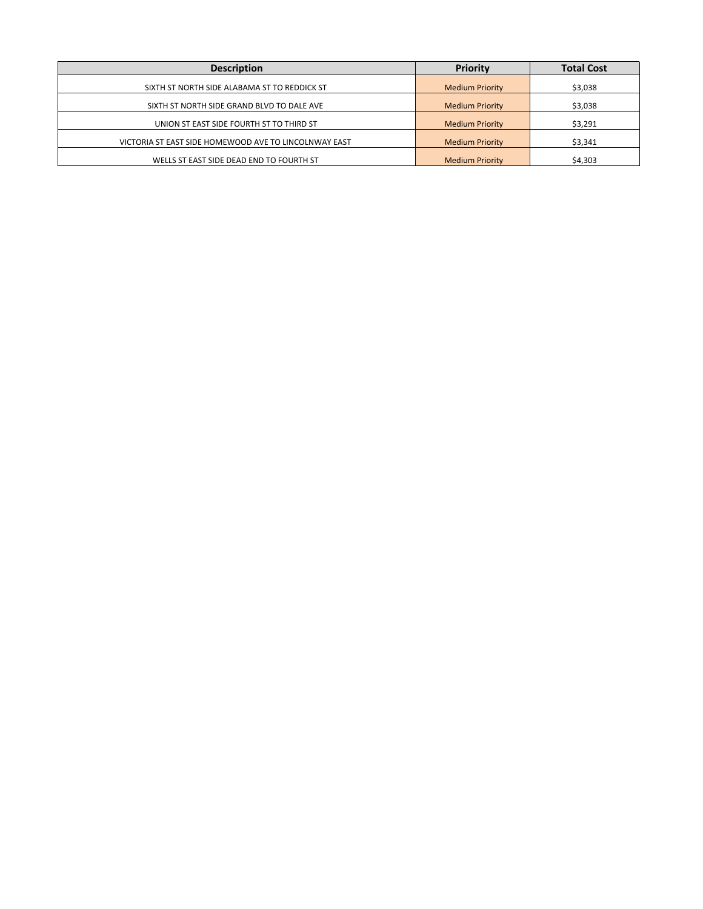| Description | Priority | Total Cost |
| --- | --- | --- |
| SIXTH ST NORTH SIDE ALABAMA ST TO REDDICK ST | Medium Priority | $3,038 |
| SIXTH ST NORTH SIDE GRAND BLVD TO DALE AVE | Medium Priority | $3,038 |
| UNION ST EAST SIDE FOURTH ST TO THIRD ST | Medium Priority | $3,291 |
| VICTORIA ST EAST SIDE HOMEWOOD AVE TO LINCOLNWAY EAST | Medium Priority | $3,341 |
| WELLS ST EAST SIDE DEAD END TO FOURTH ST | Medium Priority | $4,303 |